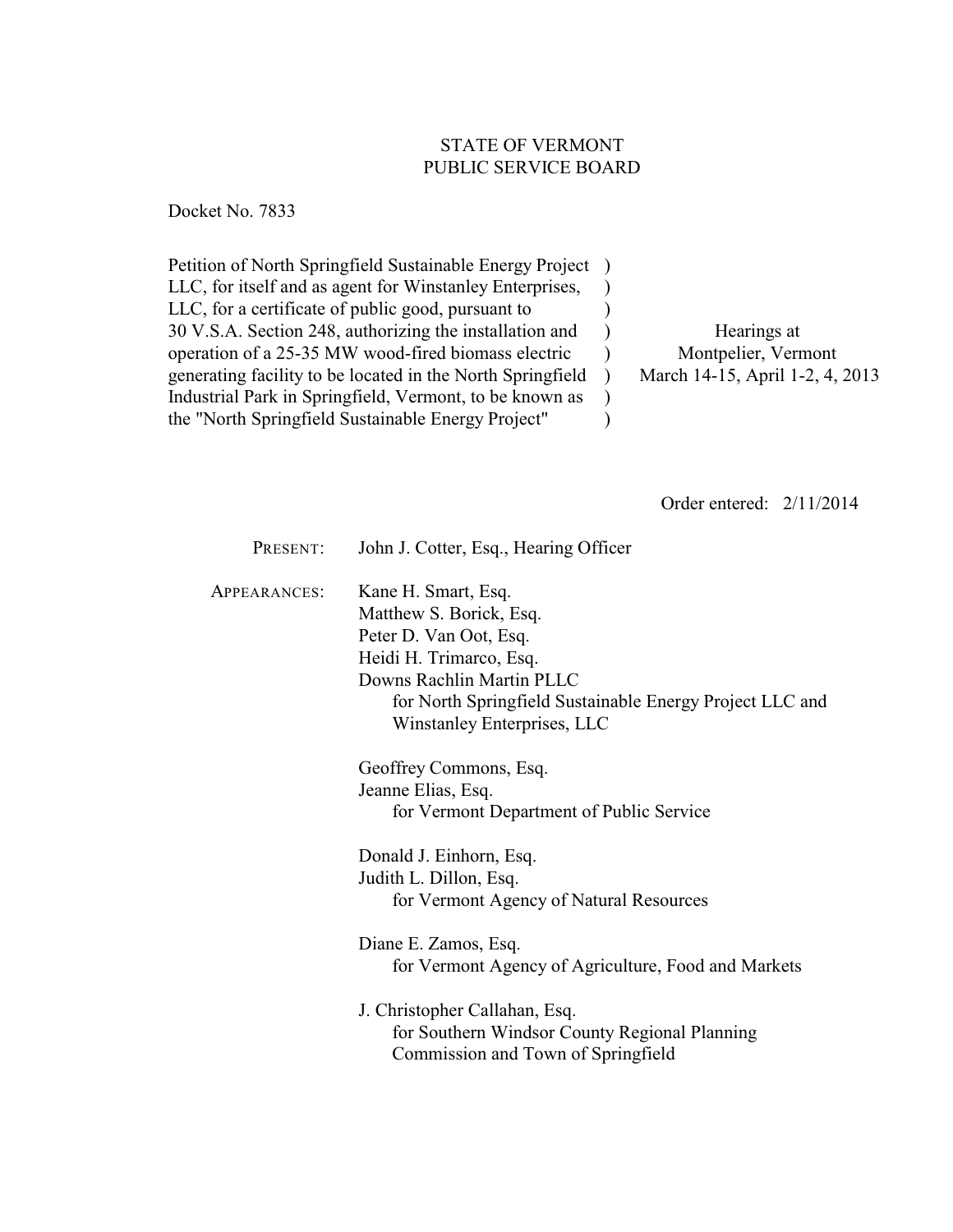STATE OF VERMONT
PUBLIC SERVICE BOARD

Docket No. 7833

| | | |
|---|---|---|
| Petition of North Springfield Sustainable Energy Project LLC, for itself and as agent for Winstanley Enterprises, LLC, for a certificate of public good, pursuant to 30 V.S.A. Section 248, authorizing the installation and operation of a 25-35 MW wood-fired biomass electric generating facility to be located in the North Springfield Industrial Park in Springfield, Vermont, to be known as the "North Springfield Sustainable Energy Project" | ) | Hearings at Montpelier, Vermont March 14-15, April 1-2, 4, 2013 |

Order entered: 2/11/2014

PRESENT: John J. Cotter, Esq., Hearing Officer

APPEARANCES:

Kane H. Smart, Esq.
Matthew S. Borick, Esq.
Peter D. Van Oot, Esq.
Heidi H. Trimarco, Esq.
Downs Rachlin Martin PLLC
for North Springfield Sustainable Energy Project LLC and Winstanley Enterprises, LLC

Geoffrey Commons, Esq.
Jeanne Elias, Esq.
for Vermont Department of Public Service

Donald J. Einhorn, Esq.
Judith L. Dillon, Esq.
for Vermont Agency of Natural Resources

Diane E. Zamos, Esq.
for Vermont Agency of Agriculture, Food and Markets

J. Christopher Callahan, Esq.
for Southern Windsor County Regional Planning Commission and Town of Springfield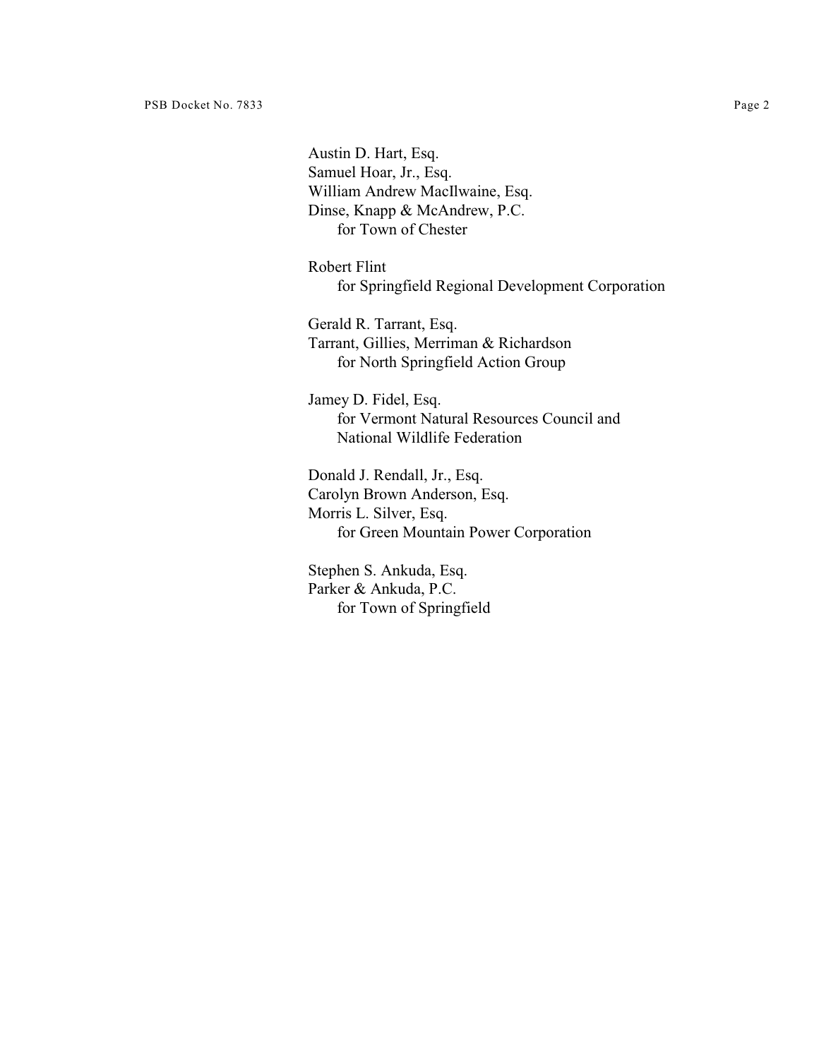Austin D. Hart, Esq.
Samuel Hoar, Jr., Esq.
William Andrew MacIlwaine, Esq.
Dinse, Knapp & McAndrew, P.C.
for Town of Chester

Robert Flint
for Springfield Regional Development Corporation

Gerald R. Tarrant, Esq.
Tarrant, Gillies, Merriman & Richardson
for North Springfield Action Group

Jamey D. Fidel, Esq.
for Vermont Natural Resources Council and National Wildlife Federation

Donald J. Rendall, Jr., Esq.
Carolyn Brown Anderson, Esq.
Morris L. Silver, Esq.
for Green Mountain Power Corporation

Stephen S. Ankuda, Esq.
Parker & Ankuda, P.C.
for Town of Springfield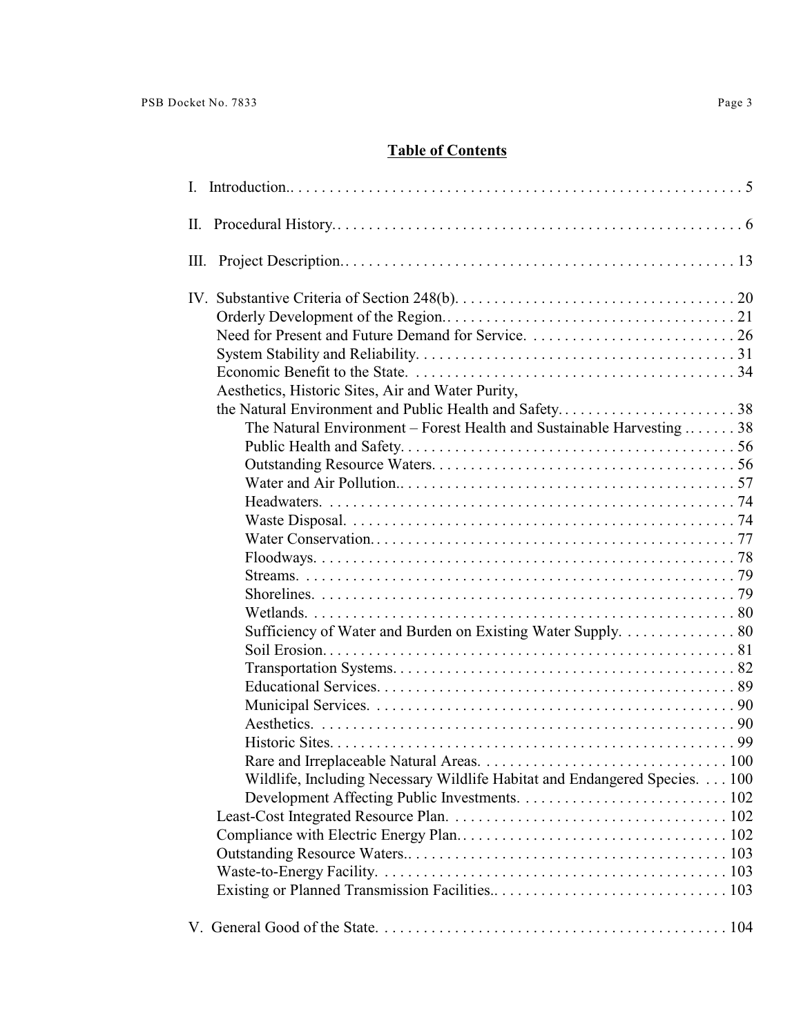## Table of Contents

I. Introduction.. . . . . . . . . . . . . . . . . . . . . . . . . . . . . . . . . . . . . . . . . . . . . . . . . . . . . . . . . . 5

II. Procedural History.. . . . . . . . . . . . . . . . . . . . . . . . . . . . . . . . . . . . . . . . . . . . . . . . . . . . . 6

III. Project Description.. . . . . . . . . . . . . . . . . . . . . . . . . . . . . . . . . . . . . . . . . . . . . . . . . . . 13

IV. Substantive Criteria of Section 248(b). . . . . . . . . . . . . . . . . . . . . . . . . . . . . . . . . . . . 20
- Orderly Development of the Region.. . . . . . . . . . . . . . . . . . . . . . . . . . . . . . . . . . . . . 21
- Need for Present and Future Demand for Service. . . . . . . . . . . . . . . . . . . . . . . . . . . 26
- System Stability and Reliability. . . . . . . . . . . . . . . . . . . . . . . . . . . . . . . . . . . . . . . . . 31
- Economic Benefit to the State. . . . . . . . . . . . . . . . . . . . . . . . . . . . . . . . . . . . . . . . . . 34
- Aesthetics, Historic Sites, Air and Water Purity, the Natural Environment and Public Health and Safety. . . . . . . . . . . . . . . . . . . . . . . 38
  - The Natural Environment – Forest Health and Sustainable Harvesting . . . . . . . 38
  - Public Health and Safety. . . . . . . . . . . . . . . . . . . . . . . . . . . . . . . . . . . . . . . . . . . 56
  - Outstanding Resource Waters. . . . . . . . . . . . . . . . . . . . . . . . . . . . . . . . . . . . . . . 56
  - Water and Air Pollution.. . . . . . . . . . . . . . . . . . . . . . . . . . . . . . . . . . . . . . . . . . . 57
  - Headwaters. . . . . . . . . . . . . . . . . . . . . . . . . . . . . . . . . . . . . . . . . . . . . . . . . . . . . 74
  - Waste Disposal. . . . . . . . . . . . . . . . . . . . . . . . . . . . . . . . . . . . . . . . . . . . . . . . . . 74
  - Water Conservation. . . . . . . . . . . . . . . . . . . . . . . . . . . . . . . . . . . . . . . . . . . . . . . 77
  - Floodways. . . . . . . . . . . . . . . . . . . . . . . . . . . . . . . . . . . . . . . . . . . . . . . . . . . . . 78
  - Streams. . . . . . . . . . . . . . . . . . . . . . . . . . . . . . . . . . . . . . . . . . . . . . . . . . . . . . . 79
  - Shorelines. . . . . . . . . . . . . . . . . . . . . . . . . . . . . . . . . . . . . . . . . . . . . . . . . . . . . 79
  - Wetlands. . . . . . . . . . . . . . . . . . . . . . . . . . . . . . . . . . . . . . . . . . . . . . . . . . . . . . 80
  - Sufficiency of Water and Burden on Existing Water Supply. . . . . . . . . . . . . . . 80
  - Soil Erosion. . . . . . . . . . . . . . . . . . . . . . . . . . . . . . . . . . . . . . . . . . . . . . . . . . . . 81
  - Transportation Systems. . . . . . . . . . . . . . . . . . . . . . . . . . . . . . . . . . . . . . . . . . . 82
  - Educational Services. . . . . . . . . . . . . . . . . . . . . . . . . . . . . . . . . . . . . . . . . . . . . 89
  - Municipal Services. . . . . . . . . . . . . . . . . . . . . . . . . . . . . . . . . . . . . . . . . . . . . . 90
  - Aesthetics. . . . . . . . . . . . . . . . . . . . . . . . . . . . . . . . . . . . . . . . . . . . . . . . . . . . . 90
  - Historic Sites. . . . . . . . . . . . . . . . . . . . . . . . . . . . . . . . . . . . . . . . . . . . . . . . . . . 99
  - Rare and Irreplaceable Natural Areas. . . . . . . . . . . . . . . . . . . . . . . . . . . . . . . . 100
  - Wildlife, Including Necessary Wildlife Habitat and Endangered Species. . . . 100
  - Development Affecting Public Investments. . . . . . . . . . . . . . . . . . . . . . . . . . . 102
- Least-Cost Integrated Resource Plan. . . . . . . . . . . . . . . . . . . . . . . . . . . . . . . . . . . . 102
- Compliance with Electric Energy Plan.. . . . . . . . . . . . . . . . . . . . . . . . . . . . . . . . . . 102
- Outstanding Resource Waters.. . . . . . . . . . . . . . . . . . . . . . . . . . . . . . . . . . . . . . . . . 103
- Waste-to-Energy Facility. . . . . . . . . . . . . . . . . . . . . . . . . . . . . . . . . . . . . . . . . . . . . 103
- Existing or Planned Transmission Facilities.. . . . . . . . . . . . . . . . . . . . . . . . . . . . . . 103

V. General Good of the State. . . . . . . . . . . . . . . . . . . . . . . . . . . . . . . . . . . . . . . . . . . . . 104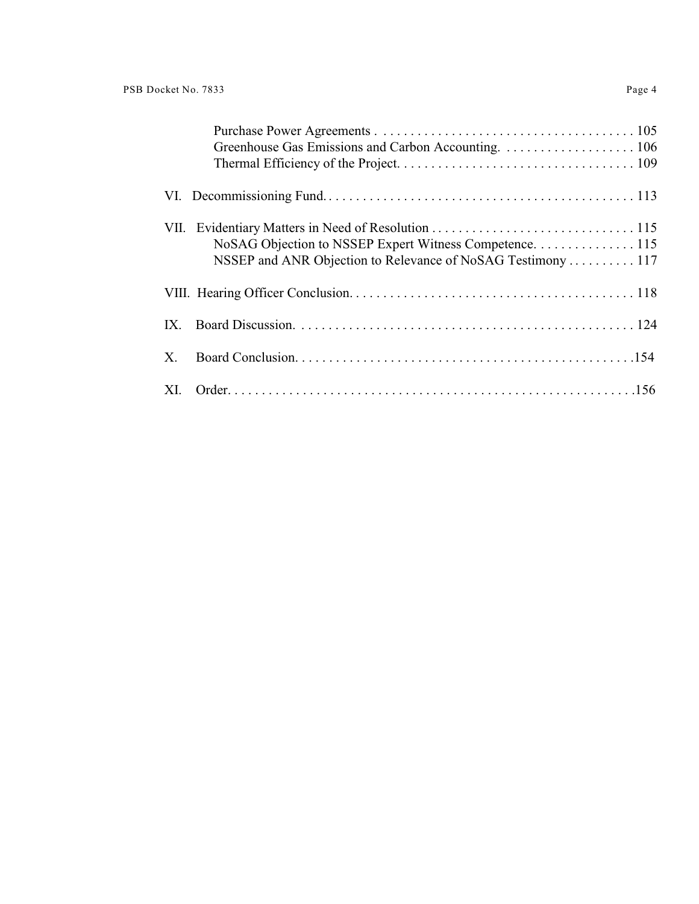Purchase Power Agreements . . . . . . . . . . . . . . . . . . . . . . . . . . . . . . . . . . . . . . 105
Greenhouse Gas Emissions and Carbon Accounting. . . . . . . . . . . . . . . . . . . . 106
Thermal Efficiency of the Project. . . . . . . . . . . . . . . . . . . . . . . . . . . . . . . . . . . 109

VI. Decommissioning Fund. . . . . . . . . . . . . . . . . . . . . . . . . . . . . . . . . . . . . . . . . . . . . . 113

VII. Evidentiary Matters in Need of Resolution . . . . . . . . . . . . . . . . . . . . . . . . . . . . . . 115
NoSAG Objection to NSSEP Expert Witness Competence. . . . . . . . . . . . . . . 115
NSSEP and ANR Objection to Relevance of NoSAG Testimony . . . . . . . . . . 117

VIII. Hearing Officer Conclusion. . . . . . . . . . . . . . . . . . . . . . . . . . . . . . . . . . . . . . . . . . 118

IX. Board Discussion. . . . . . . . . . . . . . . . . . . . . . . . . . . . . . . . . . . . . . . . . . . . . . . . . . 124

X. Board Conclusion. . . . . . . . . . . . . . . . . . . . . . . . . . . . . . . . . . . . . . . . . . . . . . . . . .154

XI. Order. . . . . . . . . . . . . . . . . . . . . . . . . . . . . . . . . . . . . . . . . . . . . . . . . . . . . . . . . . .156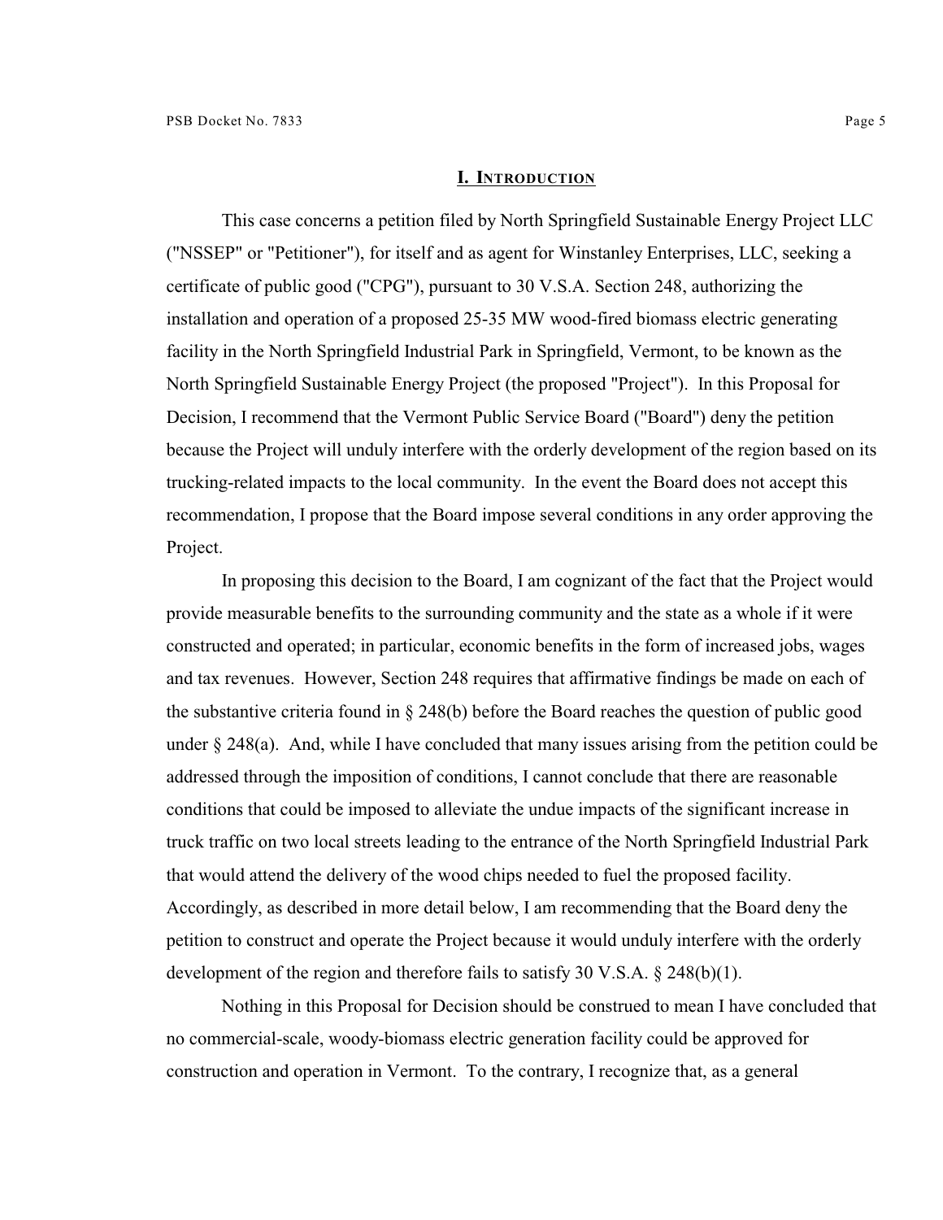## I. Introduction

This case concerns a petition filed by North Springfield Sustainable Energy Project LLC ("NSSEP" or "Petitioner"), for itself and as agent for Winstanley Enterprises, LLC, seeking a certificate of public good ("CPG"), pursuant to 30 V.S.A. Section 248, authorizing the installation and operation of a proposed 25-35 MW wood-fired biomass electric generating facility in the North Springfield Industrial Park in Springfield, Vermont, to be known as the North Springfield Sustainable Energy Project (the proposed "Project"). In this Proposal for Decision, I recommend that the Vermont Public Service Board ("Board") deny the petition because the Project will unduly interfere with the orderly development of the region based on its trucking-related impacts to the local community. In the event the Board does not accept this recommendation, I propose that the Board impose several conditions in any order approving the Project.

In proposing this decision to the Board, I am cognizant of the fact that the Project would provide measurable benefits to the surrounding community and the state as a whole if it were constructed and operated; in particular, economic benefits in the form of increased jobs, wages and tax revenues. However, Section 248 requires that affirmative findings be made on each of the substantive criteria found in § 248(b) before the Board reaches the question of public good under § 248(a). And, while I have concluded that many issues arising from the petition could be addressed through the imposition of conditions, I cannot conclude that there are reasonable conditions that could be imposed to alleviate the undue impacts of the significant increase in truck traffic on two local streets leading to the entrance of the North Springfield Industrial Park that would attend the delivery of the wood chips needed to fuel the proposed facility. Accordingly, as described in more detail below, I am recommending that the Board deny the petition to construct and operate the Project because it would unduly interfere with the orderly development of the region and therefore fails to satisfy 30 V.S.A. § 248(b)(1).

Nothing in this Proposal for Decision should be construed to mean I have concluded that no commercial-scale, woody-biomass electric generation facility could be approved for construction and operation in Vermont. To the contrary, I recognize that, as a general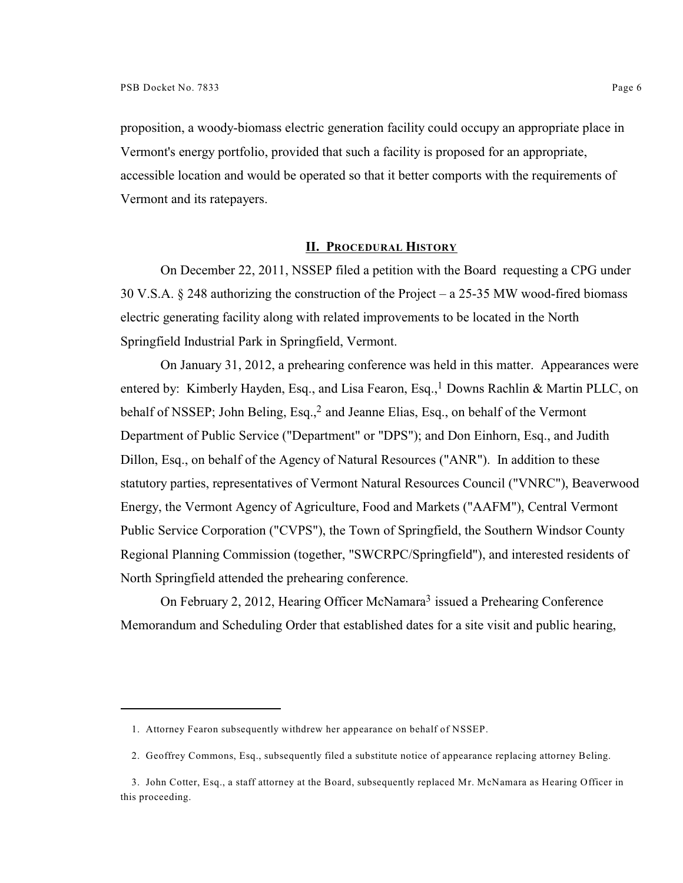proposition, a woody-biomass electric generation facility could occupy an appropriate place in Vermont's energy portfolio, provided that such a facility is proposed for an appropriate, accessible location and would be operated so that it better comports with the requirements of Vermont and its ratepayers.

## II. Procedural History

On December 22, 2011, NSSEP filed a petition with the Board requesting a CPG under 30 V.S.A. § 248 authorizing the construction of the Project – a 25-35 MW wood-fired biomass electric generating facility along with related improvements to be located in the North Springfield Industrial Park in Springfield, Vermont.

On January 31, 2012, a prehearing conference was held in this matter. Appearances were entered by: Kimberly Hayden, Esq., and Lisa Fearon, Esq.,[1] Downs Rachlin & Martin PLLC, on behalf of NSSEP; John Beling, Esq.,[2] and Jeanne Elias, Esq., on behalf of the Vermont Department of Public Service ("Department" or "DPS"); and Don Einhorn, Esq., and Judith Dillon, Esq., on behalf of the Agency of Natural Resources ("ANR"). In addition to these statutory parties, representatives of Vermont Natural Resources Council ("VNRC"), Beaverwood Energy, the Vermont Agency of Agriculture, Food and Markets ("AAFM"), Central Vermont Public Service Corporation ("CVPS"), the Town of Springfield, the Southern Windsor County Regional Planning Commission (together, "SWCRPC/Springfield"), and interested residents of North Springfield attended the prehearing conference.

On February 2, 2012, Hearing Officer McNamara[3] issued a Prehearing Conference Memorandum and Scheduling Order that established dates for a site visit and public hearing,

---

1. Attorney Fearon subsequently withdrew her appearance on behalf of NSSEP.

2. Geoffrey Commons, Esq., subsequently filed a substitute notice of appearance replacing attorney Beling.

3. John Cotter, Esq., a staff attorney at the Board, subsequently replaced Mr. McNamara as Hearing Officer in this proceeding.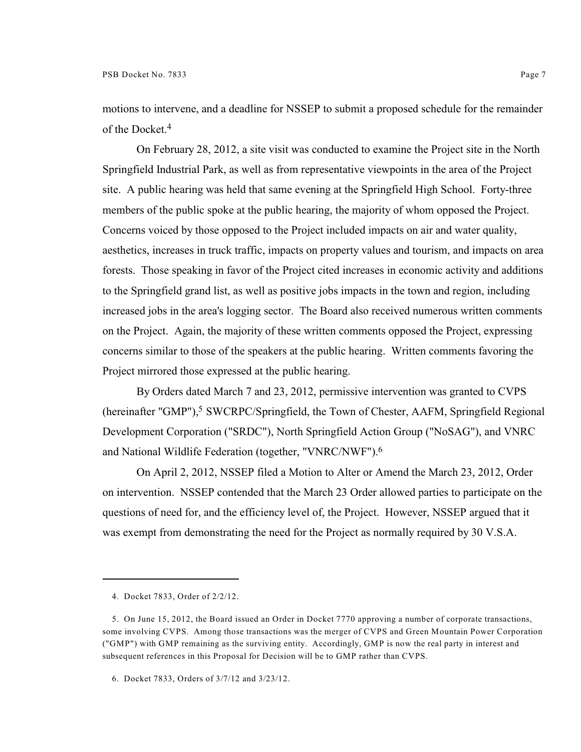motions to intervene, and a deadline for NSSEP to submit a proposed schedule for the remainder of the Docket.[4]

On February 28, 2012, a site visit was conducted to examine the Project site in the North Springfield Industrial Park, as well as from representative viewpoints in the area of the Project site. A public hearing was held that same evening at the Springfield High School. Forty-three members of the public spoke at the public hearing, the majority of whom opposed the Project. Concerns voiced by those opposed to the Project included impacts on air and water quality, aesthetics, increases in truck traffic, impacts on property values and tourism, and impacts on area forests. Those speaking in favor of the Project cited increases in economic activity and additions to the Springfield grand list, as well as positive jobs impacts in the town and region, including increased jobs in the area's logging sector. The Board also received numerous written comments on the Project. Again, the majority of these written comments opposed the Project, expressing concerns similar to those of the speakers at the public hearing. Written comments favoring the Project mirrored those expressed at the public hearing.

By Orders dated March 7 and 23, 2012, permissive intervention was granted to CVPS (hereinafter "GMP"),[5] SWCRPC/Springfield, the Town of Chester, AAFM, Springfield Regional Development Corporation ("SRDC"), North Springfield Action Group ("NoSAG"), and VNRC and National Wildlife Federation (together, "VNRC/NWF").[6]

On April 2, 2012, NSSEP filed a Motion to Alter or Amend the March 23, 2012, Order on intervention. NSSEP contended that the March 23 Order allowed parties to participate on the questions of need for, and the efficiency level of, the Project. However, NSSEP argued that it was exempt from demonstrating the need for the Project as normally required by 30 V.S.A.

---

4. Docket 7833, Order of 2/2/12.

5. On June 15, 2012, the Board issued an Order in Docket 7770 approving a number of corporate transactions, some involving CVPS. Among those transactions was the merger of CVPS and Green Mountain Power Corporation ("GMP") with GMP remaining as the surviving entity. Accordingly, GMP is now the real party in interest and subsequent references in this Proposal for Decision will be to GMP rather than CVPS.

6. Docket 7833, Orders of 3/7/12 and 3/23/12.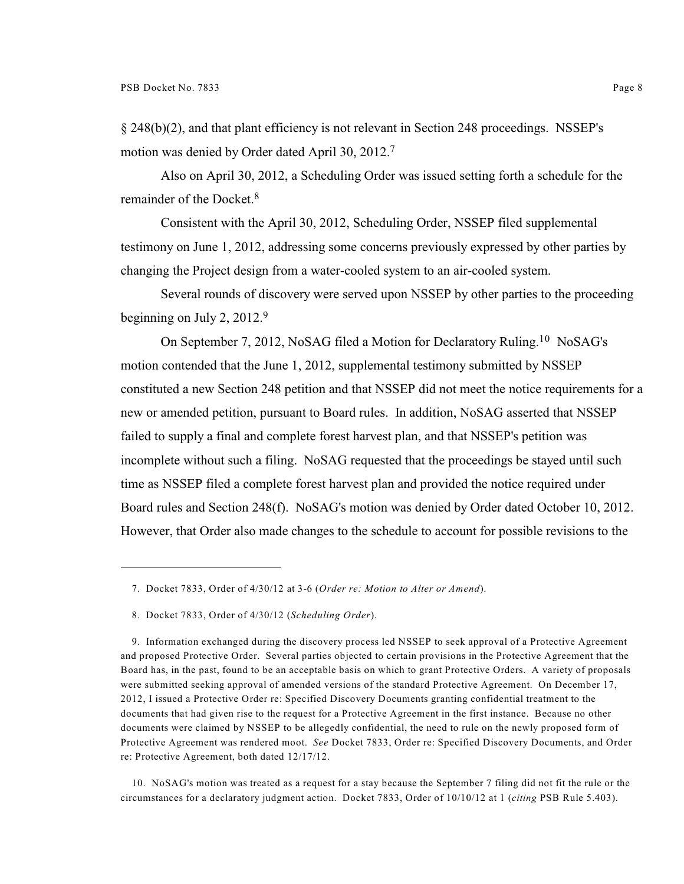§ 248(b)(2), and that plant efficiency is not relevant in Section 248 proceedings. NSSEP's motion was denied by Order dated April 30, 2012.[7]

Also on April 30, 2012, a Scheduling Order was issued setting forth a schedule for the remainder of the Docket.[8]

Consistent with the April 30, 2012, Scheduling Order, NSSEP filed supplemental testimony on June 1, 2012, addressing some concerns previously expressed by other parties by changing the Project design from a water-cooled system to an air-cooled system.

Several rounds of discovery were served upon NSSEP by other parties to the proceeding beginning on July 2, 2012.[9]

On September 7, 2012, NoSAG filed a Motion for Declaratory Ruling.[10] NoSAG's motion contended that the June 1, 2012, supplemental testimony submitted by NSSEP constituted a new Section 248 petition and that NSSEP did not meet the notice requirements for a new or amended petition, pursuant to Board rules. In addition, NoSAG asserted that NSSEP failed to supply a final and complete forest harvest plan, and that NSSEP's petition was incomplete without such a filing. NoSAG requested that the proceedings be stayed until such time as NSSEP filed a complete forest harvest plan and provided the notice required under Board rules and Section 248(f). NoSAG's motion was denied by Order dated October 10, 2012. However, that Order also made changes to the schedule to account for possible revisions to the

---

7. Docket 7833, Order of 4/30/12 at 3-6 (*Order re: Motion to Alter or Amend*).

8. Docket 7833, Order of 4/30/12 (*Scheduling Order*).

9. Information exchanged during the discovery process led NSSEP to seek approval of a Protective Agreement and proposed Protective Order. Several parties objected to certain provisions in the Protective Agreement that the Board has, in the past, found to be an acceptable basis on which to grant Protective Orders. A variety of proposals were submitted seeking approval of amended versions of the standard Protective Agreement. On December 17, 2012, I issued a Protective Order re: Specified Discovery Documents granting confidential treatment to the documents that had given rise to the request for a Protective Agreement in the first instance. Because no other documents were claimed by NSSEP to be allegedly confidential, the need to rule on the newly proposed form of Protective Agreement was rendered moot. *See* Docket 7833, Order re: Specified Discovery Documents, and Order re: Protective Agreement, both dated 12/17/12.

10. NoSAG's motion was treated as a request for a stay because the September 7 filing did not fit the rule or the circumstances for a declaratory judgment action. Docket 7833, Order of 10/10/12 at 1 (*citing* PSB Rule 5.403).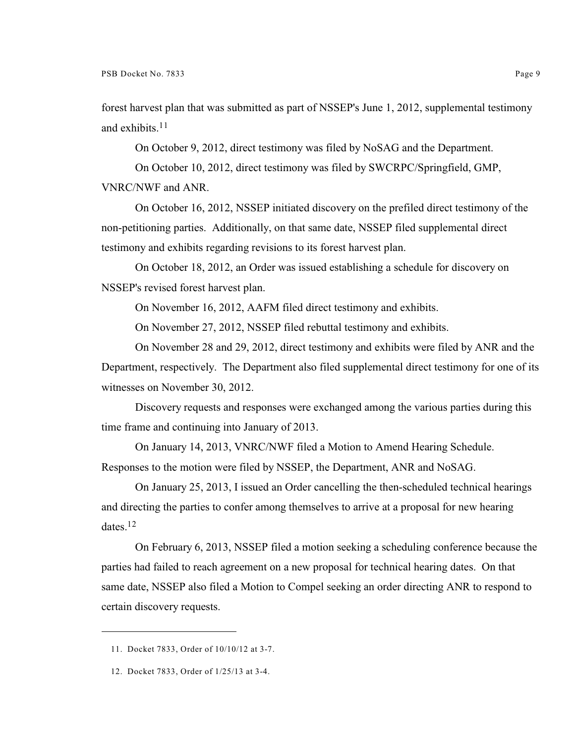forest harvest plan that was submitted as part of NSSEP's June 1, 2012, supplemental testimony and exhibits.[11]

On October 9, 2012, direct testimony was filed by NoSAG and the Department.

On October 10, 2012, direct testimony was filed by SWCRPC/Springfield, GMP, VNRC/NWF and ANR.

On October 16, 2012, NSSEP initiated discovery on the prefiled direct testimony of the non-petitioning parties. Additionally, on that same date, NSSEP filed supplemental direct testimony and exhibits regarding revisions to its forest harvest plan.

On October 18, 2012, an Order was issued establishing a schedule for discovery on NSSEP's revised forest harvest plan.

On November 16, 2012, AAFM filed direct testimony and exhibits.

On November 27, 2012, NSSEP filed rebuttal testimony and exhibits.

On November 28 and 29, 2012, direct testimony and exhibits were filed by ANR and the Department, respectively. The Department also filed supplemental direct testimony for one of its witnesses on November 30, 2012.

Discovery requests and responses were exchanged among the various parties during this time frame and continuing into January of 2013.

On January 14, 2013, VNRC/NWF filed a Motion to Amend Hearing Schedule. Responses to the motion were filed by NSSEP, the Department, ANR and NoSAG.

On January 25, 2013, I issued an Order cancelling the then-scheduled technical hearings and directing the parties to confer among themselves to arrive at a proposal for new hearing dates.[12]

On February 6, 2013, NSSEP filed a motion seeking a scheduling conference because the parties had failed to reach agreement on a new proposal for technical hearing dates. On that same date, NSSEP also filed a Motion to Compel seeking an order directing ANR to respond to certain discovery requests.

---

11. Docket 7833, Order of 10/10/12 at 3-7.

12. Docket 7833, Order of 1/25/13 at 3-4.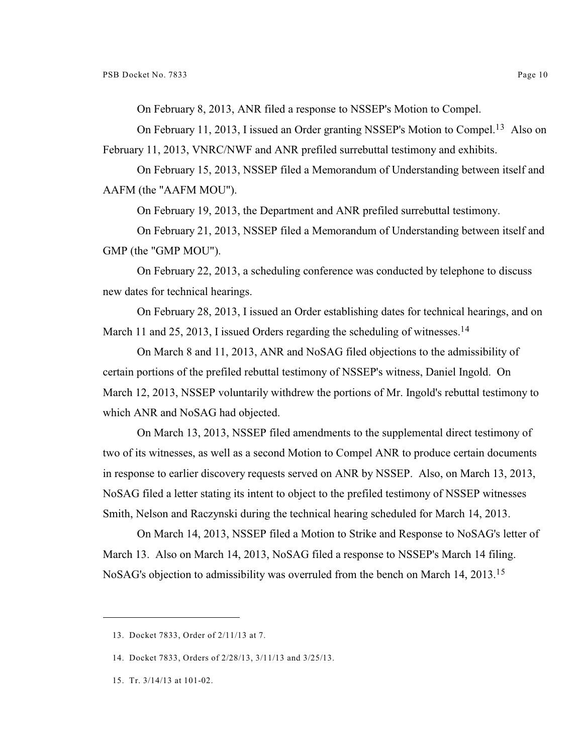On February 8, 2013, ANR filed a response to NSSEP's Motion to Compel.

On February 11, 2013, I issued an Order granting NSSEP's Motion to Compel.[13] Also on February 11, 2013, VNRC/NWF and ANR prefiled surrebuttal testimony and exhibits.

On February 15, 2013, NSSEP filed a Memorandum of Understanding between itself and AAFM (the "AAFM MOU").

On February 19, 2013, the Department and ANR prefiled surrebuttal testimony.

On February 21, 2013, NSSEP filed a Memorandum of Understanding between itself and GMP (the "GMP MOU").

On February 22, 2013, a scheduling conference was conducted by telephone to discuss new dates for technical hearings.

On February 28, 2013, I issued an Order establishing dates for technical hearings, and on March 11 and 25, 2013, I issued Orders regarding the scheduling of witnesses.[14]

On March 8 and 11, 2013, ANR and NoSAG filed objections to the admissibility of certain portions of the prefiled rebuttal testimony of NSSEP's witness, Daniel Ingold. On March 12, 2013, NSSEP voluntarily withdrew the portions of Mr. Ingold's rebuttal testimony to which ANR and NoSAG had objected.

On March 13, 2013, NSSEP filed amendments to the supplemental direct testimony of two of its witnesses, as well as a second Motion to Compel ANR to produce certain documents in response to earlier discovery requests served on ANR by NSSEP. Also, on March 13, 2013, NoSAG filed a letter stating its intent to object to the prefiled testimony of NSSEP witnesses Smith, Nelson and Raczynski during the technical hearing scheduled for March 14, 2013.

On March 14, 2013, NSSEP filed a Motion to Strike and Response to NoSAG's letter of March 13. Also on March 14, 2013, NoSAG filed a response to NSSEP's March 14 filing. NoSAG's objection to admissibility was overruled from the bench on March 14, 2013.[15]

---

13. Docket 7833, Order of 2/11/13 at 7.

14. Docket 7833, Orders of 2/28/13, 3/11/13 and 3/25/13.

15. Tr. 3/14/13 at 101-02.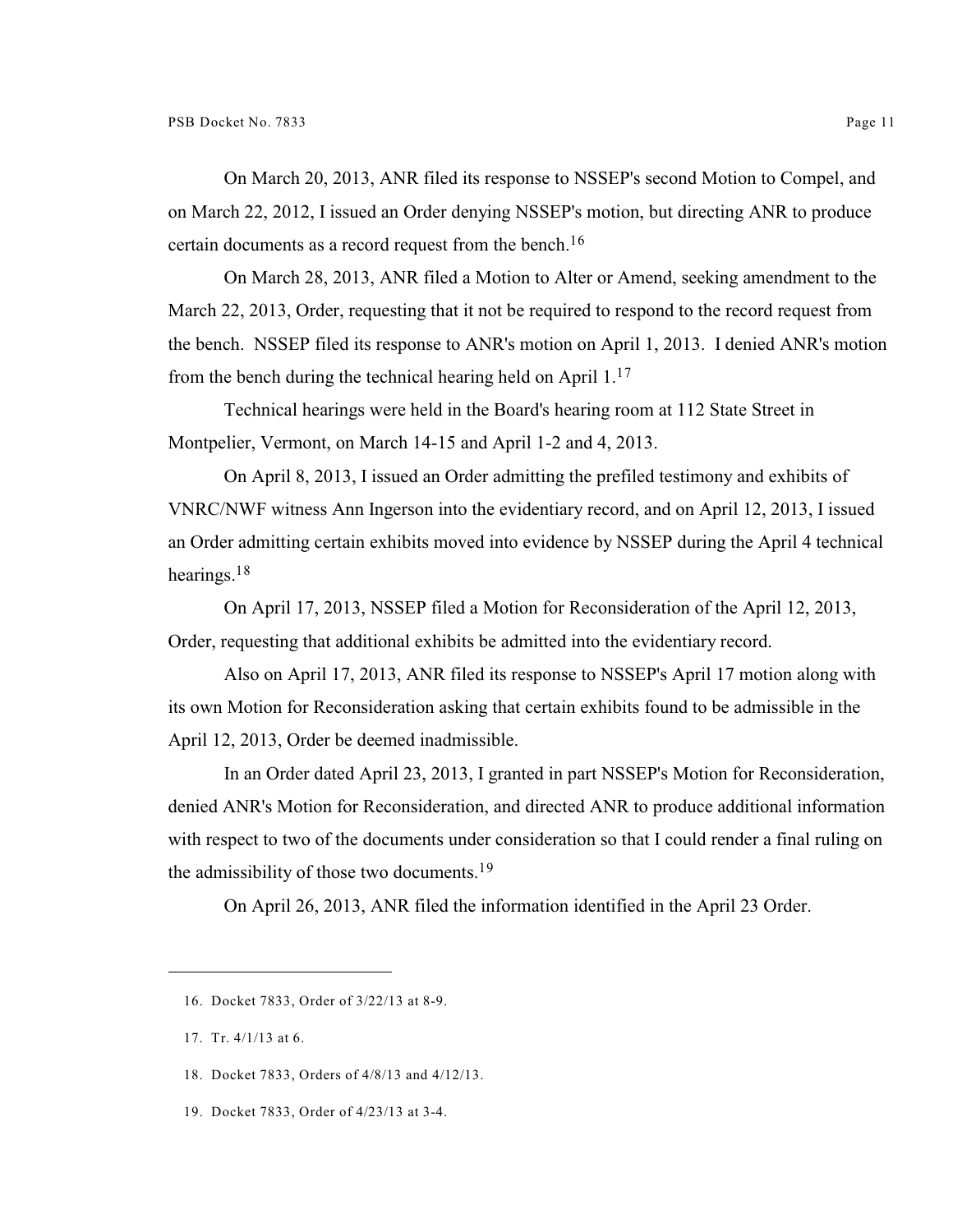On March 20, 2013, ANR filed its response to NSSEP's second Motion to Compel, and on March 22, 2012, I issued an Order denying NSSEP's motion, but directing ANR to produce certain documents as a record request from the bench.[16]

On March 28, 2013, ANR filed a Motion to Alter or Amend, seeking amendment to the March 22, 2013, Order, requesting that it not be required to respond to the record request from the bench. NSSEP filed its response to ANR's motion on April 1, 2013. I denied ANR's motion from the bench during the technical hearing held on April 1.[17]

Technical hearings were held in the Board's hearing room at 112 State Street in Montpelier, Vermont, on March 14-15 and April 1-2 and 4, 2013.

On April 8, 2013, I issued an Order admitting the prefiled testimony and exhibits of VNRC/NWF witness Ann Ingerson into the evidentiary record, and on April 12, 2013, I issued an Order admitting certain exhibits moved into evidence by NSSEP during the April 4 technical hearings.[18]

On April 17, 2013, NSSEP filed a Motion for Reconsideration of the April 12, 2013, Order, requesting that additional exhibits be admitted into the evidentiary record.

Also on April 17, 2013, ANR filed its response to NSSEP's April 17 motion along with its own Motion for Reconsideration asking that certain exhibits found to be admissible in the April 12, 2013, Order be deemed inadmissible.

In an Order dated April 23, 2013, I granted in part NSSEP's Motion for Reconsideration, denied ANR's Motion for Reconsideration, and directed ANR to produce additional information with respect to two of the documents under consideration so that I could render a final ruling on the admissibility of those two documents.[19]

On April 26, 2013, ANR filed the information identified in the April 23 Order.

---

16. Docket 7833, Order of 3/22/13 at 8-9.

17. Tr. 4/1/13 at 6.

18. Docket 7833, Orders of 4/8/13 and 4/12/13.

19. Docket 7833, Order of 4/23/13 at 3-4.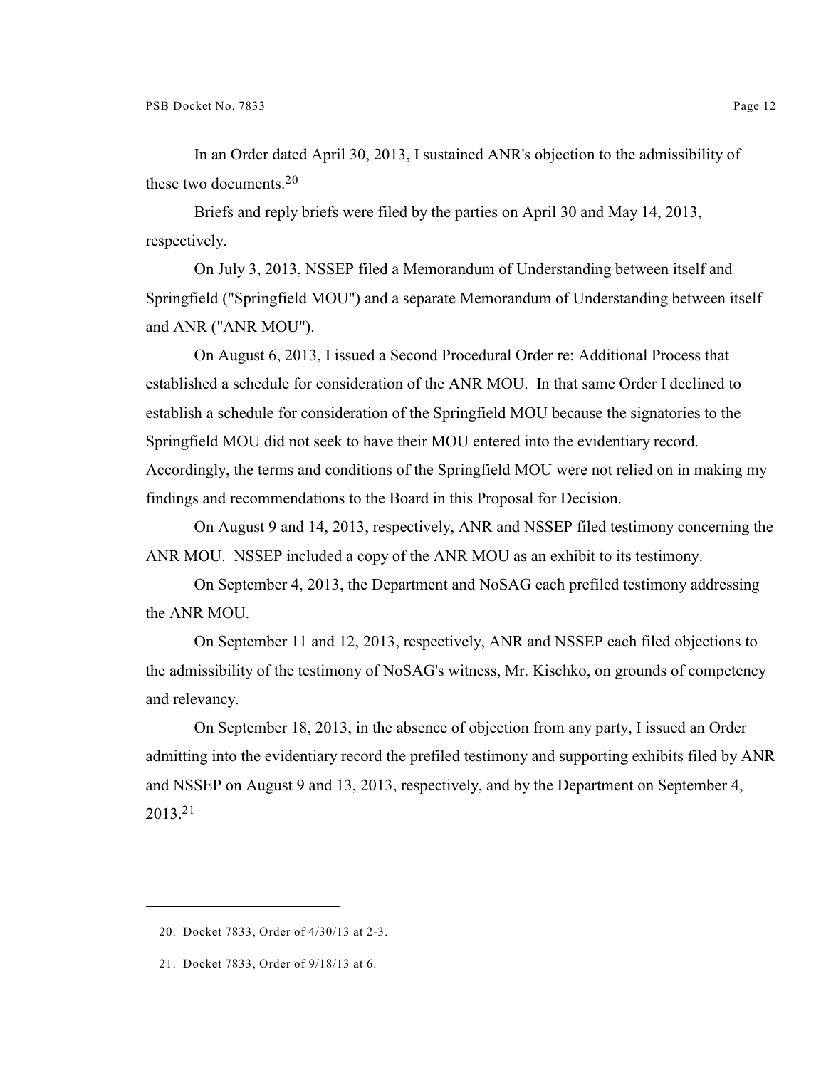In an Order dated April 30, 2013, I sustained ANR's objection to the admissibility of these two documents.[20]

Briefs and reply briefs were filed by the parties on April 30 and May 14, 2013, respectively.

On July 3, 2013, NSSEP filed a Memorandum of Understanding between itself and Springfield ("Springfield MOU") and a separate Memorandum of Understanding between itself and ANR ("ANR MOU").

On August 6, 2013, I issued a Second Procedural Order re: Additional Process that established a schedule for consideration of the ANR MOU. In that same Order I declined to establish a schedule for consideration of the Springfield MOU because the signatories to the Springfield MOU did not seek to have their MOU entered into the evidentiary record. Accordingly, the terms and conditions of the Springfield MOU were not relied on in making my findings and recommendations to the Board in this Proposal for Decision.

On August 9 and 14, 2013, respectively, ANR and NSSEP filed testimony concerning the ANR MOU. NSSEP included a copy of the ANR MOU as an exhibit to its testimony.

On September 4, 2013, the Department and NoSAG each prefiled testimony addressing the ANR MOU.

On September 11 and 12, 2013, respectively, ANR and NSSEP each filed objections to the admissibility of the testimony of NoSAG's witness, Mr. Kischko, on grounds of competency and relevancy.

On September 18, 2013, in the absence of objection from any party, I issued an Order admitting into the evidentiary record the prefiled testimony and supporting exhibits filed by ANR and NSSEP on August 9 and 13, 2013, respectively, and by the Department on September 4, 2013.[21]

---

20. Docket 7833, Order of 4/30/13 at 2-3.

21. Docket 7833, Order of 9/18/13 at 6.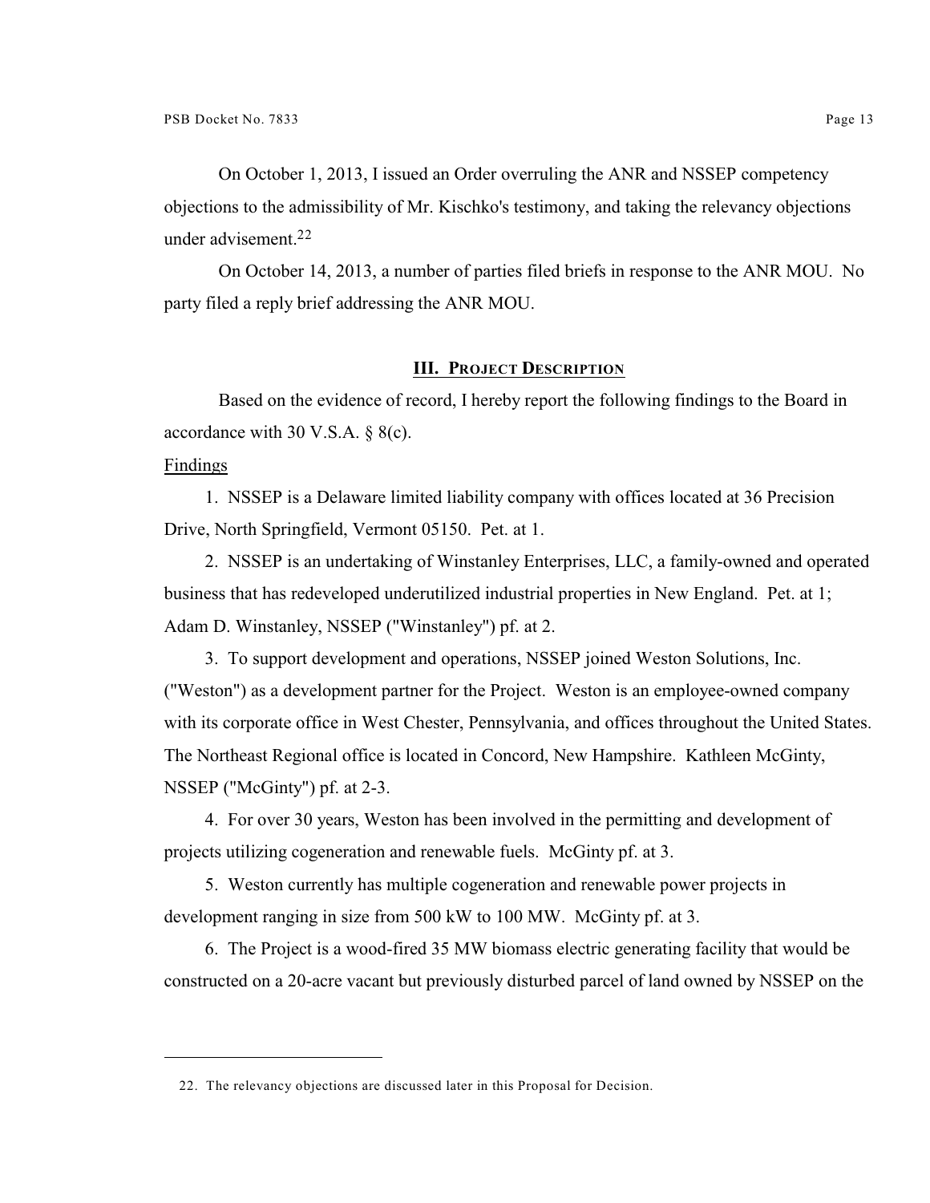On October 1, 2013, I issued an Order overruling the ANR and NSSEP competency objections to the admissibility of Mr. Kischko's testimony, and taking the relevancy objections under advisement.[22]

On October 14, 2013, a number of parties filed briefs in response to the ANR MOU. No party filed a reply brief addressing the ANR MOU.

## III. Project Description

Based on the evidence of record, I hereby report the following findings to the Board in accordance with 30 V.S.A. § 8(c).

Findings

1. NSSEP is a Delaware limited liability company with offices located at 36 Precision Drive, North Springfield, Vermont 05150. Pet. at 1.

2. NSSEP is an undertaking of Winstanley Enterprises, LLC, a family-owned and operated business that has redeveloped underutilized industrial properties in New England. Pet. at 1; Adam D. Winstanley, NSSEP ("Winstanley") pf. at 2.

3. To support development and operations, NSSEP joined Weston Solutions, Inc. ("Weston") as a development partner for the Project. Weston is an employee-owned company with its corporate office in West Chester, Pennsylvania, and offices throughout the United States. The Northeast Regional office is located in Concord, New Hampshire. Kathleen McGinty, NSSEP ("McGinty") pf. at 2-3.

4. For over 30 years, Weston has been involved in the permitting and development of projects utilizing cogeneration and renewable fuels. McGinty pf. at 3.

5. Weston currently has multiple cogeneration and renewable power projects in development ranging in size from 500 kW to 100 MW. McGinty pf. at 3.

6. The Project is a wood-fired 35 MW biomass electric generating facility that would be constructed on a 20-acre vacant but previously disturbed parcel of land owned by NSSEP on the

---

22. The relevancy objections are discussed later in this Proposal for Decision.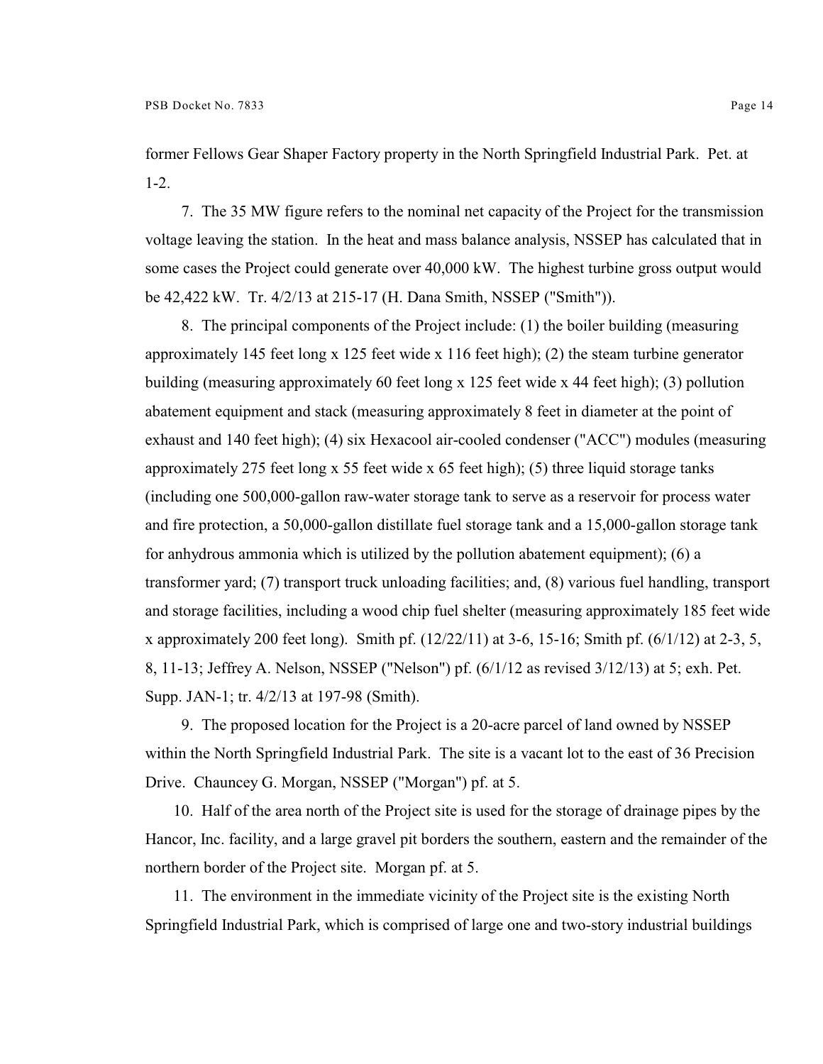former Fellows Gear Shaper Factory property in the North Springfield Industrial Park. Pet. at 1-2.

7. The 35 MW figure refers to the nominal net capacity of the Project for the transmission voltage leaving the station. In the heat and mass balance analysis, NSSEP has calculated that in some cases the Project could generate over 40,000 kW. The highest turbine gross output would be 42,422 kW. Tr. 4/2/13 at 215-17 (H. Dana Smith, NSSEP ("Smith")).

8. The principal components of the Project include: (1) the boiler building (measuring approximately 145 feet long x 125 feet wide x 116 feet high); (2) the steam turbine generator building (measuring approximately 60 feet long x 125 feet wide x 44 feet high); (3) pollution abatement equipment and stack (measuring approximately 8 feet in diameter at the point of exhaust and 140 feet high); (4) six Hexacool air-cooled condenser ("ACC") modules (measuring approximately 275 feet long x 55 feet wide x 65 feet high); (5) three liquid storage tanks (including one 500,000-gallon raw-water storage tank to serve as a reservoir for process water and fire protection, a 50,000-gallon distillate fuel storage tank and a 15,000-gallon storage tank for anhydrous ammonia which is utilized by the pollution abatement equipment); (6) a transformer yard; (7) transport truck unloading facilities; and, (8) various fuel handling, transport and storage facilities, including a wood chip fuel shelter (measuring approximately 185 feet wide x approximately 200 feet long). Smith pf. (12/22/11) at 3-6, 15-16; Smith pf. (6/1/12) at 2-3, 5, 8, 11-13; Jeffrey A. Nelson, NSSEP ("Nelson") pf. (6/1/12 as revised 3/12/13) at 5; exh. Pet. Supp. JAN-1; tr. 4/2/13 at 197-98 (Smith).

9. The proposed location for the Project is a 20-acre parcel of land owned by NSSEP within the North Springfield Industrial Park. The site is a vacant lot to the east of 36 Precision Drive. Chauncey G. Morgan, NSSEP ("Morgan") pf. at 5.

10. Half of the area north of the Project site is used for the storage of drainage pipes by the Hancor, Inc. facility, and a large gravel pit borders the southern, eastern and the remainder of the northern border of the Project site. Morgan pf. at 5.

11. The environment in the immediate vicinity of the Project site is the existing North Springfield Industrial Park, which is comprised of large one and two-story industrial buildings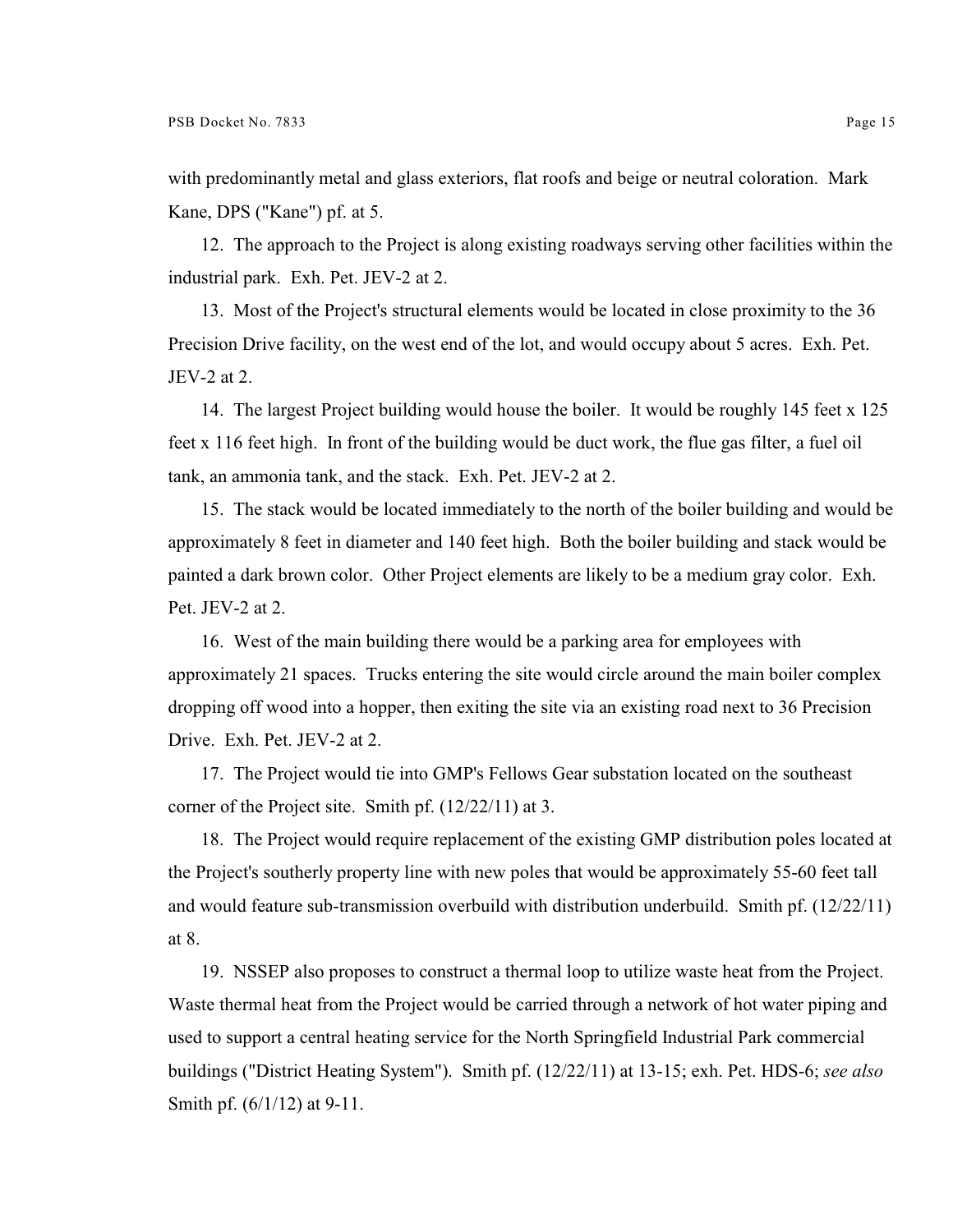with predominantly metal and glass exteriors, flat roofs and beige or neutral coloration. Mark Kane, DPS ("Kane") pf. at 5.

12. The approach to the Project is along existing roadways serving other facilities within the industrial park. Exh. Pet. JEV-2 at 2.

13. Most of the Project's structural elements would be located in close proximity to the 36 Precision Drive facility, on the west end of the lot, and would occupy about 5 acres. Exh. Pet. JEV-2 at 2.

14. The largest Project building would house the boiler. It would be roughly 145 feet x 125 feet x 116 feet high. In front of the building would be duct work, the flue gas filter, a fuel oil tank, an ammonia tank, and the stack. Exh. Pet. JEV-2 at 2.

15. The stack would be located immediately to the north of the boiler building and would be approximately 8 feet in diameter and 140 feet high. Both the boiler building and stack would be painted a dark brown color. Other Project elements are likely to be a medium gray color. Exh. Pet. JEV-2 at 2.

16. West of the main building there would be a parking area for employees with approximately 21 spaces. Trucks entering the site would circle around the main boiler complex dropping off wood into a hopper, then exiting the site via an existing road next to 36 Precision Drive. Exh. Pet. JEV-2 at 2.

17. The Project would tie into GMP's Fellows Gear substation located on the southeast corner of the Project site. Smith pf. (12/22/11) at 3.

18. The Project would require replacement of the existing GMP distribution poles located at the Project's southerly property line with new poles that would be approximately 55-60 feet tall and would feature sub-transmission overbuild with distribution underbuild. Smith pf. (12/22/11) at 8.

19. NSSEP also proposes to construct a thermal loop to utilize waste heat from the Project. Waste thermal heat from the Project would be carried through a network of hot water piping and used to support a central heating service for the North Springfield Industrial Park commercial buildings ("District Heating System"). Smith pf. (12/22/11) at 13-15; exh. Pet. HDS-6; *see also* Smith pf. (6/1/12) at 9-11.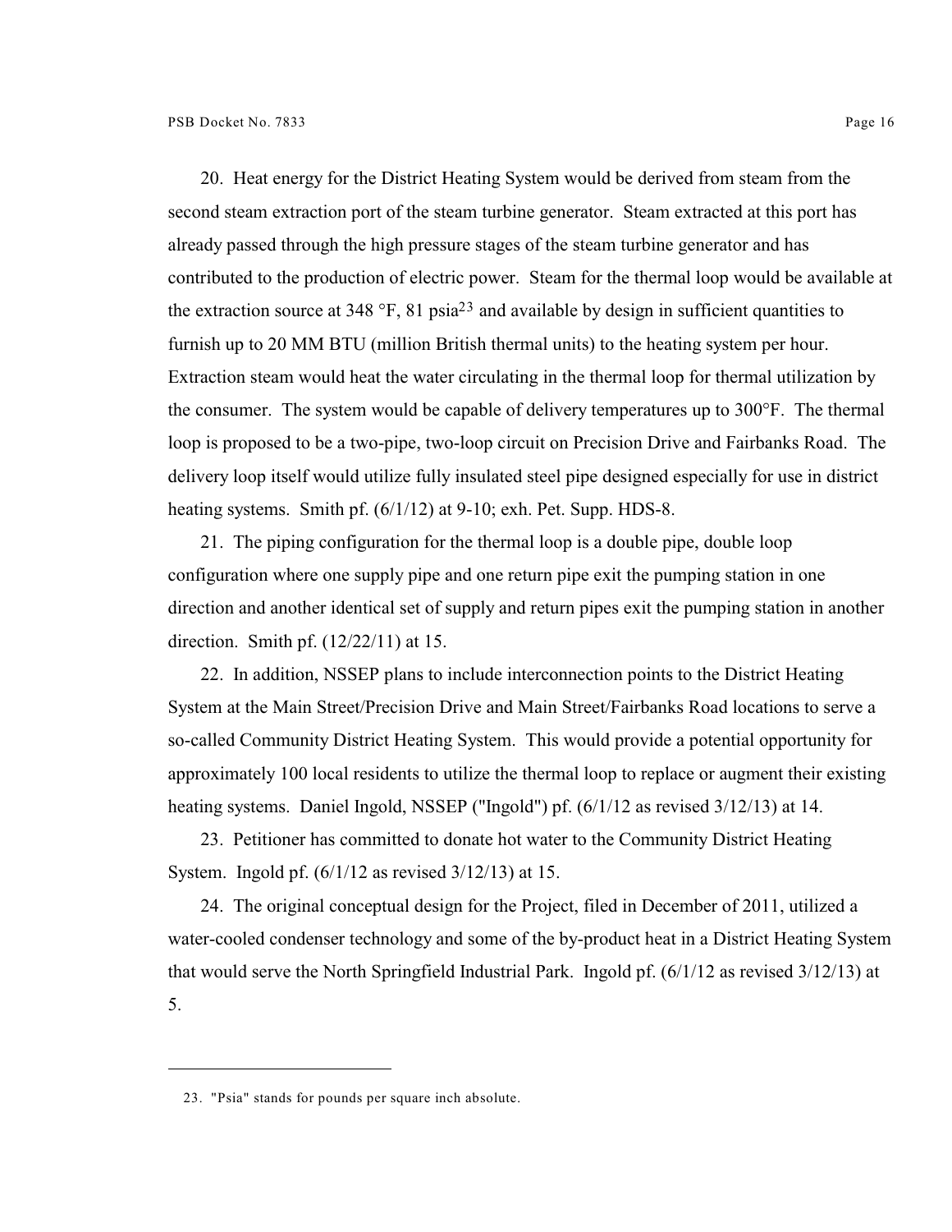20. Heat energy for the District Heating System would be derived from steam from the second steam extraction port of the steam turbine generator. Steam extracted at this port has already passed through the high pressure stages of the steam turbine generator and has contributed to the production of electric power. Steam for the thermal loop would be available at the extraction source at 348 °F, 81 psia[23] and available by design in sufficient quantities to furnish up to 20 MM BTU (million British thermal units) to the heating system per hour. Extraction steam would heat the water circulating in the thermal loop for thermal utilization by the consumer. The system would be capable of delivery temperatures up to 300°F. The thermal loop is proposed to be a two-pipe, two-loop circuit on Precision Drive and Fairbanks Road. The delivery loop itself would utilize fully insulated steel pipe designed especially for use in district heating systems. Smith pf. (6/1/12) at 9-10; exh. Pet. Supp. HDS-8.

21. The piping configuration for the thermal loop is a double pipe, double loop configuration where one supply pipe and one return pipe exit the pumping station in one direction and another identical set of supply and return pipes exit the pumping station in another direction. Smith pf. (12/22/11) at 15.

22. In addition, NSSEP plans to include interconnection points to the District Heating System at the Main Street/Precision Drive and Main Street/Fairbanks Road locations to serve a so-called Community District Heating System. This would provide a potential opportunity for approximately 100 local residents to utilize the thermal loop to replace or augment their existing heating systems. Daniel Ingold, NSSEP ("Ingold") pf. (6/1/12 as revised 3/12/13) at 14.

23. Petitioner has committed to donate hot water to the Community District Heating System. Ingold pf. (6/1/12 as revised 3/12/13) at 15.

24. The original conceptual design for the Project, filed in December of 2011, utilized a water-cooled condenser technology and some of the by-product heat in a District Heating System that would serve the North Springfield Industrial Park. Ingold pf. (6/1/12 as revised 3/12/13) at 5.

---

23. "Psia" stands for pounds per square inch absolute.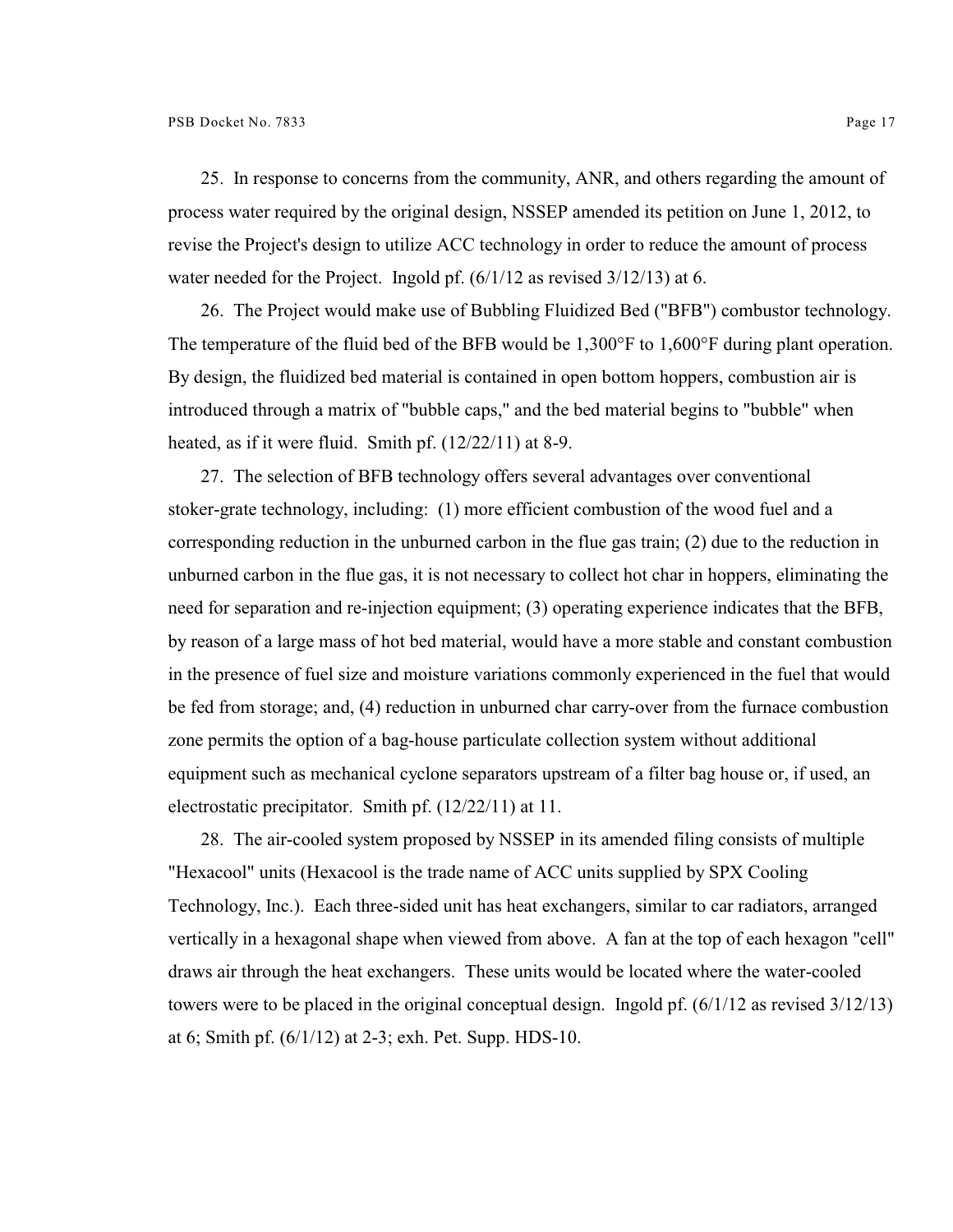25. In response to concerns from the community, ANR, and others regarding the amount of process water required by the original design, NSSEP amended its petition on June 1, 2012, to revise the Project's design to utilize ACC technology in order to reduce the amount of process water needed for the Project. Ingold pf. (6/1/12 as revised 3/12/13) at 6.

26. The Project would make use of Bubbling Fluidized Bed ("BFB") combustor technology. The temperature of the fluid bed of the BFB would be 1,300°F to 1,600°F during plant operation. By design, the fluidized bed material is contained in open bottom hoppers, combustion air is introduced through a matrix of "bubble caps," and the bed material begins to "bubble" when heated, as if it were fluid. Smith pf. (12/22/11) at 8-9.

27. The selection of BFB technology offers several advantages over conventional stoker-grate technology, including: (1) more efficient combustion of the wood fuel and a corresponding reduction in the unburned carbon in the flue gas train; (2) due to the reduction in unburned carbon in the flue gas, it is not necessary to collect hot char in hoppers, eliminating the need for separation and re-injection equipment; (3) operating experience indicates that the BFB, by reason of a large mass of hot bed material, would have a more stable and constant combustion in the presence of fuel size and moisture variations commonly experienced in the fuel that would be fed from storage; and, (4) reduction in unburned char carry-over from the furnace combustion zone permits the option of a bag-house particulate collection system without additional equipment such as mechanical cyclone separators upstream of a filter bag house or, if used, an electrostatic precipitator. Smith pf. (12/22/11) at 11.

28. The air-cooled system proposed by NSSEP in its amended filing consists of multiple "Hexacool" units (Hexacool is the trade name of ACC units supplied by SPX Cooling Technology, Inc.). Each three-sided unit has heat exchangers, similar to car radiators, arranged vertically in a hexagonal shape when viewed from above. A fan at the top of each hexagon "cell" draws air through the heat exchangers. These units would be located where the water-cooled towers were to be placed in the original conceptual design. Ingold pf. (6/1/12 as revised 3/12/13) at 6; Smith pf. (6/1/12) at 2-3; exh. Pet. Supp. HDS-10.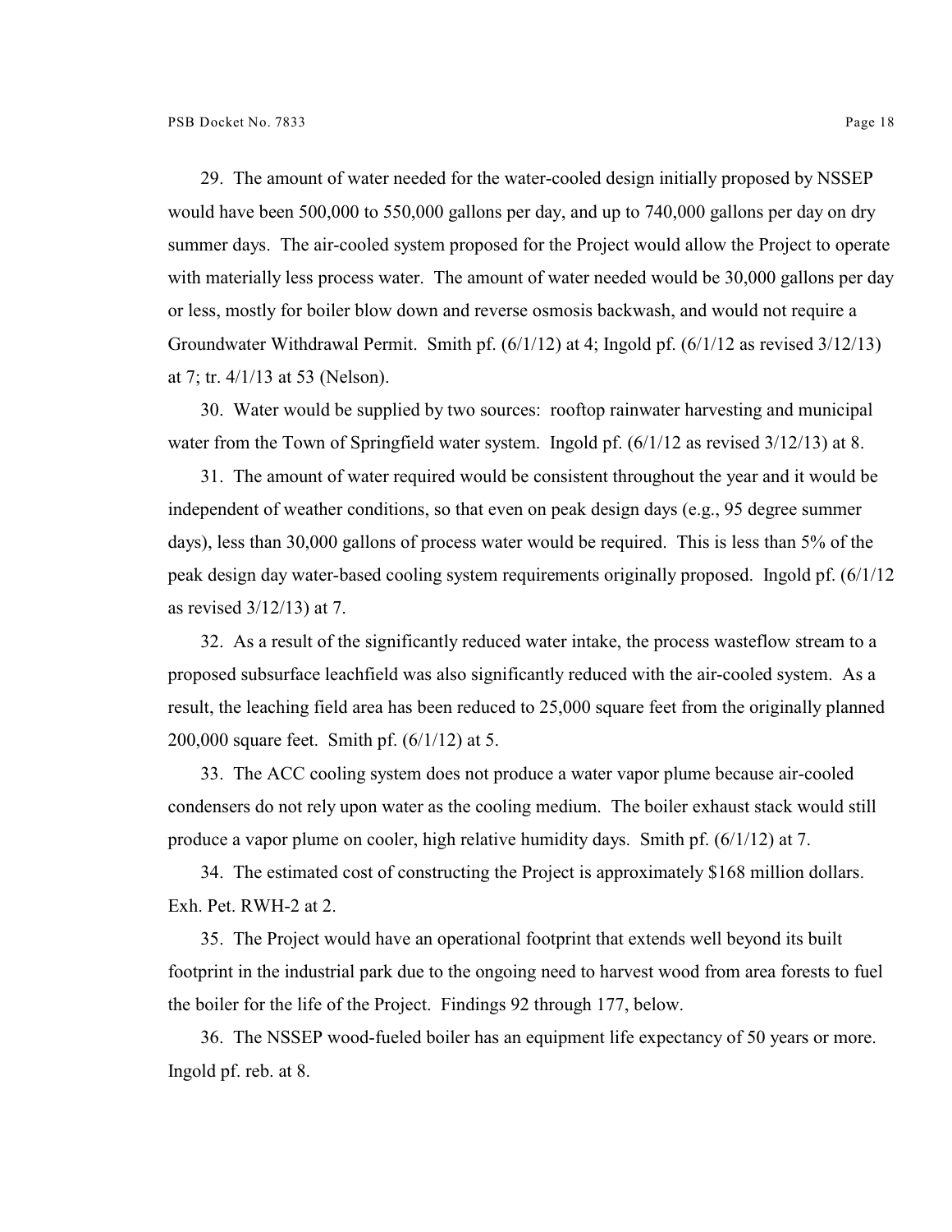29. The amount of water needed for the water-cooled design initially proposed by NSSEP would have been 500,000 to 550,000 gallons per day, and up to 740,000 gallons per day on dry summer days. The air-cooled system proposed for the Project would allow the Project to operate with materially less process water. The amount of water needed would be 30,000 gallons per day or less, mostly for boiler blow down and reverse osmosis backwash, and would not require a Groundwater Withdrawal Permit. Smith pf. (6/1/12) at 4; Ingold pf. (6/1/12 as revised 3/12/13) at 7; tr. 4/1/13 at 53 (Nelson).

30. Water would be supplied by two sources: rooftop rainwater harvesting and municipal water from the Town of Springfield water system. Ingold pf. (6/1/12 as revised 3/12/13) at 8.

31. The amount of water required would be consistent throughout the year and it would be independent of weather conditions, so that even on peak design days (e.g., 95 degree summer days), less than 30,000 gallons of process water would be required. This is less than 5% of the peak design day water-based cooling system requirements originally proposed. Ingold pf. (6/1/12 as revised 3/12/13) at 7.

32. As a result of the significantly reduced water intake, the process wasteflow stream to a proposed subsurface leachfield was also significantly reduced with the air-cooled system. As a result, the leaching field area has been reduced to 25,000 square feet from the originally planned 200,000 square feet. Smith pf. (6/1/12) at 5.

33. The ACC cooling system does not produce a water vapor plume because air-cooled condensers do not rely upon water as the cooling medium. The boiler exhaust stack would still produce a vapor plume on cooler, high relative humidity days. Smith pf. (6/1/12) at 7.

34. The estimated cost of constructing the Project is approximately $168 million dollars. Exh. Pet. RWH-2 at 2.

35. The Project would have an operational footprint that extends well beyond its built footprint in the industrial park due to the ongoing need to harvest wood from area forests to fuel the boiler for the life of the Project. Findings 92 through 177, below.

36. The NSSEP wood-fueled boiler has an equipment life expectancy of 50 years or more. Ingold pf. reb. at 8.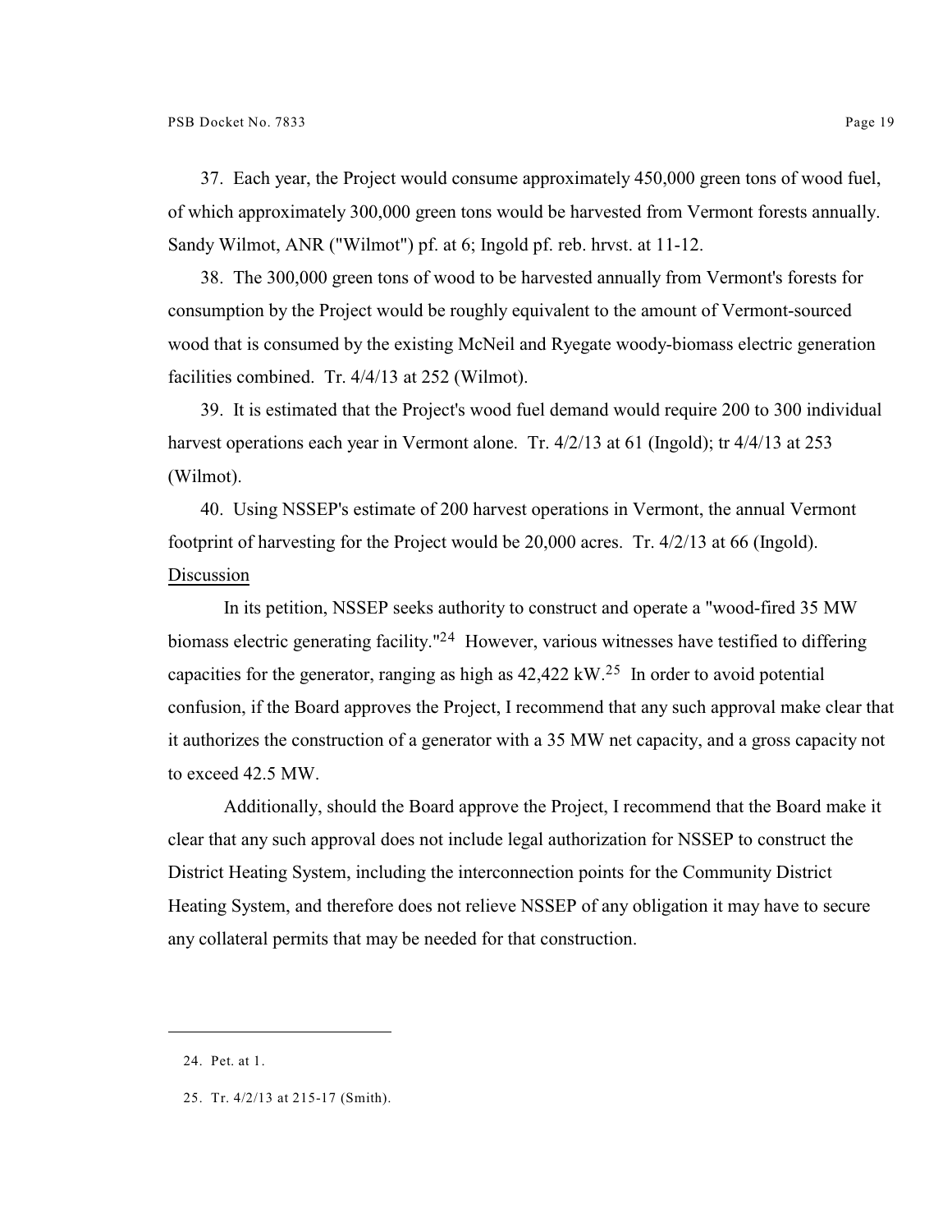37. Each year, the Project would consume approximately 450,000 green tons of wood fuel, of which approximately 300,000 green tons would be harvested from Vermont forests annually. Sandy Wilmot, ANR ("Wilmot") pf. at 6; Ingold pf. reb. hrvst. at 11-12.

38. The 300,000 green tons of wood to be harvested annually from Vermont's forests for consumption by the Project would be roughly equivalent to the amount of Vermont-sourced wood that is consumed by the existing McNeil and Ryegate woody-biomass electric generation facilities combined. Tr. 4/4/13 at 252 (Wilmot).

39. It is estimated that the Project's wood fuel demand would require 200 to 300 individual harvest operations each year in Vermont alone. Tr. 4/2/13 at 61 (Ingold); tr 4/4/13 at 253 (Wilmot).

40. Using NSSEP's estimate of 200 harvest operations in Vermont, the annual Vermont footprint of harvesting for the Project would be 20,000 acres. Tr. 4/2/13 at 66 (Ingold).

Discussion

In its petition, NSSEP seeks authority to construct and operate a "wood-fired 35 MW biomass electric generating facility."[24] However, various witnesses have testified to differing capacities for the generator, ranging as high as 42,422 kW.[25] In order to avoid potential confusion, if the Board approves the Project, I recommend that any such approval make clear that it authorizes the construction of a generator with a 35 MW net capacity, and a gross capacity not to exceed 42.5 MW.

Additionally, should the Board approve the Project, I recommend that the Board make it clear that any such approval does not include legal authorization for NSSEP to construct the District Heating System, including the interconnection points for the Community District Heating System, and therefore does not relieve NSSEP of any obligation it may have to secure any collateral permits that may be needed for that construction.

---

24. Pet. at 1.

25. Tr. 4/2/13 at 215-17 (Smith).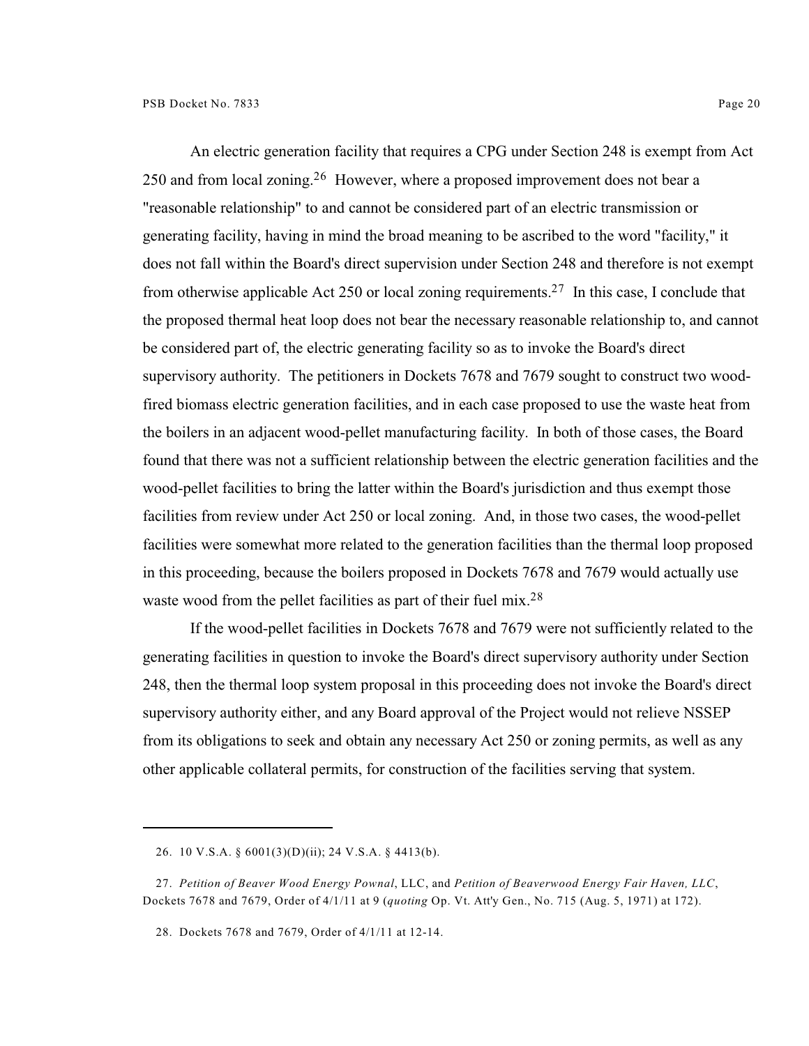An electric generation facility that requires a CPG under Section 248 is exempt from Act 250 and from local zoning.[26] However, where a proposed improvement does not bear a "reasonable relationship" to and cannot be considered part of an electric transmission or generating facility, having in mind the broad meaning to be ascribed to the word "facility," it does not fall within the Board's direct supervision under Section 248 and therefore is not exempt from otherwise applicable Act 250 or local zoning requirements.[27] In this case, I conclude that the proposed thermal heat loop does not bear the necessary reasonable relationship to, and cannot be considered part of, the electric generating facility so as to invoke the Board's direct supervisory authority. The petitioners in Dockets 7678 and 7679 sought to construct two wood-fired biomass electric generation facilities, and in each case proposed to use the waste heat from the boilers in an adjacent wood-pellet manufacturing facility. In both of those cases, the Board found that there was not a sufficient relationship between the electric generation facilities and the wood-pellet facilities to bring the latter within the Board's jurisdiction and thus exempt those facilities from review under Act 250 or local zoning. And, in those two cases, the wood-pellet facilities were somewhat more related to the generation facilities than the thermal loop proposed in this proceeding, because the boilers proposed in Dockets 7678 and 7679 would actually use waste wood from the pellet facilities as part of their fuel mix.[28]

If the wood-pellet facilities in Dockets 7678 and 7679 were not sufficiently related to the generating facilities in question to invoke the Board's direct supervisory authority under Section 248, then the thermal loop system proposal in this proceeding does not invoke the Board's direct supervisory authority either, and any Board approval of the Project would not relieve NSSEP from its obligations to seek and obtain any necessary Act 250 or zoning permits, as well as any other applicable collateral permits, for construction of the facilities serving that system.

---

26. 10 V.S.A. § 6001(3)(D)(ii); 24 V.S.A. § 4413(b).

27. *Petition of Beaver Wood Energy Pownal*, LLC, and *Petition of Beaverwood Energy Fair Haven, LLC*, Dockets 7678 and 7679, Order of 4/1/11 at 9 (*quoting* Op. Vt. Att'y Gen., No. 715 (Aug. 5, 1971) at 172).

28. Dockets 7678 and 7679, Order of 4/1/11 at 12-14.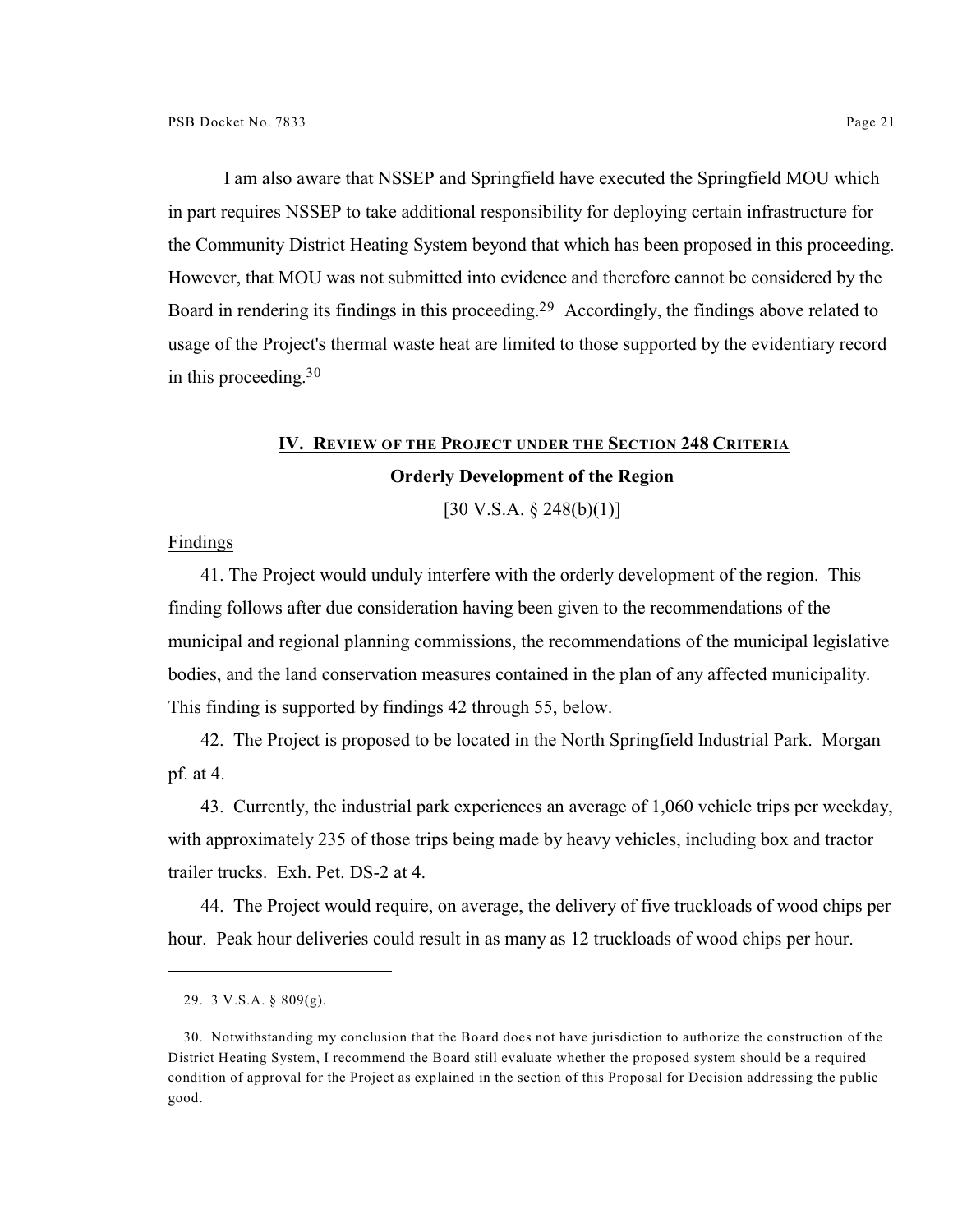I am also aware that NSSEP and Springfield have executed the Springfield MOU which in part requires NSSEP to take additional responsibility for deploying certain infrastructure for the Community District Heating System beyond that which has been proposed in this proceeding. However, that MOU was not submitted into evidence and therefore cannot be considered by the Board in rendering its findings in this proceeding.[29] Accordingly, the findings above related to usage of the Project's thermal waste heat are limited to those supported by the evidentiary record in this proceeding.[30]

## IV. Review of the Project under the Section 248 Criteria

### Orderly Development of the Region

[30 V.S.A. § 248(b)(1)]

Findings

41. The Project would unduly interfere with the orderly development of the region. This finding follows after due consideration having been given to the recommendations of the municipal and regional planning commissions, the recommendations of the municipal legislative bodies, and the land conservation measures contained in the plan of any affected municipality. This finding is supported by findings 42 through 55, below.

42. The Project is proposed to be located in the North Springfield Industrial Park. Morgan pf. at 4.

43. Currently, the industrial park experiences an average of 1,060 vehicle trips per weekday, with approximately 235 of those trips being made by heavy vehicles, including box and tractor trailer trucks. Exh. Pet. DS-2 at 4.

44. The Project would require, on average, the delivery of five truckloads of wood chips per hour. Peak hour deliveries could result in as many as 12 truckloads of wood chips per hour.

---

29. 3 V.S.A. § 809(g).

30. Notwithstanding my conclusion that the Board does not have jurisdiction to authorize the construction of the District Heating System, I recommend the Board still evaluate whether the proposed system should be a required condition of approval for the Project as explained in the section of this Proposal for Decision addressing the public good.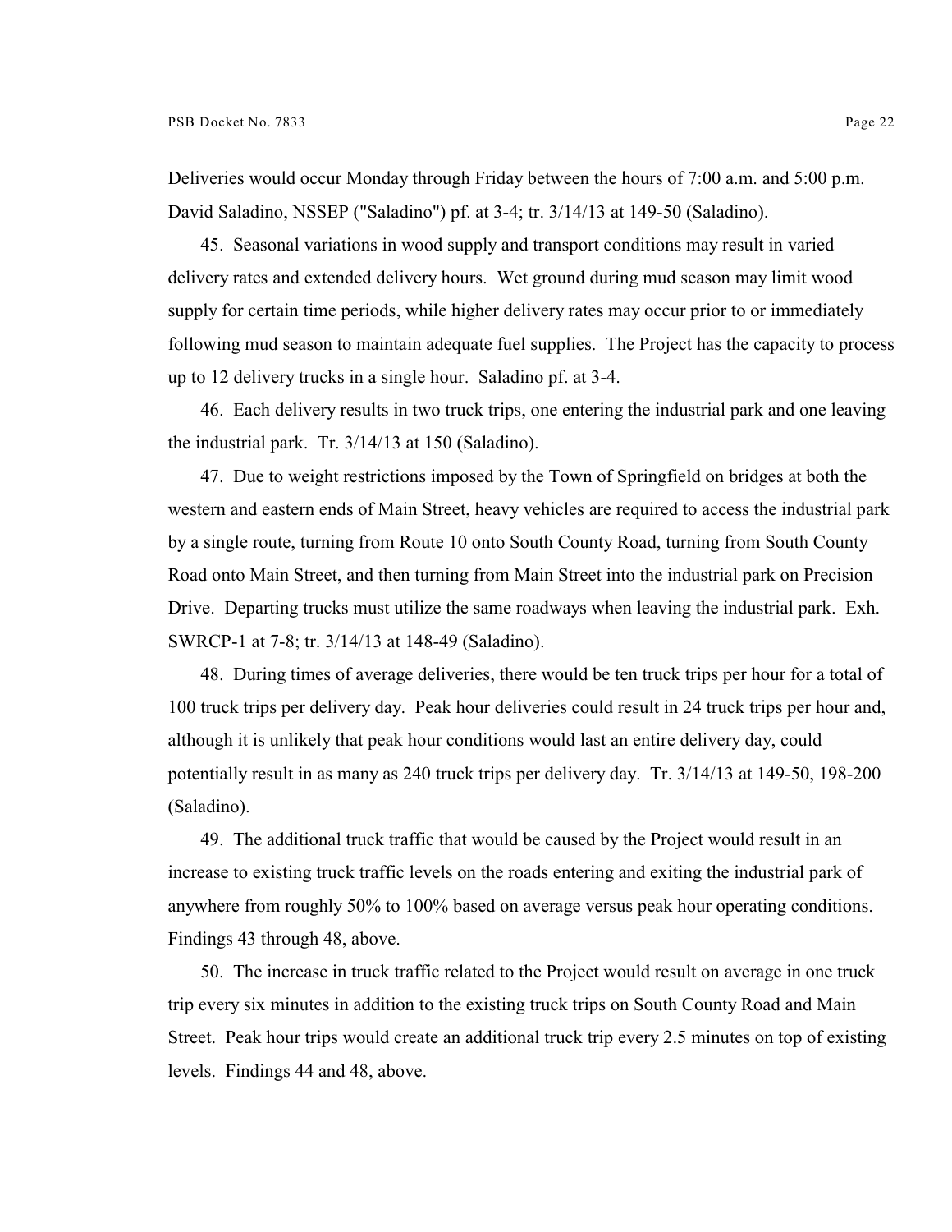Deliveries would occur Monday through Friday between the hours of 7:00 a.m. and 5:00 p.m. David Saladino, NSSEP ("Saladino") pf. at 3-4; tr. 3/14/13 at 149-50 (Saladino).

45. Seasonal variations in wood supply and transport conditions may result in varied delivery rates and extended delivery hours. Wet ground during mud season may limit wood supply for certain time periods, while higher delivery rates may occur prior to or immediately following mud season to maintain adequate fuel supplies. The Project has the capacity to process up to 12 delivery trucks in a single hour. Saladino pf. at 3-4.

46. Each delivery results in two truck trips, one entering the industrial park and one leaving the industrial park. Tr. 3/14/13 at 150 (Saladino).

47. Due to weight restrictions imposed by the Town of Springfield on bridges at both the western and eastern ends of Main Street, heavy vehicles are required to access the industrial park by a single route, turning from Route 10 onto South County Road, turning from South County Road onto Main Street, and then turning from Main Street into the industrial park on Precision Drive. Departing trucks must utilize the same roadways when leaving the industrial park. Exh. SWRCP-1 at 7-8; tr. 3/14/13 at 148-49 (Saladino).

48. During times of average deliveries, there would be ten truck trips per hour for a total of 100 truck trips per delivery day. Peak hour deliveries could result in 24 truck trips per hour and, although it is unlikely that peak hour conditions would last an entire delivery day, could potentially result in as many as 240 truck trips per delivery day. Tr. 3/14/13 at 149-50, 198-200 (Saladino).

49. The additional truck traffic that would be caused by the Project would result in an increase to existing truck traffic levels on the roads entering and exiting the industrial park of anywhere from roughly 50% to 100% based on average versus peak hour operating conditions. Findings 43 through 48, above.

50. The increase in truck traffic related to the Project would result on average in one truck trip every six minutes in addition to the existing truck trips on South County Road and Main Street. Peak hour trips would create an additional truck trip every 2.5 minutes on top of existing levels. Findings 44 and 48, above.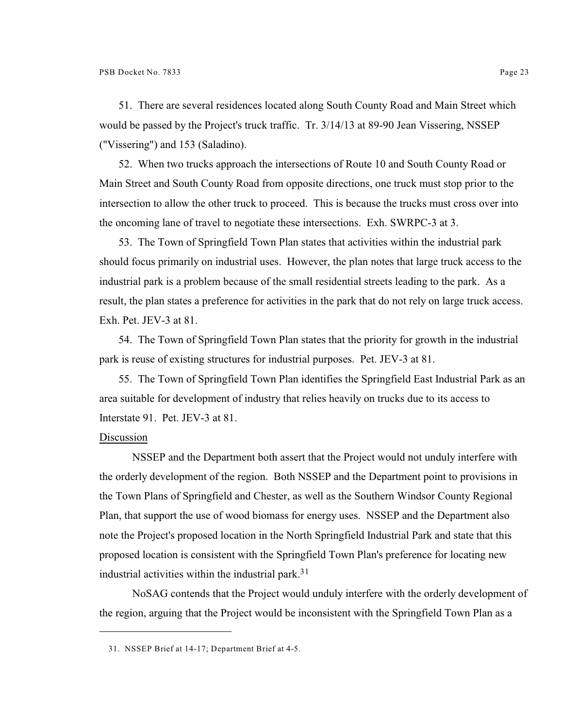51. There are several residences located along South County Road and Main Street which would be passed by the Project's truck traffic. Tr. 3/14/13 at 89-90 Jean Vissering, NSSEP ("Vissering") and 153 (Saladino).

52. When two trucks approach the intersections of Route 10 and South County Road or Main Street and South County Road from opposite directions, one truck must stop prior to the intersection to allow the other truck to proceed. This is because the trucks must cross over into the oncoming lane of travel to negotiate these intersections. Exh. SWRPC-3 at 3.

53. The Town of Springfield Town Plan states that activities within the industrial park should focus primarily on industrial uses. However, the plan notes that large truck access to the industrial park is a problem because of the small residential streets leading to the park. As a result, the plan states a preference for activities in the park that do not rely on large truck access. Exh. Pet. JEV-3 at 81.

54. The Town of Springfield Town Plan states that the priority for growth in the industrial park is reuse of existing structures for industrial purposes. Pet. JEV-3 at 81.

55. The Town of Springfield Town Plan identifies the Springfield East Industrial Park as an area suitable for development of industry that relies heavily on trucks due to its access to Interstate 91. Pet. JEV-3 at 81.

Discussion

NSSEP and the Department both assert that the Project would not unduly interfere with the orderly development of the region. Both NSSEP and the Department point to provisions in the Town Plans of Springfield and Chester, as well as the Southern Windsor County Regional Plan, that support the use of wood biomass for energy uses. NSSEP and the Department also note the Project's proposed location in the North Springfield Industrial Park and state that this proposed location is consistent with the Springfield Town Plan's preference for locating new industrial activities within the industrial park.[31]

NoSAG contends that the Project would unduly interfere with the orderly development of the region, arguing that the Project would be inconsistent with the Springfield Town Plan as a

31. NSSEP Brief at 14-17; Department Brief at 4-5.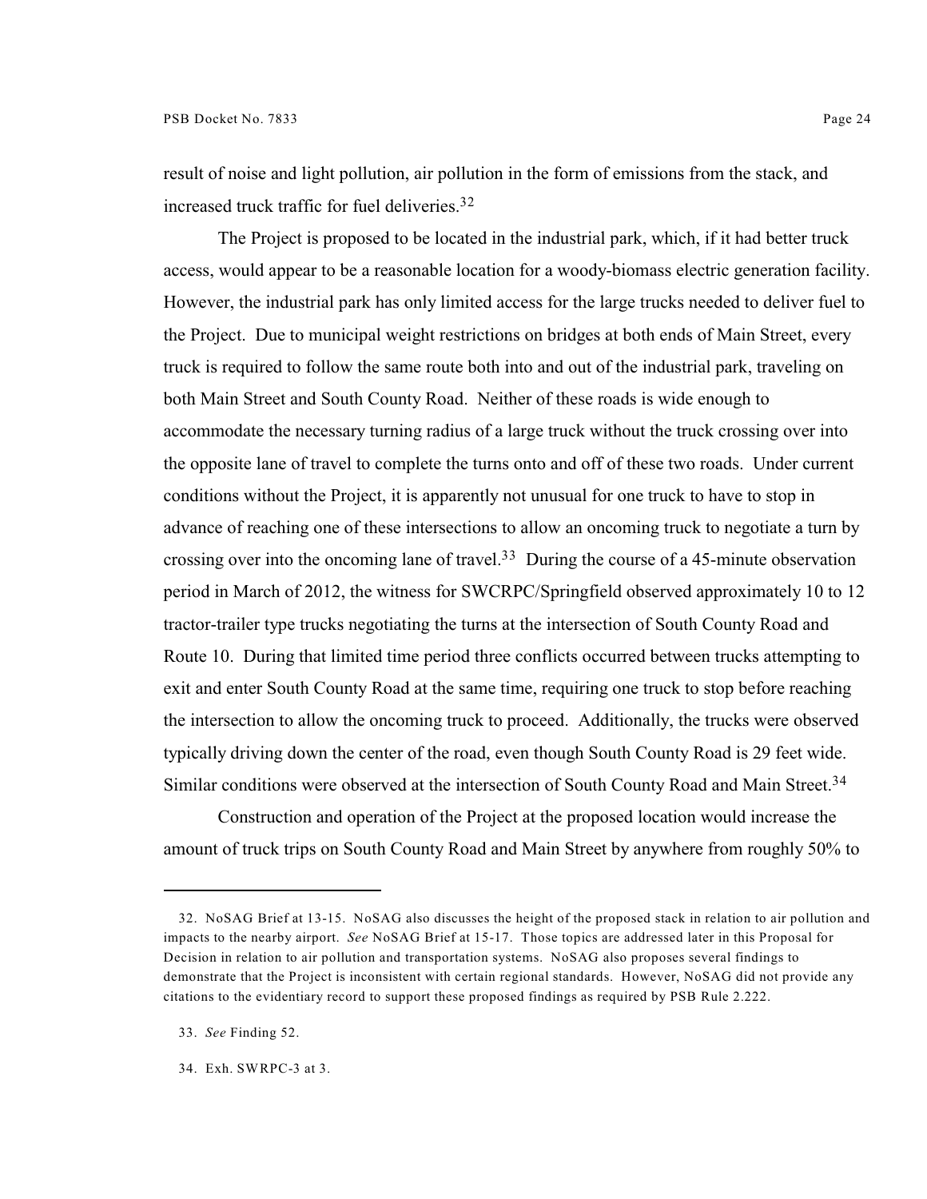result of noise and light pollution, air pollution in the form of emissions from the stack, and increased truck traffic for fuel deliveries.[32]

The Project is proposed to be located in the industrial park, which, if it had better truck access, would appear to be a reasonable location for a woody-biomass electric generation facility. However, the industrial park has only limited access for the large trucks needed to deliver fuel to the Project. Due to municipal weight restrictions on bridges at both ends of Main Street, every truck is required to follow the same route both into and out of the industrial park, traveling on both Main Street and South County Road. Neither of these roads is wide enough to accommodate the necessary turning radius of a large truck without the truck crossing over into the opposite lane of travel to complete the turns onto and off of these two roads. Under current conditions without the Project, it is apparently not unusual for one truck to have to stop in advance of reaching one of these intersections to allow an oncoming truck to negotiate a turn by crossing over into the oncoming lane of travel.[33] During the course of a 45-minute observation period in March of 2012, the witness for SWCRPC/Springfield observed approximately 10 to 12 tractor-trailer type trucks negotiating the turns at the intersection of South County Road and Route 10. During that limited time period three conflicts occurred between trucks attempting to exit and enter South County Road at the same time, requiring one truck to stop before reaching the intersection to allow the oncoming truck to proceed. Additionally, the trucks were observed typically driving down the center of the road, even though South County Road is 29 feet wide. Similar conditions were observed at the intersection of South County Road and Main Street.[34]

Construction and operation of the Project at the proposed location would increase the amount of truck trips on South County Road and Main Street by anywhere from roughly 50% to

---

32. NoSAG Brief at 13-15. NoSAG also discusses the height of the proposed stack in relation to air pollution and impacts to the nearby airport. *See* NoSAG Brief at 15-17. Those topics are addressed later in this Proposal for Decision in relation to air pollution and transportation systems. NoSAG also proposes several findings to demonstrate that the Project is inconsistent with certain regional standards. However, NoSAG did not provide any citations to the evidentiary record to support these proposed findings as required by PSB Rule 2.222.

33. *See* Finding 52.

34. Exh. SWRPC-3 at 3.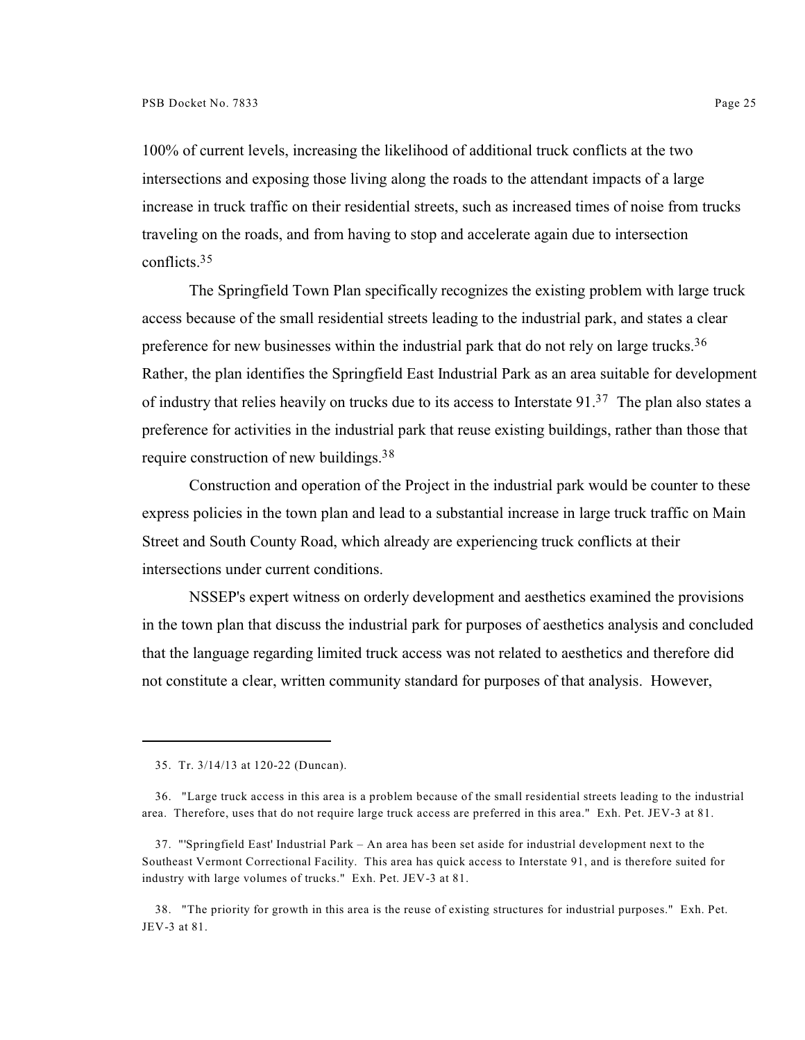100% of current levels, increasing the likelihood of additional truck conflicts at the two intersections and exposing those living along the roads to the attendant impacts of a large increase in truck traffic on their residential streets, such as increased times of noise from trucks traveling on the roads, and from having to stop and accelerate again due to intersection conflicts.[35]

The Springfield Town Plan specifically recognizes the existing problem with large truck access because of the small residential streets leading to the industrial park, and states a clear preference for new businesses within the industrial park that do not rely on large trucks.[36] Rather, the plan identifies the Springfield East Industrial Park as an area suitable for development of industry that relies heavily on trucks due to its access to Interstate 91.[37] The plan also states a preference for activities in the industrial park that reuse existing buildings, rather than those that require construction of new buildings.[38]

Construction and operation of the Project in the industrial park would be counter to these express policies in the town plan and lead to a substantial increase in large truck traffic on Main Street and South County Road, which already are experiencing truck conflicts at their intersections under current conditions.

NSSEP's expert witness on orderly development and aesthetics examined the provisions in the town plan that discuss the industrial park for purposes of aesthetics analysis and concluded that the language regarding limited truck access was not related to aesthetics and therefore did not constitute a clear, written community standard for purposes of that analysis. However,

---

35. Tr. 3/14/13 at 120-22 (Duncan).

36. "Large truck access in this area is a problem because of the small residential streets leading to the industrial area. Therefore, uses that do not require large truck access are preferred in this area." Exh. Pet. JEV-3 at 81.

37. "'Springfield East' Industrial Park – An area has been set aside for industrial development next to the Southeast Vermont Correctional Facility. This area has quick access to Interstate 91, and is therefore suited for industry with large volumes of trucks." Exh. Pet. JEV-3 at 81.

38. "The priority for growth in this area is the reuse of existing structures for industrial purposes." Exh. Pet. JEV-3 at 81.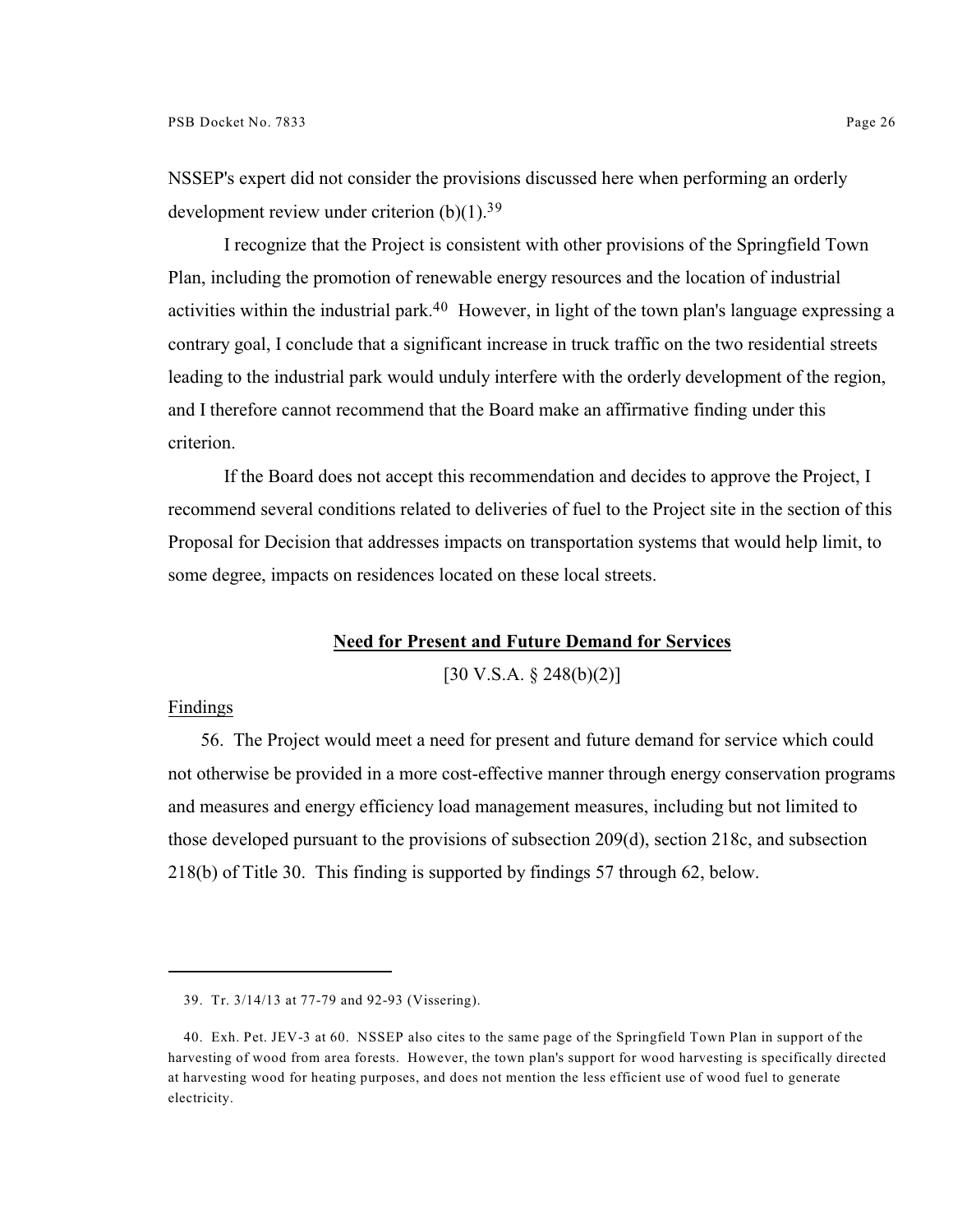NSSEP's expert did not consider the provisions discussed here when performing an orderly development review under criterion (b)(1).[39]

I recognize that the Project is consistent with other provisions of the Springfield Town Plan, including the promotion of renewable energy resources and the location of industrial activities within the industrial park.[40] However, in light of the town plan's language expressing a contrary goal, I conclude that a significant increase in truck traffic on the two residential streets leading to the industrial park would unduly interfere with the orderly development of the region, and I therefore cannot recommend that the Board make an affirmative finding under this criterion.

If the Board does not accept this recommendation and decides to approve the Project, I recommend several conditions related to deliveries of fuel to the Project site in the section of this Proposal for Decision that addresses impacts on transportation systems that would help limit, to some degree, impacts on residences located on these local streets.

## Need for Present and Future Demand for Services

[30 V.S.A. § 248(b)(2)]

Findings

56. The Project would meet a need for present and future demand for service which could not otherwise be provided in a more cost-effective manner through energy conservation programs and measures and energy efficiency load management measures, including but not limited to those developed pursuant to the provisions of subsection 209(d), section 218c, and subsection 218(b) of Title 30. This finding is supported by findings 57 through 62, below.

---

39. Tr. 3/14/13 at 77-79 and 92-93 (Vissering).

40. Exh. Pet. JEV-3 at 60. NSSEP also cites to the same page of the Springfield Town Plan in support of the harvesting of wood from area forests. However, the town plan's support for wood harvesting is specifically directed at harvesting wood for heating purposes, and does not mention the less efficient use of wood fuel to generate electricity.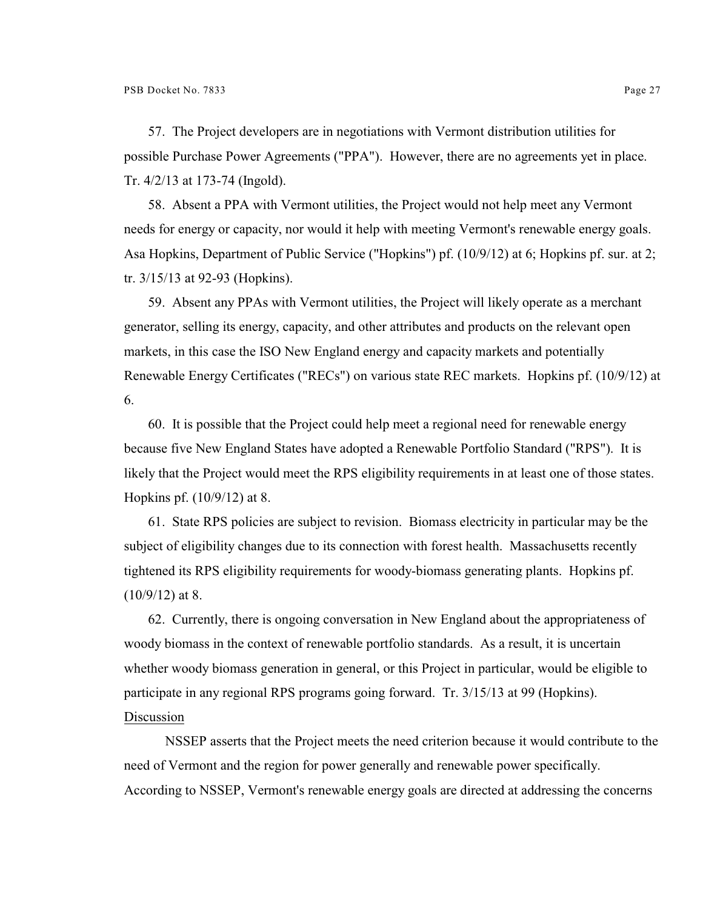57. The Project developers are in negotiations with Vermont distribution utilities for possible Purchase Power Agreements ("PPA"). However, there are no agreements yet in place. Tr. 4/2/13 at 173-74 (Ingold).

58. Absent a PPA with Vermont utilities, the Project would not help meet any Vermont needs for energy or capacity, nor would it help with meeting Vermont's renewable energy goals. Asa Hopkins, Department of Public Service ("Hopkins") pf. (10/9/12) at 6; Hopkins pf. sur. at 2; tr. 3/15/13 at 92-93 (Hopkins).

59. Absent any PPAs with Vermont utilities, the Project will likely operate as a merchant generator, selling its energy, capacity, and other attributes and products on the relevant open markets, in this case the ISO New England energy and capacity markets and potentially Renewable Energy Certificates ("RECs") on various state REC markets. Hopkins pf. (10/9/12) at 6.

60. It is possible that the Project could help meet a regional need for renewable energy because five New England States have adopted a Renewable Portfolio Standard ("RPS"). It is likely that the Project would meet the RPS eligibility requirements in at least one of those states. Hopkins pf. (10/9/12) at 8.

61. State RPS policies are subject to revision. Biomass electricity in particular may be the subject of eligibility changes due to its connection with forest health. Massachusetts recently tightened its RPS eligibility requirements for woody-biomass generating plants. Hopkins pf. (10/9/12) at 8.

62. Currently, there is ongoing conversation in New England about the appropriateness of woody biomass in the context of renewable portfolio standards. As a result, it is uncertain whether woody biomass generation in general, or this Project in particular, would be eligible to participate in any regional RPS programs going forward. Tr. 3/15/13 at 99 (Hopkins).

Discussion

NSSEP asserts that the Project meets the need criterion because it would contribute to the need of Vermont and the region for power generally and renewable power specifically. According to NSSEP, Vermont's renewable energy goals are directed at addressing the concerns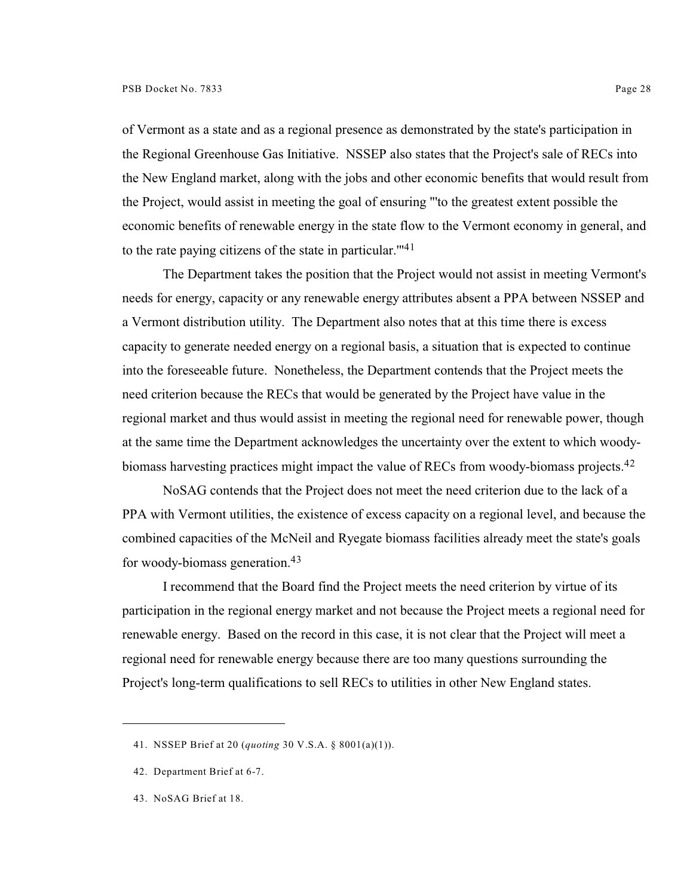of Vermont as a state and as a regional presence as demonstrated by the state's participation in the Regional Greenhouse Gas Initiative. NSSEP also states that the Project's sale of RECs into the New England market, along with the jobs and other economic benefits that would result from the Project, would assist in meeting the goal of ensuring "'to the greatest extent possible the economic benefits of renewable energy in the state flow to the Vermont economy in general, and to the rate paying citizens of the state in particular.'"[41]

The Department takes the position that the Project would not assist in meeting Vermont's needs for energy, capacity or any renewable energy attributes absent a PPA between NSSEP and a Vermont distribution utility. The Department also notes that at this time there is excess capacity to generate needed energy on a regional basis, a situation that is expected to continue into the foreseeable future. Nonetheless, the Department contends that the Project meets the need criterion because the RECs that would be generated by the Project have value in the regional market and thus would assist in meeting the regional need for renewable power, though at the same time the Department acknowledges the uncertainty over the extent to which woody-biomass harvesting practices might impact the value of RECs from woody-biomass projects.[42]

NoSAG contends that the Project does not meet the need criterion due to the lack of a PPA with Vermont utilities, the existence of excess capacity on a regional level, and because the combined capacities of the McNeil and Ryegate biomass facilities already meet the state's goals for woody-biomass generation.[43]

I recommend that the Board find the Project meets the need criterion by virtue of its participation in the regional energy market and not because the Project meets a regional need for renewable energy. Based on the record in this case, it is not clear that the Project will meet a regional need for renewable energy because there are too many questions surrounding the Project's long-term qualifications to sell RECs to utilities in other New England states.

---

41. NSSEP Brief at 20 (*quoting* 30 V.S.A. § 8001(a)(1)).

42. Department Brief at 6-7.

43. NoSAG Brief at 18.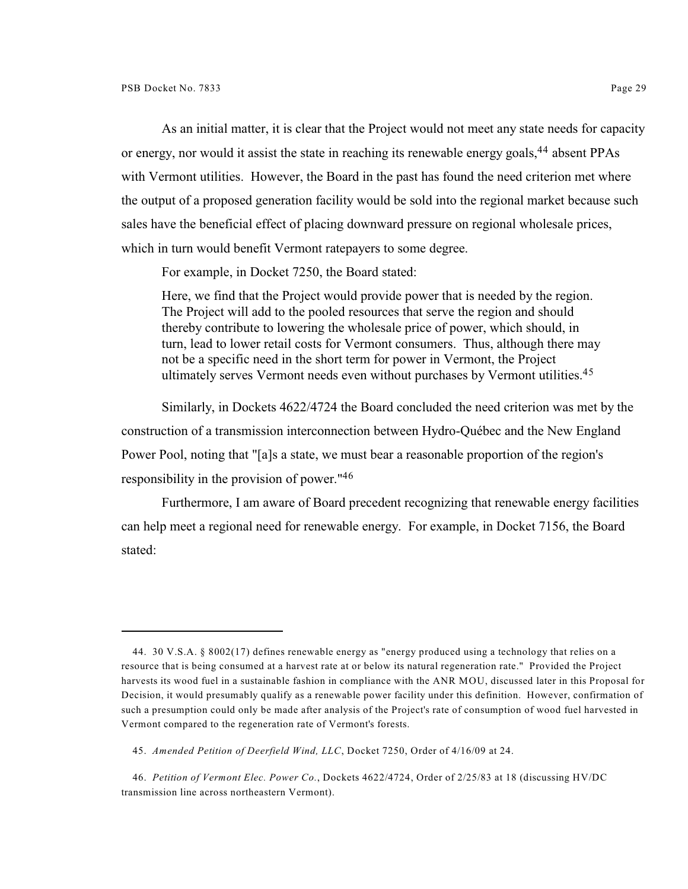As an initial matter, it is clear that the Project would not meet any state needs for capacity or energy, nor would it assist the state in reaching its renewable energy goals,[44] absent PPAs with Vermont utilities. However, the Board in the past has found the need criterion met where the output of a proposed generation facility would be sold into the regional market because such sales have the beneficial effect of placing downward pressure on regional wholesale prices, which in turn would benefit Vermont ratepayers to some degree.

For example, in Docket 7250, the Board stated:

> Here, we find that the Project would provide power that is needed by the region. The Project will add to the pooled resources that serve the region and should thereby contribute to lowering the wholesale price of power, which should, in turn, lead to lower retail costs for Vermont consumers. Thus, although there may not be a specific need in the short term for power in Vermont, the Project ultimately serves Vermont needs even without purchases by Vermont utilities.[45]

Similarly, in Dockets 4622/4724 the Board concluded the need criterion was met by the construction of a transmission interconnection between Hydro-Québec and the New England Power Pool, noting that "[a]s a state, we must bear a reasonable proportion of the region's responsibility in the provision of power."[46]

Furthermore, I am aware of Board precedent recognizing that renewable energy facilities can help meet a regional need for renewable energy. For example, in Docket 7156, the Board stated:

---

44. 30 V.S.A. § 8002(17) defines renewable energy as "energy produced using a technology that relies on a resource that is being consumed at a harvest rate at or below its natural regeneration rate." Provided the Project harvests its wood fuel in a sustainable fashion in compliance with the ANR MOU, discussed later in this Proposal for Decision, it would presumably qualify as a renewable power facility under this definition. However, confirmation of such a presumption could only be made after analysis of the Project's rate of consumption of wood fuel harvested in Vermont compared to the regeneration rate of Vermont's forests.

45. *Amended Petition of Deerfield Wind, LLC*, Docket 7250, Order of 4/16/09 at 24.

46. *Petition of Vermont Elec. Power Co.*, Dockets 4622/4724, Order of 2/25/83 at 18 (discussing HV/DC transmission line across northeastern Vermont).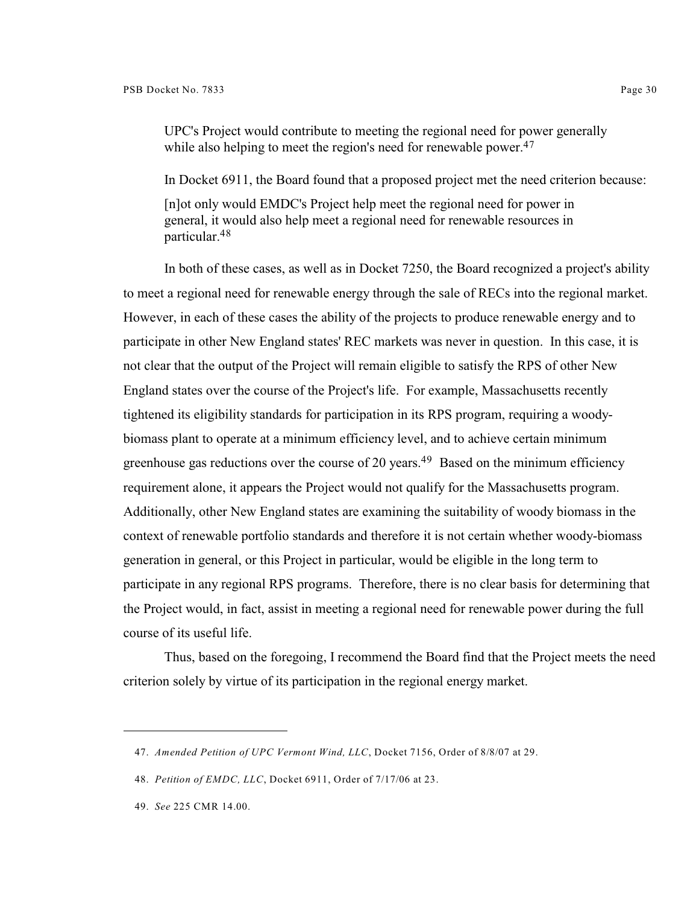> UPC's Project would contribute to meeting the regional need for power generally while also helping to meet the region's need for renewable power.[47]

In Docket 6911, the Board found that a proposed project met the need criterion because:

> [n]ot only would EMDC's Project help meet the regional need for power in general, it would also help meet a regional need for renewable resources in particular.[48]

In both of these cases, as well as in Docket 7250, the Board recognized a project's ability to meet a regional need for renewable energy through the sale of RECs into the regional market. However, in each of these cases the ability of the projects to produce renewable energy and to participate in other New England states' REC markets was never in question. In this case, it is not clear that the output of the Project will remain eligible to satisfy the RPS of other New England states over the course of the Project's life. For example, Massachusetts recently tightened its eligibility standards for participation in its RPS program, requiring a woody-biomass plant to operate at a minimum efficiency level, and to achieve certain minimum greenhouse gas reductions over the course of 20 years.[49] Based on the minimum efficiency requirement alone, it appears the Project would not qualify for the Massachusetts program. Additionally, other New England states are examining the suitability of woody biomass in the context of renewable portfolio standards and therefore it is not certain whether woody-biomass generation in general, or this Project in particular, would be eligible in the long term to participate in any regional RPS programs. Therefore, there is no clear basis for determining that the Project would, in fact, assist in meeting a regional need for renewable power during the full course of its useful life.

Thus, based on the foregoing, I recommend the Board find that the Project meets the need criterion solely by virtue of its participation in the regional energy market.

---

47. *Amended Petition of UPC Vermont Wind, LLC*, Docket 7156, Order of 8/8/07 at 29.

48. *Petition of EMDC, LLC*, Docket 6911, Order of 7/17/06 at 23.

49. *See* 225 CMR 14.00.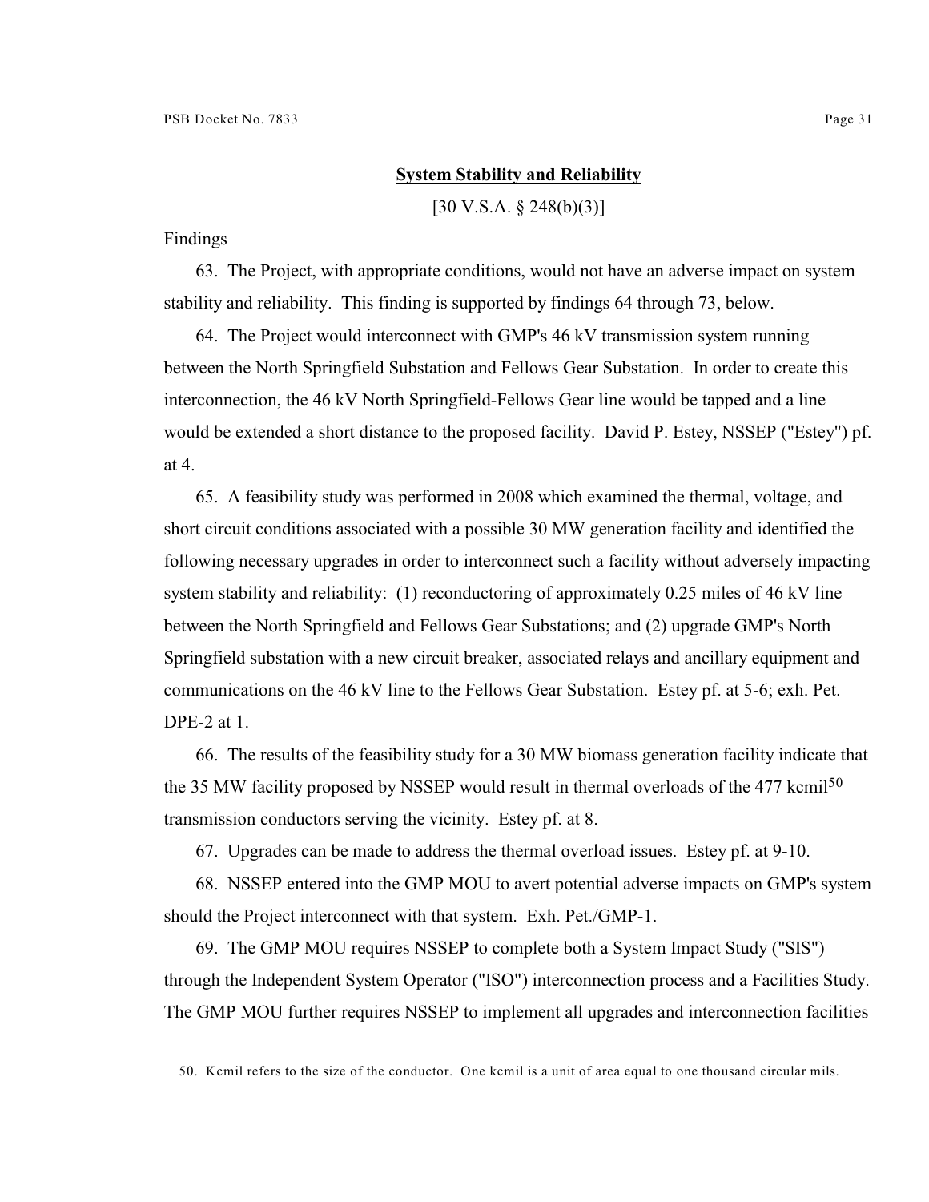## System Stability and Reliability

[30 V.S.A. § 248(b)(3)]

Findings

63. The Project, with appropriate conditions, would not have an adverse impact on system stability and reliability. This finding is supported by findings 64 through 73, below.

64. The Project would interconnect with GMP's 46 kV transmission system running between the North Springfield Substation and Fellows Gear Substation. In order to create this interconnection, the 46 kV North Springfield-Fellows Gear line would be tapped and a line would be extended a short distance to the proposed facility. David P. Estey, NSSEP ("Estey") pf. at 4.

65. A feasibility study was performed in 2008 which examined the thermal, voltage, and short circuit conditions associated with a possible 30 MW generation facility and identified the following necessary upgrades in order to interconnect such a facility without adversely impacting system stability and reliability: (1) reconductoring of approximately 0.25 miles of 46 kV line between the North Springfield and Fellows Gear Substations; and (2) upgrade GMP's North Springfield substation with a new circuit breaker, associated relays and ancillary equipment and communications on the 46 kV line to the Fellows Gear Substation. Estey pf. at 5-6; exh. Pet. DPE-2 at 1.

66. The results of the feasibility study for a 30 MW biomass generation facility indicate that the 35 MW facility proposed by NSSEP would result in thermal overloads of the 477 kcmil[50] transmission conductors serving the vicinity. Estey pf. at 8.

67. Upgrades can be made to address the thermal overload issues. Estey pf. at 9-10.

68. NSSEP entered into the GMP MOU to avert potential adverse impacts on GMP's system should the Project interconnect with that system. Exh. Pet./GMP-1.

69. The GMP MOU requires NSSEP to complete both a System Impact Study ("SIS") through the Independent System Operator ("ISO") interconnection process and a Facilities Study. The GMP MOU further requires NSSEP to implement all upgrades and interconnection facilities

---

50. Kcmil refers to the size of the conductor. One kcmil is a unit of area equal to one thousand circular mils.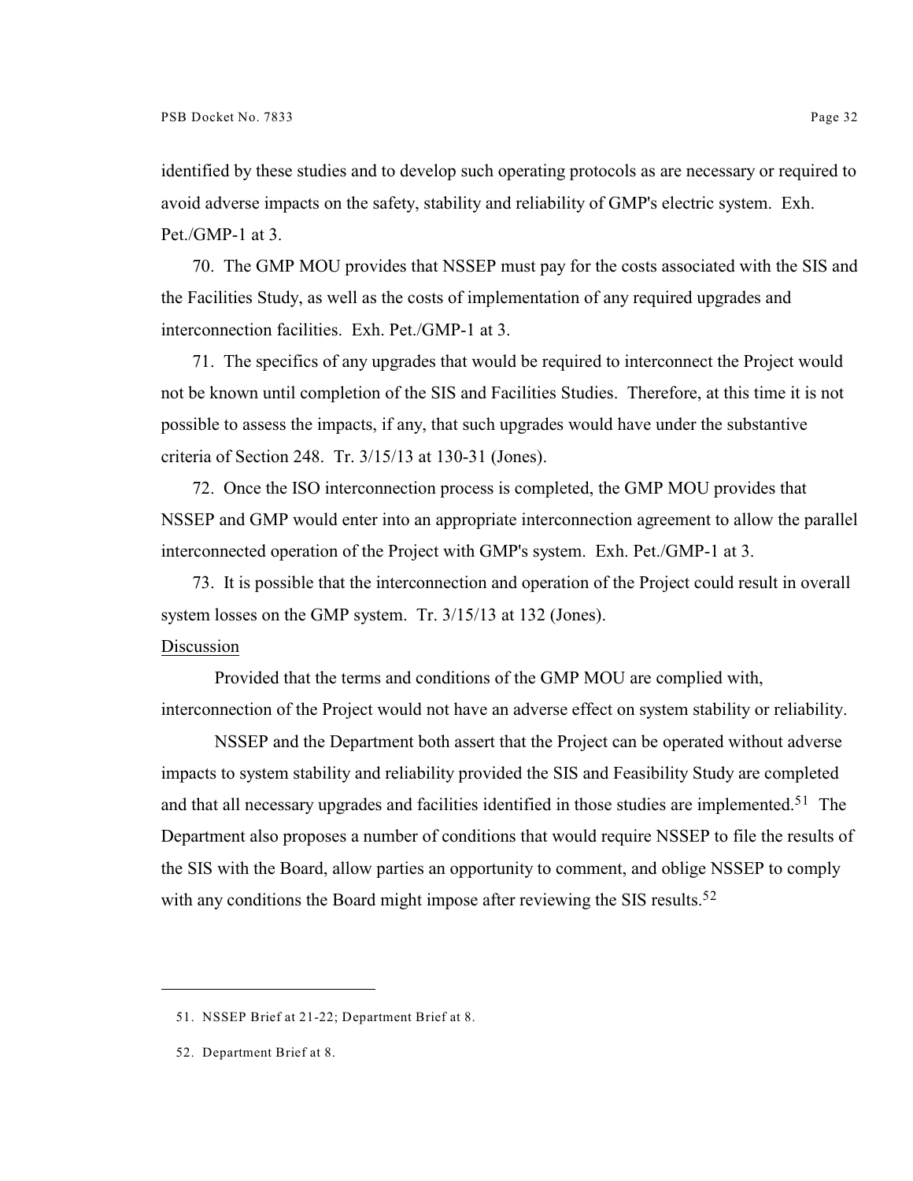identified by these studies and to develop such operating protocols as are necessary or required to avoid adverse impacts on the safety, stability and reliability of GMP's electric system. Exh. Pet./GMP-1 at 3.

70. The GMP MOU provides that NSSEP must pay for the costs associated with the SIS and the Facilities Study, as well as the costs of implementation of any required upgrades and interconnection facilities. Exh. Pet./GMP-1 at 3.

71. The specifics of any upgrades that would be required to interconnect the Project would not be known until completion of the SIS and Facilities Studies. Therefore, at this time it is not possible to assess the impacts, if any, that such upgrades would have under the substantive criteria of Section 248. Tr. 3/15/13 at 130-31 (Jones).

72. Once the ISO interconnection process is completed, the GMP MOU provides that NSSEP and GMP would enter into an appropriate interconnection agreement to allow the parallel interconnected operation of the Project with GMP's system. Exh. Pet./GMP-1 at 3.

73. It is possible that the interconnection and operation of the Project could result in overall system losses on the GMP system. Tr. 3/15/13 at 132 (Jones).

Discussion

Provided that the terms and conditions of the GMP MOU are complied with, interconnection of the Project would not have an adverse effect on system stability or reliability.

NSSEP and the Department both assert that the Project can be operated without adverse impacts to system stability and reliability provided the SIS and Feasibility Study are completed and that all necessary upgrades and facilities identified in those studies are implemented.[51] The Department also proposes a number of conditions that would require NSSEP to file the results of the SIS with the Board, allow parties an opportunity to comment, and oblige NSSEP to comply with any conditions the Board might impose after reviewing the SIS results.[52]

---

51. NSSEP Brief at 21-22; Department Brief at 8.

52. Department Brief at 8.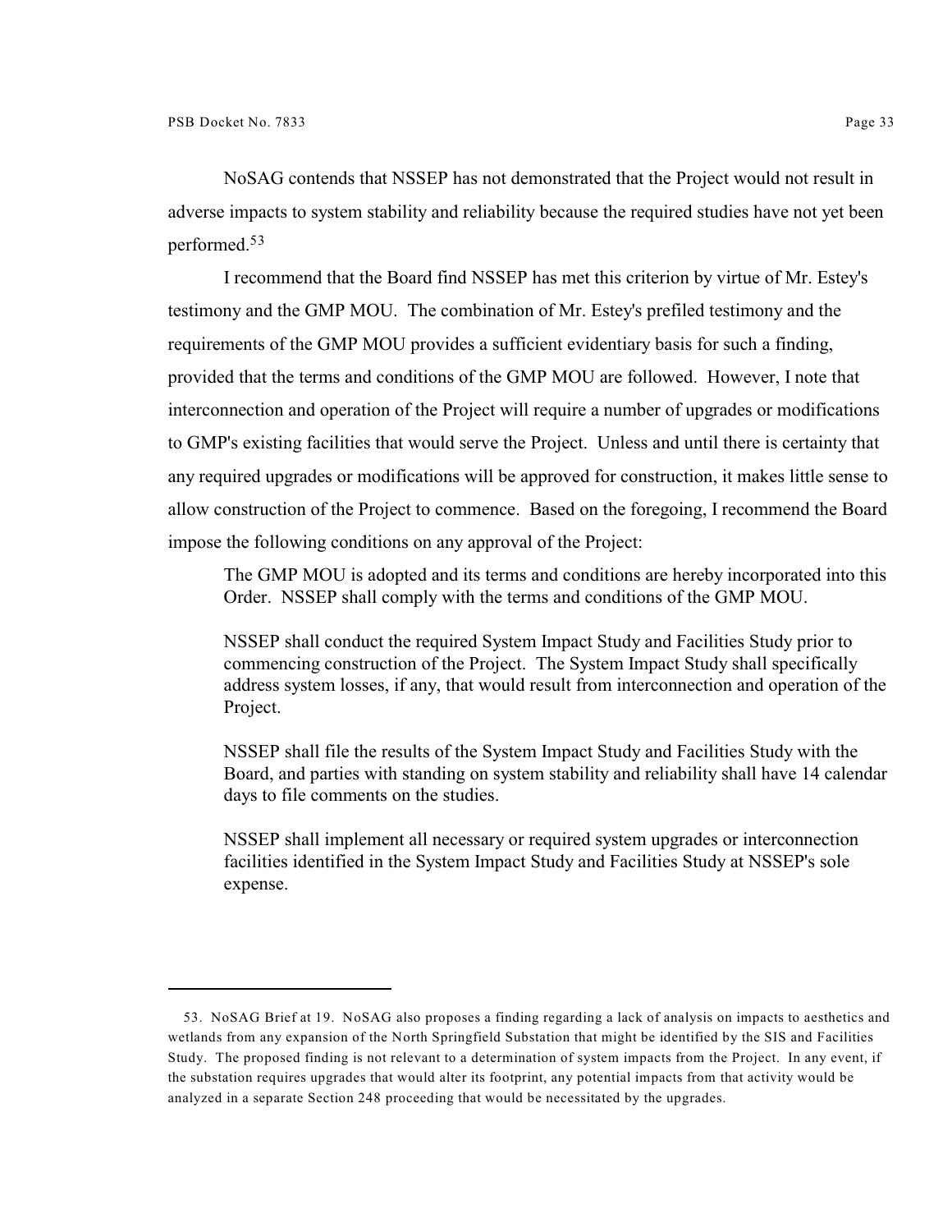NoSAG contends that NSSEP has not demonstrated that the Project would not result in adverse impacts to system stability and reliability because the required studies have not yet been performed.[53]

I recommend that the Board find NSSEP has met this criterion by virtue of Mr. Estey's testimony and the GMP MOU. The combination of Mr. Estey's prefiled testimony and the requirements of the GMP MOU provides a sufficient evidentiary basis for such a finding, provided that the terms and conditions of the GMP MOU are followed. However, I note that interconnection and operation of the Project will require a number of upgrades or modifications to GMP's existing facilities that would serve the Project. Unless and until there is certainty that any required upgrades or modifications will be approved for construction, it makes little sense to allow construction of the Project to commence. Based on the foregoing, I recommend the Board impose the following conditions on any approval of the Project:

> The GMP MOU is adopted and its terms and conditions are hereby incorporated into this Order. NSSEP shall comply with the terms and conditions of the GMP MOU.
>
> NSSEP shall conduct the required System Impact Study and Facilities Study prior to commencing construction of the Project. The System Impact Study shall specifically address system losses, if any, that would result from interconnection and operation of the Project.
>
> NSSEP shall file the results of the System Impact Study and Facilities Study with the Board, and parties with standing on system stability and reliability shall have 14 calendar days to file comments on the studies.
>
> NSSEP shall implement all necessary or required system upgrades or interconnection facilities identified in the System Impact Study and Facilities Study at NSSEP's sole expense.

---

53. NoSAG Brief at 19. NoSAG also proposes a finding regarding a lack of analysis on impacts to aesthetics and wetlands from any expansion of the North Springfield Substation that might be identified by the SIS and Facilities Study. The proposed finding is not relevant to a determination of system impacts from the Project. In any event, if the substation requires upgrades that would alter its footprint, any potential impacts from that activity would be analyzed in a separate Section 248 proceeding that would be necessitated by the upgrades.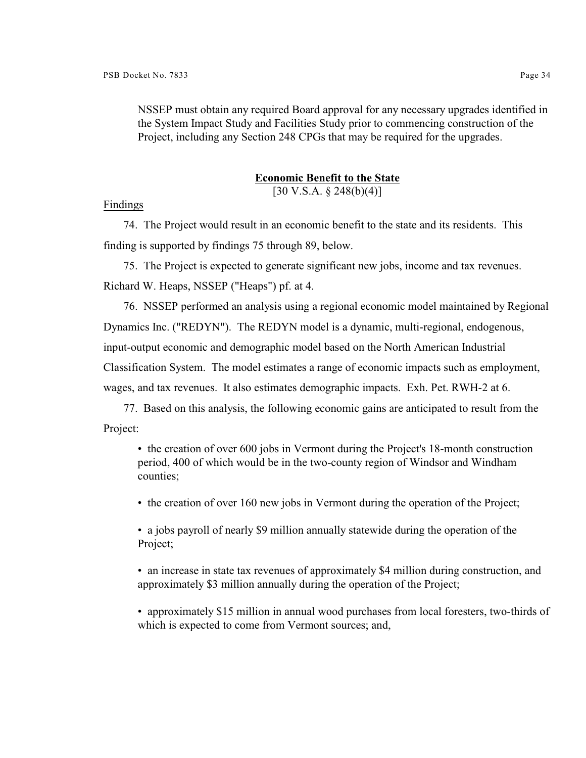NSSEP must obtain any required Board approval for any necessary upgrades identified in the System Impact Study and Facilities Study prior to commencing construction of the Project, including any Section 248 CPGs that may be required for the upgrades.

## **Economic Benefit to the State**

[30 V.S.A. § 248(b)(4)]

Findings

74. The Project would result in an economic benefit to the state and its residents. This finding is supported by findings 75 through 89, below.

75. The Project is expected to generate significant new jobs, income and tax revenues. Richard W. Heaps, NSSEP ("Heaps") pf. at 4.

76. NSSEP performed an analysis using a regional economic model maintained by Regional Dynamics Inc. ("REDYN"). The REDYN model is a dynamic, multi-regional, endogenous, input-output economic and demographic model based on the North American Industrial Classification System. The model estimates a range of economic impacts such as employment, wages, and tax revenues. It also estimates demographic impacts. Exh. Pet. RWH-2 at 6.

77. Based on this analysis, the following economic gains are anticipated to result from the Project:

- the creation of over 600 jobs in Vermont during the Project's 18-month construction period, 400 of which would be in the two-county region of Windsor and Windham counties;
- the creation of over 160 new jobs in Vermont during the operation of the Project;
- a jobs payroll of nearly $9 million annually statewide during the operation of the Project;
- an increase in state tax revenues of approximately $4 million during construction, and approximately $3 million annually during the operation of the Project;
- approximately $15 million in annual wood purchases from local foresters, two-thirds of which is expected to come from Vermont sources; and,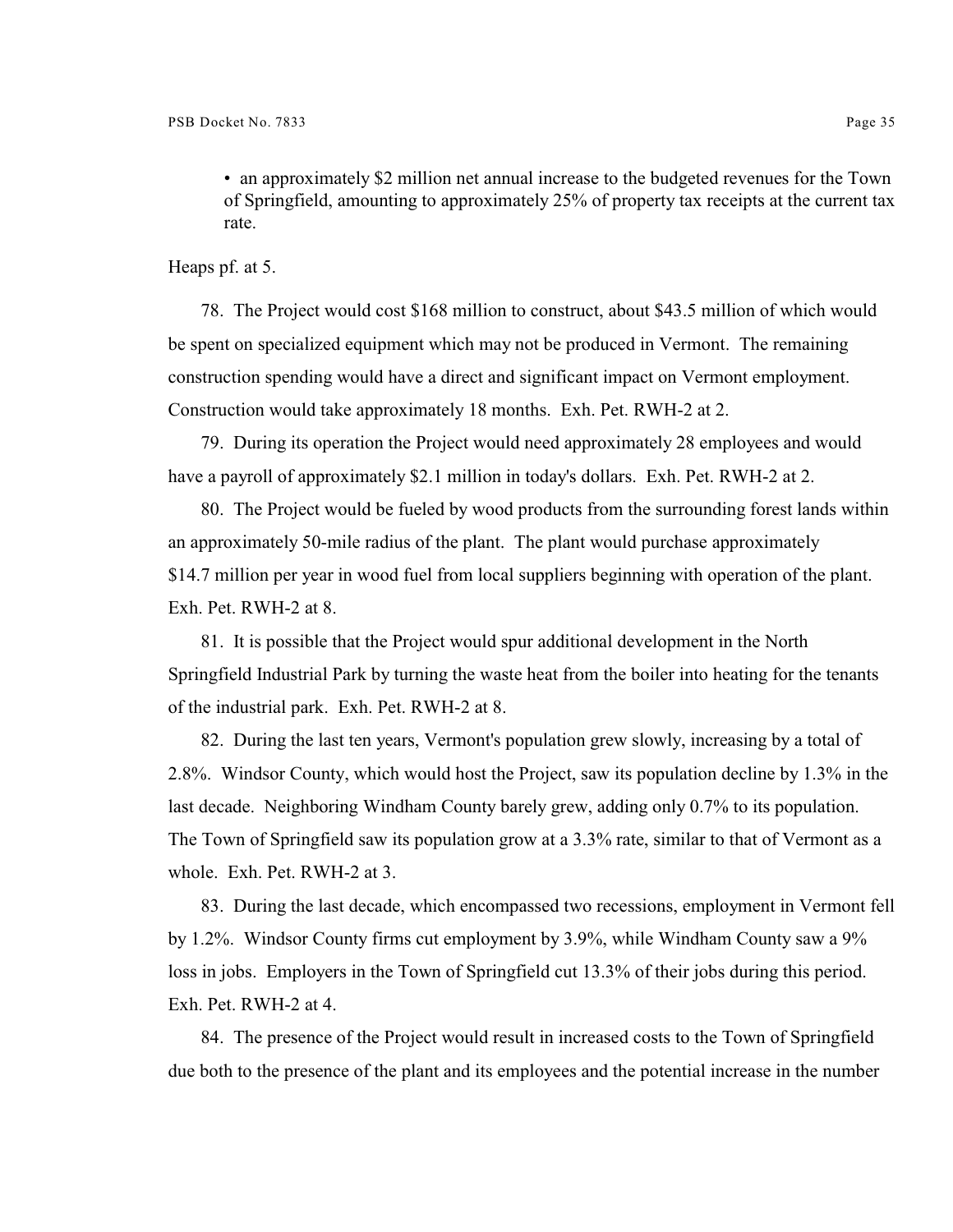- an approximately $2 million net annual increase to the budgeted revenues for the Town of Springfield, amounting to approximately 25% of property tax receipts at the current tax rate.

Heaps pf. at 5.

78. The Project would cost $168 million to construct, about $43.5 million of which would be spent on specialized equipment which may not be produced in Vermont. The remaining construction spending would have a direct and significant impact on Vermont employment. Construction would take approximately 18 months. Exh. Pet. RWH-2 at 2.

79. During its operation the Project would need approximately 28 employees and would have a payroll of approximately $2.1 million in today's dollars. Exh. Pet. RWH-2 at 2.

80. The Project would be fueled by wood products from the surrounding forest lands within an approximately 50-mile radius of the plant. The plant would purchase approximately $14.7 million per year in wood fuel from local suppliers beginning with operation of the plant. Exh. Pet. RWH-2 at 8.

81. It is possible that the Project would spur additional development in the North Springfield Industrial Park by turning the waste heat from the boiler into heating for the tenants of the industrial park. Exh. Pet. RWH-2 at 8.

82. During the last ten years, Vermont's population grew slowly, increasing by a total of 2.8%. Windsor County, which would host the Project, saw its population decline by 1.3% in the last decade. Neighboring Windham County barely grew, adding only 0.7% to its population. The Town of Springfield saw its population grow at a 3.3% rate, similar to that of Vermont as a whole. Exh. Pet. RWH-2 at 3.

83. During the last decade, which encompassed two recessions, employment in Vermont fell by 1.2%. Windsor County firms cut employment by 3.9%, while Windham County saw a 9% loss in jobs. Employers in the Town of Springfield cut 13.3% of their jobs during this period. Exh. Pet. RWH-2 at 4.

84. The presence of the Project would result in increased costs to the Town of Springfield due both to the presence of the plant and its employees and the potential increase in the number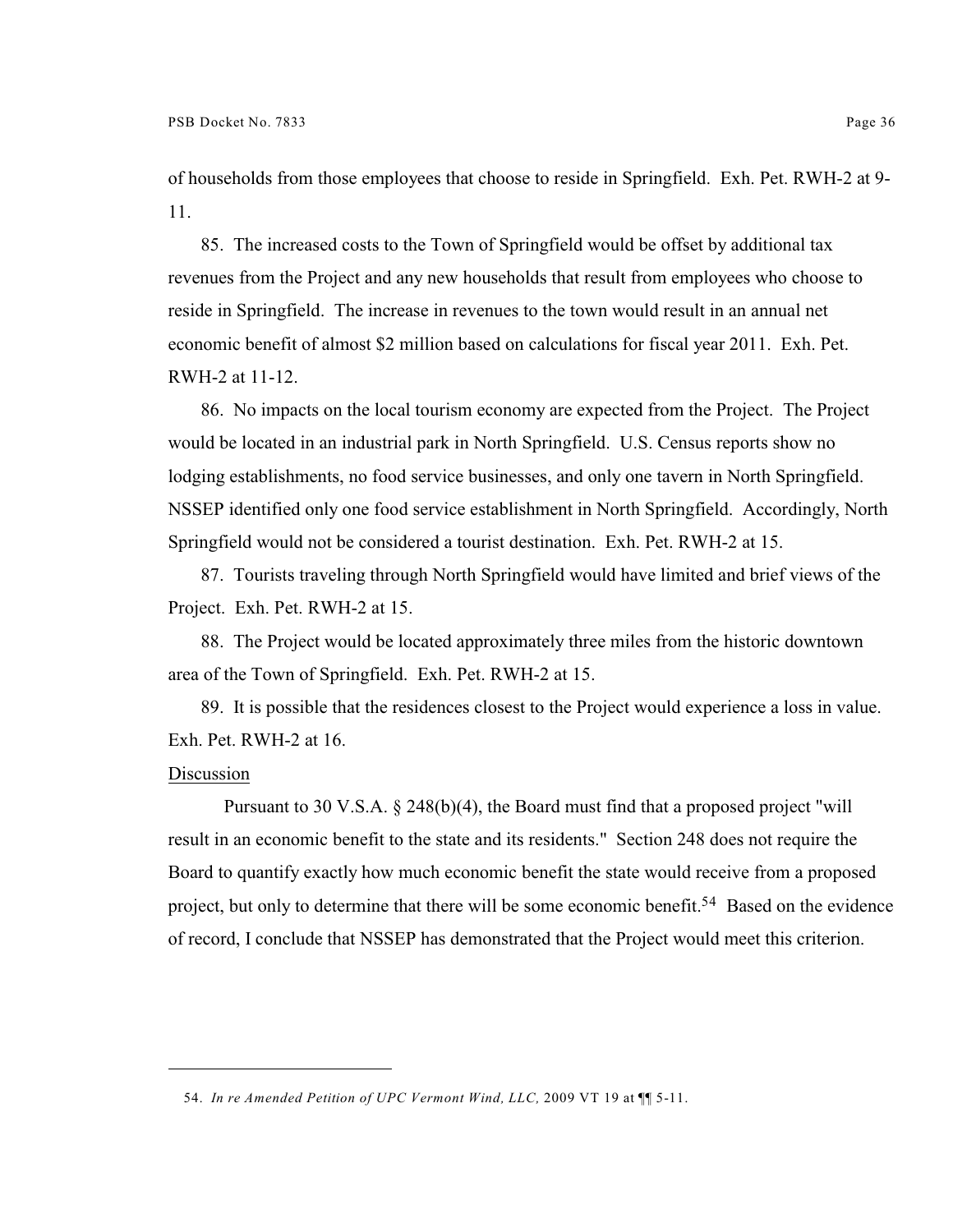of households from those employees that choose to reside in Springfield. Exh. Pet. RWH-2 at 9-11.

85. The increased costs to the Town of Springfield would be offset by additional tax revenues from the Project and any new households that result from employees who choose to reside in Springfield. The increase in revenues to the town would result in an annual net economic benefit of almost $2 million based on calculations for fiscal year 2011. Exh. Pet. RWH-2 at 11-12.

86. No impacts on the local tourism economy are expected from the Project. The Project would be located in an industrial park in North Springfield. U.S. Census reports show no lodging establishments, no food service businesses, and only one tavern in North Springfield. NSSEP identified only one food service establishment in North Springfield. Accordingly, North Springfield would not be considered a tourist destination. Exh. Pet. RWH-2 at 15.

87. Tourists traveling through North Springfield would have limited and brief views of the Project. Exh. Pet. RWH-2 at 15.

88. The Project would be located approximately three miles from the historic downtown area of the Town of Springfield. Exh. Pet. RWH-2 at 15.

89. It is possible that the residences closest to the Project would experience a loss in value. Exh. Pet. RWH-2 at 16.

Discussion

Pursuant to 30 V.S.A. § 248(b)(4), the Board must find that a proposed project "will result in an economic benefit to the state and its residents." Section 248 does not require the Board to quantify exactly how much economic benefit the state would receive from a proposed project, but only to determine that there will be some economic benefit.[54] Based on the evidence of record, I conclude that NSSEP has demonstrated that the Project would meet this criterion.

---

54. *In re Amended Petition of UPC Vermont Wind, LLC,* 2009 VT 19 at ¶¶ 5-11.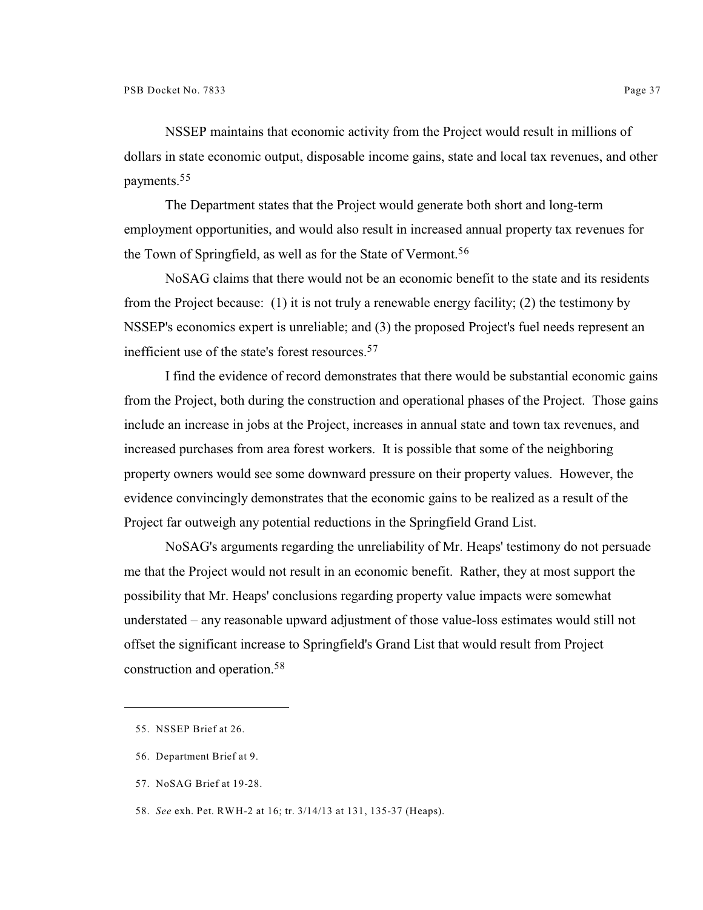NSSEP maintains that economic activity from the Project would result in millions of dollars in state economic output, disposable income gains, state and local tax revenues, and other payments.[55]

The Department states that the Project would generate both short and long-term employment opportunities, and would also result in increased annual property tax revenues for the Town of Springfield, as well as for the State of Vermont.[56]

NoSAG claims that there would not be an economic benefit to the state and its residents from the Project because: (1) it is not truly a renewable energy facility; (2) the testimony by NSSEP's economics expert is unreliable; and (3) the proposed Project's fuel needs represent an inefficient use of the state's forest resources.[57]

I find the evidence of record demonstrates that there would be substantial economic gains from the Project, both during the construction and operational phases of the Project. Those gains include an increase in jobs at the Project, increases in annual state and town tax revenues, and increased purchases from area forest workers. It is possible that some of the neighboring property owners would see some downward pressure on their property values. However, the evidence convincingly demonstrates that the economic gains to be realized as a result of the Project far outweigh any potential reductions in the Springfield Grand List.

NoSAG's arguments regarding the unreliability of Mr. Heaps' testimony do not persuade me that the Project would not result in an economic benefit. Rather, they at most support the possibility that Mr. Heaps' conclusions regarding property value impacts were somewhat understated – any reasonable upward adjustment of those value-loss estimates would still not offset the significant increase to Springfield's Grand List that would result from Project construction and operation.[58]

---

55. NSSEP Brief at 26.

56. Department Brief at 9.

57. NoSAG Brief at 19-28.

58. *See* exh. Pet. RWH-2 at 16; tr. 3/14/13 at 131, 135-37 (Heaps).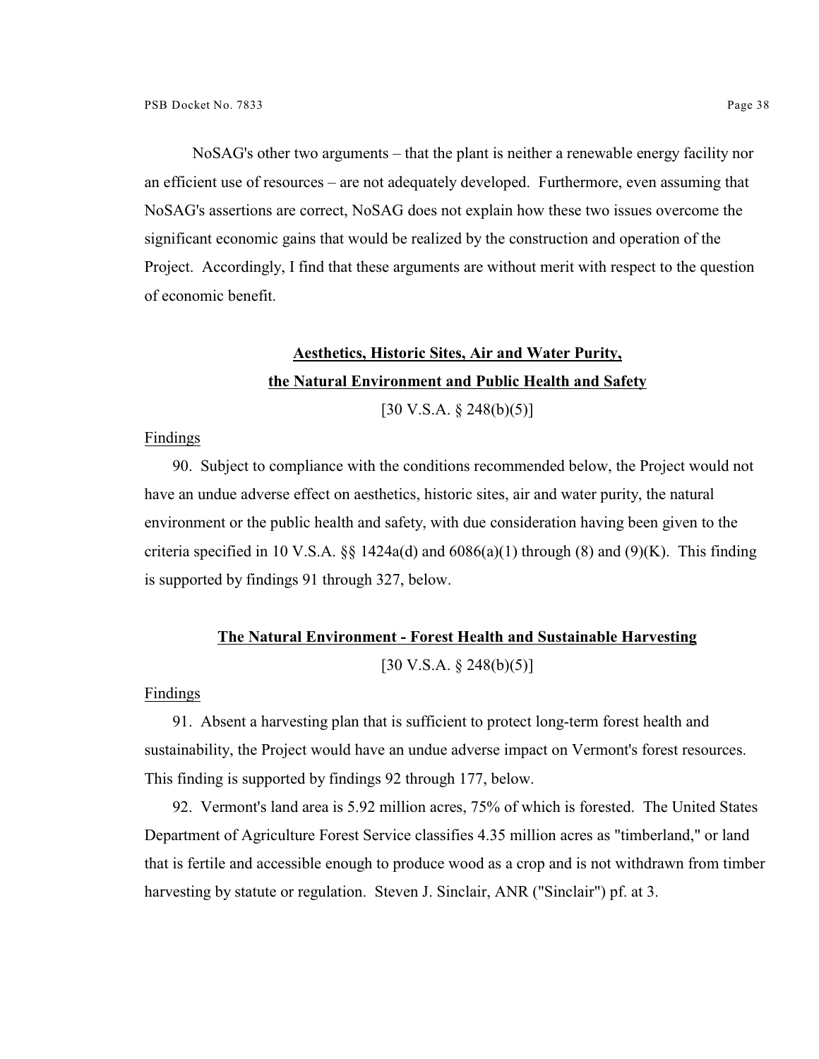NoSAG's other two arguments – that the plant is neither a renewable energy facility nor an efficient use of resources – are not adequately developed. Furthermore, even assuming that NoSAG's assertions are correct, NoSAG does not explain how these two issues overcome the significant economic gains that would be realized by the construction and operation of the Project. Accordingly, I find that these arguments are without merit with respect to the question of economic benefit.

## **Aesthetics, Historic Sites, Air and Water Purity, the Natural Environment and Public Health and Safety**

[30 V.S.A. § 248(b)(5)]

Findings

90. Subject to compliance with the conditions recommended below, the Project would not have an undue adverse effect on aesthetics, historic sites, air and water purity, the natural environment or the public health and safety, with due consideration having been given to the criteria specified in 10 V.S.A. §§ 1424a(d) and 6086(a)(1) through (8) and (9)(K). This finding is supported by findings 91 through 327, below.

## **The Natural Environment - Forest Health and Sustainable Harvesting**

[30 V.S.A. § 248(b)(5)]

Findings

91. Absent a harvesting plan that is sufficient to protect long-term forest health and sustainability, the Project would have an undue adverse impact on Vermont's forest resources. This finding is supported by findings 92 through 177, below.

92. Vermont's land area is 5.92 million acres, 75% of which is forested. The United States Department of Agriculture Forest Service classifies 4.35 million acres as "timberland," or land that is fertile and accessible enough to produce wood as a crop and is not withdrawn from timber harvesting by statute or regulation. Steven J. Sinclair, ANR ("Sinclair") pf. at 3.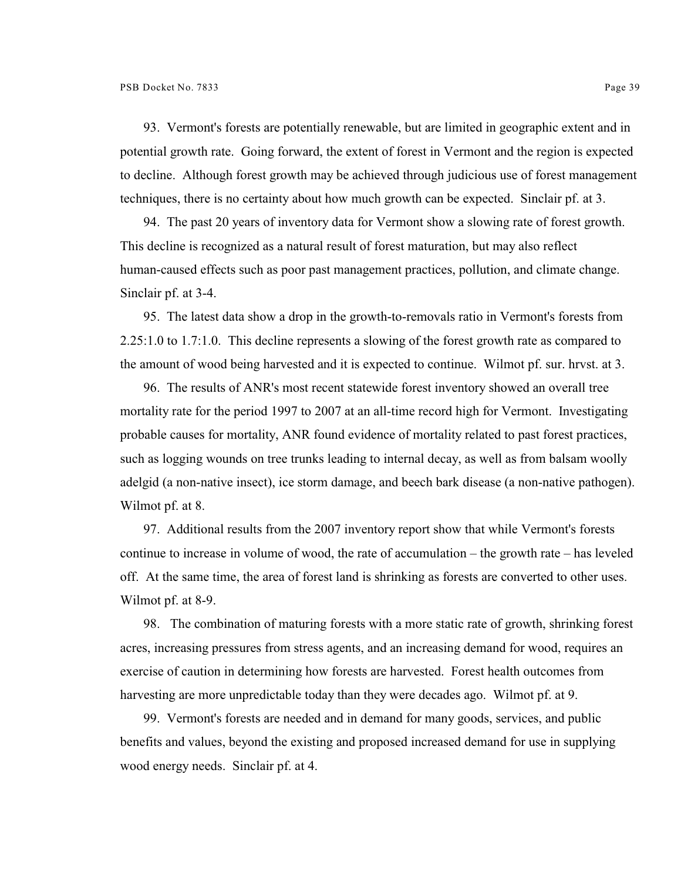93. Vermont's forests are potentially renewable, but are limited in geographic extent and in potential growth rate. Going forward, the extent of forest in Vermont and the region is expected to decline. Although forest growth may be achieved through judicious use of forest management techniques, there is no certainty about how much growth can be expected. Sinclair pf. at 3.

94. The past 20 years of inventory data for Vermont show a slowing rate of forest growth. This decline is recognized as a natural result of forest maturation, but may also reflect human-caused effects such as poor past management practices, pollution, and climate change. Sinclair pf. at 3-4.

95. The latest data show a drop in the growth-to-removals ratio in Vermont's forests from 2.25:1.0 to 1.7:1.0. This decline represents a slowing of the forest growth rate as compared to the amount of wood being harvested and it is expected to continue. Wilmot pf. sur. hrvst. at 3.

96. The results of ANR's most recent statewide forest inventory showed an overall tree mortality rate for the period 1997 to 2007 at an all-time record high for Vermont. Investigating probable causes for mortality, ANR found evidence of mortality related to past forest practices, such as logging wounds on tree trunks leading to internal decay, as well as from balsam woolly adelgid (a non-native insect), ice storm damage, and beech bark disease (a non-native pathogen). Wilmot pf. at 8.

97. Additional results from the 2007 inventory report show that while Vermont's forests continue to increase in volume of wood, the rate of accumulation – the growth rate – has leveled off. At the same time, the area of forest land is shrinking as forests are converted to other uses. Wilmot pf. at 8-9.

98. The combination of maturing forests with a more static rate of growth, shrinking forest acres, increasing pressures from stress agents, and an increasing demand for wood, requires an exercise of caution in determining how forests are harvested. Forest health outcomes from harvesting are more unpredictable today than they were decades ago. Wilmot pf. at 9.

99. Vermont's forests are needed and in demand for many goods, services, and public benefits and values, beyond the existing and proposed increased demand for use in supplying wood energy needs. Sinclair pf. at 4.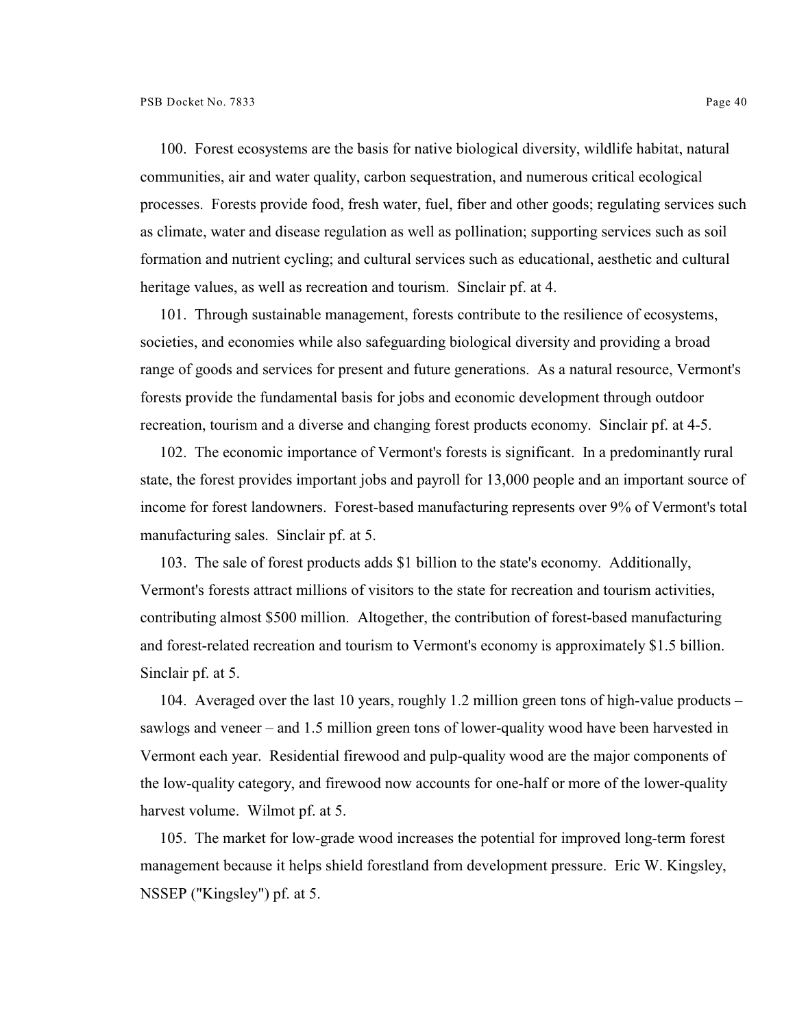100. Forest ecosystems are the basis for native biological diversity, wildlife habitat, natural communities, air and water quality, carbon sequestration, and numerous critical ecological processes. Forests provide food, fresh water, fuel, fiber and other goods; regulating services such as climate, water and disease regulation as well as pollination; supporting services such as soil formation and nutrient cycling; and cultural services such as educational, aesthetic and cultural heritage values, as well as recreation and tourism. Sinclair pf. at 4.

101. Through sustainable management, forests contribute to the resilience of ecosystems, societies, and economies while also safeguarding biological diversity and providing a broad range of goods and services for present and future generations. As a natural resource, Vermont's forests provide the fundamental basis for jobs and economic development through outdoor recreation, tourism and a diverse and changing forest products economy. Sinclair pf. at 4-5.

102. The economic importance of Vermont's forests is significant. In a predominantly rural state, the forest provides important jobs and payroll for 13,000 people and an important source of income for forest landowners. Forest-based manufacturing represents over 9% of Vermont's total manufacturing sales. Sinclair pf. at 5.

103. The sale of forest products adds $1 billion to the state's economy. Additionally, Vermont's forests attract millions of visitors to the state for recreation and tourism activities, contributing almost $500 million. Altogether, the contribution of forest-based manufacturing and forest-related recreation and tourism to Vermont's economy is approximately $1.5 billion. Sinclair pf. at 5.

104. Averaged over the last 10 years, roughly 1.2 million green tons of high-value products – sawlogs and veneer – and 1.5 million green tons of lower-quality wood have been harvested in Vermont each year. Residential firewood and pulp-quality wood are the major components of the low-quality category, and firewood now accounts for one-half or more of the lower-quality harvest volume. Wilmot pf. at 5.

105. The market for low-grade wood increases the potential for improved long-term forest management because it helps shield forestland from development pressure. Eric W. Kingsley, NSSEP ("Kingsley") pf. at 5.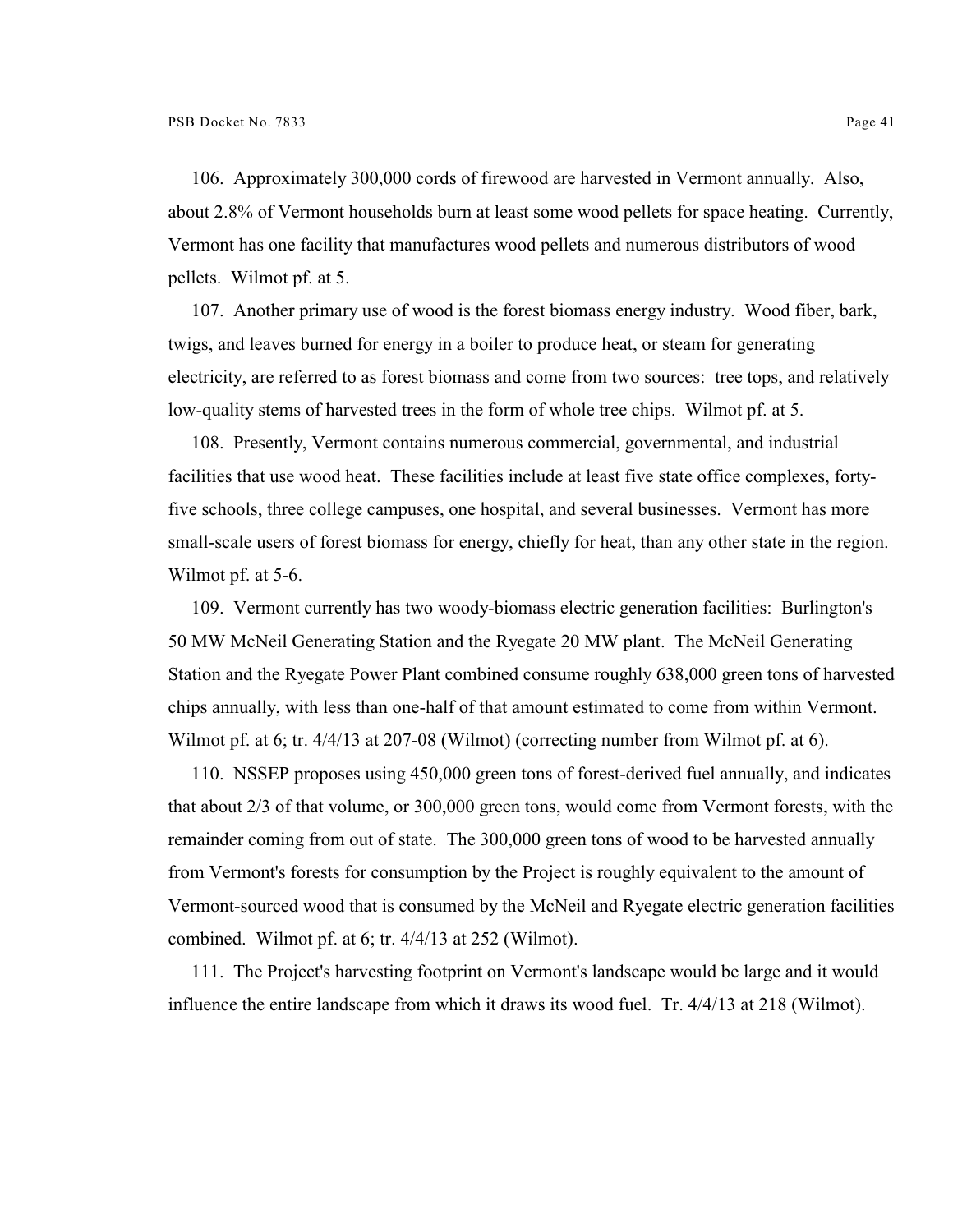106. Approximately 300,000 cords of firewood are harvested in Vermont annually. Also, about 2.8% of Vermont households burn at least some wood pellets for space heating. Currently, Vermont has one facility that manufactures wood pellets and numerous distributors of wood pellets. Wilmot pf. at 5.

107. Another primary use of wood is the forest biomass energy industry. Wood fiber, bark, twigs, and leaves burned for energy in a boiler to produce heat, or steam for generating electricity, are referred to as forest biomass and come from two sources: tree tops, and relatively low-quality stems of harvested trees in the form of whole tree chips. Wilmot pf. at 5.

108. Presently, Vermont contains numerous commercial, governmental, and industrial facilities that use wood heat. These facilities include at least five state office complexes, forty-five schools, three college campuses, one hospital, and several businesses. Vermont has more small-scale users of forest biomass for energy, chiefly for heat, than any other state in the region. Wilmot pf. at 5-6.

109. Vermont currently has two woody-biomass electric generation facilities: Burlington's 50 MW McNeil Generating Station and the Ryegate 20 MW plant. The McNeil Generating Station and the Ryegate Power Plant combined consume roughly 638,000 green tons of harvested chips annually, with less than one-half of that amount estimated to come from within Vermont. Wilmot pf. at 6; tr. 4/4/13 at 207-08 (Wilmot) (correcting number from Wilmot pf. at 6).

110. NSSEP proposes using 450,000 green tons of forest-derived fuel annually, and indicates that about 2/3 of that volume, or 300,000 green tons, would come from Vermont forests, with the remainder coming from out of state. The 300,000 green tons of wood to be harvested annually from Vermont's forests for consumption by the Project is roughly equivalent to the amount of Vermont-sourced wood that is consumed by the McNeil and Ryegate electric generation facilities combined. Wilmot pf. at 6; tr. 4/4/13 at 252 (Wilmot).

111. The Project's harvesting footprint on Vermont's landscape would be large and it would influence the entire landscape from which it draws its wood fuel. Tr. 4/4/13 at 218 (Wilmot).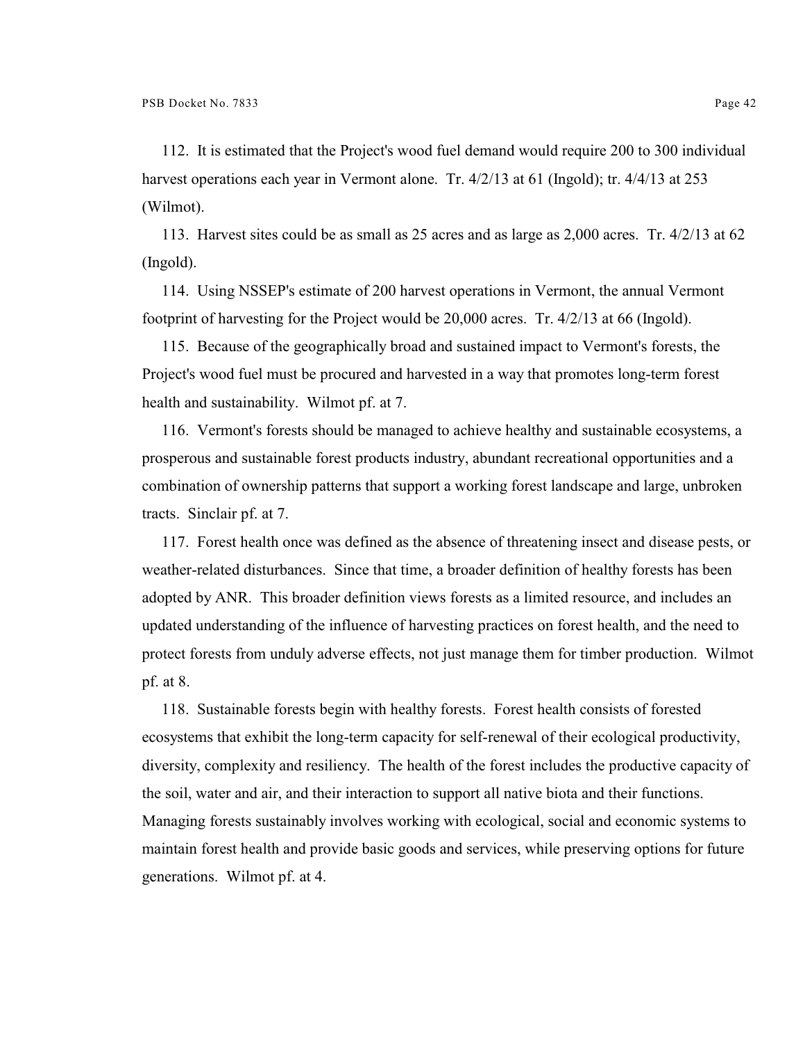112. It is estimated that the Project's wood fuel demand would require 200 to 300 individual harvest operations each year in Vermont alone. Tr. 4/2/13 at 61 (Ingold); tr. 4/4/13 at 253 (Wilmot).

113. Harvest sites could be as small as 25 acres and as large as 2,000 acres. Tr. 4/2/13 at 62 (Ingold).

114. Using NSSEP's estimate of 200 harvest operations in Vermont, the annual Vermont footprint of harvesting for the Project would be 20,000 acres. Tr. 4/2/13 at 66 (Ingold).

115. Because of the geographically broad and sustained impact to Vermont's forests, the Project's wood fuel must be procured and harvested in a way that promotes long-term forest health and sustainability. Wilmot pf. at 7.

116. Vermont's forests should be managed to achieve healthy and sustainable ecosystems, a prosperous and sustainable forest products industry, abundant recreational opportunities and a combination of ownership patterns that support a working forest landscape and large, unbroken tracts. Sinclair pf. at 7.

117. Forest health once was defined as the absence of threatening insect and disease pests, or weather-related disturbances. Since that time, a broader definition of healthy forests has been adopted by ANR. This broader definition views forests as a limited resource, and includes an updated understanding of the influence of harvesting practices on forest health, and the need to protect forests from unduly adverse effects, not just manage them for timber production. Wilmot pf. at 8.

118. Sustainable forests begin with healthy forests. Forest health consists of forested ecosystems that exhibit the long-term capacity for self-renewal of their ecological productivity, diversity, complexity and resiliency. The health of the forest includes the productive capacity of the soil, water and air, and their interaction to support all native biota and their functions. Managing forests sustainably involves working with ecological, social and economic systems to maintain forest health and provide basic goods and services, while preserving options for future generations. Wilmot pf. at 4.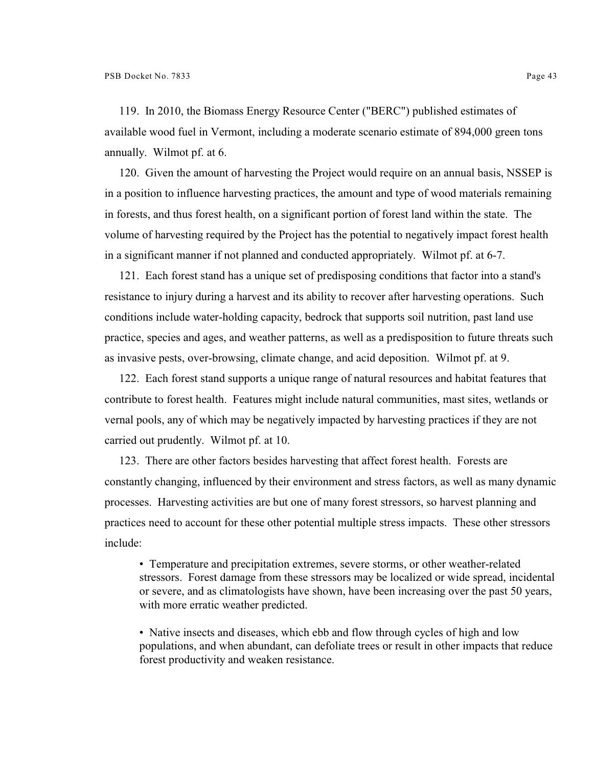119. In 2010, the Biomass Energy Resource Center ("BERC") published estimates of available wood fuel in Vermont, including a moderate scenario estimate of 894,000 green tons annually. Wilmot pf. at 6.

120. Given the amount of harvesting the Project would require on an annual basis, NSSEP is in a position to influence harvesting practices, the amount and type of wood materials remaining in forests, and thus forest health, on a significant portion of forest land within the state. The volume of harvesting required by the Project has the potential to negatively impact forest health in a significant manner if not planned and conducted appropriately. Wilmot pf. at 6-7.

121. Each forest stand has a unique set of predisposing conditions that factor into a stand's resistance to injury during a harvest and its ability to recover after harvesting operations. Such conditions include water-holding capacity, bedrock that supports soil nutrition, past land use practice, species and ages, and weather patterns, as well as a predisposition to future threats such as invasive pests, over-browsing, climate change, and acid deposition. Wilmot pf. at 9.

122. Each forest stand supports a unique range of natural resources and habitat features that contribute to forest health. Features might include natural communities, mast sites, wetlands or vernal pools, any of which may be negatively impacted by harvesting practices if they are not carried out prudently. Wilmot pf. at 10.

123. There are other factors besides harvesting that affect forest health. Forests are constantly changing, influenced by their environment and stress factors, as well as many dynamic processes. Harvesting activities are but one of many forest stressors, so harvest planning and practices need to account for these other potential multiple stress impacts. These other stressors include:

- Temperature and precipitation extremes, severe storms, or other weather-related stressors. Forest damage from these stressors may be localized or wide spread, incidental or severe, and as climatologists have shown, have been increasing over the past 50 years, with more erratic weather predicted.

- Native insects and diseases, which ebb and flow through cycles of high and low populations, and when abundant, can defoliate trees or result in other impacts that reduce forest productivity and weaken resistance.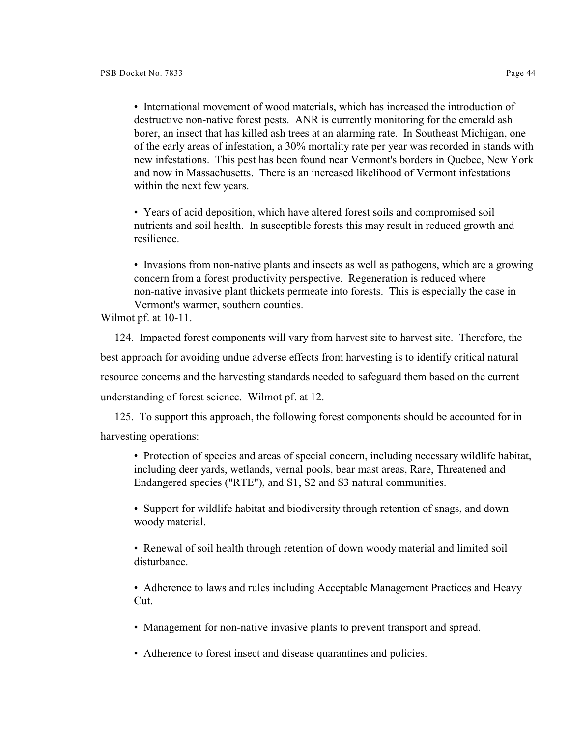- International movement of wood materials, which has increased the introduction of destructive non-native forest pests. ANR is currently monitoring for the emerald ash borer, an insect that has killed ash trees at an alarming rate. In Southeast Michigan, one of the early areas of infestation, a 30% mortality rate per year was recorded in stands with new infestations. This pest has been found near Vermont's borders in Quebec, New York and now in Massachusetts. There is an increased likelihood of Vermont infestations within the next few years.

- Years of acid deposition, which have altered forest soils and compromised soil nutrients and soil health. In susceptible forests this may result in reduced growth and resilience.

- Invasions from non-native plants and insects as well as pathogens, which are a growing concern from a forest productivity perspective. Regeneration is reduced where non-native invasive plant thickets permeate into forests. This is especially the case in Vermont's warmer, southern counties.

Wilmot pf. at 10-11.

124. Impacted forest components will vary from harvest site to harvest site. Therefore, the best approach for avoiding undue adverse effects from harvesting is to identify critical natural resource concerns and the harvesting standards needed to safeguard them based on the current understanding of forest science. Wilmot pf. at 12.

125. To support this approach, the following forest components should be accounted for in harvesting operations:

- Protection of species and areas of special concern, including necessary wildlife habitat, including deer yards, wetlands, vernal pools, bear mast areas, Rare, Threatened and Endangered species ("RTE"), and S1, S2 and S3 natural communities.

- Support for wildlife habitat and biodiversity through retention of snags, and down woody material.

- Renewal of soil health through retention of down woody material and limited soil disturbance.

- Adherence to laws and rules including Acceptable Management Practices and Heavy Cut.

- Management for non-native invasive plants to prevent transport and spread.

- Adherence to forest insect and disease quarantines and policies.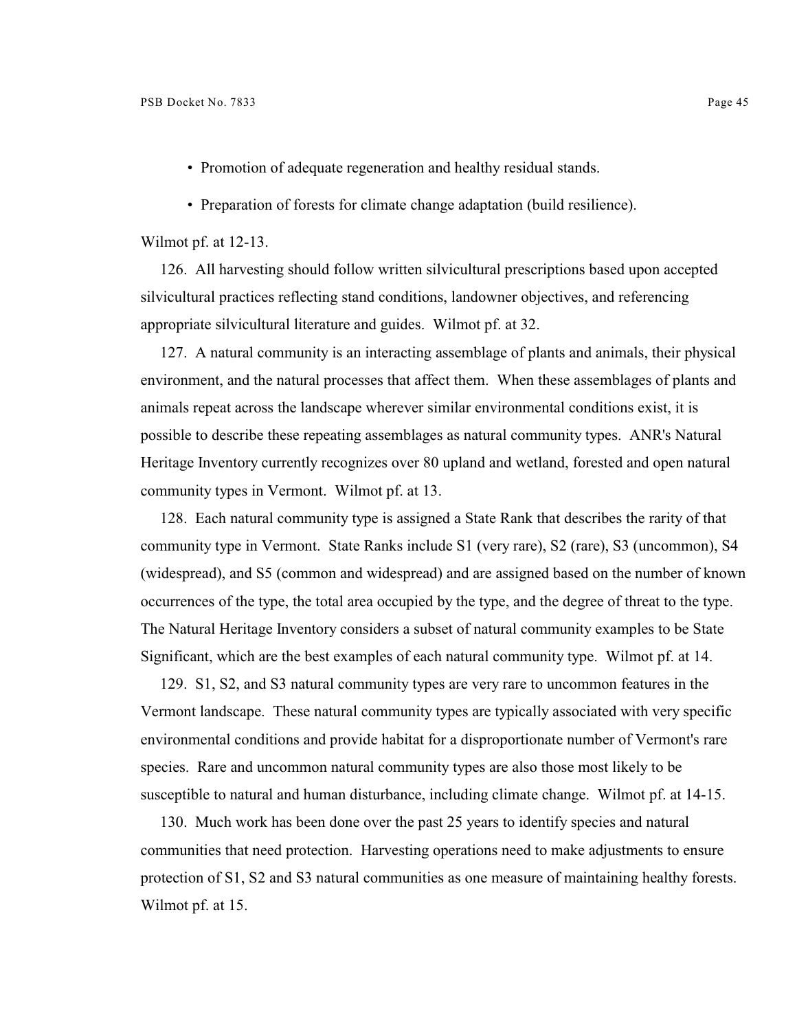- Promotion of adequate regeneration and healthy residual stands.
- Preparation of forests for climate change adaptation (build resilience).

Wilmot pf. at 12-13.

126. All harvesting should follow written silvicultural prescriptions based upon accepted silvicultural practices reflecting stand conditions, landowner objectives, and referencing appropriate silvicultural literature and guides. Wilmot pf. at 32.

127. A natural community is an interacting assemblage of plants and animals, their physical environment, and the natural processes that affect them. When these assemblages of plants and animals repeat across the landscape wherever similar environmental conditions exist, it is possible to describe these repeating assemblages as natural community types. ANR's Natural Heritage Inventory currently recognizes over 80 upland and wetland, forested and open natural community types in Vermont. Wilmot pf. at 13.

128. Each natural community type is assigned a State Rank that describes the rarity of that community type in Vermont. State Ranks include S1 (very rare), S2 (rare), S3 (uncommon), S4 (widespread), and S5 (common and widespread) and are assigned based on the number of known occurrences of the type, the total area occupied by the type, and the degree of threat to the type. The Natural Heritage Inventory considers a subset of natural community examples to be State Significant, which are the best examples of each natural community type. Wilmot pf. at 14.

129. S1, S2, and S3 natural community types are very rare to uncommon features in the Vermont landscape. These natural community types are typically associated with very specific environmental conditions and provide habitat for a disproportionate number of Vermont's rare species. Rare and uncommon natural community types are also those most likely to be susceptible to natural and human disturbance, including climate change. Wilmot pf. at 14-15.

130. Much work has been done over the past 25 years to identify species and natural communities that need protection. Harvesting operations need to make adjustments to ensure protection of S1, S2 and S3 natural communities as one measure of maintaining healthy forests. Wilmot pf. at 15.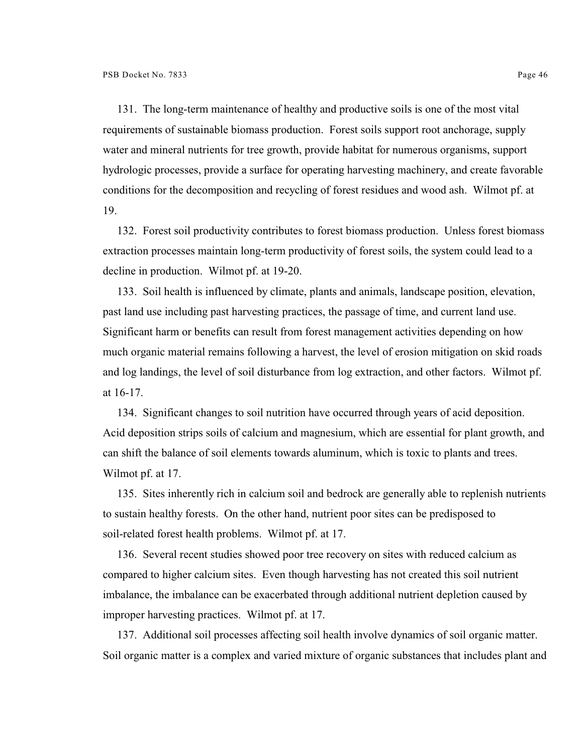131. The long-term maintenance of healthy and productive soils is one of the most vital requirements of sustainable biomass production. Forest soils support root anchorage, supply water and mineral nutrients for tree growth, provide habitat for numerous organisms, support hydrologic processes, provide a surface for operating harvesting machinery, and create favorable conditions for the decomposition and recycling of forest residues and wood ash. Wilmot pf. at 19.

132. Forest soil productivity contributes to forest biomass production. Unless forest biomass extraction processes maintain long-term productivity of forest soils, the system could lead to a decline in production. Wilmot pf. at 19-20.

133. Soil health is influenced by climate, plants and animals, landscape position, elevation, past land use including past harvesting practices, the passage of time, and current land use. Significant harm or benefits can result from forest management activities depending on how much organic material remains following a harvest, the level of erosion mitigation on skid roads and log landings, the level of soil disturbance from log extraction, and other factors. Wilmot pf. at 16-17.

134. Significant changes to soil nutrition have occurred through years of acid deposition. Acid deposition strips soils of calcium and magnesium, which are essential for plant growth, and can shift the balance of soil elements towards aluminum, which is toxic to plants and trees. Wilmot pf. at 17.

135. Sites inherently rich in calcium soil and bedrock are generally able to replenish nutrients to sustain healthy forests. On the other hand, nutrient poor sites can be predisposed to soil-related forest health problems. Wilmot pf. at 17.

136. Several recent studies showed poor tree recovery on sites with reduced calcium as compared to higher calcium sites. Even though harvesting has not created this soil nutrient imbalance, the imbalance can be exacerbated through additional nutrient depletion caused by improper harvesting practices. Wilmot pf. at 17.

137. Additional soil processes affecting soil health involve dynamics of soil organic matter. Soil organic matter is a complex and varied mixture of organic substances that includes plant and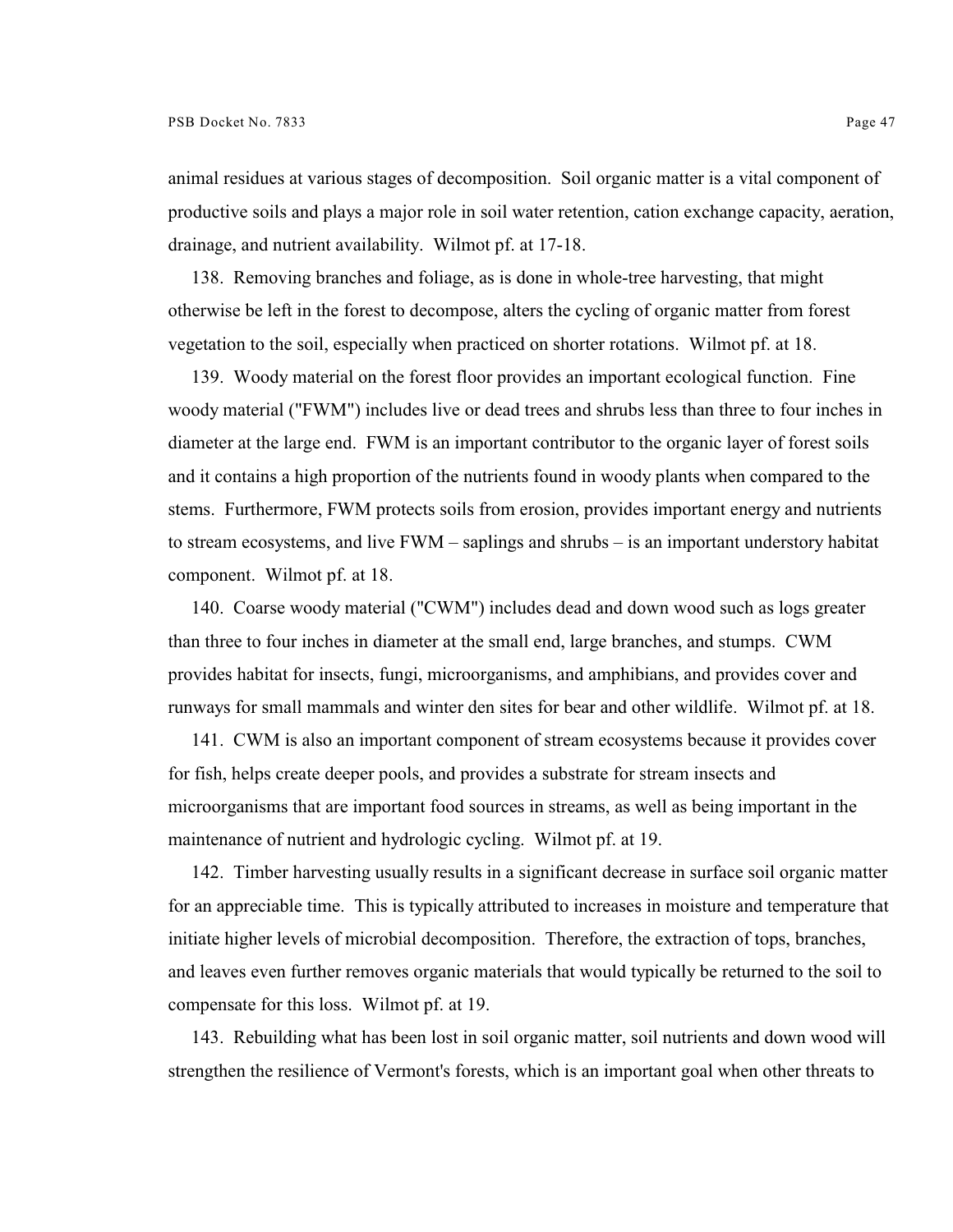animal residues at various stages of decomposition. Soil organic matter is a vital component of productive soils and plays a major role in soil water retention, cation exchange capacity, aeration, drainage, and nutrient availability. Wilmot pf. at 17-18.

138. Removing branches and foliage, as is done in whole-tree harvesting, that might otherwise be left in the forest to decompose, alters the cycling of organic matter from forest vegetation to the soil, especially when practiced on shorter rotations. Wilmot pf. at 18.

139. Woody material on the forest floor provides an important ecological function. Fine woody material ("FWM") includes live or dead trees and shrubs less than three to four inches in diameter at the large end. FWM is an important contributor to the organic layer of forest soils and it contains a high proportion of the nutrients found in woody plants when compared to the stems. Furthermore, FWM protects soils from erosion, provides important energy and nutrients to stream ecosystems, and live FWM – saplings and shrubs – is an important understory habitat component. Wilmot pf. at 18.

140. Coarse woody material ("CWM") includes dead and down wood such as logs greater than three to four inches in diameter at the small end, large branches, and stumps. CWM provides habitat for insects, fungi, microorganisms, and amphibians, and provides cover and runways for small mammals and winter den sites for bear and other wildlife. Wilmot pf. at 18.

141. CWM is also an important component of stream ecosystems because it provides cover for fish, helps create deeper pools, and provides a substrate for stream insects and microorganisms that are important food sources in streams, as well as being important in the maintenance of nutrient and hydrologic cycling. Wilmot pf. at 19.

142. Timber harvesting usually results in a significant decrease in surface soil organic matter for an appreciable time. This is typically attributed to increases in moisture and temperature that initiate higher levels of microbial decomposition. Therefore, the extraction of tops, branches, and leaves even further removes organic materials that would typically be returned to the soil to compensate for this loss. Wilmot pf. at 19.

143. Rebuilding what has been lost in soil organic matter, soil nutrients and down wood will strengthen the resilience of Vermont's forests, which is an important goal when other threats to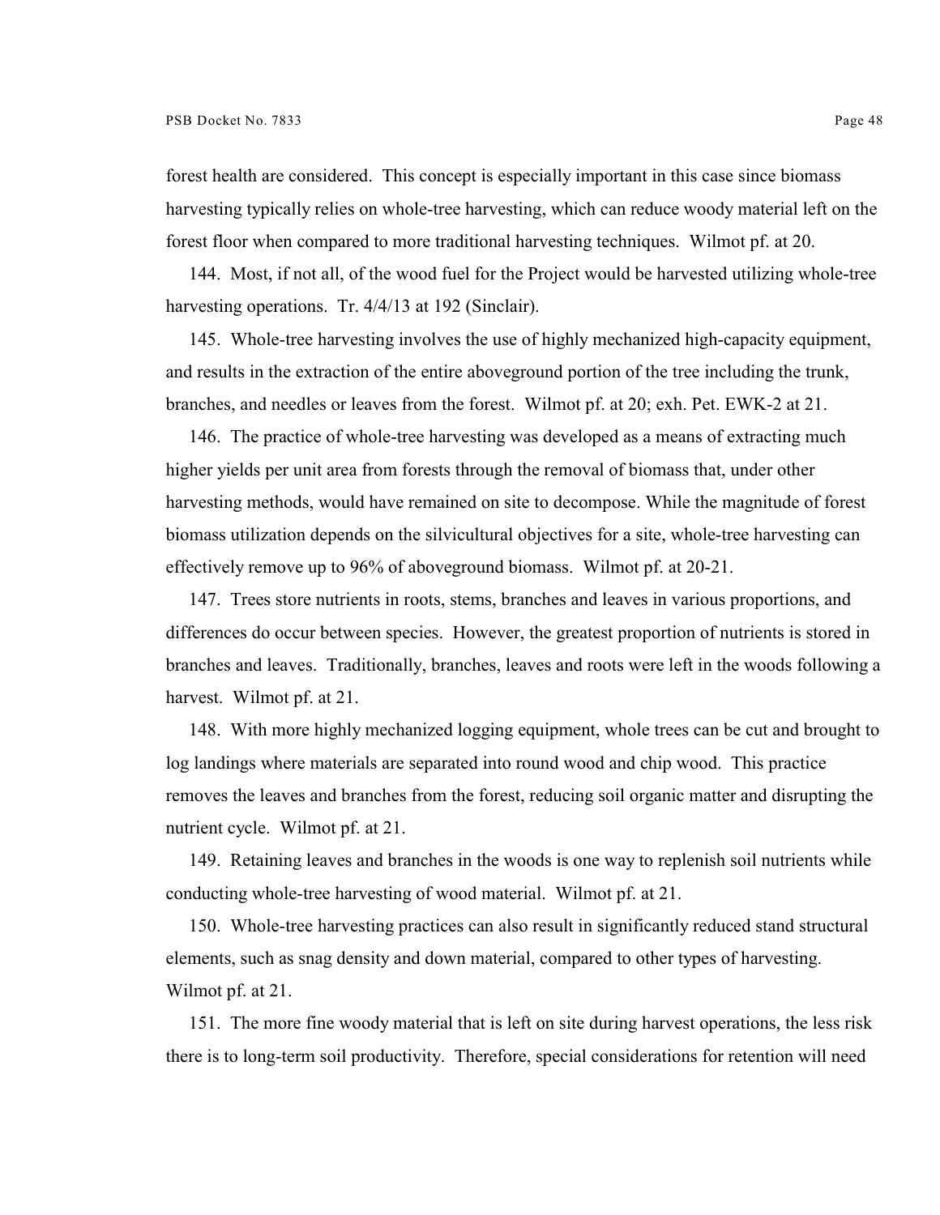forest health are considered. This concept is especially important in this case since biomass harvesting typically relies on whole-tree harvesting, which can reduce woody material left on the forest floor when compared to more traditional harvesting techniques. Wilmot pf. at 20.

144. Most, if not all, of the wood fuel for the Project would be harvested utilizing whole-tree harvesting operations. Tr. 4/4/13 at 192 (Sinclair).

145. Whole-tree harvesting involves the use of highly mechanized high-capacity equipment, and results in the extraction of the entire aboveground portion of the tree including the trunk, branches, and needles or leaves from the forest. Wilmot pf. at 20; exh. Pet. EWK-2 at 21.

146. The practice of whole-tree harvesting was developed as a means of extracting much higher yields per unit area from forests through the removal of biomass that, under other harvesting methods, would have remained on site to decompose. While the magnitude of forest biomass utilization depends on the silvicultural objectives for a site, whole-tree harvesting can effectively remove up to 96% of aboveground biomass. Wilmot pf. at 20-21.

147. Trees store nutrients in roots, stems, branches and leaves in various proportions, and differences do occur between species. However, the greatest proportion of nutrients is stored in branches and leaves. Traditionally, branches, leaves and roots were left in the woods following a harvest. Wilmot pf. at 21.

148. With more highly mechanized logging equipment, whole trees can be cut and brought to log landings where materials are separated into round wood and chip wood. This practice removes the leaves and branches from the forest, reducing soil organic matter and disrupting the nutrient cycle. Wilmot pf. at 21.

149. Retaining leaves and branches in the woods is one way to replenish soil nutrients while conducting whole-tree harvesting of wood material. Wilmot pf. at 21.

150. Whole-tree harvesting practices can also result in significantly reduced stand structural elements, such as snag density and down material, compared to other types of harvesting. Wilmot pf. at 21.

151. The more fine woody material that is left on site during harvest operations, the less risk there is to long-term soil productivity. Therefore, special considerations for retention will need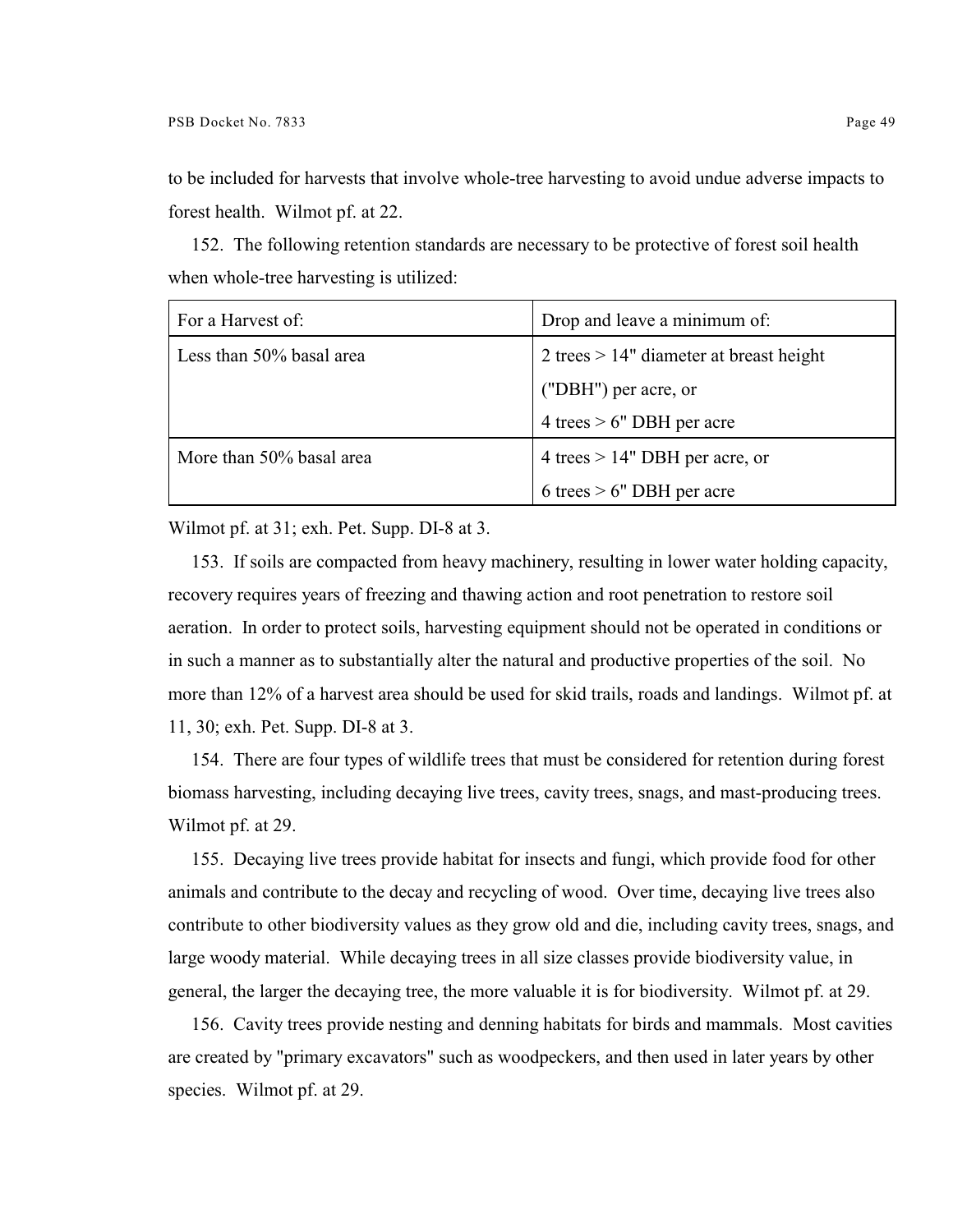to be included for harvests that involve whole-tree harvesting to avoid undue adverse impacts to forest health. Wilmot pf. at 22.

152. The following retention standards are necessary to be protective of forest soil health when whole-tree harvesting is utilized:

| For a Harvest of: | Drop and leave a minimum of: |
|---|---|
| Less than 50% basal area | 2 trees > 14" diameter at breast height ("DBH") per acre, or<br>4 trees > 6" DBH per acre |
| More than 50% basal area | 4 trees > 14" DBH per acre, or<br>6 trees > 6" DBH per acre |

Wilmot pf. at 31; exh. Pet. Supp. DI-8 at 3.

153. If soils are compacted from heavy machinery, resulting in lower water holding capacity, recovery requires years of freezing and thawing action and root penetration to restore soil aeration. In order to protect soils, harvesting equipment should not be operated in conditions or in such a manner as to substantially alter the natural and productive properties of the soil. No more than 12% of a harvest area should be used for skid trails, roads and landings. Wilmot pf. at 11, 30; exh. Pet. Supp. DI-8 at 3.

154. There are four types of wildlife trees that must be considered for retention during forest biomass harvesting, including decaying live trees, cavity trees, snags, and mast-producing trees. Wilmot pf. at 29.

155. Decaying live trees provide habitat for insects and fungi, which provide food for other animals and contribute to the decay and recycling of wood. Over time, decaying live trees also contribute to other biodiversity values as they grow old and die, including cavity trees, snags, and large woody material. While decaying trees in all size classes provide biodiversity value, in general, the larger the decaying tree, the more valuable it is for biodiversity. Wilmot pf. at 29.

156. Cavity trees provide nesting and denning habitats for birds and mammals. Most cavities are created by "primary excavators" such as woodpeckers, and then used in later years by other species. Wilmot pf. at 29.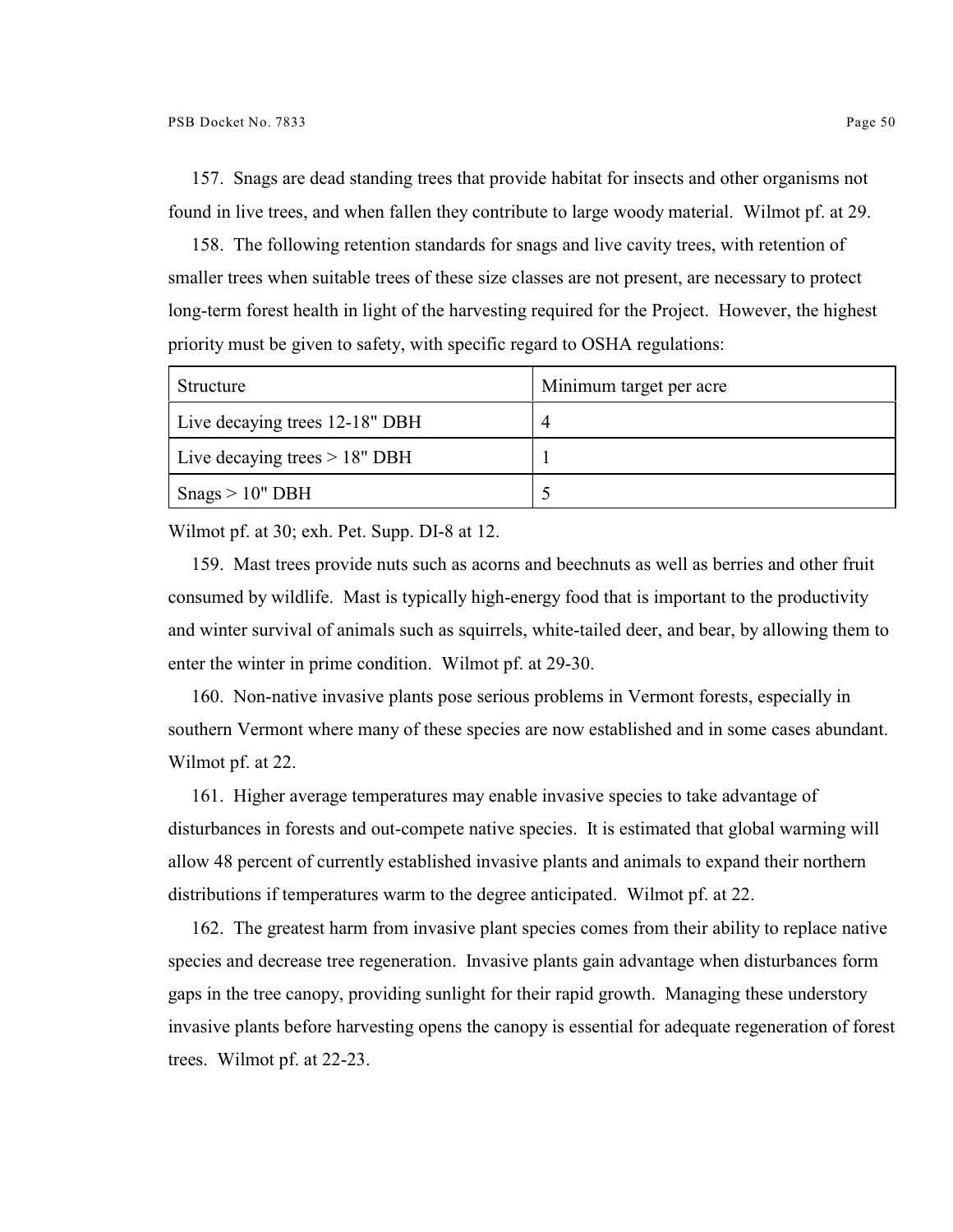157. Snags are dead standing trees that provide habitat for insects and other organisms not found in live trees, and when fallen they contribute to large woody material. Wilmot pf. at 29.

158. The following retention standards for snags and live cavity trees, with retention of smaller trees when suitable trees of these size classes are not present, are necessary to protect long-term forest health in light of the harvesting required for the Project. However, the highest priority must be given to safety, with specific regard to OSHA regulations:

| Structure | Minimum target per acre |
|---|---|
| Live decaying trees 12-18" DBH | 4 |
| Live decaying trees > 18" DBH | 1 |
| Snags > 10" DBH | 5 |

Wilmot pf. at 30; exh. Pet. Supp. DI-8 at 12.

159. Mast trees provide nuts such as acorns and beechnuts as well as berries and other fruit consumed by wildlife. Mast is typically high-energy food that is important to the productivity and winter survival of animals such as squirrels, white-tailed deer, and bear, by allowing them to enter the winter in prime condition. Wilmot pf. at 29-30.

160. Non-native invasive plants pose serious problems in Vermont forests, especially in southern Vermont where many of these species are now established and in some cases abundant. Wilmot pf. at 22.

161. Higher average temperatures may enable invasive species to take advantage of disturbances in forests and out-compete native species. It is estimated that global warming will allow 48 percent of currently established invasive plants and animals to expand their northern distributions if temperatures warm to the degree anticipated. Wilmot pf. at 22.

162. The greatest harm from invasive plant species comes from their ability to replace native species and decrease tree regeneration. Invasive plants gain advantage when disturbances form gaps in the tree canopy, providing sunlight for their rapid growth. Managing these understory invasive plants before harvesting opens the canopy is essential for adequate regeneration of forest trees. Wilmot pf. at 22-23.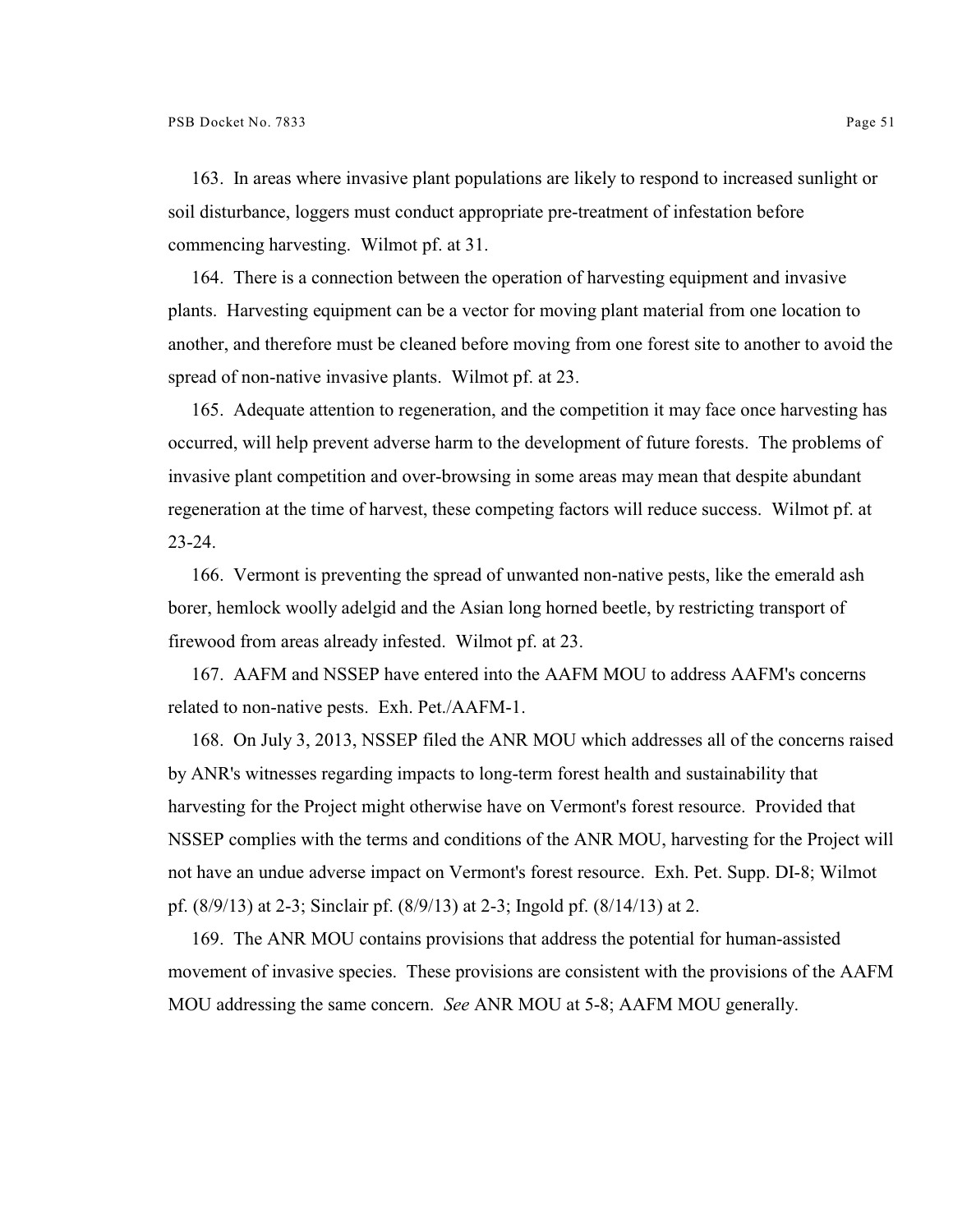163. In areas where invasive plant populations are likely to respond to increased sunlight or soil disturbance, loggers must conduct appropriate pre-treatment of infestation before commencing harvesting. Wilmot pf. at 31.

164. There is a connection between the operation of harvesting equipment and invasive plants. Harvesting equipment can be a vector for moving plant material from one location to another, and therefore must be cleaned before moving from one forest site to another to avoid the spread of non-native invasive plants. Wilmot pf. at 23.

165. Adequate attention to regeneration, and the competition it may face once harvesting has occurred, will help prevent adverse harm to the development of future forests. The problems of invasive plant competition and over-browsing in some areas may mean that despite abundant regeneration at the time of harvest, these competing factors will reduce success. Wilmot pf. at 23-24.

166. Vermont is preventing the spread of unwanted non-native pests, like the emerald ash borer, hemlock woolly adelgid and the Asian long horned beetle, by restricting transport of firewood from areas already infested. Wilmot pf. at 23.

167. AAFM and NSSEP have entered into the AAFM MOU to address AAFM's concerns related to non-native pests. Exh. Pet./AAFM-1.

168. On July 3, 2013, NSSEP filed the ANR MOU which addresses all of the concerns raised by ANR's witnesses regarding impacts to long-term forest health and sustainability that harvesting for the Project might otherwise have on Vermont's forest resource. Provided that NSSEP complies with the terms and conditions of the ANR MOU, harvesting for the Project will not have an undue adverse impact on Vermont's forest resource. Exh. Pet. Supp. DI-8; Wilmot pf. (8/9/13) at 2-3; Sinclair pf. (8/9/13) at 2-3; Ingold pf. (8/14/13) at 2.

169. The ANR MOU contains provisions that address the potential for human-assisted movement of invasive species. These provisions are consistent with the provisions of the AAFM MOU addressing the same concern. *See* ANR MOU at 5-8; AAFM MOU generally.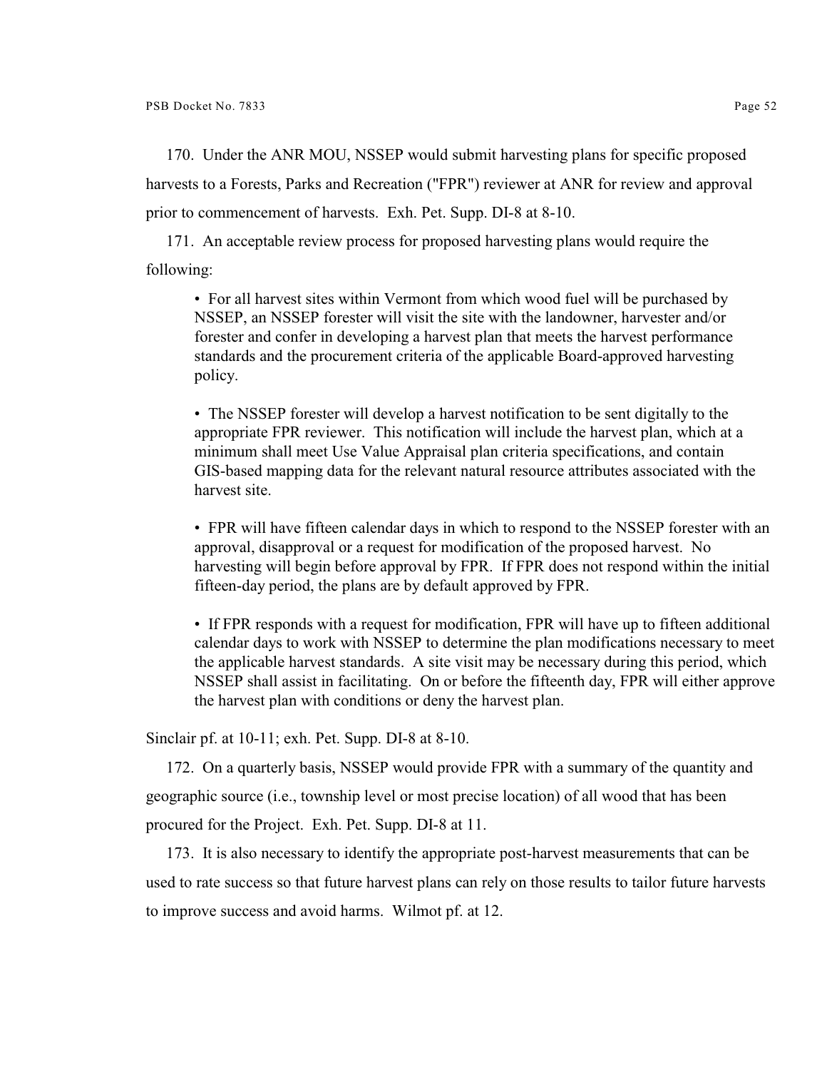170. Under the ANR MOU, NSSEP would submit harvesting plans for specific proposed harvests to a Forests, Parks and Recreation ("FPR") reviewer at ANR for review and approval prior to commencement of harvests. Exh. Pet. Supp. DI-8 at 8-10.

171. An acceptable review process for proposed harvesting plans would require the following:

> • For all harvest sites within Vermont from which wood fuel will be purchased by NSSEP, an NSSEP forester will visit the site with the landowner, harvester and/or forester and confer in developing a harvest plan that meets the harvest performance standards and the procurement criteria of the applicable Board-approved harvesting policy.
>
> • The NSSEP forester will develop a harvest notification to be sent digitally to the appropriate FPR reviewer. This notification will include the harvest plan, which at a minimum shall meet Use Value Appraisal plan criteria specifications, and contain GIS-based mapping data for the relevant natural resource attributes associated with the harvest site.
>
> • FPR will have fifteen calendar days in which to respond to the NSSEP forester with an approval, disapproval or a request for modification of the proposed harvest. No harvesting will begin before approval by FPR. If FPR does not respond within the initial fifteen-day period, the plans are by default approved by FPR.
>
> • If FPR responds with a request for modification, FPR will have up to fifteen additional calendar days to work with NSSEP to determine the plan modifications necessary to meet the applicable harvest standards. A site visit may be necessary during this period, which NSSEP shall assist in facilitating. On or before the fifteenth day, FPR will either approve the harvest plan with conditions or deny the harvest plan.

Sinclair pf. at 10-11; exh. Pet. Supp. DI-8 at 8-10.

172. On a quarterly basis, NSSEP would provide FPR with a summary of the quantity and geographic source (i.e., township level or most precise location) of all wood that has been procured for the Project. Exh. Pet. Supp. DI-8 at 11.

173. It is also necessary to identify the appropriate post-harvest measurements that can be used to rate success so that future harvest plans can rely on those results to tailor future harvests to improve success and avoid harms. Wilmot pf. at 12.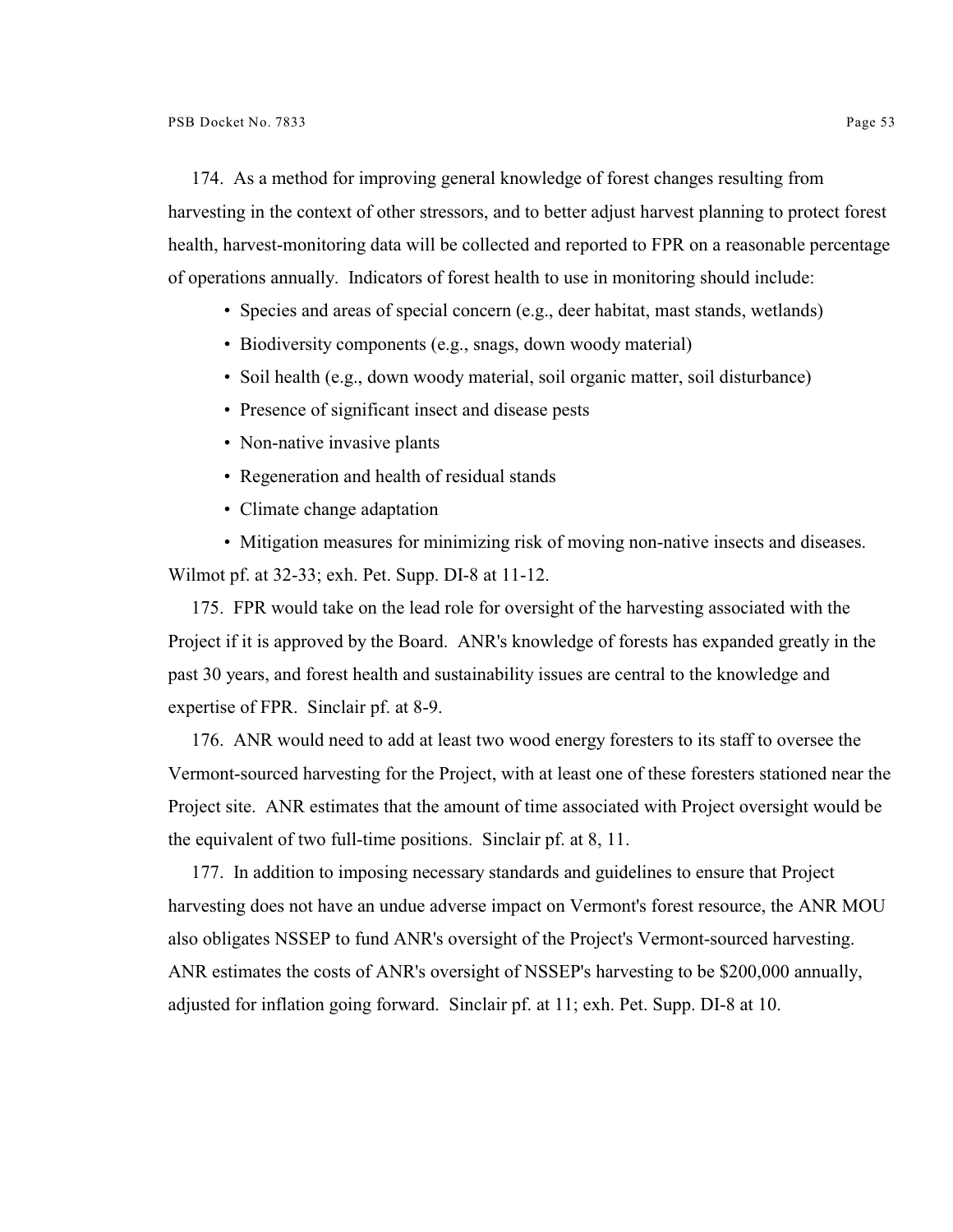174. As a method for improving general knowledge of forest changes resulting from harvesting in the context of other stressors, and to better adjust harvest planning to protect forest health, harvest-monitoring data will be collected and reported to FPR on a reasonable percentage of operations annually. Indicators of forest health to use in monitoring should include:

- Species and areas of special concern (e.g., deer habitat, mast stands, wetlands)
- Biodiversity components (e.g., snags, down woody material)
- Soil health (e.g., down woody material, soil organic matter, soil disturbance)
- Presence of significant insect and disease pests
- Non-native invasive plants
- Regeneration and health of residual stands
- Climate change adaptation
- Mitigation measures for minimizing risk of moving non-native insects and diseases.

Wilmot pf. at 32-33; exh. Pet. Supp. DI-8 at 11-12.

175. FPR would take on the lead role for oversight of the harvesting associated with the Project if it is approved by the Board. ANR's knowledge of forests has expanded greatly in the past 30 years, and forest health and sustainability issues are central to the knowledge and expertise of FPR. Sinclair pf. at 8-9.

176. ANR would need to add at least two wood energy foresters to its staff to oversee the Vermont-sourced harvesting for the Project, with at least one of these foresters stationed near the Project site. ANR estimates that the amount of time associated with Project oversight would be the equivalent of two full-time positions. Sinclair pf. at 8, 11.

177. In addition to imposing necessary standards and guidelines to ensure that Project harvesting does not have an undue adverse impact on Vermont's forest resource, the ANR MOU also obligates NSSEP to fund ANR's oversight of the Project's Vermont-sourced harvesting. ANR estimates the costs of ANR's oversight of NSSEP's harvesting to be $200,000 annually, adjusted for inflation going forward. Sinclair pf. at 11; exh. Pet. Supp. DI-8 at 10.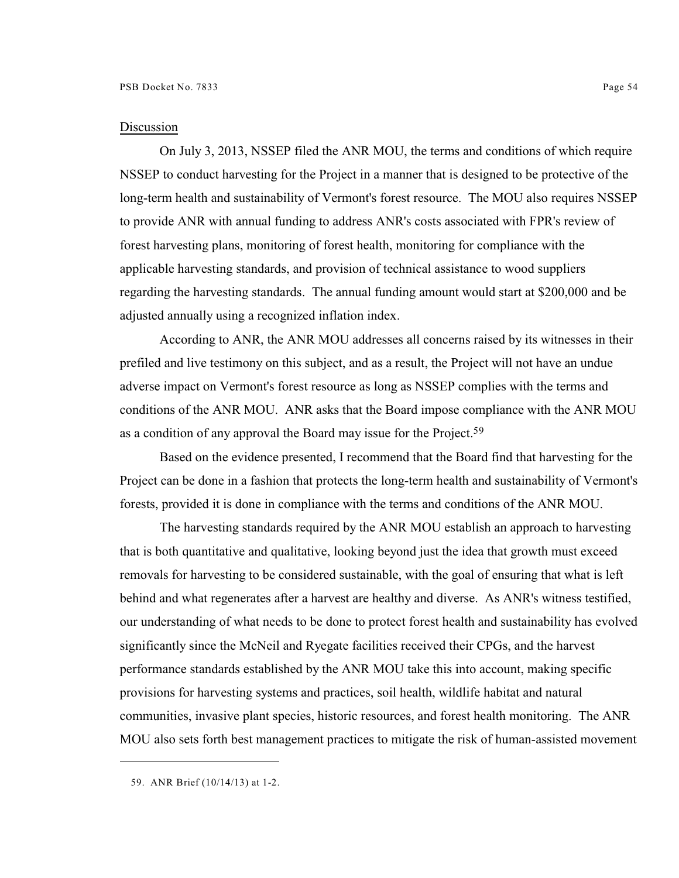Discussion

On July 3, 2013, NSSEP filed the ANR MOU, the terms and conditions of which require NSSEP to conduct harvesting for the Project in a manner that is designed to be protective of the long-term health and sustainability of Vermont's forest resource. The MOU also requires NSSEP to provide ANR with annual funding to address ANR's costs associated with FPR's review of forest harvesting plans, monitoring of forest health, monitoring for compliance with the applicable harvesting standards, and provision of technical assistance to wood suppliers regarding the harvesting standards. The annual funding amount would start at $200,000 and be adjusted annually using a recognized inflation index.

According to ANR, the ANR MOU addresses all concerns raised by its witnesses in their prefiled and live testimony on this subject, and as a result, the Project will not have an undue adverse impact on Vermont's forest resource as long as NSSEP complies with the terms and conditions of the ANR MOU. ANR asks that the Board impose compliance with the ANR MOU as a condition of any approval the Board may issue for the Project.[59]

Based on the evidence presented, I recommend that the Board find that harvesting for the Project can be done in a fashion that protects the long-term health and sustainability of Vermont's forests, provided it is done in compliance with the terms and conditions of the ANR MOU.

The harvesting standards required by the ANR MOU establish an approach to harvesting that is both quantitative and qualitative, looking beyond just the idea that growth must exceed removals for harvesting to be considered sustainable, with the goal of ensuring that what is left behind and what regenerates after a harvest are healthy and diverse. As ANR's witness testified, our understanding of what needs to be done to protect forest health and sustainability has evolved significantly since the McNeil and Ryegate facilities received their CPGs, and the harvest performance standards established by the ANR MOU take this into account, making specific provisions for harvesting systems and practices, soil health, wildlife habitat and natural communities, invasive plant species, historic resources, and forest health monitoring. The ANR MOU also sets forth best management practices to mitigate the risk of human-assisted movement

59. ANR Brief (10/14/13) at 1-2.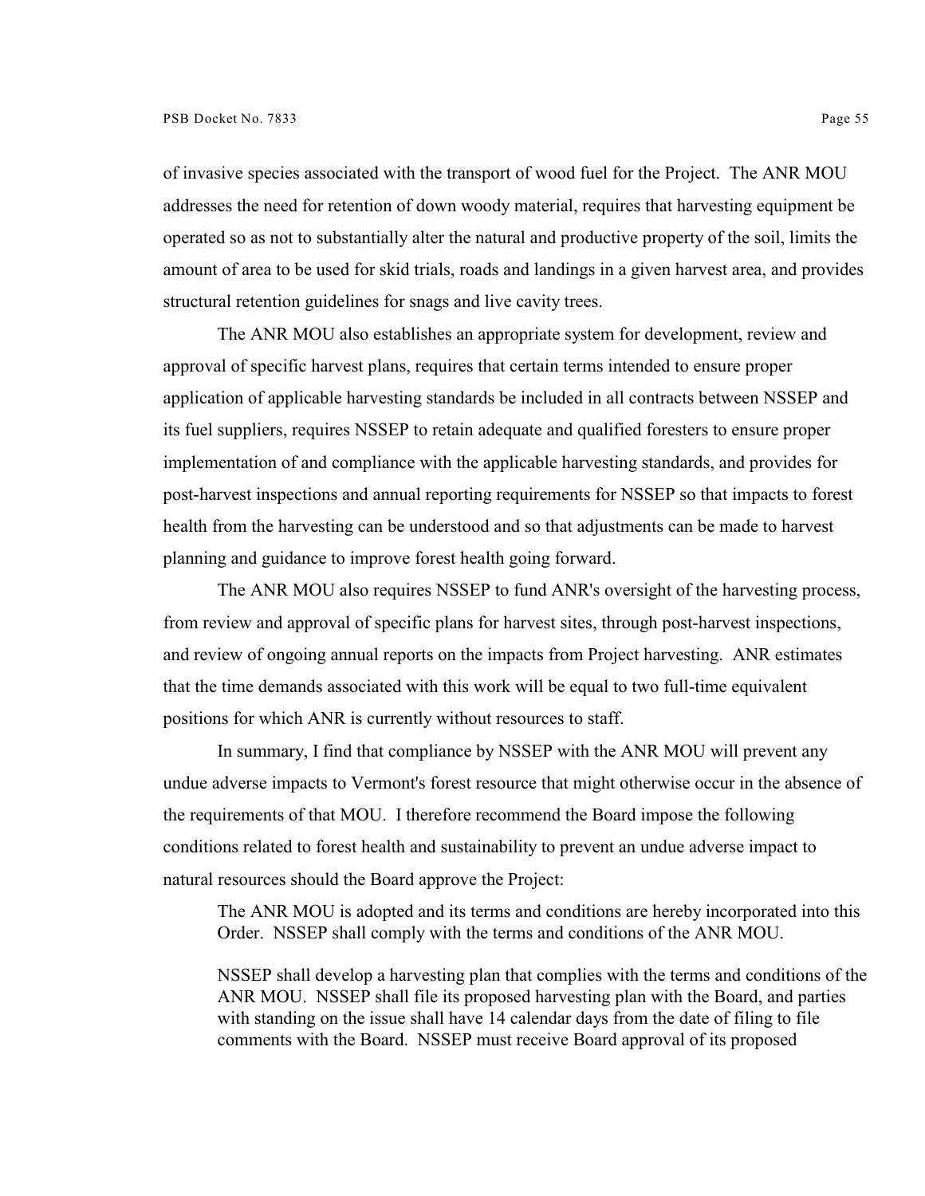of invasive species associated with the transport of wood fuel for the Project. The ANR MOU addresses the need for retention of down woody material, requires that harvesting equipment be operated so as not to substantially alter the natural and productive property of the soil, limits the amount of area to be used for skid trials, roads and landings in a given harvest area, and provides structural retention guidelines for snags and live cavity trees.

The ANR MOU also establishes an appropriate system for development, review and approval of specific harvest plans, requires that certain terms intended to ensure proper application of applicable harvesting standards be included in all contracts between NSSEP and its fuel suppliers, requires NSSEP to retain adequate and qualified foresters to ensure proper implementation of and compliance with the applicable harvesting standards, and provides for post-harvest inspections and annual reporting requirements for NSSEP so that impacts to forest health from the harvesting can be understood and so that adjustments can be made to harvest planning and guidance to improve forest health going forward.

The ANR MOU also requires NSSEP to fund ANR's oversight of the harvesting process, from review and approval of specific plans for harvest sites, through post-harvest inspections, and review of ongoing annual reports on the impacts from Project harvesting. ANR estimates that the time demands associated with this work will be equal to two full-time equivalent positions for which ANR is currently without resources to staff.

In summary, I find that compliance by NSSEP with the ANR MOU will prevent any undue adverse impacts to Vermont's forest resource that might otherwise occur in the absence of the requirements of that MOU. I therefore recommend the Board impose the following conditions related to forest health and sustainability to prevent an undue adverse impact to natural resources should the Board approve the Project:

> The ANR MOU is adopted and its terms and conditions are hereby incorporated into this Order. NSSEP shall comply with the terms and conditions of the ANR MOU.
>
> NSSEP shall develop a harvesting plan that complies with the terms and conditions of the ANR MOU. NSSEP shall file its proposed harvesting plan with the Board, and parties with standing on the issue shall have 14 calendar days from the date of filing to file comments with the Board. NSSEP must receive Board approval of its proposed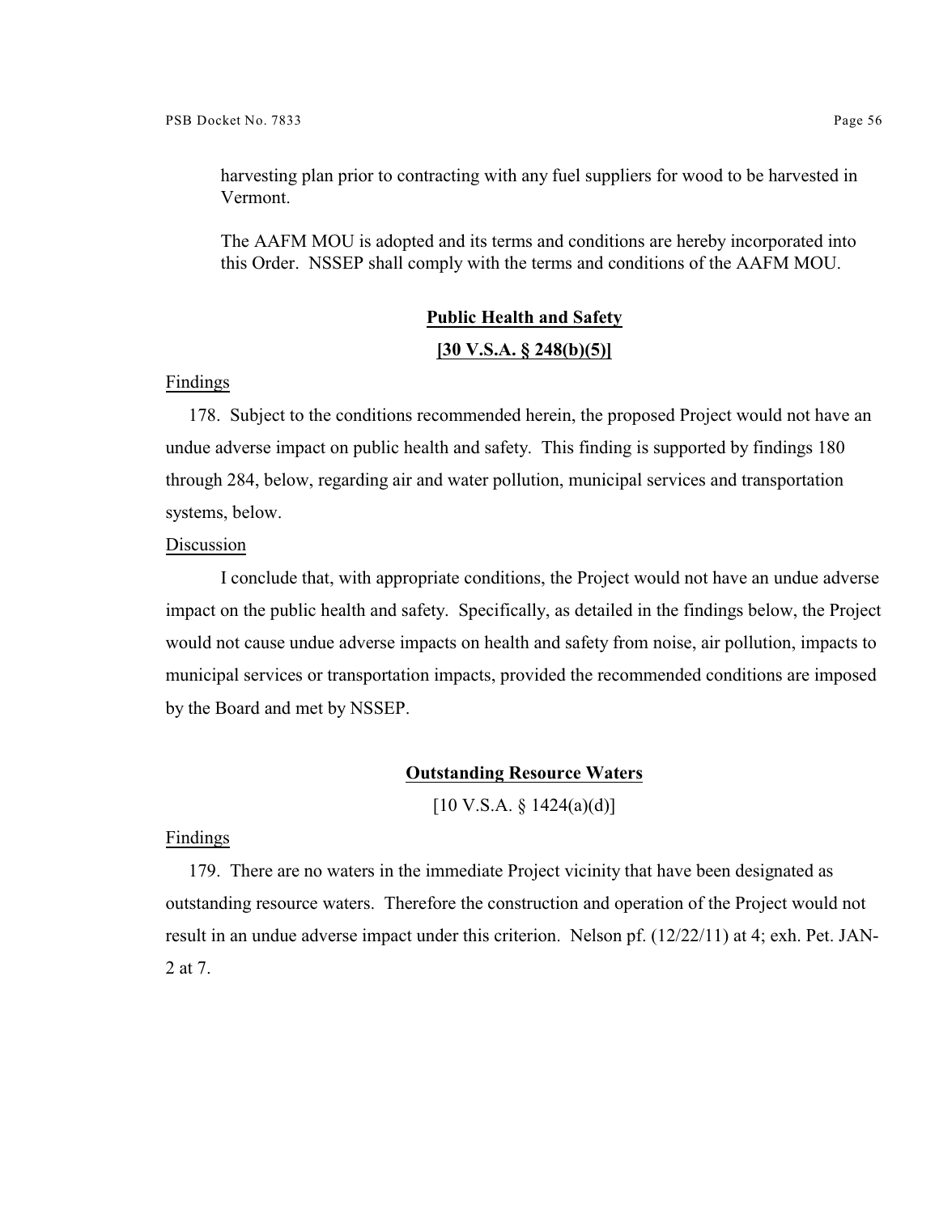harvesting plan prior to contracting with any fuel suppliers for wood to be harvested in Vermont.

The AAFM MOU is adopted and its terms and conditions are hereby incorporated into this Order. NSSEP shall comply with the terms and conditions of the AAFM MOU.

## Public Health and Safety

## [30 V.S.A. § 248(b)(5)]

Findings

178. Subject to the conditions recommended herein, the proposed Project would not have an undue adverse impact on public health and safety. This finding is supported by findings 180 through 284, below, regarding air and water pollution, municipal services and transportation systems, below.

Discussion

I conclude that, with appropriate conditions, the Project would not have an undue adverse impact on the public health and safety. Specifically, as detailed in the findings below, the Project would not cause undue adverse impacts on health and safety from noise, air pollution, impacts to municipal services or transportation impacts, provided the recommended conditions are imposed by the Board and met by NSSEP.

## Outstanding Resource Waters

[10 V.S.A. § 1424(a)(d)]

Findings

179. There are no waters in the immediate Project vicinity that have been designated as outstanding resource waters. Therefore the construction and operation of the Project would not result in an undue adverse impact under this criterion. Nelson pf. (12/22/11) at 4; exh. Pet. JAN-2 at 7.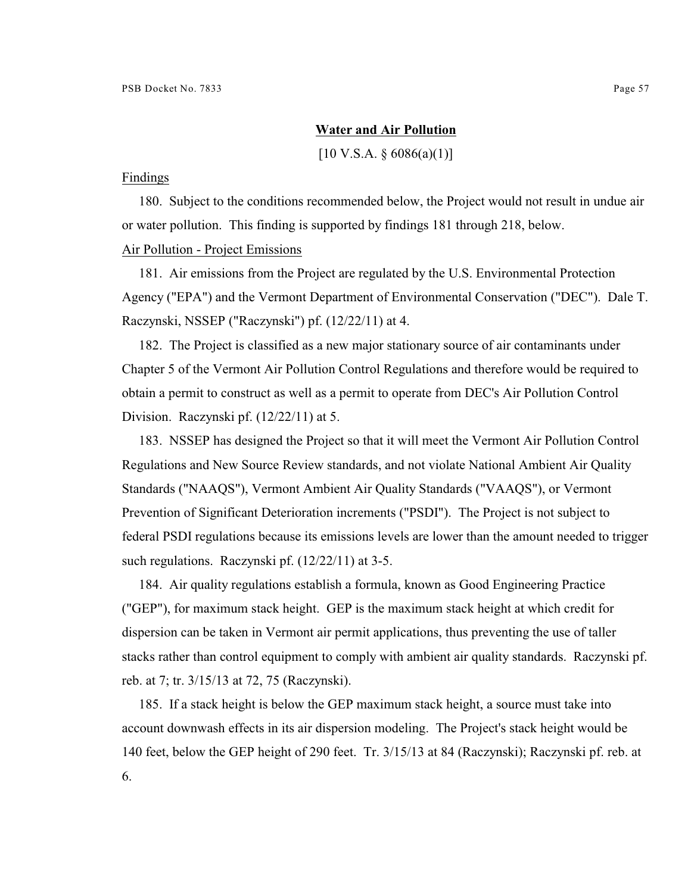## **Water and Air Pollution**

[10 V.S.A. § 6086(a)(1)]

Findings

180. Subject to the conditions recommended below, the Project would not result in undue air or water pollution. This finding is supported by findings 181 through 218, below.

Air Pollution - Project Emissions

181. Air emissions from the Project are regulated by the U.S. Environmental Protection Agency ("EPA") and the Vermont Department of Environmental Conservation ("DEC"). Dale T. Raczynski, NSSEP ("Raczynski") pf. (12/22/11) at 4.

182. The Project is classified as a new major stationary source of air contaminants under Chapter 5 of the Vermont Air Pollution Control Regulations and therefore would be required to obtain a permit to construct as well as a permit to operate from DEC's Air Pollution Control Division. Raczynski pf. (12/22/11) at 5.

183. NSSEP has designed the Project so that it will meet the Vermont Air Pollution Control Regulations and New Source Review standards, and not violate National Ambient Air Quality Standards ("NAAQS"), Vermont Ambient Air Quality Standards ("VAAQS"), or Vermont Prevention of Significant Deterioration increments ("PSDI"). The Project is not subject to federal PSDI regulations because its emissions levels are lower than the amount needed to trigger such regulations. Raczynski pf. (12/22/11) at 3-5.

184. Air quality regulations establish a formula, known as Good Engineering Practice ("GEP"), for maximum stack height. GEP is the maximum stack height at which credit for dispersion can be taken in Vermont air permit applications, thus preventing the use of taller stacks rather than control equipment to comply with ambient air quality standards. Raczynski pf. reb. at 7; tr. 3/15/13 at 72, 75 (Raczynski).

185. If a stack height is below the GEP maximum stack height, a source must take into account downwash effects in its air dispersion modeling. The Project's stack height would be 140 feet, below the GEP height of 290 feet. Tr. 3/15/13 at 84 (Raczynski); Raczynski pf. reb. at 6.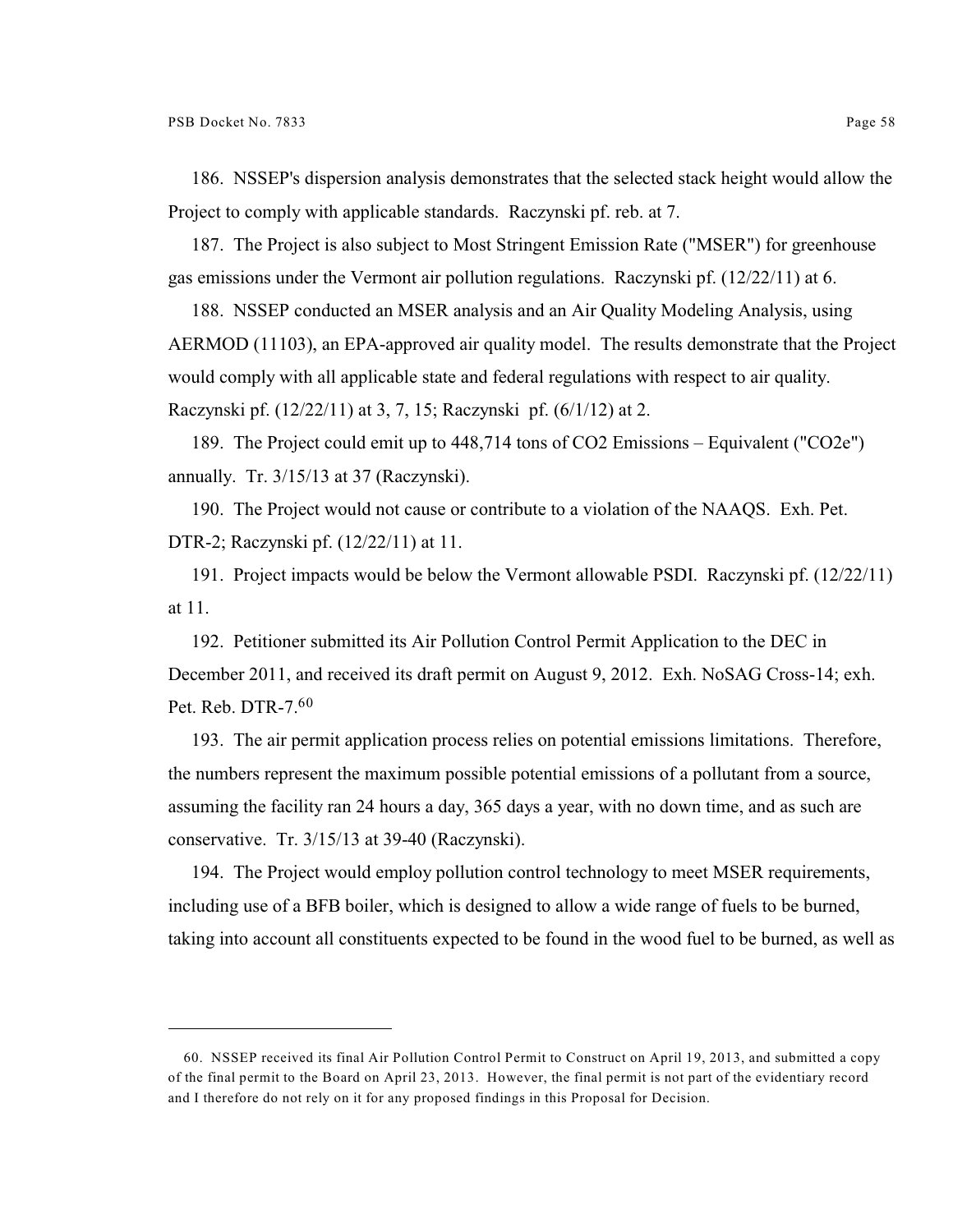186. NSSEP's dispersion analysis demonstrates that the selected stack height would allow the Project to comply with applicable standards. Raczynski pf. reb. at 7.

187. The Project is also subject to Most Stringent Emission Rate ("MSER") for greenhouse gas emissions under the Vermont air pollution regulations. Raczynski pf. (12/22/11) at 6.

188. NSSEP conducted an MSER analysis and an Air Quality Modeling Analysis, using AERMOD (11103), an EPA-approved air quality model. The results demonstrate that the Project would comply with all applicable state and federal regulations with respect to air quality. Raczynski pf. (12/22/11) at 3, 7, 15; Raczynski pf. (6/1/12) at 2.

189. The Project could emit up to 448,714 tons of CO2 Emissions – Equivalent ("CO2e") annually. Tr. 3/15/13 at 37 (Raczynski).

190. The Project would not cause or contribute to a violation of the NAAQS. Exh. Pet. DTR-2; Raczynski pf. (12/22/11) at 11.

191. Project impacts would be below the Vermont allowable PSDI. Raczynski pf. (12/22/11) at 11.

192. Petitioner submitted its Air Pollution Control Permit Application to the DEC in December 2011, and received its draft permit on August 9, 2012. Exh. NoSAG Cross-14; exh. Pet. Reb. DTR-7.[60]

193. The air permit application process relies on potential emissions limitations. Therefore, the numbers represent the maximum possible potential emissions of a pollutant from a source, assuming the facility ran 24 hours a day, 365 days a year, with no down time, and as such are conservative. Tr. 3/15/13 at 39-40 (Raczynski).

194. The Project would employ pollution control technology to meet MSER requirements, including use of a BFB boiler, which is designed to allow a wide range of fuels to be burned, taking into account all constituents expected to be found in the wood fuel to be burned, as well as

---

60. NSSEP received its final Air Pollution Control Permit to Construct on April 19, 2013, and submitted a copy of the final permit to the Board on April 23, 2013. However, the final permit is not part of the evidentiary record and I therefore do not rely on it for any proposed findings in this Proposal for Decision.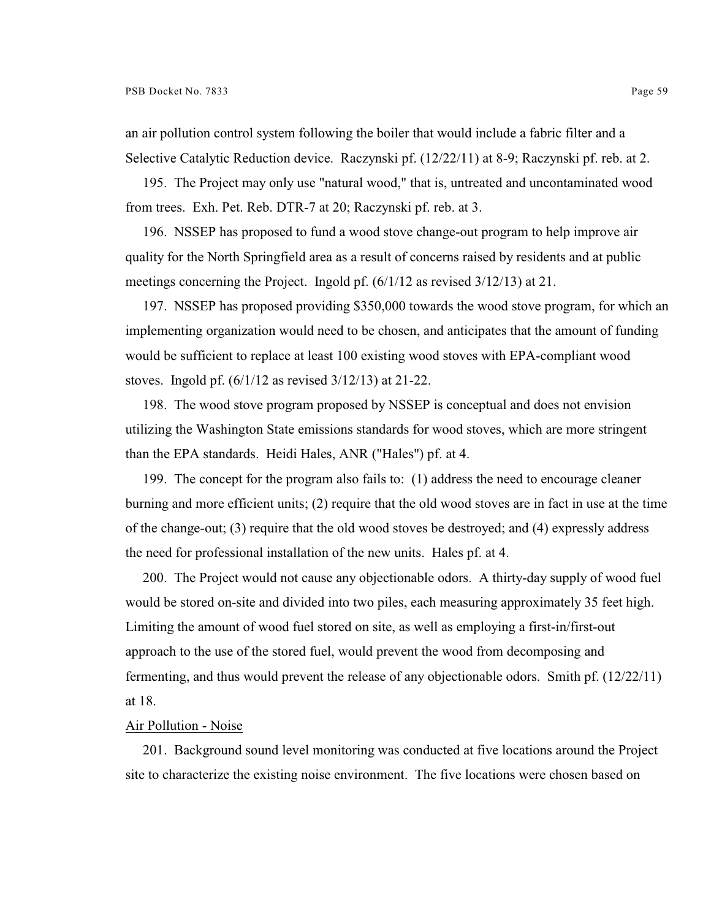an air pollution control system following the boiler that would include a fabric filter and a Selective Catalytic Reduction device. Raczynski pf. (12/22/11) at 8-9; Raczynski pf. reb. at 2.

195. The Project may only use "natural wood," that is, untreated and uncontaminated wood from trees. Exh. Pet. Reb. DTR-7 at 20; Raczynski pf. reb. at 3.

196. NSSEP has proposed to fund a wood stove change-out program to help improve air quality for the North Springfield area as a result of concerns raised by residents and at public meetings concerning the Project. Ingold pf. (6/1/12 as revised 3/12/13) at 21.

197. NSSEP has proposed providing $350,000 towards the wood stove program, for which an implementing organization would need to be chosen, and anticipates that the amount of funding would be sufficient to replace at least 100 existing wood stoves with EPA-compliant wood stoves. Ingold pf. (6/1/12 as revised 3/12/13) at 21-22.

198. The wood stove program proposed by NSSEP is conceptual and does not envision utilizing the Washington State emissions standards for wood stoves, which are more stringent than the EPA standards. Heidi Hales, ANR ("Hales") pf. at 4.

199. The concept for the program also fails to: (1) address the need to encourage cleaner burning and more efficient units; (2) require that the old wood stoves are in fact in use at the time of the change-out; (3) require that the old wood stoves be destroyed; and (4) expressly address the need for professional installation of the new units. Hales pf. at 4.

200. The Project would not cause any objectionable odors. A thirty-day supply of wood fuel would be stored on-site and divided into two piles, each measuring approximately 35 feet high. Limiting the amount of wood fuel stored on site, as well as employing a first-in/first-out approach to the use of the stored fuel, would prevent the wood from decomposing and fermenting, and thus would prevent the release of any objectionable odors. Smith pf. (12/22/11) at 18.

Air Pollution - Noise

201. Background sound level monitoring was conducted at five locations around the Project site to characterize the existing noise environment. The five locations were chosen based on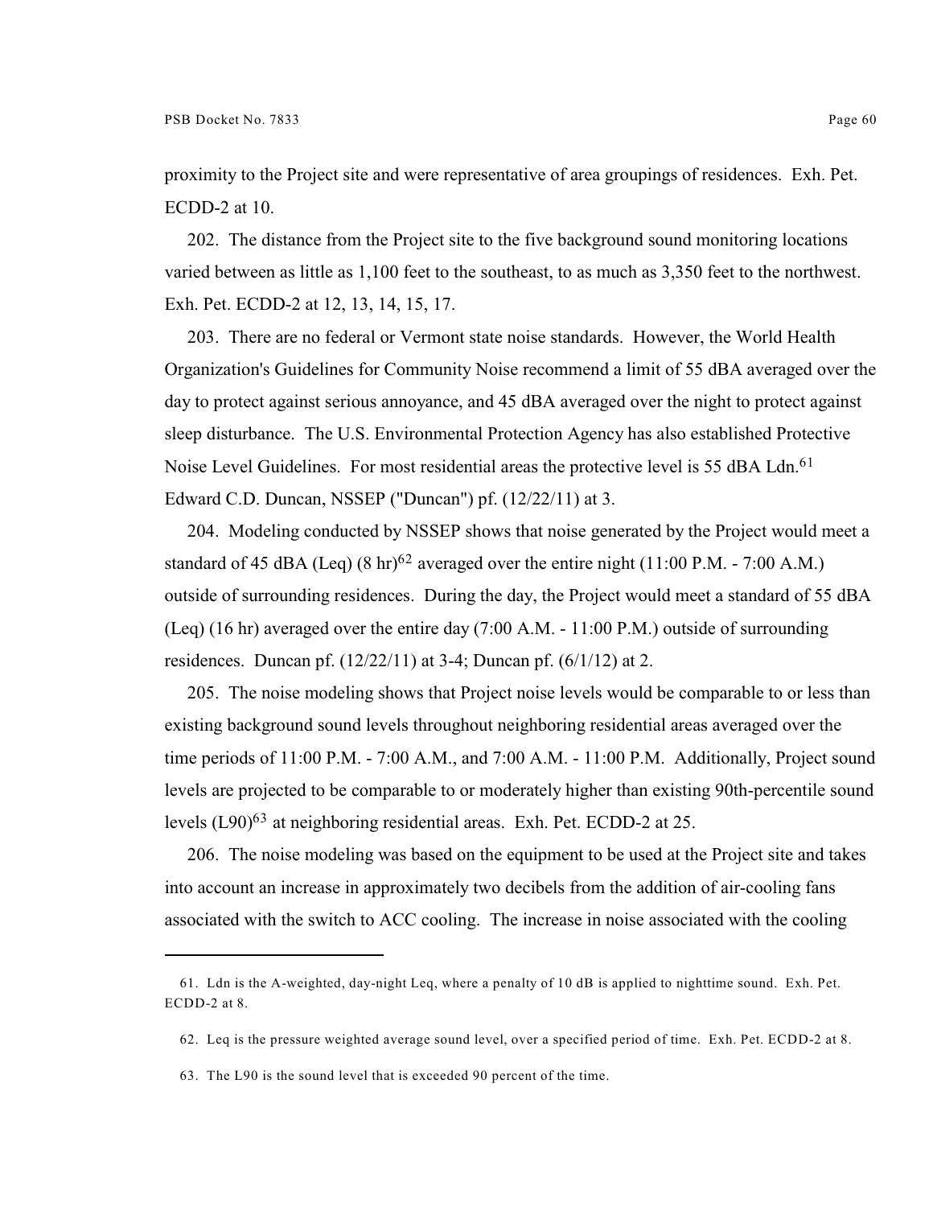proximity to the Project site and were representative of area groupings of residences. Exh. Pet. ECDD-2 at 10.

202. The distance from the Project site to the five background sound monitoring locations varied between as little as 1,100 feet to the southeast, to as much as 3,350 feet to the northwest. Exh. Pet. ECDD-2 at 12, 13, 14, 15, 17.

203. There are no federal or Vermont state noise standards. However, the World Health Organization's Guidelines for Community Noise recommend a limit of 55 dBA averaged over the day to protect against serious annoyance, and 45 dBA averaged over the night to protect against sleep disturbance. The U.S. Environmental Protection Agency has also established Protective Noise Level Guidelines. For most residential areas the protective level is 55 dBA Ldn.[61] Edward C.D. Duncan, NSSEP ("Duncan") pf. (12/22/11) at 3.

204. Modeling conducted by NSSEP shows that noise generated by the Project would meet a standard of 45 dBA (Leq) (8 hr)[62] averaged over the entire night (11:00 P.M. - 7:00 A.M.) outside of surrounding residences. During the day, the Project would meet a standard of 55 dBA (Leq) (16 hr) averaged over the entire day (7:00 A.M. - 11:00 P.M.) outside of surrounding residences. Duncan pf. (12/22/11) at 3-4; Duncan pf. (6/1/12) at 2.

205. The noise modeling shows that Project noise levels would be comparable to or less than existing background sound levels throughout neighboring residential areas averaged over the time periods of 11:00 P.M. - 7:00 A.M., and 7:00 A.M. - 11:00 P.M. Additionally, Project sound levels are projected to be comparable to or moderately higher than existing 90th-percentile sound levels (L90)[63] at neighboring residential areas. Exh. Pet. ECDD-2 at 25.

206. The noise modeling was based on the equipment to be used at the Project site and takes into account an increase in approximately two decibels from the addition of air-cooling fans associated with the switch to ACC cooling. The increase in noise associated with the cooling

---

61. Ldn is the A-weighted, day-night Leq, where a penalty of 10 dB is applied to nighttime sound. Exh. Pet. ECDD-2 at 8.

62. Leq is the pressure weighted average sound level, over a specified period of time. Exh. Pet. ECDD-2 at 8.

63. The L90 is the sound level that is exceeded 90 percent of the time.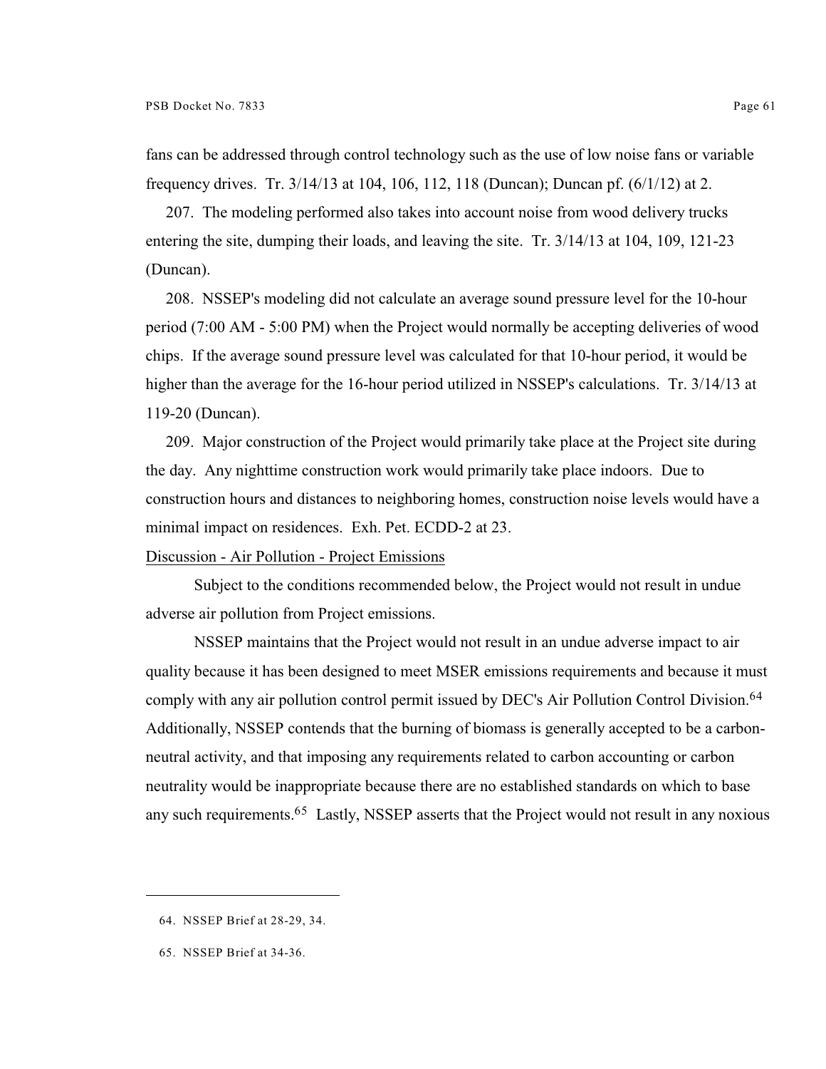fans can be addressed through control technology such as the use of low noise fans or variable frequency drives. Tr. 3/14/13 at 104, 106, 112, 118 (Duncan); Duncan pf. (6/1/12) at 2.

207. The modeling performed also takes into account noise from wood delivery trucks entering the site, dumping their loads, and leaving the site. Tr. 3/14/13 at 104, 109, 121-23 (Duncan).

208. NSSEP's modeling did not calculate an average sound pressure level for the 10-hour period (7:00 AM - 5:00 PM) when the Project would normally be accepting deliveries of wood chips. If the average sound pressure level was calculated for that 10-hour period, it would be higher than the average for the 16-hour period utilized in NSSEP's calculations. Tr. 3/14/13 at 119-20 (Duncan).

209. Major construction of the Project would primarily take place at the Project site during the day. Any nighttime construction work would primarily take place indoors. Due to construction hours and distances to neighboring homes, construction noise levels would have a minimal impact on residences. Exh. Pet. ECDD-2 at 23.

Discussion - Air Pollution - Project Emissions

Subject to the conditions recommended below, the Project would not result in undue adverse air pollution from Project emissions.

NSSEP maintains that the Project would not result in an undue adverse impact to air quality because it has been designed to meet MSER emissions requirements and because it must comply with any air pollution control permit issued by DEC's Air Pollution Control Division.[64] Additionally, NSSEP contends that the burning of biomass is generally accepted to be a carbon-neutral activity, and that imposing any requirements related to carbon accounting or carbon neutrality would be inappropriate because there are no established standards on which to base any such requirements.[65] Lastly, NSSEP asserts that the Project would not result in any noxious

---

64. NSSEP Brief at 28-29, 34.

65. NSSEP Brief at 34-36.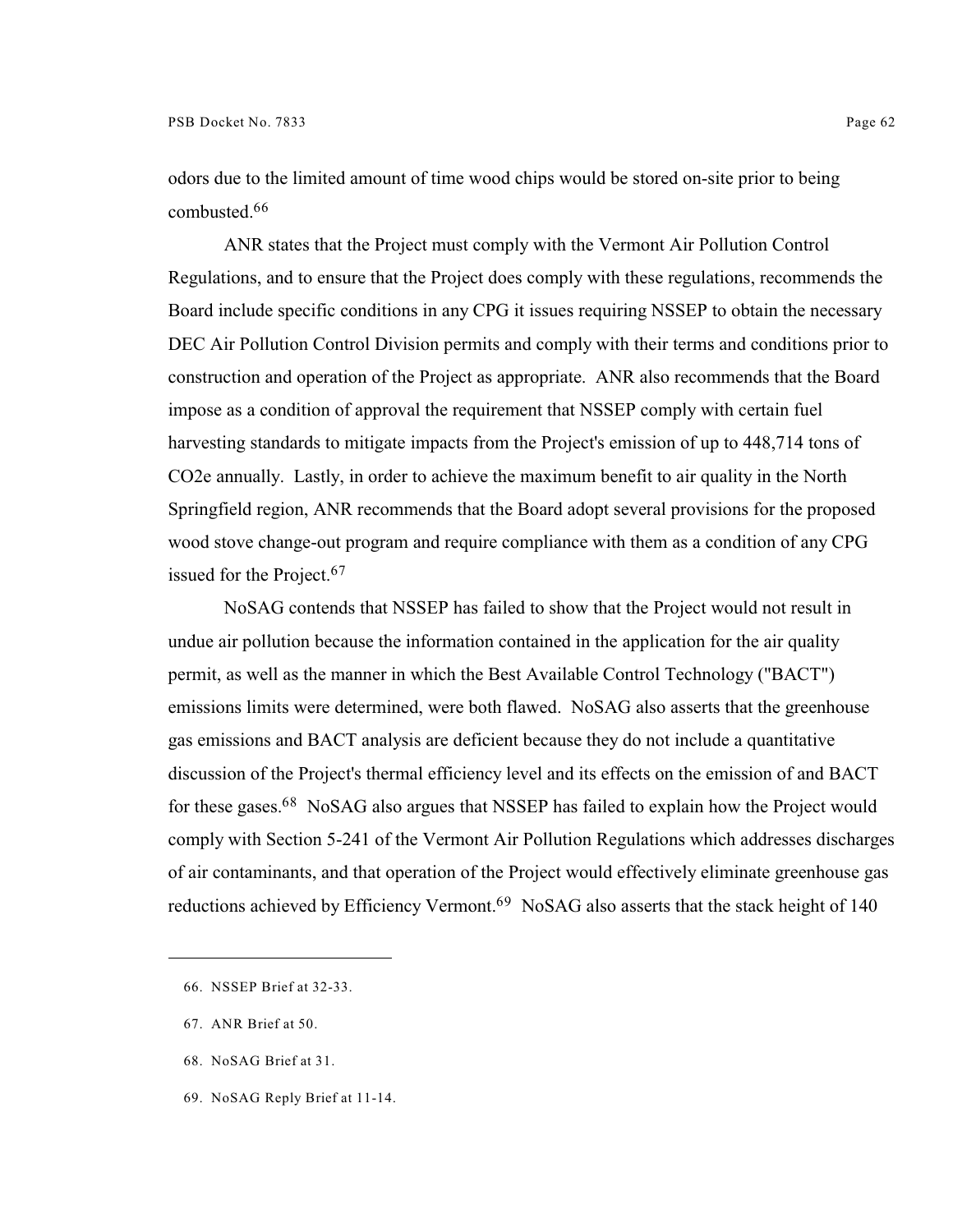odors due to the limited amount of time wood chips would be stored on-site prior to being combusted.[66]

ANR states that the Project must comply with the Vermont Air Pollution Control Regulations, and to ensure that the Project does comply with these regulations, recommends the Board include specific conditions in any CPG it issues requiring NSSEP to obtain the necessary DEC Air Pollution Control Division permits and comply with their terms and conditions prior to construction and operation of the Project as appropriate. ANR also recommends that the Board impose as a condition of approval the requirement that NSSEP comply with certain fuel harvesting standards to mitigate impacts from the Project's emission of up to 448,714 tons of $CO_2e$ annually. Lastly, in order to achieve the maximum benefit to air quality in the North Springfield region, ANR recommends that the Board adopt several provisions for the proposed wood stove change-out program and require compliance with them as a condition of any CPG issued for the Project.[67]

NoSAG contends that NSSEP has failed to show that the Project would not result in undue air pollution because the information contained in the application for the air quality permit, as well as the manner in which the Best Available Control Technology ("BACT") emissions limits were determined, were both flawed. NoSAG also asserts that the greenhouse gas emissions and BACT analysis are deficient because they do not include a quantitative discussion of the Project's thermal efficiency level and its effects on the emission of and BACT for these gases.[68] NoSAG also argues that NSSEP has failed to explain how the Project would comply with Section 5-241 of the Vermont Air Pollution Regulations which addresses discharges of air contaminants, and that operation of the Project would effectively eliminate greenhouse gas reductions achieved by Efficiency Vermont.[69] NoSAG also asserts that the stack height of 140

---

66. NSSEP Brief at 32-33.

67. ANR Brief at 50.

68. NoSAG Brief at 31.

69. NoSAG Reply Brief at 11-14.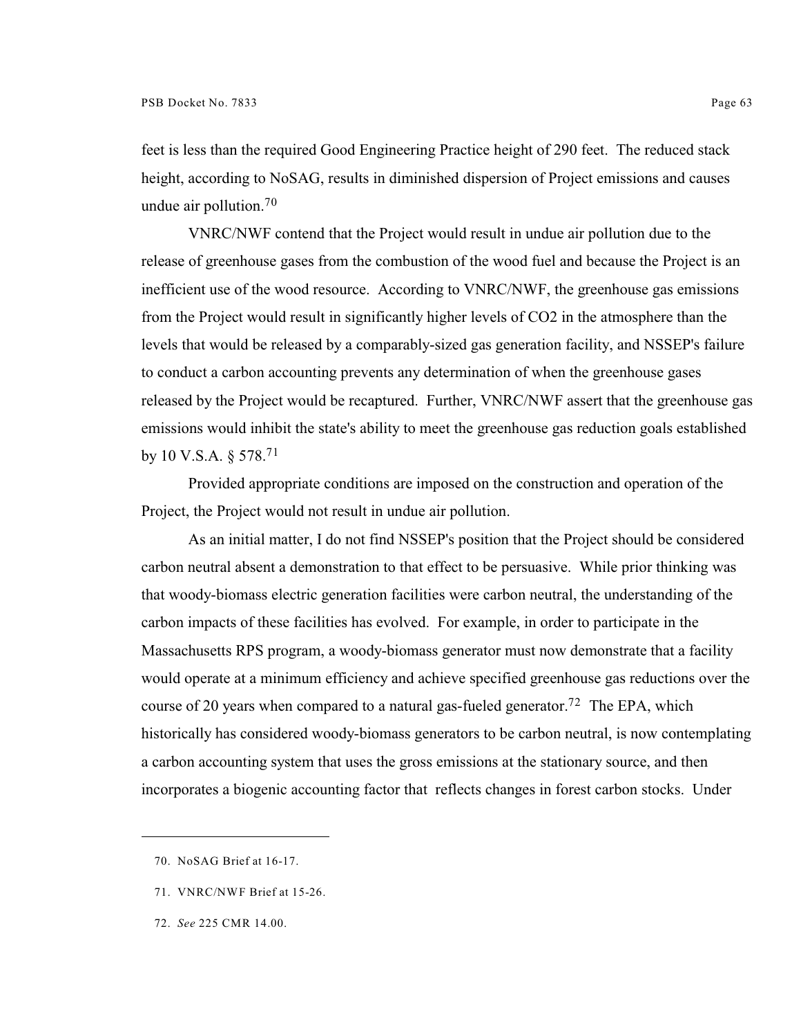feet is less than the required Good Engineering Practice height of 290 feet. The reduced stack height, according to NoSAG, results in diminished dispersion of Project emissions and causes undue air pollution.[70]

VNRC/NWF contend that the Project would result in undue air pollution due to the release of greenhouse gases from the combustion of the wood fuel and because the Project is an inefficient use of the wood resource. According to VNRC/NWF, the greenhouse gas emissions from the Project would result in significantly higher levels of $CO_2$ in the atmosphere than the levels that would be released by a comparably-sized gas generation facility, and NSSEP's failure to conduct a carbon accounting prevents any determination of when the greenhouse gases released by the Project would be recaptured. Further, VNRC/NWF assert that the greenhouse gas emissions would inhibit the state's ability to meet the greenhouse gas reduction goals established by 10 V.S.A. § 578.[71]

Provided appropriate conditions are imposed on the construction and operation of the Project, the Project would not result in undue air pollution.

As an initial matter, I do not find NSSEP's position that the Project should be considered carbon neutral absent a demonstration to that effect to be persuasive. While prior thinking was that woody-biomass electric generation facilities were carbon neutral, the understanding of the carbon impacts of these facilities has evolved. For example, in order to participate in the Massachusetts RPS program, a woody-biomass generator must now demonstrate that a facility would operate at a minimum efficiency and achieve specified greenhouse gas reductions over the course of 20 years when compared to a natural gas-fueled generator.[72] The EPA, which historically has considered woody-biomass generators to be carbon neutral, is now contemplating a carbon accounting system that uses the gross emissions at the stationary source, and then incorporates a biogenic accounting factor that reflects changes in forest carbon stocks. Under

---

70. NoSAG Brief at 16-17.

71. VNRC/NWF Brief at 15-26.

72. *See* 225 CMR 14.00.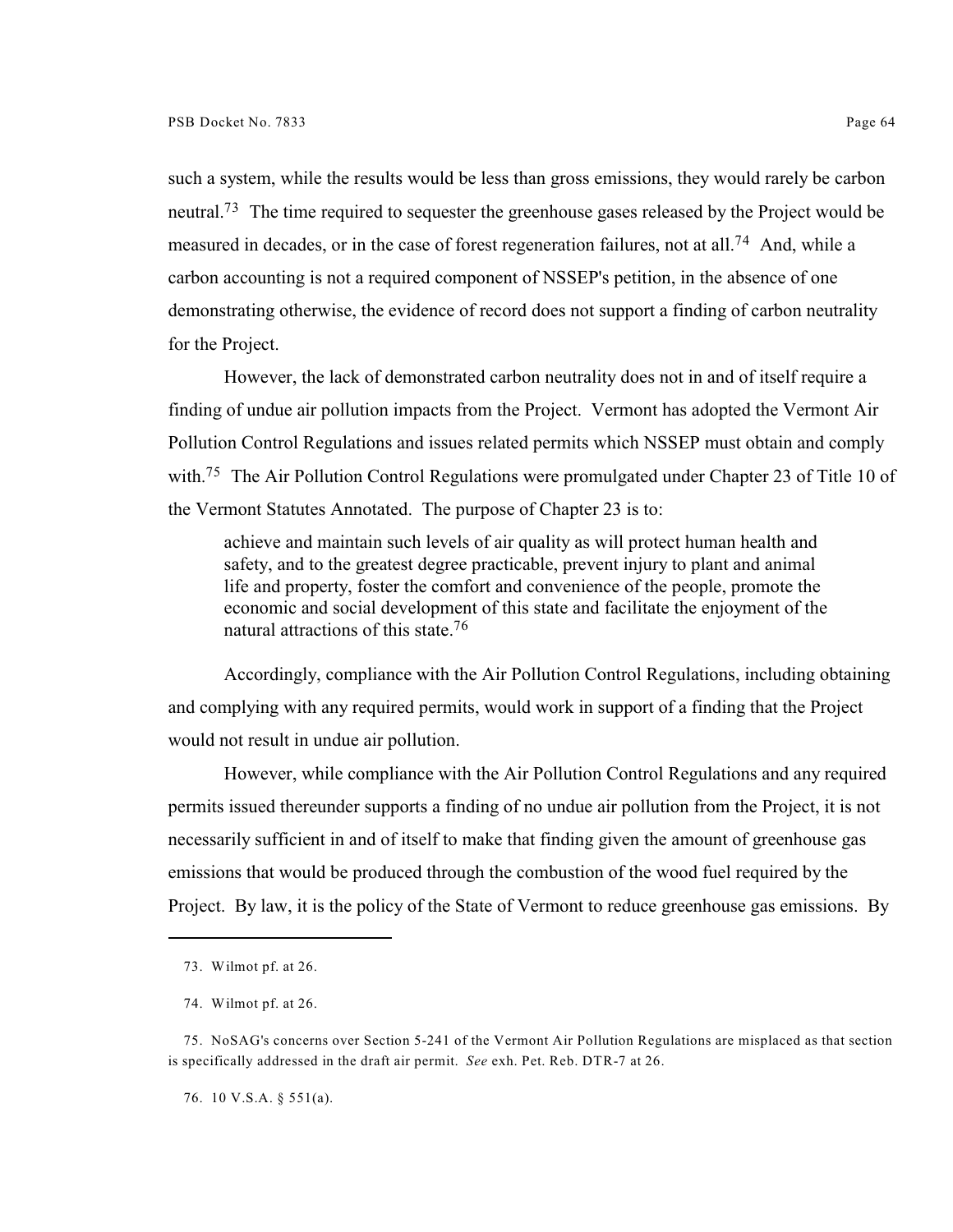such a system, while the results would be less than gross emissions, they would rarely be carbon neutral.[73] The time required to sequester the greenhouse gases released by the Project would be measured in decades, or in the case of forest regeneration failures, not at all.[74] And, while a carbon accounting is not a required component of NSSEP's petition, in the absence of one demonstrating otherwise, the evidence of record does not support a finding of carbon neutrality for the Project.

However, the lack of demonstrated carbon neutrality does not in and of itself require a finding of undue air pollution impacts from the Project. Vermont has adopted the Vermont Air Pollution Control Regulations and issues related permits which NSSEP must obtain and comply with.[75] The Air Pollution Control Regulations were promulgated under Chapter 23 of Title 10 of the Vermont Statutes Annotated. The purpose of Chapter 23 is to:

> achieve and maintain such levels of air quality as will protect human health and safety, and to the greatest degree practicable, prevent injury to plant and animal life and property, foster the comfort and convenience of the people, promote the economic and social development of this state and facilitate the enjoyment of the natural attractions of this state.[76]

Accordingly, compliance with the Air Pollution Control Regulations, including obtaining and complying with any required permits, would work in support of a finding that the Project would not result in undue air pollution.

However, while compliance with the Air Pollution Control Regulations and any required permits issued thereunder supports a finding of no undue air pollution from the Project, it is not necessarily sufficient in and of itself to make that finding given the amount of greenhouse gas emissions that would be produced through the combustion of the wood fuel required by the Project. By law, it is the policy of the State of Vermont to reduce greenhouse gas emissions. By

---

73. Wilmot pf. at 26.

74. Wilmot pf. at 26.

75. NoSAG's concerns over Section 5-241 of the Vermont Air Pollution Regulations are misplaced as that section is specifically addressed in the draft air permit. *See* exh. Pet. Reb. DTR-7 at 26.

76. 10 V.S.A. § 551(a).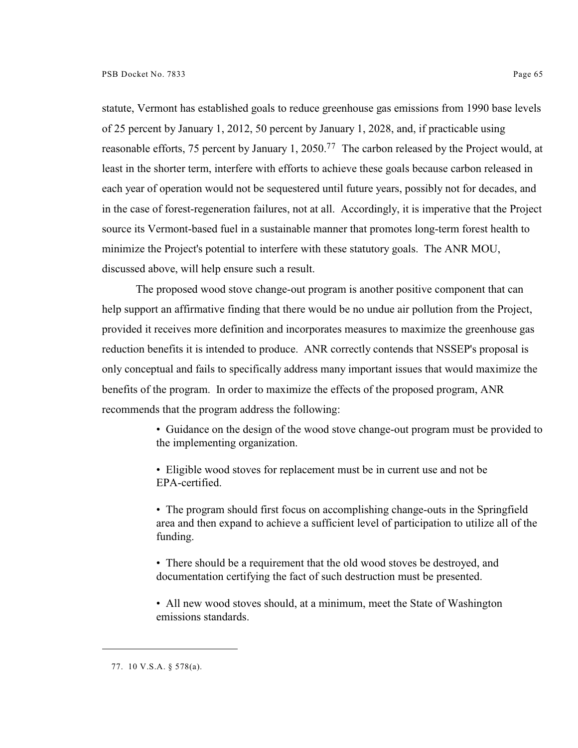statute, Vermont has established goals to reduce greenhouse gas emissions from 1990 base levels of 25 percent by January 1, 2012, 50 percent by January 1, 2028, and, if practicable using reasonable efforts, 75 percent by January 1, 2050.[77] The carbon released by the Project would, at least in the shorter term, interfere with efforts to achieve these goals because carbon released in each year of operation would not be sequestered until future years, possibly not for decades, and in the case of forest-regeneration failures, not at all. Accordingly, it is imperative that the Project source its Vermont-based fuel in a sustainable manner that promotes long-term forest health to minimize the Project's potential to interfere with these statutory goals. The ANR MOU, discussed above, will help ensure such a result.

The proposed wood stove change-out program is another positive component that can help support an affirmative finding that there would be no undue air pollution from the Project, provided it receives more definition and incorporates measures to maximize the greenhouse gas reduction benefits it is intended to produce. ANR correctly contends that NSSEP's proposal is only conceptual and fails to specifically address many important issues that would maximize the benefits of the program. In order to maximize the effects of the proposed program, ANR recommends that the program address the following:

> • Guidance on the design of the wood stove change-out program must be provided to the implementing organization.
>
> • Eligible wood stoves for replacement must be in current use and not be EPA-certified.
>
> • The program should first focus on accomplishing change-outs in the Springfield area and then expand to achieve a sufficient level of participation to utilize all of the funding.
>
> • There should be a requirement that the old wood stoves be destroyed, and documentation certifying the fact of such destruction must be presented.
>
> • All new wood stoves should, at a minimum, meet the State of Washington emissions standards.

---

77. 10 V.S.A. § 578(a).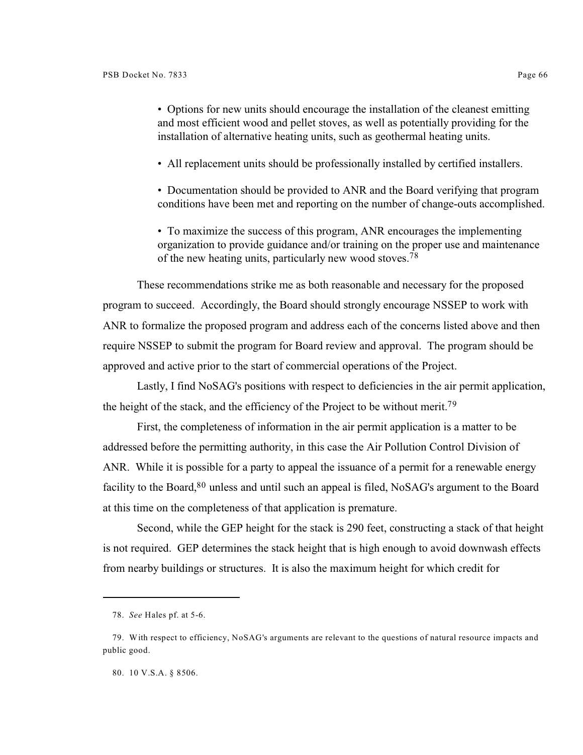- Options for new units should encourage the installation of the cleanest emitting and most efficient wood and pellet stoves, as well as potentially providing for the installation of alternative heating units, such as geothermal heating units.

- All replacement units should be professionally installed by certified installers.

- Documentation should be provided to ANR and the Board verifying that program conditions have been met and reporting on the number of change-outs accomplished.

- To maximize the success of this program, ANR encourages the implementing organization to provide guidance and/or training on the proper use and maintenance of the new heating units, particularly new wood stoves.[78]

These recommendations strike me as both reasonable and necessary for the proposed program to succeed. Accordingly, the Board should strongly encourage NSSEP to work with ANR to formalize the proposed program and address each of the concerns listed above and then require NSSEP to submit the program for Board review and approval. The program should be approved and active prior to the start of commercial operations of the Project.

Lastly, I find NoSAG's positions with respect to deficiencies in the air permit application, the height of the stack, and the efficiency of the Project to be without merit.[79]

First, the completeness of information in the air permit application is a matter to be addressed before the permitting authority, in this case the Air Pollution Control Division of ANR. While it is possible for a party to appeal the issuance of a permit for a renewable energy facility to the Board,[80] unless and until such an appeal is filed, NoSAG's argument to the Board at this time on the completeness of that application is premature.

Second, while the GEP height for the stack is 290 feet, constructing a stack of that height is not required. GEP determines the stack height that is high enough to avoid downwash effects from nearby buildings or structures. It is also the maximum height for which credit for

---

78. *See* Hales pf. at 5-6.

79. With respect to efficiency, NoSAG's arguments are relevant to the questions of natural resource impacts and public good.

80. 10 V.S.A. § 8506.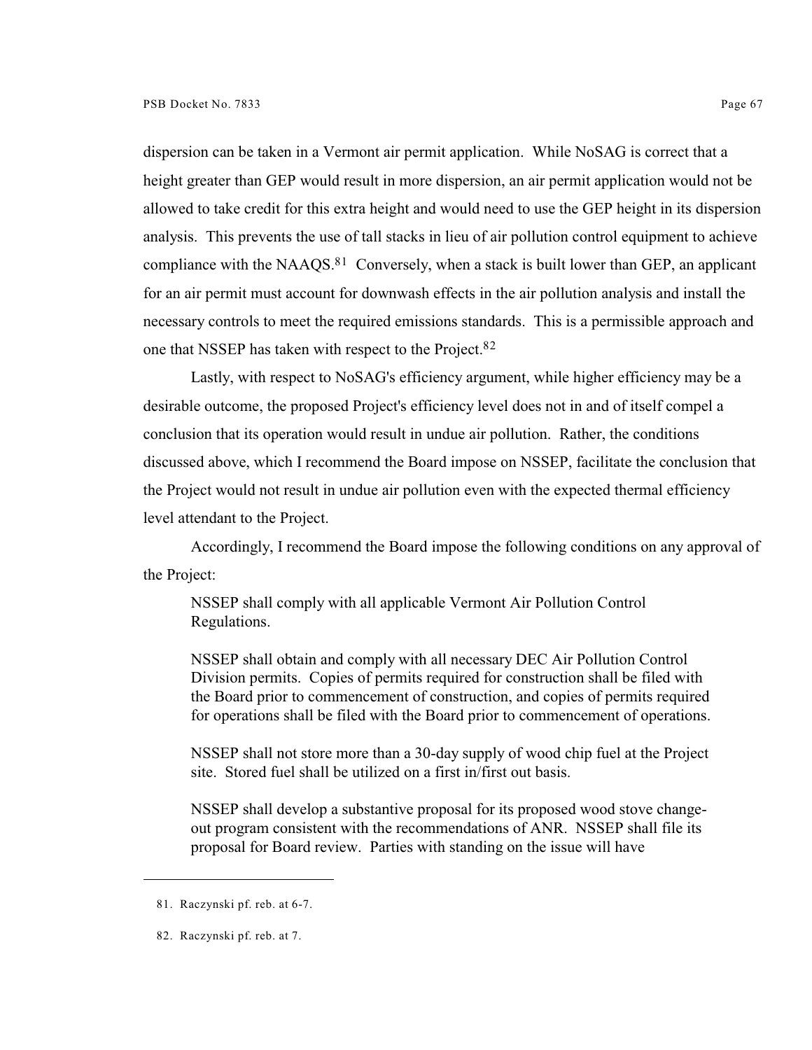dispersion can be taken in a Vermont air permit application. While NoSAG is correct that a height greater than GEP would result in more dispersion, an air permit application would not be allowed to take credit for this extra height and would need to use the GEP height in its dispersion analysis. This prevents the use of tall stacks in lieu of air pollution control equipment to achieve compliance with the NAAQS.[81] Conversely, when a stack is built lower than GEP, an applicant for an air permit must account for downwash effects in the air pollution analysis and install the necessary controls to meet the required emissions standards. This is a permissible approach and one that NSSEP has taken with respect to the Project.[82]

Lastly, with respect to NoSAG's efficiency argument, while higher efficiency may be a desirable outcome, the proposed Project's efficiency level does not in and of itself compel a conclusion that its operation would result in undue air pollution. Rather, the conditions discussed above, which I recommend the Board impose on NSSEP, facilitate the conclusion that the Project would not result in undue air pollution even with the expected thermal efficiency level attendant to the Project.

Accordingly, I recommend the Board impose the following conditions on any approval of the Project:

> NSSEP shall comply with all applicable Vermont Air Pollution Control Regulations.
>
> NSSEP shall obtain and comply with all necessary DEC Air Pollution Control Division permits. Copies of permits required for construction shall be filed with the Board prior to commencement of construction, and copies of permits required for operations shall be filed with the Board prior to commencement of operations.
>
> NSSEP shall not store more than a 30-day supply of wood chip fuel at the Project site. Stored fuel shall be utilized on a first in/first out basis.
>
> NSSEP shall develop a substantive proposal for its proposed wood stove change-out program consistent with the recommendations of ANR. NSSEP shall file its proposal for Board review. Parties with standing on the issue will have

81. Raczynski pf. reb. at 6-7.

82. Raczynski pf. reb. at 7.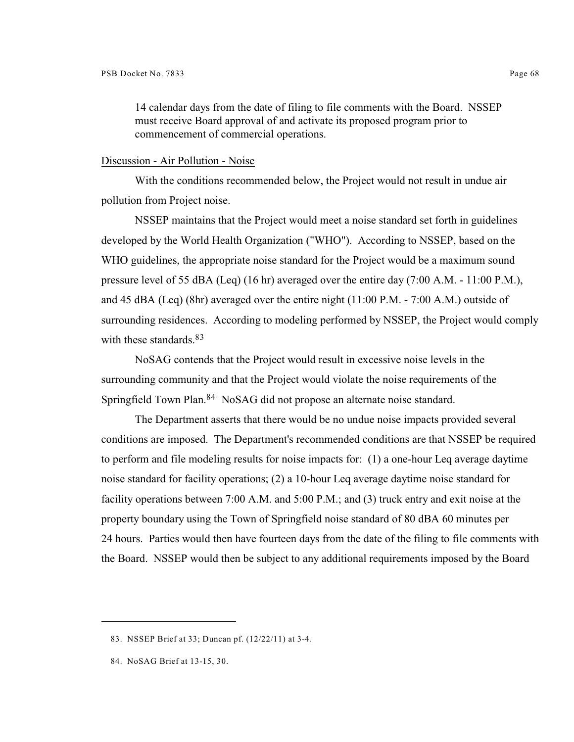14 calendar days from the date of filing to file comments with the Board. NSSEP must receive Board approval of and activate its proposed program prior to commencement of commercial operations.

Discussion - Air Pollution - Noise

With the conditions recommended below, the Project would not result in undue air pollution from Project noise.

NSSEP maintains that the Project would meet a noise standard set forth in guidelines developed by the World Health Organization ("WHO"). According to NSSEP, based on the WHO guidelines, the appropriate noise standard for the Project would be a maximum sound pressure level of 55 dBA (Leq) (16 hr) averaged over the entire day (7:00 A.M. - 11:00 P.M.), and 45 dBA (Leq) (8hr) averaged over the entire night (11:00 P.M. - 7:00 A.M.) outside of surrounding residences. According to modeling performed by NSSEP, the Project would comply with these standards.[83]

NoSAG contends that the Project would result in excessive noise levels in the surrounding community and that the Project would violate the noise requirements of the Springfield Town Plan.[84] NoSAG did not propose an alternate noise standard.

The Department asserts that there would be no undue noise impacts provided several conditions are imposed. The Department's recommended conditions are that NSSEP be required to perform and file modeling results for noise impacts for: (1) a one-hour Leq average daytime noise standard for facility operations; (2) a 10-hour Leq average daytime noise standard for facility operations between 7:00 A.M. and 5:00 P.M.; and (3) truck entry and exit noise at the property boundary using the Town of Springfield noise standard of 80 dBA 60 minutes per 24 hours. Parties would then have fourteen days from the date of the filing to file comments with the Board. NSSEP would then be subject to any additional requirements imposed by the Board

---

83. NSSEP Brief at 33; Duncan pf. (12/22/11) at 3-4.

84. NoSAG Brief at 13-15, 30.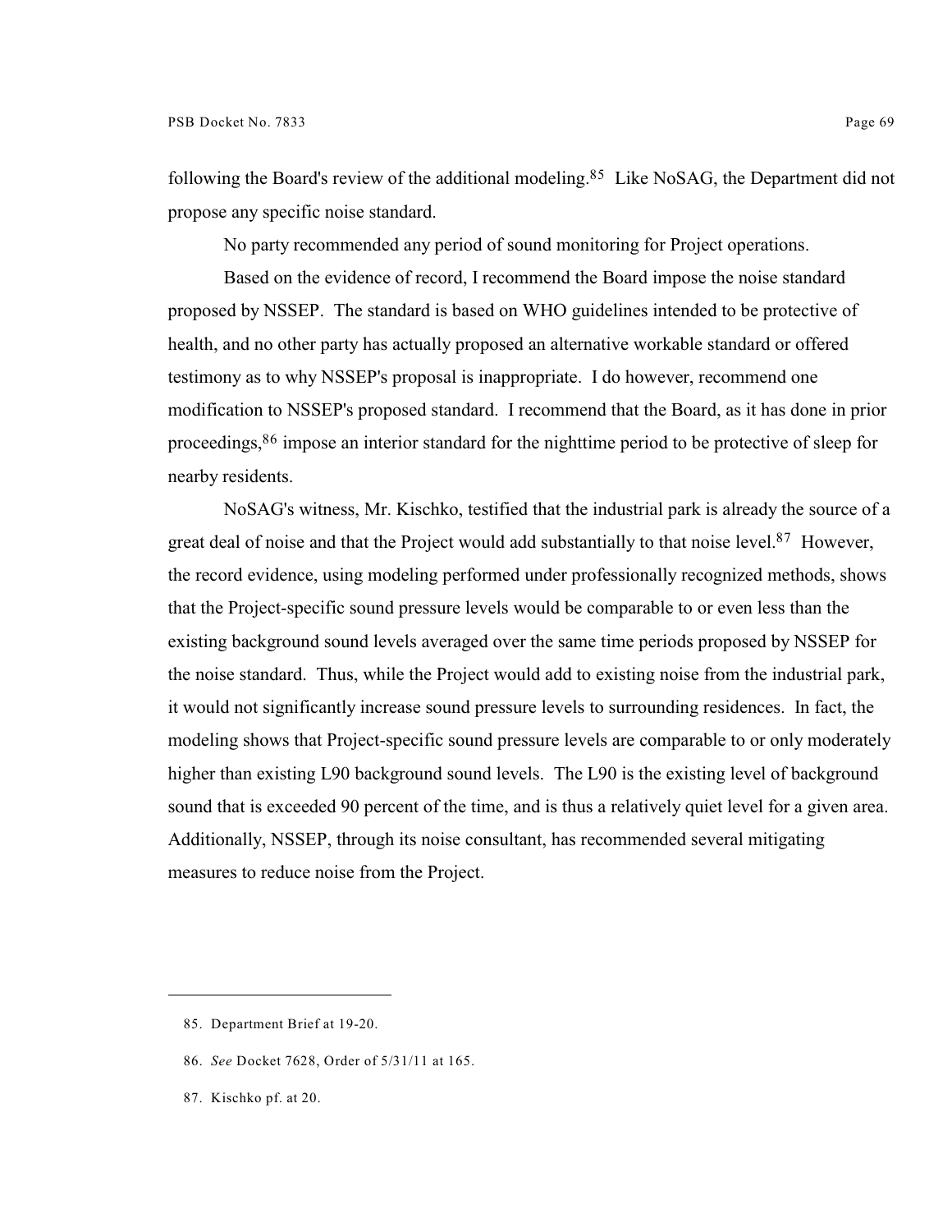following the Board's review of the additional modeling.[85] Like NoSAG, the Department did not propose any specific noise standard.

No party recommended any period of sound monitoring for Project operations.

Based on the evidence of record, I recommend the Board impose the noise standard proposed by NSSEP. The standard is based on WHO guidelines intended to be protective of health, and no other party has actually proposed an alternative workable standard or offered testimony as to why NSSEP's proposal is inappropriate. I do however, recommend one modification to NSSEP's proposed standard. I recommend that the Board, as it has done in prior proceedings,[86] impose an interior standard for the nighttime period to be protective of sleep for nearby residents.

NoSAG's witness, Mr. Kischko, testified that the industrial park is already the source of a great deal of noise and that the Project would add substantially to that noise level.[87] However, the record evidence, using modeling performed under professionally recognized methods, shows that the Project-specific sound pressure levels would be comparable to or even less than the existing background sound levels averaged over the same time periods proposed by NSSEP for the noise standard. Thus, while the Project would add to existing noise from the industrial park, it would not significantly increase sound pressure levels to surrounding residences. In fact, the modeling shows that Project-specific sound pressure levels are comparable to or only moderately higher than existing L90 background sound levels. The L90 is the existing level of background sound that is exceeded 90 percent of the time, and is thus a relatively quiet level for a given area. Additionally, NSSEP, through its noise consultant, has recommended several mitigating measures to reduce noise from the Project.

---

85. Department Brief at 19-20.

86. *See* Docket 7628, Order of 5/31/11 at 165.

87. Kischko pf. at 20.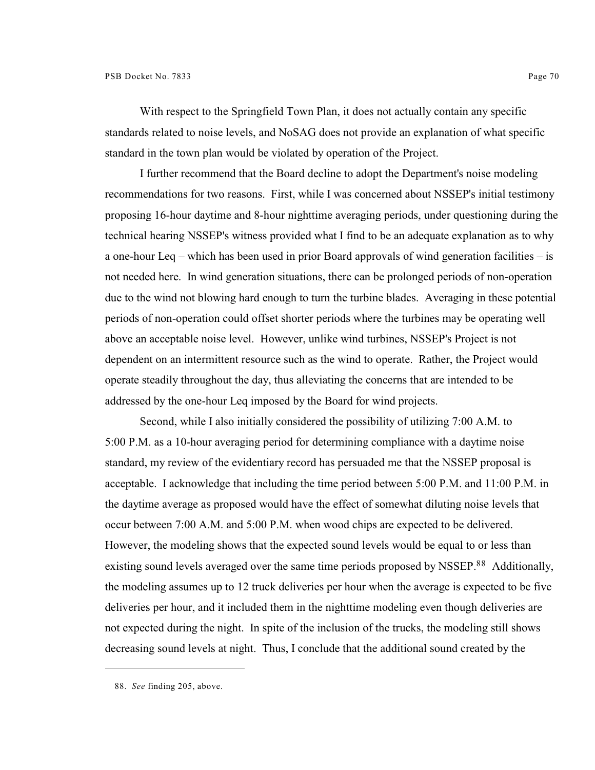With respect to the Springfield Town Plan, it does not actually contain any specific standards related to noise levels, and NoSAG does not provide an explanation of what specific standard in the town plan would be violated by operation of the Project.

I further recommend that the Board decline to adopt the Department's noise modeling recommendations for two reasons. First, while I was concerned about NSSEP's initial testimony proposing 16-hour daytime and 8-hour nighttime averaging periods, under questioning during the technical hearing NSSEP's witness provided what I find to be an adequate explanation as to why a one-hour Leq – which has been used in prior Board approvals of wind generation facilities – is not needed here. In wind generation situations, there can be prolonged periods of non-operation due to the wind not blowing hard enough to turn the turbine blades. Averaging in these potential periods of non-operation could offset shorter periods where the turbines may be operating well above an acceptable noise level. However, unlike wind turbines, NSSEP's Project is not dependent on an intermittent resource such as the wind to operate. Rather, the Project would operate steadily throughout the day, thus alleviating the concerns that are intended to be addressed by the one-hour Leq imposed by the Board for wind projects.

Second, while I also initially considered the possibility of utilizing 7:00 A.M. to 5:00 P.M. as a 10-hour averaging period for determining compliance with a daytime noise standard, my review of the evidentiary record has persuaded me that the NSSEP proposal is acceptable. I acknowledge that including the time period between 5:00 P.M. and 11:00 P.M. in the daytime average as proposed would have the effect of somewhat diluting noise levels that occur between 7:00 A.M. and 5:00 P.M. when wood chips are expected to be delivered. However, the modeling shows that the expected sound levels would be equal to or less than existing sound levels averaged over the same time periods proposed by NSSEP.[88] Additionally, the modeling assumes up to 12 truck deliveries per hour when the average is expected to be five deliveries per hour, and it included them in the nighttime modeling even though deliveries are not expected during the night. In spite of the inclusion of the trucks, the modeling still shows decreasing sound levels at night. Thus, I conclude that the additional sound created by the

---

88. *See* finding 205, above.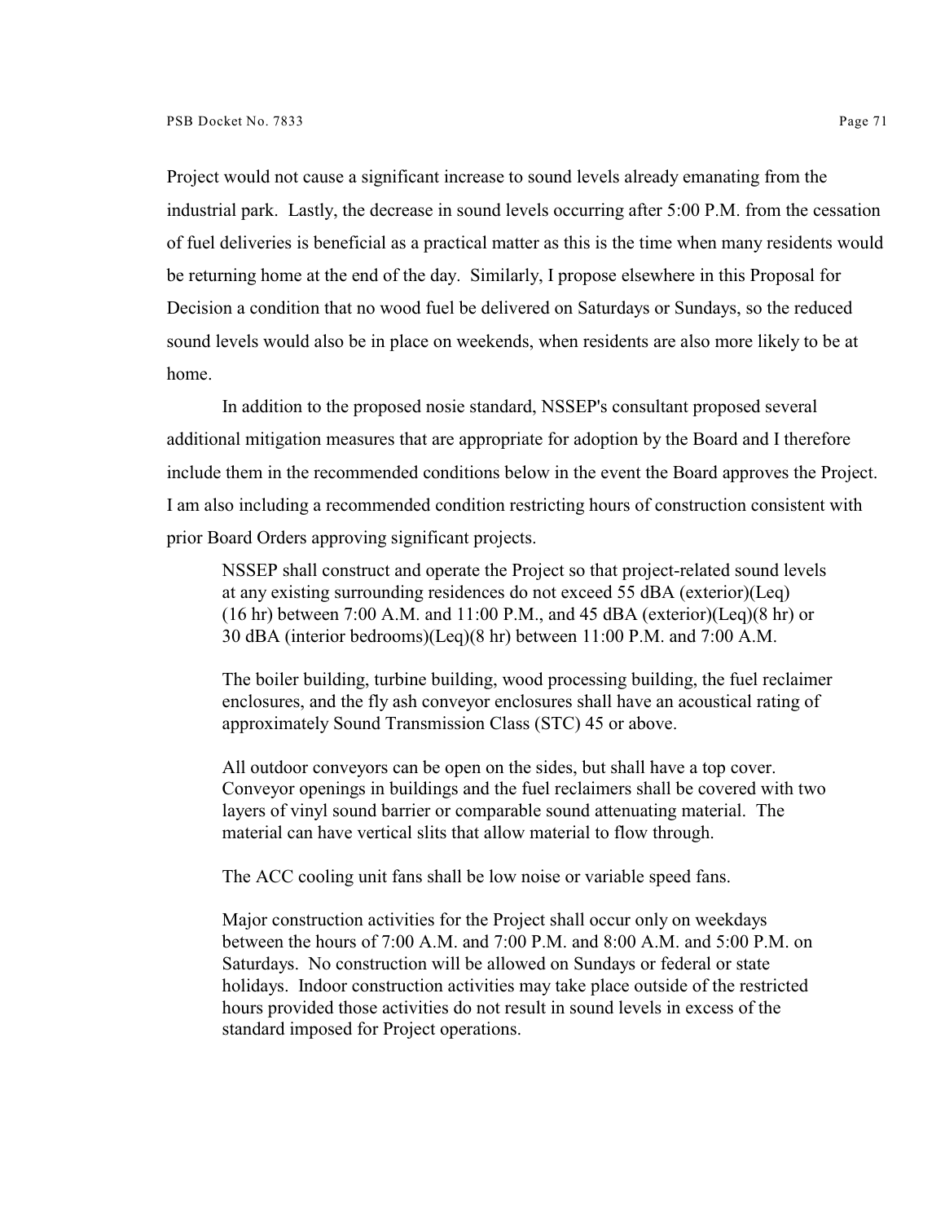Project would not cause a significant increase to sound levels already emanating from the industrial park. Lastly, the decrease in sound levels occurring after 5:00 P.M. from the cessation of fuel deliveries is beneficial as a practical matter as this is the time when many residents would be returning home at the end of the day. Similarly, I propose elsewhere in this Proposal for Decision a condition that no wood fuel be delivered on Saturdays or Sundays, so the reduced sound levels would also be in place on weekends, when residents are also more likely to be at home.

In addition to the proposed nosie standard, NSSEP's consultant proposed several additional mitigation measures that are appropriate for adoption by the Board and I therefore include them in the recommended conditions below in the event the Board approves the Project. I am also including a recommended condition restricting hours of construction consistent with prior Board Orders approving significant projects.

> NSSEP shall construct and operate the Project so that project-related sound levels at any existing surrounding residences do not exceed 55 dBA (exterior)(Leq)(16 hr) between 7:00 A.M. and 11:00 P.M., and 45 dBA (exterior)(Leq)(8 hr) or 30 dBA (interior bedrooms)(Leq)(8 hr) between 11:00 P.M. and 7:00 A.M.
>
> The boiler building, turbine building, wood processing building, the fuel reclaimer enclosures, and the fly ash conveyor enclosures shall have an acoustical rating of approximately Sound Transmission Class (STC) 45 or above.
>
> All outdoor conveyors can be open on the sides, but shall have a top cover. Conveyor openings in buildings and the fuel reclaimers shall be covered with two layers of vinyl sound barrier or comparable sound attenuating material. The material can have vertical slits that allow material to flow through.
>
> The ACC cooling unit fans shall be low noise or variable speed fans.
>
> Major construction activities for the Project shall occur only on weekdays between the hours of 7:00 A.M. and 7:00 P.M. and 8:00 A.M. and 5:00 P.M. on Saturdays. No construction will be allowed on Sundays or federal or state holidays. Indoor construction activities may take place outside of the restricted hours provided those activities do not result in sound levels in excess of the standard imposed for Project operations.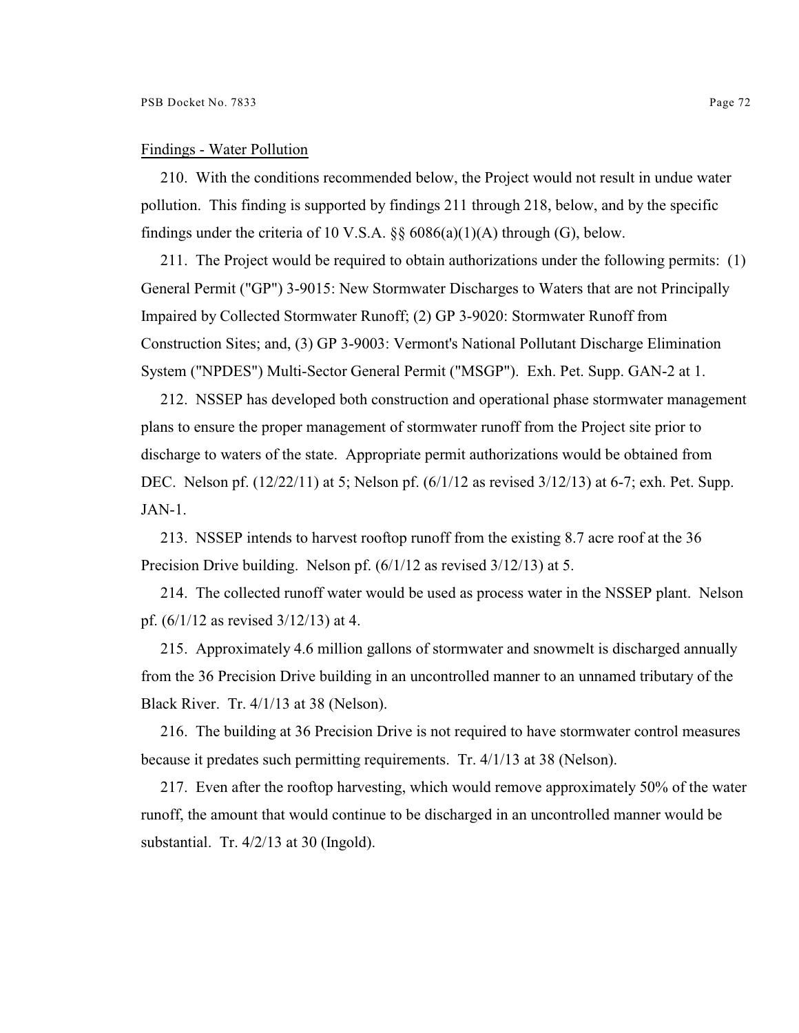Findings - Water Pollution

210. With the conditions recommended below, the Project would not result in undue water pollution. This finding is supported by findings 211 through 218, below, and by the specific findings under the criteria of 10 V.S.A. §§ 6086(a)(1)(A) through (G), below.

211. The Project would be required to obtain authorizations under the following permits: (1) General Permit ("GP") 3-9015: New Stormwater Discharges to Waters that are not Principally Impaired by Collected Stormwater Runoff; (2) GP 3-9020: Stormwater Runoff from Construction Sites; and, (3) GP 3-9003: Vermont's National Pollutant Discharge Elimination System ("NPDES") Multi-Sector General Permit ("MSGP"). Exh. Pet. Supp. GAN-2 at 1.

212. NSSEP has developed both construction and operational phase stormwater management plans to ensure the proper management of stormwater runoff from the Project site prior to discharge to waters of the state. Appropriate permit authorizations would be obtained from DEC. Nelson pf. (12/22/11) at 5; Nelson pf. (6/1/12 as revised 3/12/13) at 6-7; exh. Pet. Supp. JAN-1.

213. NSSEP intends to harvest rooftop runoff from the existing 8.7 acre roof at the 36 Precision Drive building. Nelson pf. (6/1/12 as revised 3/12/13) at 5.

214. The collected runoff water would be used as process water in the NSSEP plant. Nelson pf. (6/1/12 as revised 3/12/13) at 4.

215. Approximately 4.6 million gallons of stormwater and snowmelt is discharged annually from the 36 Precision Drive building in an uncontrolled manner to an unnamed tributary of the Black River. Tr. 4/1/13 at 38 (Nelson).

216. The building at 36 Precision Drive is not required to have stormwater control measures because it predates such permitting requirements. Tr. 4/1/13 at 38 (Nelson).

217. Even after the rooftop harvesting, which would remove approximately 50% of the water runoff, the amount that would continue to be discharged in an uncontrolled manner would be substantial. Tr. 4/2/13 at 30 (Ingold).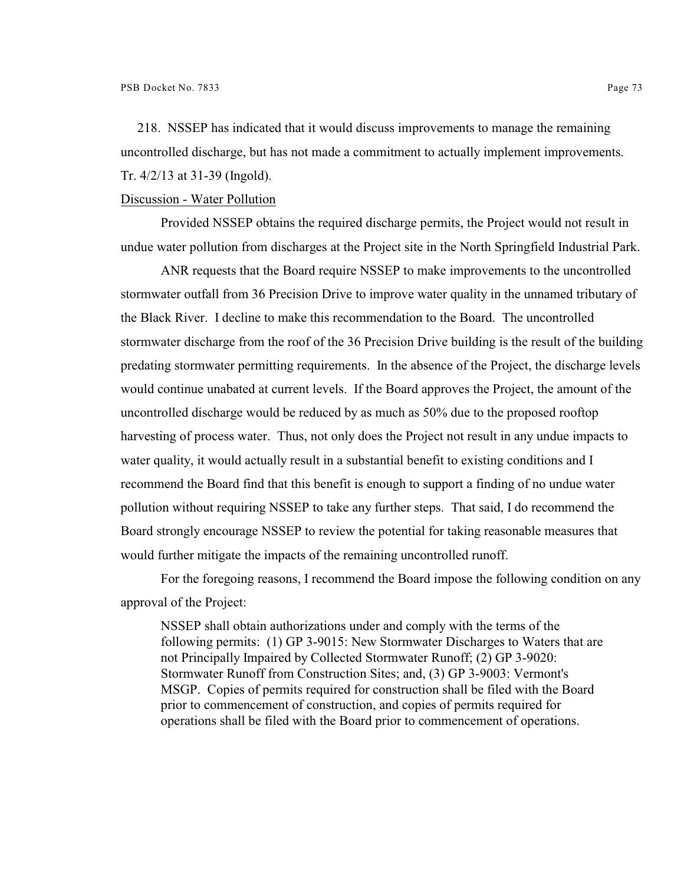218. NSSEP has indicated that it would discuss improvements to manage the remaining uncontrolled discharge, but has not made a commitment to actually implement improvements. Tr. 4/2/13 at 31-39 (Ingold).

Discussion - Water Pollution

Provided NSSEP obtains the required discharge permits, the Project would not result in undue water pollution from discharges at the Project site in the North Springfield Industrial Park.

ANR requests that the Board require NSSEP to make improvements to the uncontrolled stormwater outfall from 36 Precision Drive to improve water quality in the unnamed tributary of the Black River. I decline to make this recommendation to the Board. The uncontrolled stormwater discharge from the roof of the 36 Precision Drive building is the result of the building predating stormwater permitting requirements. In the absence of the Project, the discharge levels would continue unabated at current levels. If the Board approves the Project, the amount of the uncontrolled discharge would be reduced by as much as 50% due to the proposed rooftop harvesting of process water. Thus, not only does the Project not result in any undue impacts to water quality, it would actually result in a substantial benefit to existing conditions and I recommend the Board find that this benefit is enough to support a finding of no undue water pollution without requiring NSSEP to take any further steps. That said, I do recommend the Board strongly encourage NSSEP to review the potential for taking reasonable measures that would further mitigate the impacts of the remaining uncontrolled runoff.

For the foregoing reasons, I recommend the Board impose the following condition on any approval of the Project:

> NSSEP shall obtain authorizations under and comply with the terms of the following permits: (1) GP 3-9015: New Stormwater Discharges to Waters that are not Principally Impaired by Collected Stormwater Runoff; (2) GP 3-9020: Stormwater Runoff from Construction Sites; and, (3) GP 3-9003: Vermont's MSGP. Copies of permits required for construction shall be filed with the Board prior to commencement of construction, and copies of permits required for operations shall be filed with the Board prior to commencement of operations.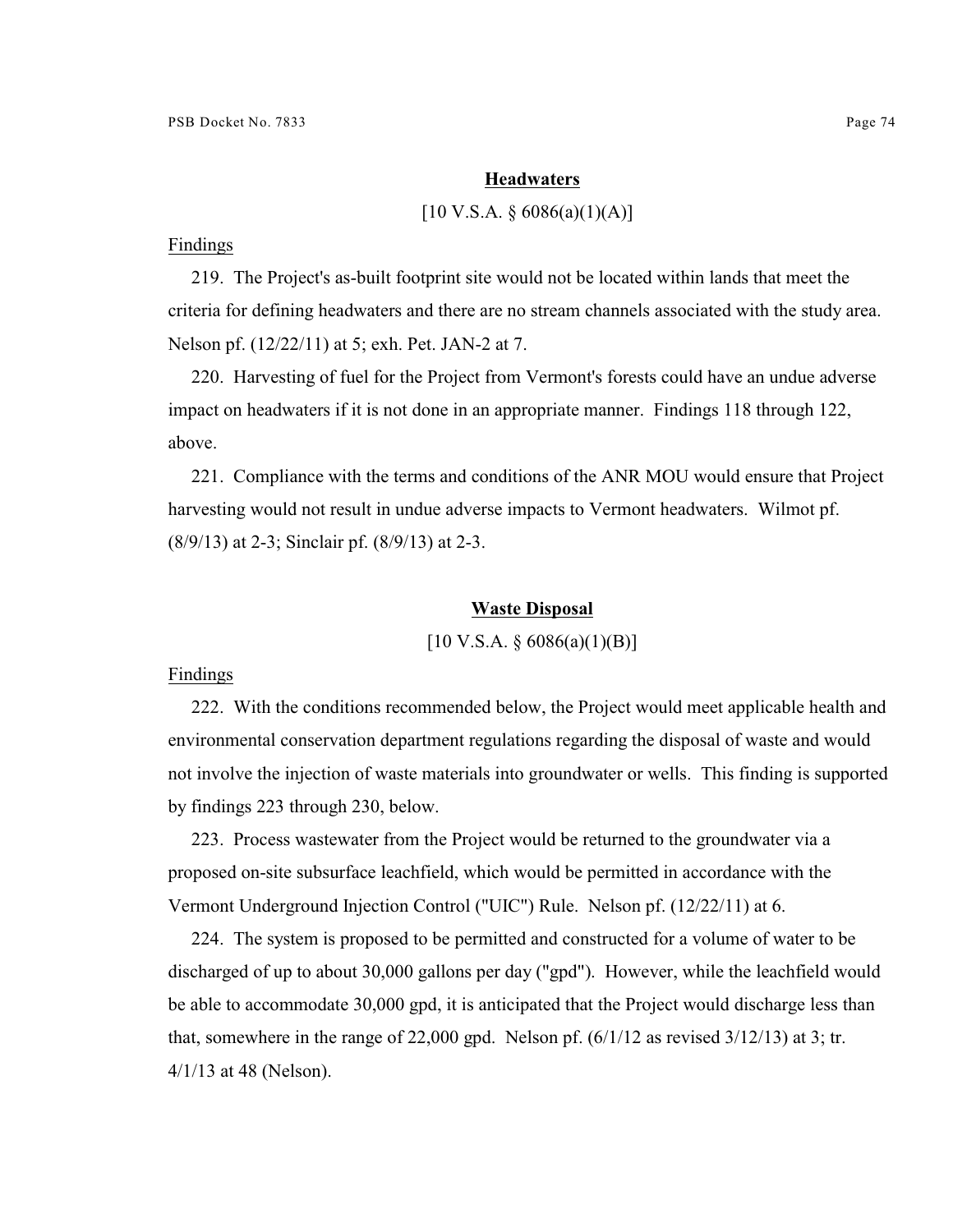## Headwaters

[10 V.S.A. § 6086(a)(1)(A)]

Findings

219. The Project's as-built footprint site would not be located within lands that meet the criteria for defining headwaters and there are no stream channels associated with the study area. Nelson pf. (12/22/11) at 5; exh. Pet. JAN-2 at 7.

220. Harvesting of fuel for the Project from Vermont's forests could have an undue adverse impact on headwaters if it is not done in an appropriate manner. Findings 118 through 122, above.

221. Compliance with the terms and conditions of the ANR MOU would ensure that Project harvesting would not result in undue adverse impacts to Vermont headwaters. Wilmot pf. (8/9/13) at 2-3; Sinclair pf. (8/9/13) at 2-3.

## Waste Disposal

[10 V.S.A. § 6086(a)(1)(B)]

Findings

222. With the conditions recommended below, the Project would meet applicable health and environmental conservation department regulations regarding the disposal of waste and would not involve the injection of waste materials into groundwater or wells. This finding is supported by findings 223 through 230, below.

223. Process wastewater from the Project would be returned to the groundwater via a proposed on-site subsurface leachfield, which would be permitted in accordance with the Vermont Underground Injection Control ("UIC") Rule. Nelson pf. (12/22/11) at 6.

224. The system is proposed to be permitted and constructed for a volume of water to be discharged of up to about 30,000 gallons per day ("gpd"). However, while the leachfield would be able to accommodate 30,000 gpd, it is anticipated that the Project would discharge less than that, somewhere in the range of 22,000 gpd. Nelson pf. (6/1/12 as revised 3/12/13) at 3; tr. 4/1/13 at 48 (Nelson).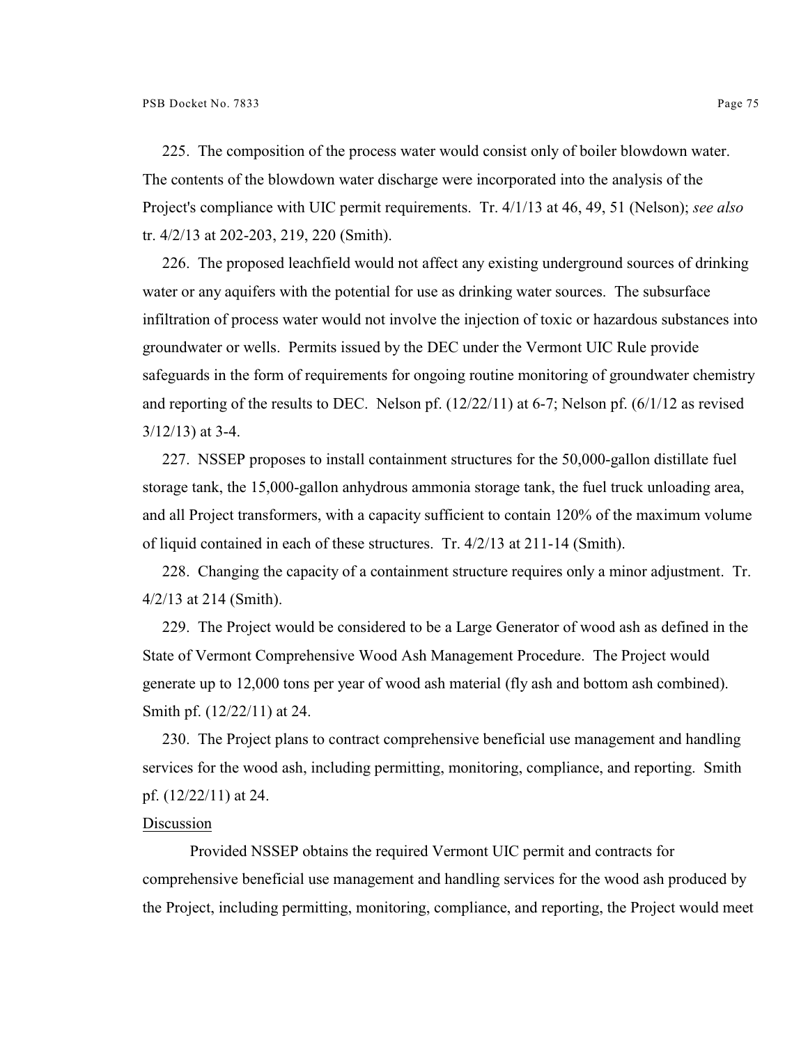225. The composition of the process water would consist only of boiler blowdown water. The contents of the blowdown water discharge were incorporated into the analysis of the Project's compliance with UIC permit requirements. Tr. 4/1/13 at 46, 49, 51 (Nelson); *see also* tr. 4/2/13 at 202-203, 219, 220 (Smith).

226. The proposed leachfield would not affect any existing underground sources of drinking water or any aquifers with the potential for use as drinking water sources. The subsurface infiltration of process water would not involve the injection of toxic or hazardous substances into groundwater or wells. Permits issued by the DEC under the Vermont UIC Rule provide safeguards in the form of requirements for ongoing routine monitoring of groundwater chemistry and reporting of the results to DEC. Nelson pf. (12/22/11) at 6-7; Nelson pf. (6/1/12 as revised 3/12/13) at 3-4.

227. NSSEP proposes to install containment structures for the 50,000-gallon distillate fuel storage tank, the 15,000-gallon anhydrous ammonia storage tank, the fuel truck unloading area, and all Project transformers, with a capacity sufficient to contain 120% of the maximum volume of liquid contained in each of these structures. Tr. 4/2/13 at 211-14 (Smith).

228. Changing the capacity of a containment structure requires only a minor adjustment. Tr. 4/2/13 at 214 (Smith).

229. The Project would be considered to be a Large Generator of wood ash as defined in the State of Vermont Comprehensive Wood Ash Management Procedure. The Project would generate up to 12,000 tons per year of wood ash material (fly ash and bottom ash combined). Smith pf. (12/22/11) at 24.

230. The Project plans to contract comprehensive beneficial use management and handling services for the wood ash, including permitting, monitoring, compliance, and reporting. Smith pf. (12/22/11) at 24.

Discussion

Provided NSSEP obtains the required Vermont UIC permit and contracts for comprehensive beneficial use management and handling services for the wood ash produced by the Project, including permitting, monitoring, compliance, and reporting, the Project would meet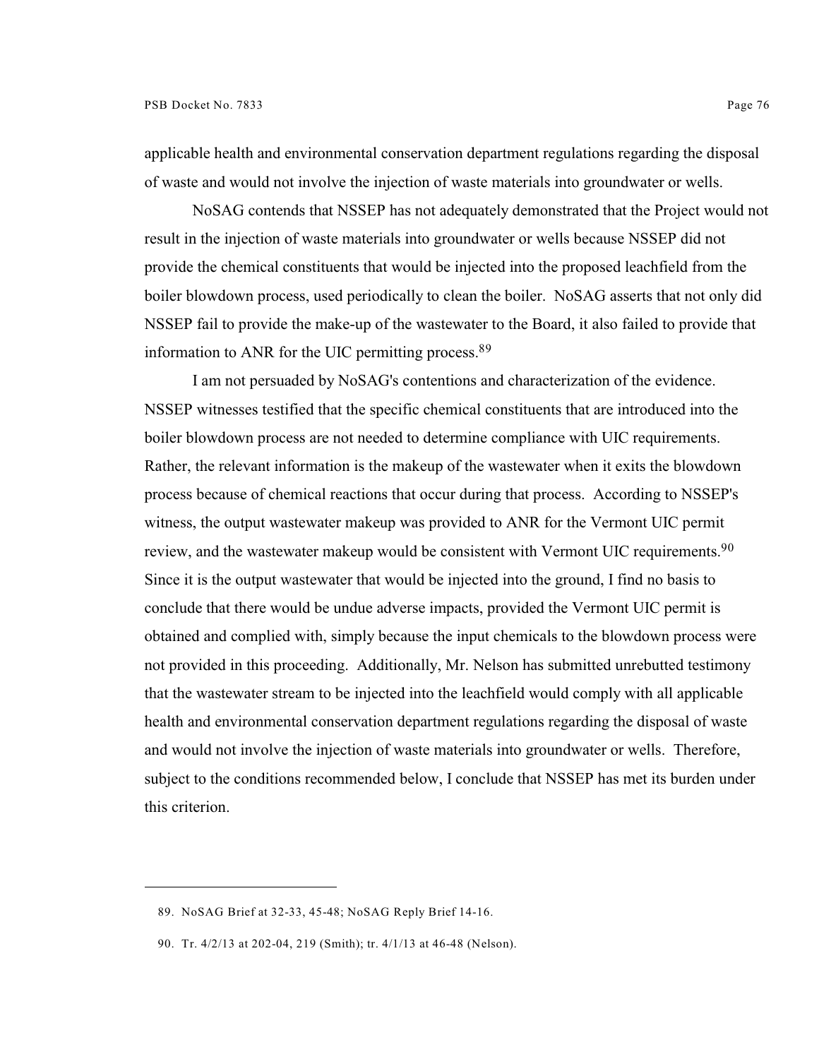applicable health and environmental conservation department regulations regarding the disposal of waste and would not involve the injection of waste materials into groundwater or wells.

NoSAG contends that NSSEP has not adequately demonstrated that the Project would not result in the injection of waste materials into groundwater or wells because NSSEP did not provide the chemical constituents that would be injected into the proposed leachfield from the boiler blowdown process, used periodically to clean the boiler. NoSAG asserts that not only did NSSEP fail to provide the make-up of the wastewater to the Board, it also failed to provide that information to ANR for the UIC permitting process.[89]

I am not persuaded by NoSAG's contentions and characterization of the evidence. NSSEP witnesses testified that the specific chemical constituents that are introduced into the boiler blowdown process are not needed to determine compliance with UIC requirements. Rather, the relevant information is the makeup of the wastewater when it exits the blowdown process because of chemical reactions that occur during that process. According to NSSEP's witness, the output wastewater makeup was provided to ANR for the Vermont UIC permit review, and the wastewater makeup would be consistent with Vermont UIC requirements.[90] Since it is the output wastewater that would be injected into the ground, I find no basis to conclude that there would be undue adverse impacts, provided the Vermont UIC permit is obtained and complied with, simply because the input chemicals to the blowdown process were not provided in this proceeding. Additionally, Mr. Nelson has submitted unrebutted testimony that the wastewater stream to be injected into the leachfield would comply with all applicable health and environmental conservation department regulations regarding the disposal of waste and would not involve the injection of waste materials into groundwater or wells. Therefore, subject to the conditions recommended below, I conclude that NSSEP has met its burden under this criterion.

---

89. NoSAG Brief at 32-33, 45-48; NoSAG Reply Brief 14-16.

90. Tr. 4/2/13 at 202-04, 219 (Smith); tr. 4/1/13 at 46-48 (Nelson).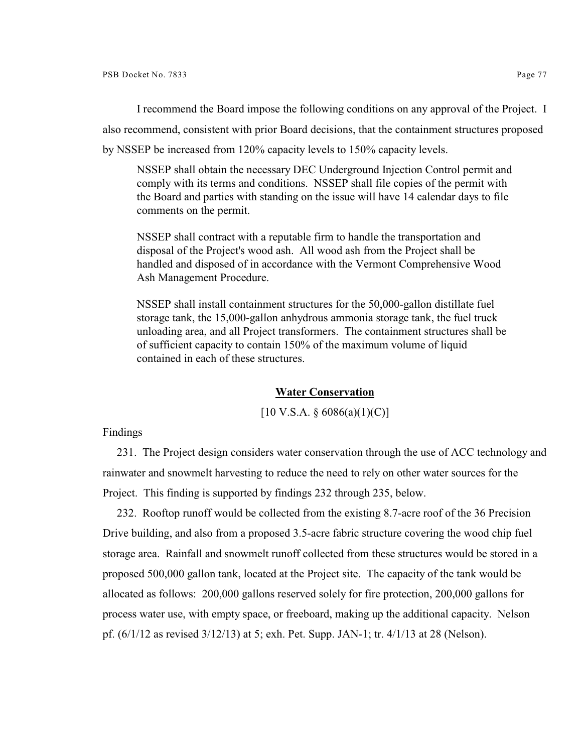I recommend the Board impose the following conditions on any approval of the Project. I also recommend, consistent with prior Board decisions, that the containment structures proposed by NSSEP be increased from 120% capacity levels to 150% capacity levels.

> NSSEP shall obtain the necessary DEC Underground Injection Control permit and comply with its terms and conditions. NSSEP shall file copies of the permit with the Board and parties with standing on the issue will have 14 calendar days to file comments on the permit.
>
> NSSEP shall contract with a reputable firm to handle the transportation and disposal of the Project's wood ash. All wood ash from the Project shall be handled and disposed of in accordance with the Vermont Comprehensive Wood Ash Management Procedure.
>
> NSSEP shall install containment structures for the 50,000-gallon distillate fuel storage tank, the 15,000-gallon anhydrous ammonia storage tank, the fuel truck unloading area, and all Project transformers. The containment structures shall be of sufficient capacity to contain 150% of the maximum volume of liquid contained in each of these structures.

## **Water Conservation**

[10 V.S.A. § 6086(a)(1)(C)]

Findings

231. The Project design considers water conservation through the use of ACC technology and rainwater and snowmelt harvesting to reduce the need to rely on other water sources for the Project. This finding is supported by findings 232 through 235, below.

232. Rooftop runoff would be collected from the existing 8.7-acre roof of the 36 Precision Drive building, and also from a proposed 3.5-acre fabric structure covering the wood chip fuel storage area. Rainfall and snowmelt runoff collected from these structures would be stored in a proposed 500,000 gallon tank, located at the Project site. The capacity of the tank would be allocated as follows: 200,000 gallons reserved solely for fire protection, 200,000 gallons for process water use, with empty space, or freeboard, making up the additional capacity. Nelson pf. (6/1/12 as revised 3/12/13) at 5; exh. Pet. Supp. JAN-1; tr. 4/1/13 at 28 (Nelson).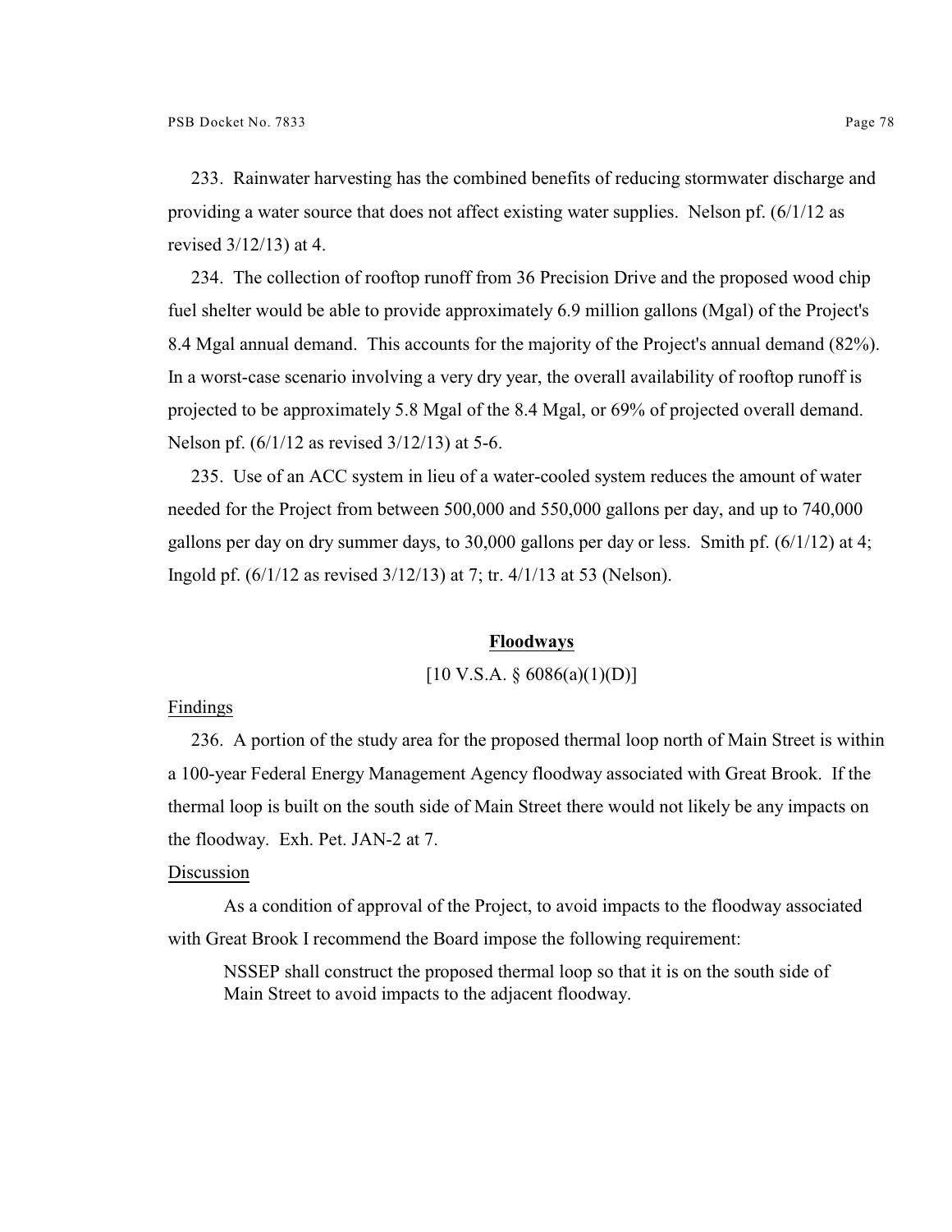233. Rainwater harvesting has the combined benefits of reducing stormwater discharge and providing a water source that does not affect existing water supplies. Nelson pf. (6/1/12 as revised 3/12/13) at 4.

234. The collection of rooftop runoff from 36 Precision Drive and the proposed wood chip fuel shelter would be able to provide approximately 6.9 million gallons (Mgal) of the Project's 8.4 Mgal annual demand. This accounts for the majority of the Project's annual demand (82%). In a worst-case scenario involving a very dry year, the overall availability of rooftop runoff is projected to be approximately 5.8 Mgal of the 8.4 Mgal, or 69% of projected overall demand. Nelson pf. (6/1/12 as revised 3/12/13) at 5-6.

235. Use of an ACC system in lieu of a water-cooled system reduces the amount of water needed for the Project from between 500,000 and 550,000 gallons per day, and up to 740,000 gallons per day on dry summer days, to 30,000 gallons per day or less. Smith pf. (6/1/12) at 4; Ingold pf. (6/1/12 as revised 3/12/13) at 7; tr. 4/1/13 at 53 (Nelson).

## **Floodways**

[10 V.S.A. § 6086(a)(1)(D)]

Findings

236. A portion of the study area for the proposed thermal loop north of Main Street is within a 100-year Federal Energy Management Agency floodway associated with Great Brook. If the thermal loop is built on the south side of Main Street there would not likely be any impacts on the floodway. Exh. Pet. JAN-2 at 7.

Discussion

As a condition of approval of the Project, to avoid impacts to the floodway associated with Great Brook I recommend the Board impose the following requirement:

> NSSEP shall construct the proposed thermal loop so that it is on the south side of Main Street to avoid impacts to the adjacent floodway.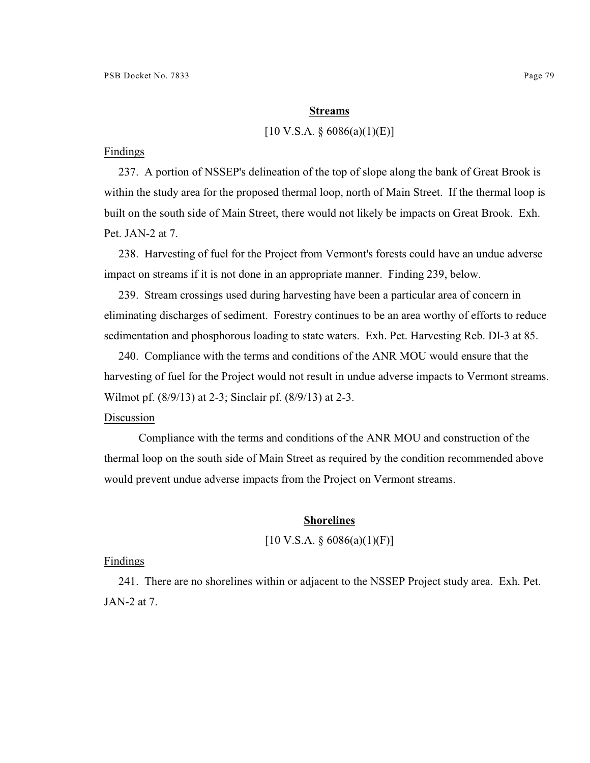## **Streams**

[10 V.S.A. § 6086(a)(1)(E)]

Findings

237. A portion of NSSEP's delineation of the top of slope along the bank of Great Brook is within the study area for the proposed thermal loop, north of Main Street. If the thermal loop is built on the south side of Main Street, there would not likely be impacts on Great Brook. Exh. Pet. JAN-2 at 7.

238. Harvesting of fuel for the Project from Vermont's forests could have an undue adverse impact on streams if it is not done in an appropriate manner. Finding 239, below.

239. Stream crossings used during harvesting have been a particular area of concern in eliminating discharges of sediment. Forestry continues to be an area worthy of efforts to reduce sedimentation and phosphorous loading to state waters. Exh. Pet. Harvesting Reb. DI-3 at 85.

240. Compliance with the terms and conditions of the ANR MOU would ensure that the harvesting of fuel for the Project would not result in undue adverse impacts to Vermont streams. Wilmot pf. (8/9/13) at 2-3; Sinclair pf. (8/9/13) at 2-3.

Discussion

Compliance with the terms and conditions of the ANR MOU and construction of the thermal loop on the south side of Main Street as required by the condition recommended above would prevent undue adverse impacts from the Project on Vermont streams.

## **Shorelines**

[10 V.S.A. § 6086(a)(1)(F)]

Findings

241. There are no shorelines within or adjacent to the NSSEP Project study area. Exh. Pet. JAN-2 at 7.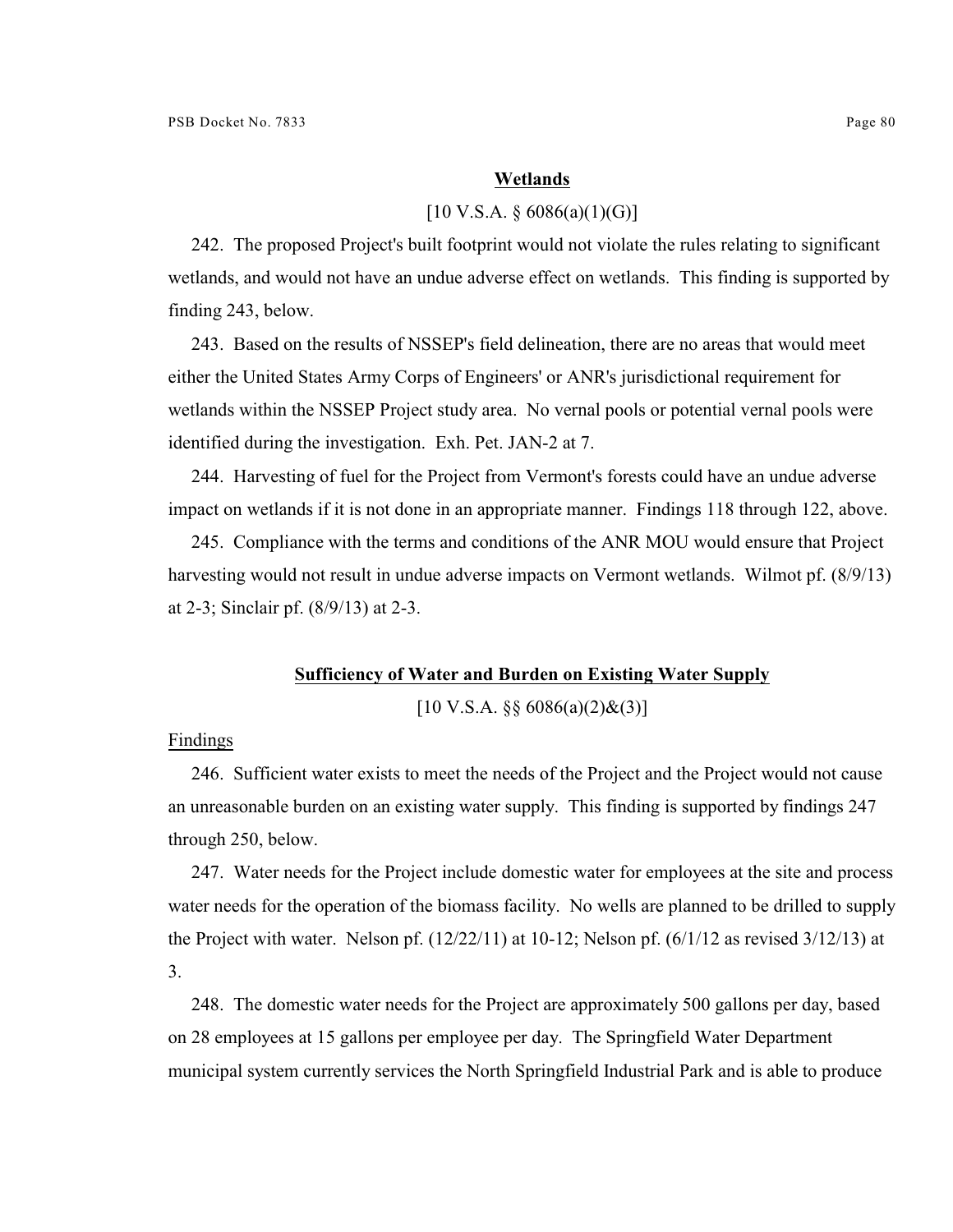## Wetlands

[10 V.S.A. § 6086(a)(1)(G)]

242. The proposed Project's built footprint would not violate the rules relating to significant wetlands, and would not have an undue adverse effect on wetlands. This finding is supported by finding 243, below.

243. Based on the results of NSSEP's field delineation, there are no areas that would meet either the United States Army Corps of Engineers' or ANR's jurisdictional requirement for wetlands within the NSSEP Project study area. No vernal pools or potential vernal pools were identified during the investigation. Exh. Pet. JAN-2 at 7.

244. Harvesting of fuel for the Project from Vermont's forests could have an undue adverse impact on wetlands if it is not done in an appropriate manner. Findings 118 through 122, above.

245. Compliance with the terms and conditions of the ANR MOU would ensure that Project harvesting would not result in undue adverse impacts on Vermont wetlands. Wilmot pf. (8/9/13) at 2-3; Sinclair pf. (8/9/13) at 2-3.

## Sufficiency of Water and Burden on Existing Water Supply

[10 V.S.A. §§ 6086(a)(2)&(3)]

Findings

246. Sufficient water exists to meet the needs of the Project and the Project would not cause an unreasonable burden on an existing water supply. This finding is supported by findings 247 through 250, below.

247. Water needs for the Project include domestic water for employees at the site and process water needs for the operation of the biomass facility. No wells are planned to be drilled to supply the Project with water. Nelson pf. (12/22/11) at 10-12; Nelson pf. (6/1/12 as revised 3/12/13) at 3.

248. The domestic water needs for the Project are approximately 500 gallons per day, based on 28 employees at 15 gallons per employee per day. The Springfield Water Department municipal system currently services the North Springfield Industrial Park and is able to produce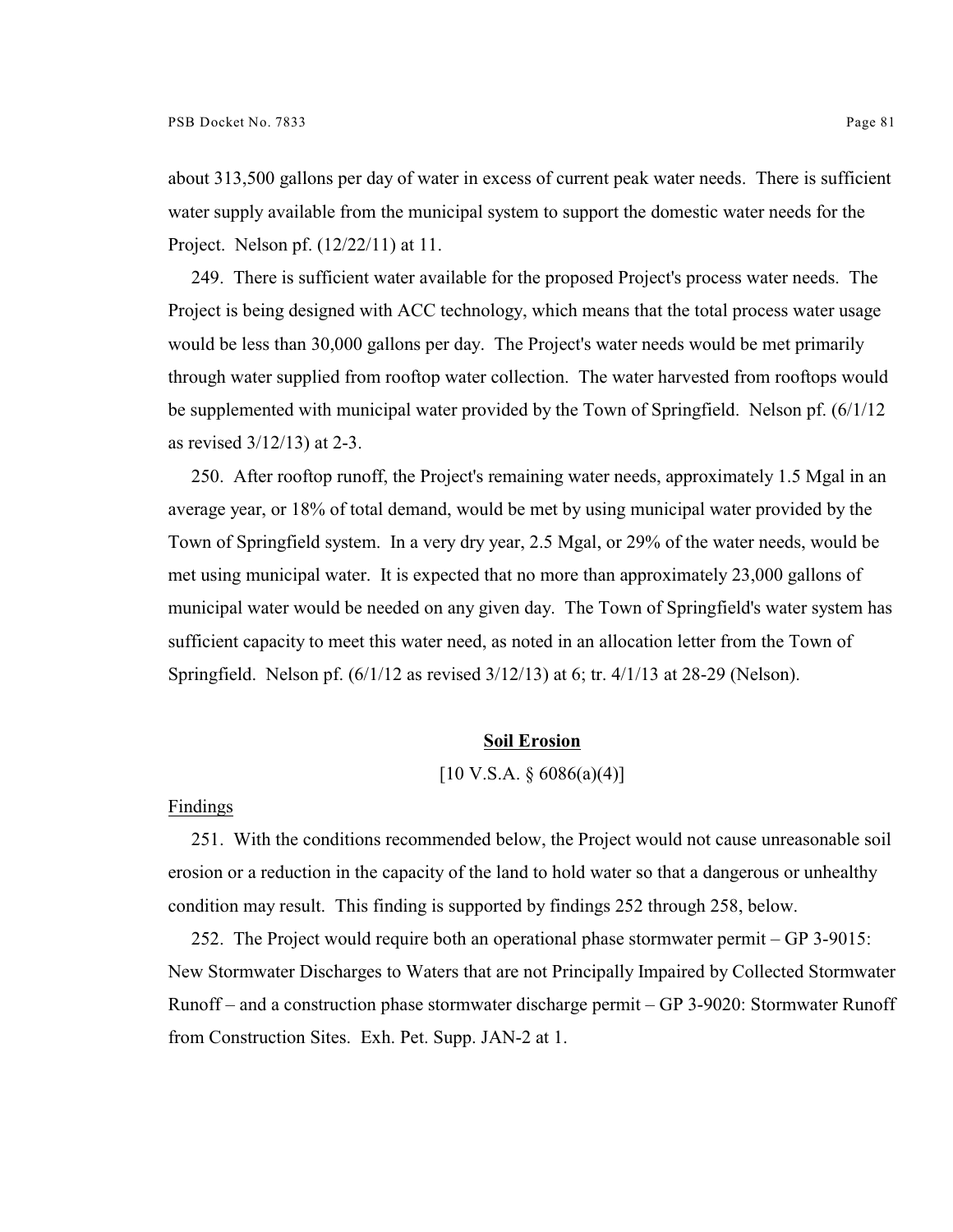about 313,500 gallons per day of water in excess of current peak water needs. There is sufficient water supply available from the municipal system to support the domestic water needs for the Project. Nelson pf. (12/22/11) at 11.

249. There is sufficient water available for the proposed Project's process water needs. The Project is being designed with ACC technology, which means that the total process water usage would be less than 30,000 gallons per day. The Project's water needs would be met primarily through water supplied from rooftop water collection. The water harvested from rooftops would be supplemented with municipal water provided by the Town of Springfield. Nelson pf. (6/1/12 as revised 3/12/13) at 2-3.

250. After rooftop runoff, the Project's remaining water needs, approximately 1.5 Mgal in an average year, or 18% of total demand, would be met by using municipal water provided by the Town of Springfield system. In a very dry year, 2.5 Mgal, or 29% of the water needs, would be met using municipal water. It is expected that no more than approximately 23,000 gallons of municipal water would be needed on any given day. The Town of Springfield's water system has sufficient capacity to meet this water need, as noted in an allocation letter from the Town of Springfield. Nelson pf. (6/1/12 as revised 3/12/13) at 6; tr. 4/1/13 at 28-29 (Nelson).

## Soil Erosion

[10 V.S.A. § 6086(a)(4)]

Findings

251. With the conditions recommended below, the Project would not cause unreasonable soil erosion or a reduction in the capacity of the land to hold water so that a dangerous or unhealthy condition may result. This finding is supported by findings 252 through 258, below.

252. The Project would require both an operational phase stormwater permit – GP 3-9015: New Stormwater Discharges to Waters that are not Principally Impaired by Collected Stormwater Runoff – and a construction phase stormwater discharge permit – GP 3-9020: Stormwater Runoff from Construction Sites. Exh. Pet. Supp. JAN-2 at 1.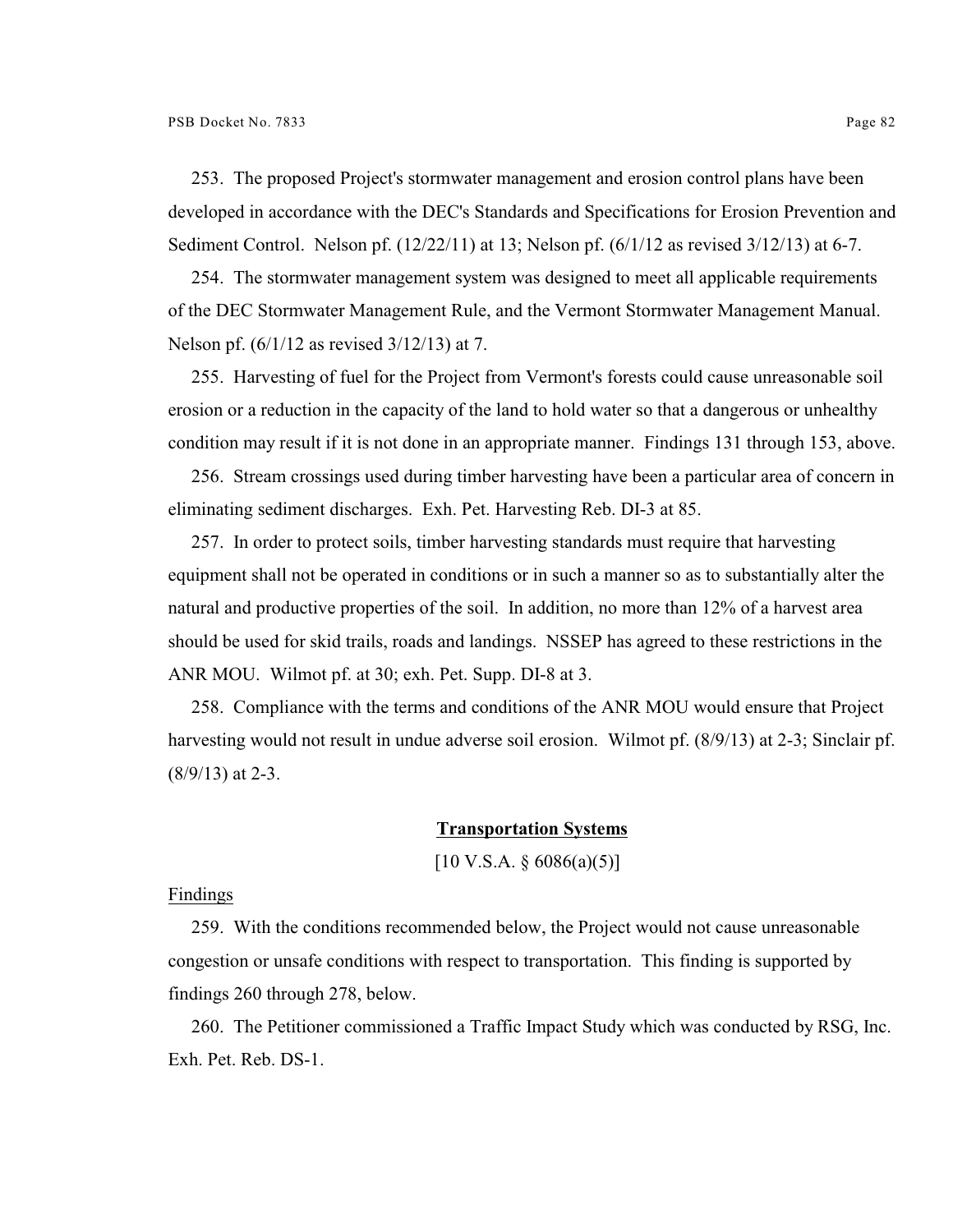253. The proposed Project's stormwater management and erosion control plans have been developed in accordance with the DEC's Standards and Specifications for Erosion Prevention and Sediment Control. Nelson pf. (12/22/11) at 13; Nelson pf. (6/1/12 as revised 3/12/13) at 6-7.

254. The stormwater management system was designed to meet all applicable requirements of the DEC Stormwater Management Rule, and the Vermont Stormwater Management Manual. Nelson pf. (6/1/12 as revised 3/12/13) at 7.

255. Harvesting of fuel for the Project from Vermont's forests could cause unreasonable soil erosion or a reduction in the capacity of the land to hold water so that a dangerous or unhealthy condition may result if it is not done in an appropriate manner. Findings 131 through 153, above.

256. Stream crossings used during timber harvesting have been a particular area of concern in eliminating sediment discharges. Exh. Pet. Harvesting Reb. DI-3 at 85.

257. In order to protect soils, timber harvesting standards must require that harvesting equipment shall not be operated in conditions or in such a manner so as to substantially alter the natural and productive properties of the soil. In addition, no more than 12% of a harvest area should be used for skid trails, roads and landings. NSSEP has agreed to these restrictions in the ANR MOU. Wilmot pf. at 30; exh. Pet. Supp. DI-8 at 3.

258. Compliance with the terms and conditions of the ANR MOU would ensure that Project harvesting would not result in undue adverse soil erosion. Wilmot pf. (8/9/13) at 2-3; Sinclair pf. (8/9/13) at 2-3.

## Transportation Systems

[10 V.S.A. § 6086(a)(5)]

Findings

259. With the conditions recommended below, the Project would not cause unreasonable congestion or unsafe conditions with respect to transportation. This finding is supported by findings 260 through 278, below.

260. The Petitioner commissioned a Traffic Impact Study which was conducted by RSG, Inc. Exh. Pet. Reb. DS-1.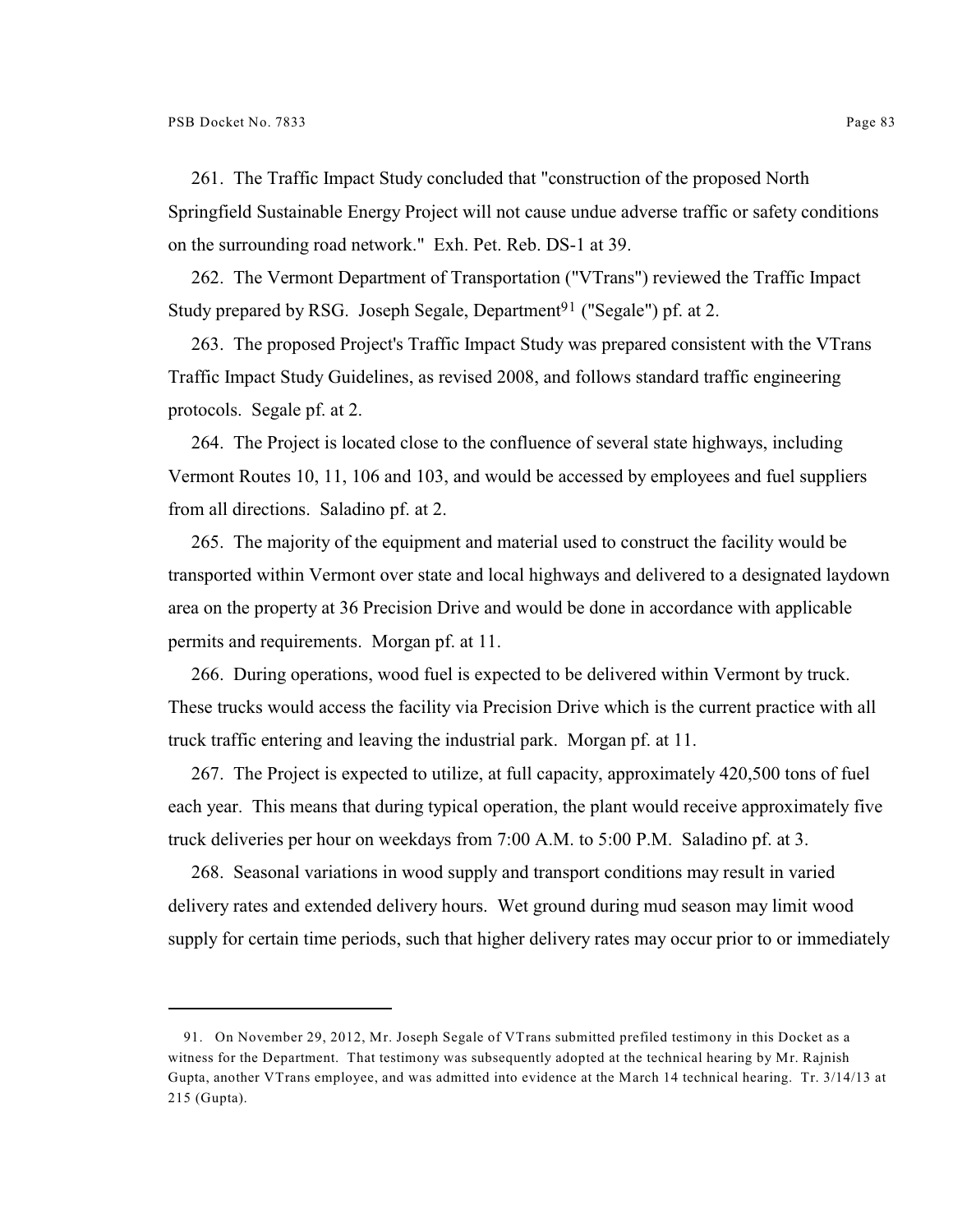261. The Traffic Impact Study concluded that "construction of the proposed North Springfield Sustainable Energy Project will not cause undue adverse traffic or safety conditions on the surrounding road network." Exh. Pet. Reb. DS-1 at 39.

262. The Vermont Department of Transportation ("VTrans") reviewed the Traffic Impact Study prepared by RSG. Joseph Segale, Department[91] ("Segale") pf. at 2.

263. The proposed Project's Traffic Impact Study was prepared consistent with the VTrans Traffic Impact Study Guidelines, as revised 2008, and follows standard traffic engineering protocols. Segale pf. at 2.

264. The Project is located close to the confluence of several state highways, including Vermont Routes 10, 11, 106 and 103, and would be accessed by employees and fuel suppliers from all directions. Saladino pf. at 2.

265. The majority of the equipment and material used to construct the facility would be transported within Vermont over state and local highways and delivered to a designated laydown area on the property at 36 Precision Drive and would be done in accordance with applicable permits and requirements. Morgan pf. at 11.

266. During operations, wood fuel is expected to be delivered within Vermont by truck. These trucks would access the facility via Precision Drive which is the current practice with all truck traffic entering and leaving the industrial park. Morgan pf. at 11.

267. The Project is expected to utilize, at full capacity, approximately 420,500 tons of fuel each year. This means that during typical operation, the plant would receive approximately five truck deliveries per hour on weekdays from 7:00 A.M. to 5:00 P.M. Saladino pf. at 3.

268. Seasonal variations in wood supply and transport conditions may result in varied delivery rates and extended delivery hours. Wet ground during mud season may limit wood supply for certain time periods, such that higher delivery rates may occur prior to or immediately

---

91. On November 29, 2012, Mr. Joseph Segale of VTrans submitted prefiled testimony in this Docket as a witness for the Department. That testimony was subsequently adopted at the technical hearing by Mr. Rajnish Gupta, another VTrans employee, and was admitted into evidence at the March 14 technical hearing. Tr. 3/14/13 at 215 (Gupta).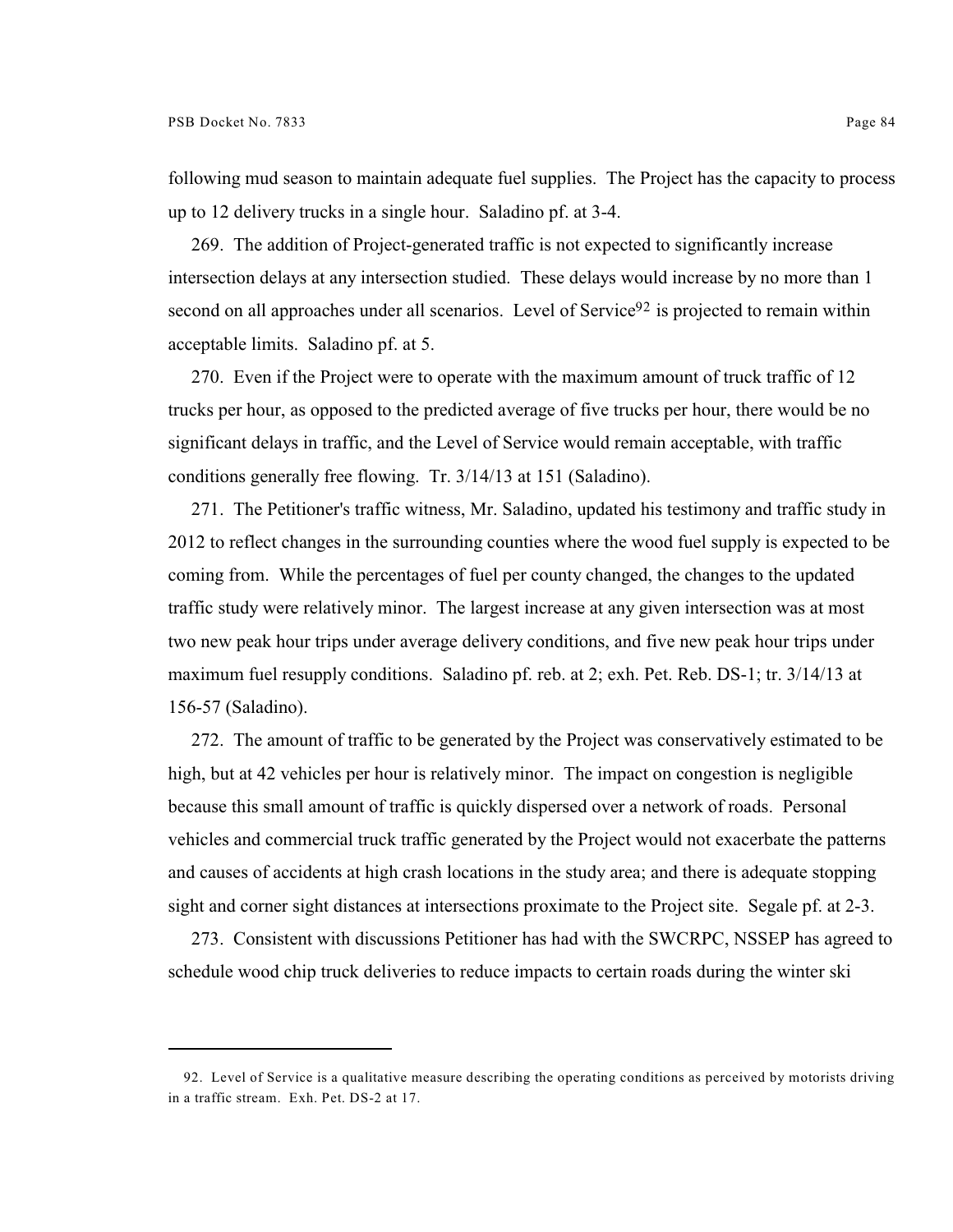following mud season to maintain adequate fuel supplies. The Project has the capacity to process up to 12 delivery trucks in a single hour. Saladino pf. at 3-4.

269. The addition of Project-generated traffic is not expected to significantly increase intersection delays at any intersection studied. These delays would increase by no more than 1 second on all approaches under all scenarios. Level of Service[92] is projected to remain within acceptable limits. Saladino pf. at 5.

270. Even if the Project were to operate with the maximum amount of truck traffic of 12 trucks per hour, as opposed to the predicted average of five trucks per hour, there would be no significant delays in traffic, and the Level of Service would remain acceptable, with traffic conditions generally free flowing. Tr. 3/14/13 at 151 (Saladino).

271. The Petitioner's traffic witness, Mr. Saladino, updated his testimony and traffic study in 2012 to reflect changes in the surrounding counties where the wood fuel supply is expected to be coming from. While the percentages of fuel per county changed, the changes to the updated traffic study were relatively minor. The largest increase at any given intersection was at most two new peak hour trips under average delivery conditions, and five new peak hour trips under maximum fuel resupply conditions. Saladino pf. reb. at 2; exh. Pet. Reb. DS-1; tr. 3/14/13 at 156-57 (Saladino).

272. The amount of traffic to be generated by the Project was conservatively estimated to be high, but at 42 vehicles per hour is relatively minor. The impact on congestion is negligible because this small amount of traffic is quickly dispersed over a network of roads. Personal vehicles and commercial truck traffic generated by the Project would not exacerbate the patterns and causes of accidents at high crash locations in the study area; and there is adequate stopping sight and corner sight distances at intersections proximate to the Project site. Segale pf. at 2-3.

273. Consistent with discussions Petitioner has had with the SWCRPC, NSSEP has agreed to schedule wood chip truck deliveries to reduce impacts to certain roads during the winter ski

---

92. Level of Service is a qualitative measure describing the operating conditions as perceived by motorists driving in a traffic stream. Exh. Pet. DS-2 at 17.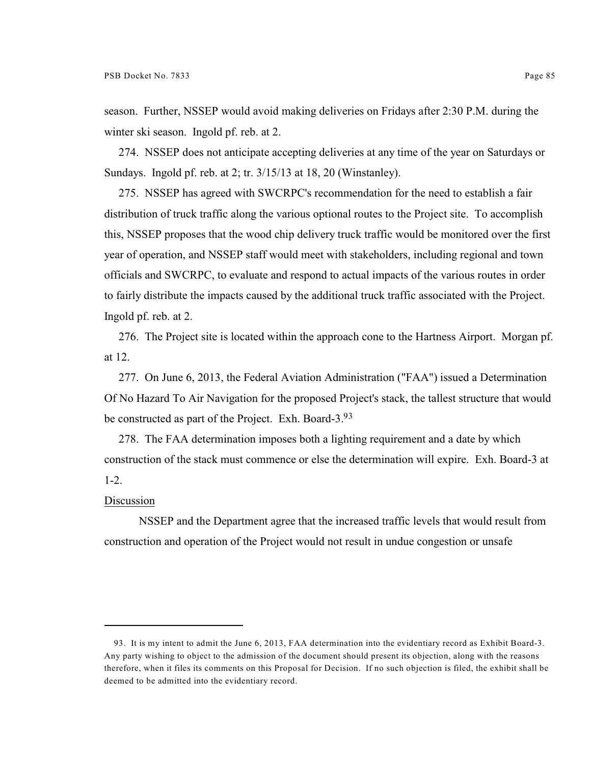season. Further, NSSEP would avoid making deliveries on Fridays after 2:30 P.M. during the winter ski season. Ingold pf. reb. at 2.

274. NSSEP does not anticipate accepting deliveries at any time of the year on Saturdays or Sundays. Ingold pf. reb. at 2; tr. 3/15/13 at 18, 20 (Winstanley).

275. NSSEP has agreed with SWCRPC's recommendation for the need to establish a fair distribution of truck traffic along the various optional routes to the Project site. To accomplish this, NSSEP proposes that the wood chip delivery truck traffic would be monitored over the first year of operation, and NSSEP staff would meet with stakeholders, including regional and town officials and SWCRPC, to evaluate and respond to actual impacts of the various routes in order to fairly distribute the impacts caused by the additional truck traffic associated with the Project. Ingold pf. reb. at 2.

276. The Project site is located within the approach cone to the Hartness Airport. Morgan pf. at 12.

277. On June 6, 2013, the Federal Aviation Administration ("FAA") issued a Determination Of No Hazard To Air Navigation for the proposed Project's stack, the tallest structure that would be constructed as part of the Project. Exh. Board-3.[93]

278. The FAA determination imposes both a lighting requirement and a date by which construction of the stack must commence or else the determination will expire. Exh. Board-3 at 1-2.

Discussion

NSSEP and the Department agree that the increased traffic levels that would result from construction and operation of the Project would not result in undue congestion or unsafe

---

93. It is my intent to admit the June 6, 2013, FAA determination into the evidentiary record as Exhibit Board-3. Any party wishing to object to the admission of the document should present its objection, along with the reasons therefore, when it files its comments on this Proposal for Decision. If no such objection is filed, the exhibit shall be deemed to be admitted into the evidentiary record.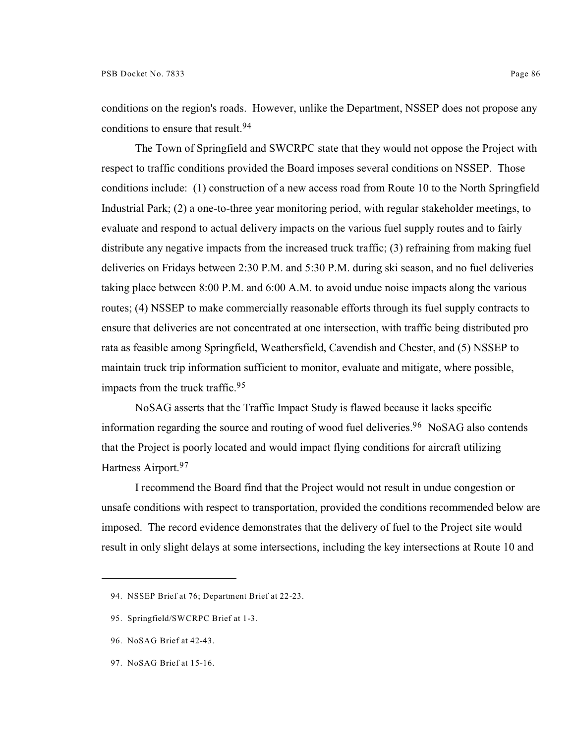conditions on the region's roads. However, unlike the Department, NSSEP does not propose any conditions to ensure that result.[94]

The Town of Springfield and SWCRPC state that they would not oppose the Project with respect to traffic conditions provided the Board imposes several conditions on NSSEP. Those conditions include: (1) construction of a new access road from Route 10 to the North Springfield Industrial Park; (2) a one-to-three year monitoring period, with regular stakeholder meetings, to evaluate and respond to actual delivery impacts on the various fuel supply routes and to fairly distribute any negative impacts from the increased truck traffic; (3) refraining from making fuel deliveries on Fridays between 2:30 P.M. and 5:30 P.M. during ski season, and no fuel deliveries taking place between 8:00 P.M. and 6:00 A.M. to avoid undue noise impacts along the various routes; (4) NSSEP to make commercially reasonable efforts through its fuel supply contracts to ensure that deliveries are not concentrated at one intersection, with traffic being distributed pro rata as feasible among Springfield, Weathersfield, Cavendish and Chester, and (5) NSSEP to maintain truck trip information sufficient to monitor, evaluate and mitigate, where possible, impacts from the truck traffic.[95]

NoSAG asserts that the Traffic Impact Study is flawed because it lacks specific information regarding the source and routing of wood fuel deliveries.[96] NoSAG also contends that the Project is poorly located and would impact flying conditions for aircraft utilizing Hartness Airport.[97]

I recommend the Board find that the Project would not result in undue congestion or unsafe conditions with respect to transportation, provided the conditions recommended below are imposed. The record evidence demonstrates that the delivery of fuel to the Project site would result in only slight delays at some intersections, including the key intersections at Route 10 and

---

94. NSSEP Brief at 76; Department Brief at 22-23.

95. Springfield/SWCRPC Brief at 1-3.

96. NoSAG Brief at 42-43.

97. NoSAG Brief at 15-16.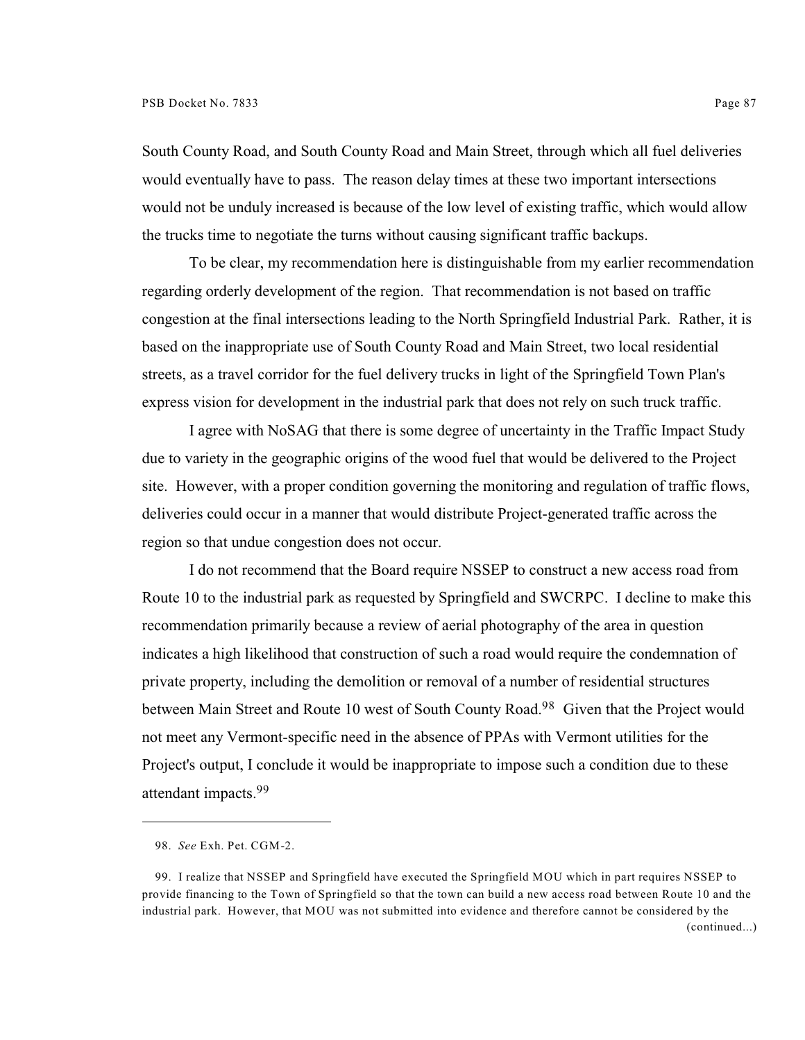South County Road, and South County Road and Main Street, through which all fuel deliveries would eventually have to pass. The reason delay times at these two important intersections would not be unduly increased is because of the low level of existing traffic, which would allow the trucks time to negotiate the turns without causing significant traffic backups.

To be clear, my recommendation here is distinguishable from my earlier recommendation regarding orderly development of the region. That recommendation is not based on traffic congestion at the final intersections leading to the North Springfield Industrial Park. Rather, it is based on the inappropriate use of South County Road and Main Street, two local residential streets, as a travel corridor for the fuel delivery trucks in light of the Springfield Town Plan's express vision for development in the industrial park that does not rely on such truck traffic.

I agree with NoSAG that there is some degree of uncertainty in the Traffic Impact Study due to variety in the geographic origins of the wood fuel that would be delivered to the Project site. However, with a proper condition governing the monitoring and regulation of traffic flows, deliveries could occur in a manner that would distribute Project-generated traffic across the region so that undue congestion does not occur.

I do not recommend that the Board require NSSEP to construct a new access road from Route 10 to the industrial park as requested by Springfield and SWCRPC. I decline to make this recommendation primarily because a review of aerial photography of the area in question indicates a high likelihood that construction of such a road would require the condemnation of private property, including the demolition or removal of a number of residential structures between Main Street and Route 10 west of South County Road.[98] Given that the Project would not meet any Vermont-specific need in the absence of PPAs with Vermont utilities for the Project's output, I conclude it would be inappropriate to impose such a condition due to these attendant impacts.[99]

---

98. *See* Exh. Pet. CGM-2.

99. I realize that NSSEP and Springfield have executed the Springfield MOU which in part requires NSSEP to provide financing to the Town of Springfield so that the town can build a new access road between Route 10 and the industrial park. However, that MOU was not submitted into evidence and therefore cannot be considered by the (continued...)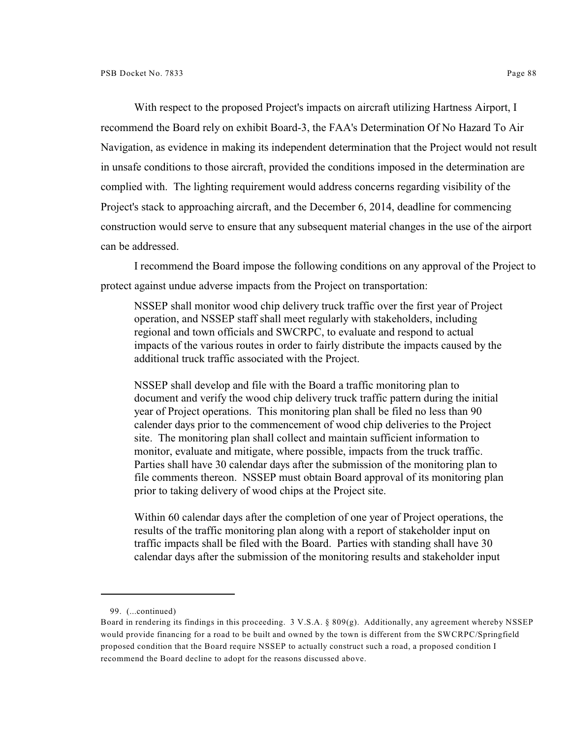With respect to the proposed Project's impacts on aircraft utilizing Hartness Airport, I recommend the Board rely on exhibit Board-3, the FAA's Determination Of No Hazard To Air Navigation, as evidence in making its independent determination that the Project would not result in unsafe conditions to those aircraft, provided the conditions imposed in the determination are complied with. The lighting requirement would address concerns regarding visibility of the Project's stack to approaching aircraft, and the December 6, 2014, deadline for commencing construction would serve to ensure that any subsequent material changes in the use of the airport can be addressed.

I recommend the Board impose the following conditions on any approval of the Project to protect against undue adverse impacts from the Project on transportation:

> NSSEP shall monitor wood chip delivery truck traffic over the first year of Project operation, and NSSEP staff shall meet regularly with stakeholders, including regional and town officials and SWCRPC, to evaluate and respond to actual impacts of the various routes in order to fairly distribute the impacts caused by the additional truck traffic associated with the Project.
>
> NSSEP shall develop and file with the Board a traffic monitoring plan to document and verify the wood chip delivery truck traffic pattern during the initial year of Project operations. This monitoring plan shall be filed no less than 90 calender days prior to the commencement of wood chip deliveries to the Project site. The monitoring plan shall collect and maintain sufficient information to monitor, evaluate and mitigate, where possible, impacts from the truck traffic. Parties shall have 30 calendar days after the submission of the monitoring plan to file comments thereon. NSSEP must obtain Board approval of its monitoring plan prior to taking delivery of wood chips at the Project site.
>
> Within 60 calendar days after the completion of one year of Project operations, the results of the traffic monitoring plan along with a report of stakeholder input on traffic impacts shall be filed with the Board. Parties with standing shall have 30 calendar days after the submission of the monitoring results and stakeholder input

---

99. (...continued)
Board in rendering its findings in this proceeding. 3 V.S.A. § 809(g). Additionally, any agreement whereby NSSEP would provide financing for a road to be built and owned by the town is different from the SWCRPC/Springfield proposed condition that the Board require NSSEP to actually construct such a road, a proposed condition I recommend the Board decline to adopt for the reasons discussed above.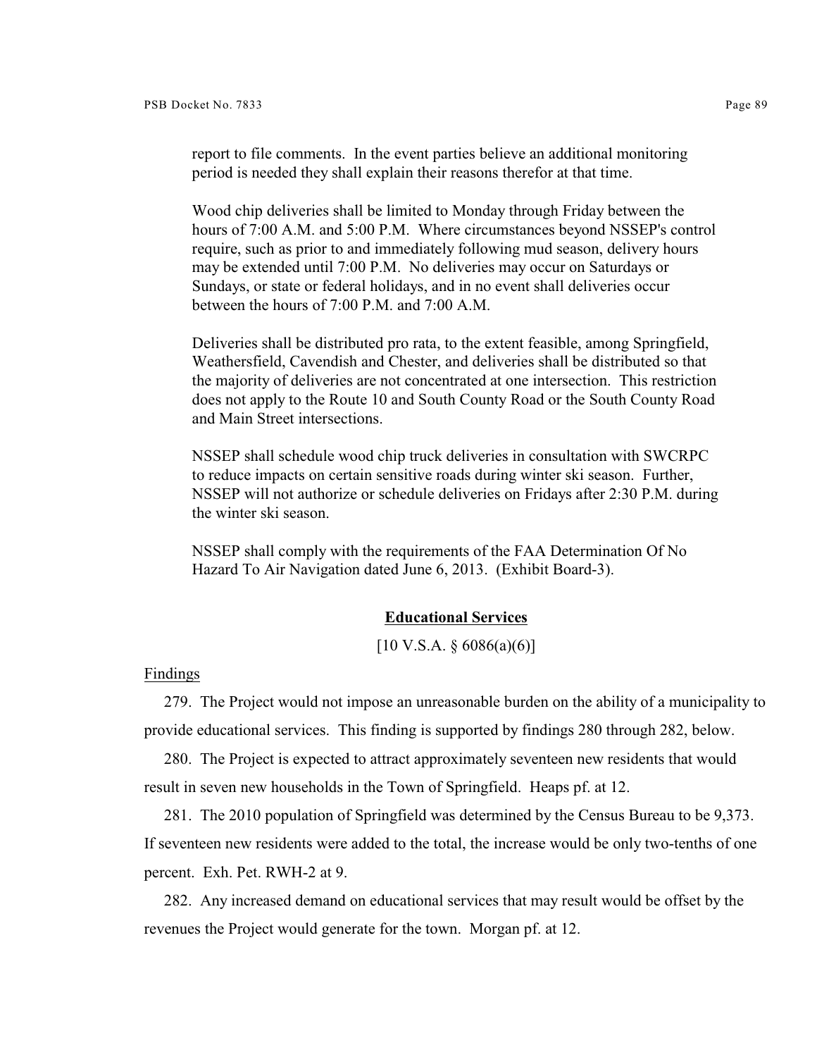report to file comments. In the event parties believe an additional monitoring period is needed they shall explain their reasons therefor at that time.

Wood chip deliveries shall be limited to Monday through Friday between the hours of 7:00 A.M. and 5:00 P.M. Where circumstances beyond NSSEP's control require, such as prior to and immediately following mud season, delivery hours may be extended until 7:00 P.M. No deliveries may occur on Saturdays or Sundays, or state or federal holidays, and in no event shall deliveries occur between the hours of 7:00 P.M. and 7:00 A.M.

Deliveries shall be distributed pro rata, to the extent feasible, among Springfield, Weathersfield, Cavendish and Chester, and deliveries shall be distributed so that the majority of deliveries are not concentrated at one intersection. This restriction does not apply to the Route 10 and South County Road or the South County Road and Main Street intersections.

NSSEP shall schedule wood chip truck deliveries in consultation with SWCRPC to reduce impacts on certain sensitive roads during winter ski season. Further, NSSEP will not authorize or schedule deliveries on Fridays after 2:30 P.M. during the winter ski season.

NSSEP shall comply with the requirements of the FAA Determination Of No Hazard To Air Navigation dated June 6, 2013. (Exhibit Board-3).

## **Educational Services**

[10 V.S.A. § 6086(a)(6)]

Findings

279. The Project would not impose an unreasonable burden on the ability of a municipality to provide educational services. This finding is supported by findings 280 through 282, below.

280. The Project is expected to attract approximately seventeen new residents that would result in seven new households in the Town of Springfield. Heaps pf. at 12.

281. The 2010 population of Springfield was determined by the Census Bureau to be 9,373. If seventeen new residents were added to the total, the increase would be only two-tenths of one percent. Exh. Pet. RWH-2 at 9.

282. Any increased demand on educational services that may result would be offset by the revenues the Project would generate for the town. Morgan pf. at 12.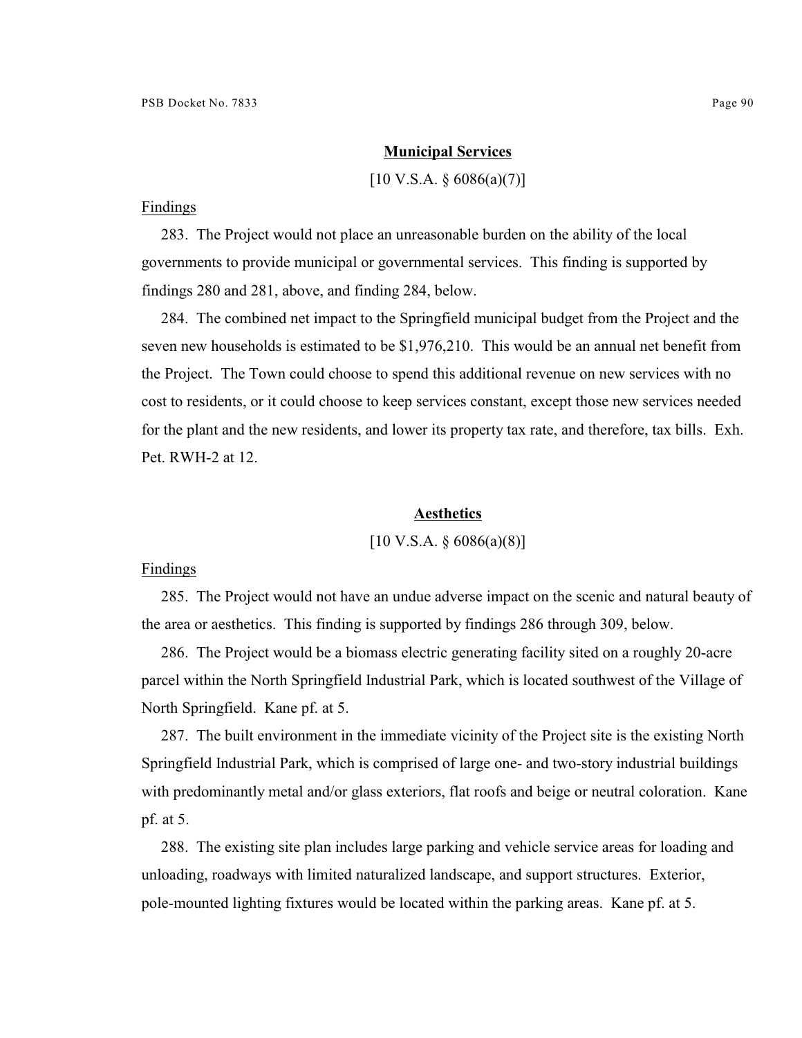## Municipal Services

[10 V.S.A. § 6086(a)(7)]

Findings

283. The Project would not place an unreasonable burden on the ability of the local governments to provide municipal or governmental services. This finding is supported by findings 280 and 281, above, and finding 284, below.

284. The combined net impact to the Springfield municipal budget from the Project and the seven new households is estimated to be $1,976,210. This would be an annual net benefit from the Project. The Town could choose to spend this additional revenue on new services with no cost to residents, or it could choose to keep services constant, except those new services needed for the plant and the new residents, and lower its property tax rate, and therefore, tax bills. Exh. Pet. RWH-2 at 12.

## Aesthetics

[10 V.S.A. § 6086(a)(8)]

Findings

285. The Project would not have an undue adverse impact on the scenic and natural beauty of the area or aesthetics. This finding is supported by findings 286 through 309, below.

286. The Project would be a biomass electric generating facility sited on a roughly 20-acre parcel within the North Springfield Industrial Park, which is located southwest of the Village of North Springfield. Kane pf. at 5.

287. The built environment in the immediate vicinity of the Project site is the existing North Springfield Industrial Park, which is comprised of large one- and two-story industrial buildings with predominantly metal and/or glass exteriors, flat roofs and beige or neutral coloration. Kane pf. at 5.

288. The existing site plan includes large parking and vehicle service areas for loading and unloading, roadways with limited naturalized landscape, and support structures. Exterior, pole-mounted lighting fixtures would be located within the parking areas. Kane pf. at 5.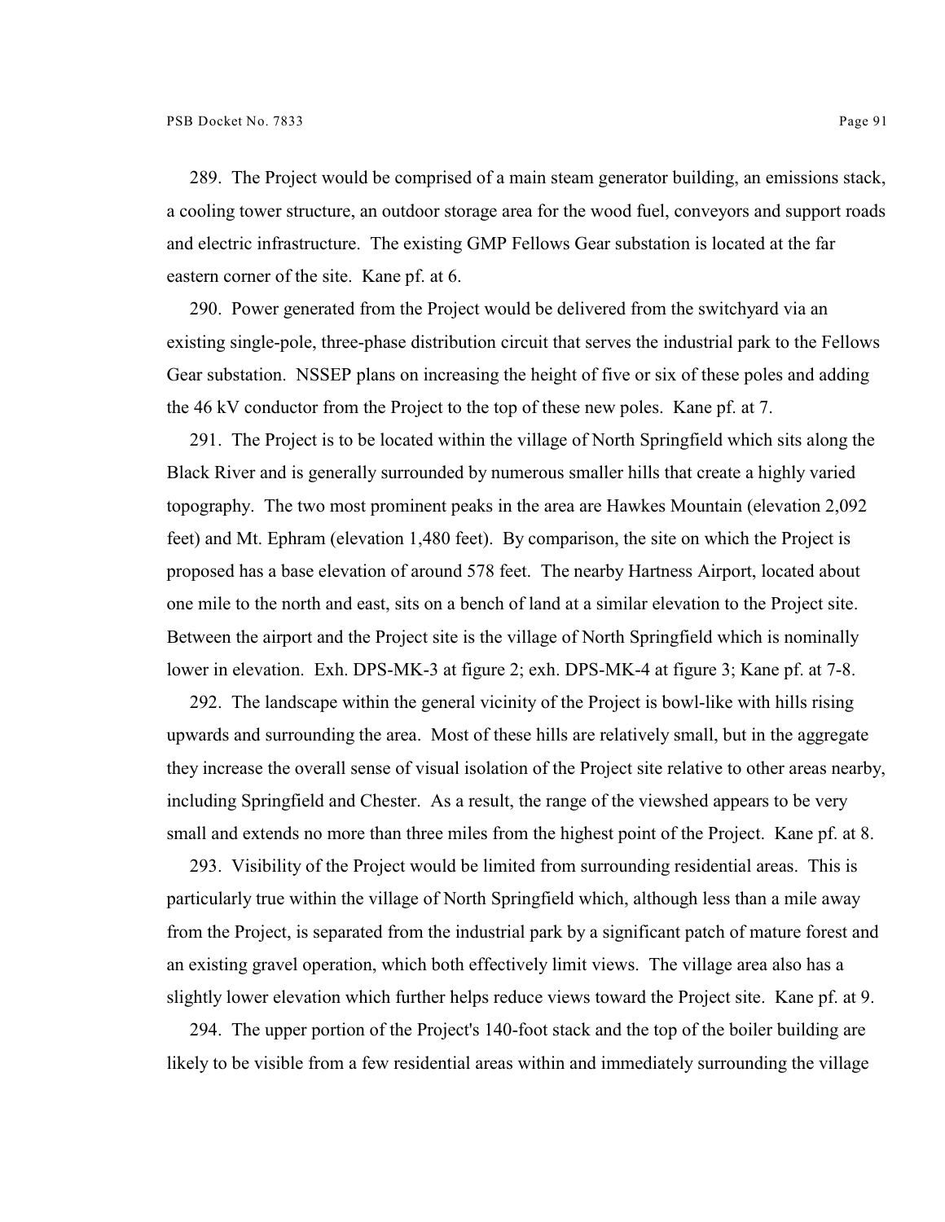289. The Project would be comprised of a main steam generator building, an emissions stack, a cooling tower structure, an outdoor storage area for the wood fuel, conveyors and support roads and electric infrastructure. The existing GMP Fellows Gear substation is located at the far eastern corner of the site. Kane pf. at 6.

290. Power generated from the Project would be delivered from the switchyard via an existing single-pole, three-phase distribution circuit that serves the industrial park to the Fellows Gear substation. NSSEP plans on increasing the height of five or six of these poles and adding the 46 kV conductor from the Project to the top of these new poles. Kane pf. at 7.

291. The Project is to be located within the village of North Springfield which sits along the Black River and is generally surrounded by numerous smaller hills that create a highly varied topography. The two most prominent peaks in the area are Hawkes Mountain (elevation 2,092 feet) and Mt. Ephram (elevation 1,480 feet). By comparison, the site on which the Project is proposed has a base elevation of around 578 feet. The nearby Hartness Airport, located about one mile to the north and east, sits on a bench of land at a similar elevation to the Project site. Between the airport and the Project site is the village of North Springfield which is nominally lower in elevation. Exh. DPS-MK-3 at figure 2; exh. DPS-MK-4 at figure 3; Kane pf. at 7-8.

292. The landscape within the general vicinity of the Project is bowl-like with hills rising upwards and surrounding the area. Most of these hills are relatively small, but in the aggregate they increase the overall sense of visual isolation of the Project site relative to other areas nearby, including Springfield and Chester. As a result, the range of the viewshed appears to be very small and extends no more than three miles from the highest point of the Project. Kane pf. at 8.

293. Visibility of the Project would be limited from surrounding residential areas. This is particularly true within the village of North Springfield which, although less than a mile away from the Project, is separated from the industrial park by a significant patch of mature forest and an existing gravel operation, which both effectively limit views. The village area also has a slightly lower elevation which further helps reduce views toward the Project site. Kane pf. at 9.

294. The upper portion of the Project's 140-foot stack and the top of the boiler building are likely to be visible from a few residential areas within and immediately surrounding the village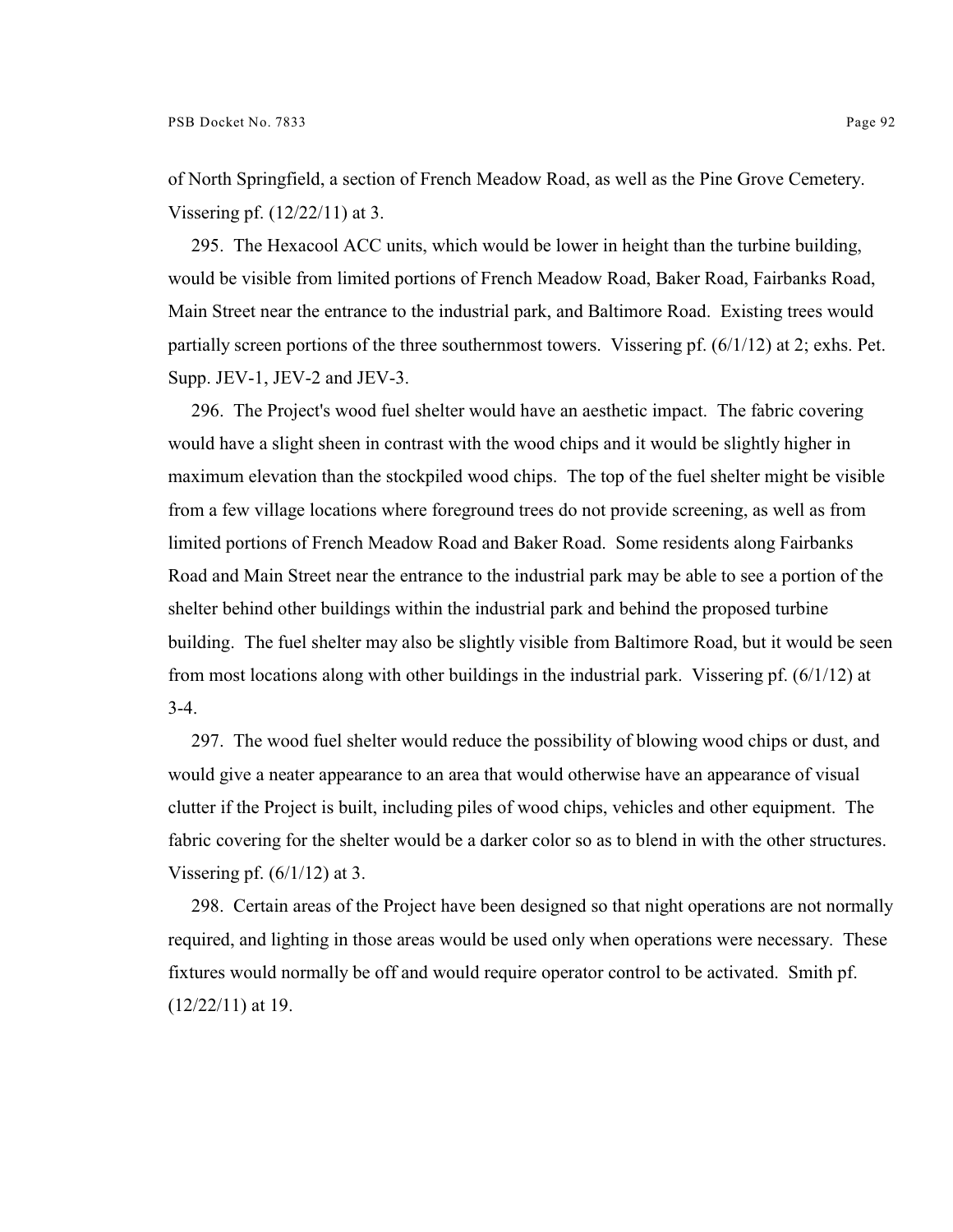of North Springfield, a section of French Meadow Road, as well as the Pine Grove Cemetery. Vissering pf. (12/22/11) at 3.

295. The Hexacool ACC units, which would be lower in height than the turbine building, would be visible from limited portions of French Meadow Road, Baker Road, Fairbanks Road, Main Street near the entrance to the industrial park, and Baltimore Road. Existing trees would partially screen portions of the three southernmost towers. Vissering pf. (6/1/12) at 2; exhs. Pet. Supp. JEV-1, JEV-2 and JEV-3.

296. The Project's wood fuel shelter would have an aesthetic impact. The fabric covering would have a slight sheen in contrast with the wood chips and it would be slightly higher in maximum elevation than the stockpiled wood chips. The top of the fuel shelter might be visible from a few village locations where foreground trees do not provide screening, as well as from limited portions of French Meadow Road and Baker Road. Some residents along Fairbanks Road and Main Street near the entrance to the industrial park may be able to see a portion of the shelter behind other buildings within the industrial park and behind the proposed turbine building. The fuel shelter may also be slightly visible from Baltimore Road, but it would be seen from most locations along with other buildings in the industrial park. Vissering pf. (6/1/12) at 3-4.

297. The wood fuel shelter would reduce the possibility of blowing wood chips or dust, and would give a neater appearance to an area that would otherwise have an appearance of visual clutter if the Project is built, including piles of wood chips, vehicles and other equipment. The fabric covering for the shelter would be a darker color so as to blend in with the other structures. Vissering pf. (6/1/12) at 3.

298. Certain areas of the Project have been designed so that night operations are not normally required, and lighting in those areas would be used only when operations were necessary. These fixtures would normally be off and would require operator control to be activated. Smith pf. (12/22/11) at 19.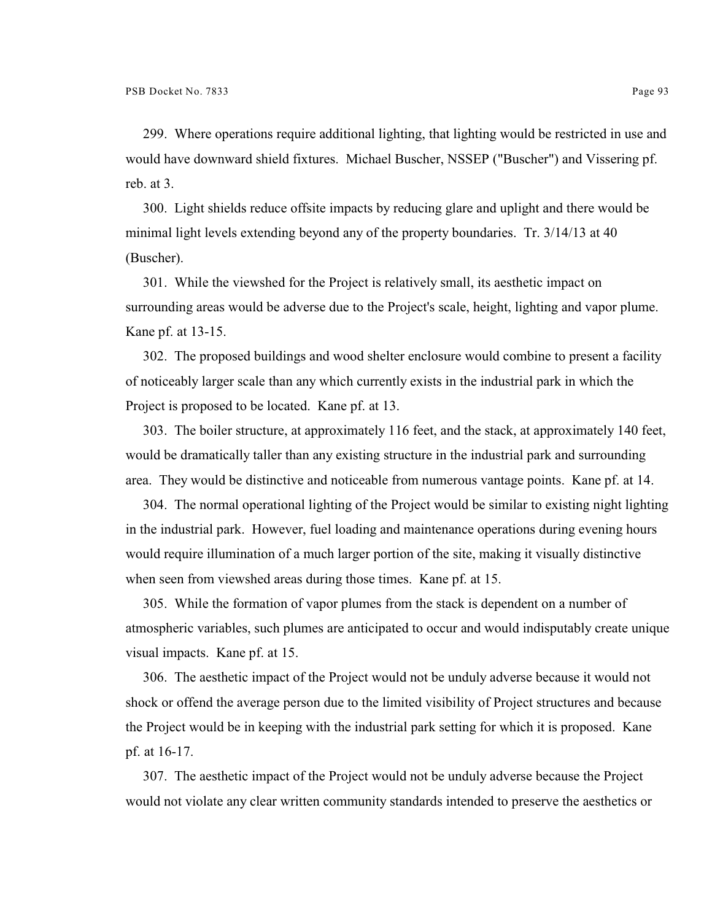299. Where operations require additional lighting, that lighting would be restricted in use and would have downward shield fixtures. Michael Buscher, NSSEP ("Buscher") and Vissering pf. reb. at 3.

300. Light shields reduce offsite impacts by reducing glare and uplight and there would be minimal light levels extending beyond any of the property boundaries. Tr. 3/14/13 at 40 (Buscher).

301. While the viewshed for the Project is relatively small, its aesthetic impact on surrounding areas would be adverse due to the Project's scale, height, lighting and vapor plume. Kane pf. at 13-15.

302. The proposed buildings and wood shelter enclosure would combine to present a facility of noticeably larger scale than any which currently exists in the industrial park in which the Project is proposed to be located. Kane pf. at 13.

303. The boiler structure, at approximately 116 feet, and the stack, at approximately 140 feet, would be dramatically taller than any existing structure in the industrial park and surrounding area. They would be distinctive and noticeable from numerous vantage points. Kane pf. at 14.

304. The normal operational lighting of the Project would be similar to existing night lighting in the industrial park. However, fuel loading and maintenance operations during evening hours would require illumination of a much larger portion of the site, making it visually distinctive when seen from viewshed areas during those times. Kane pf. at 15.

305. While the formation of vapor plumes from the stack is dependent on a number of atmospheric variables, such plumes are anticipated to occur and would indisputably create unique visual impacts. Kane pf. at 15.

306. The aesthetic impact of the Project would not be unduly adverse because it would not shock or offend the average person due to the limited visibility of Project structures and because the Project would be in keeping with the industrial park setting for which it is proposed. Kane pf. at 16-17.

307. The aesthetic impact of the Project would not be unduly adverse because the Project would not violate any clear written community standards intended to preserve the aesthetics or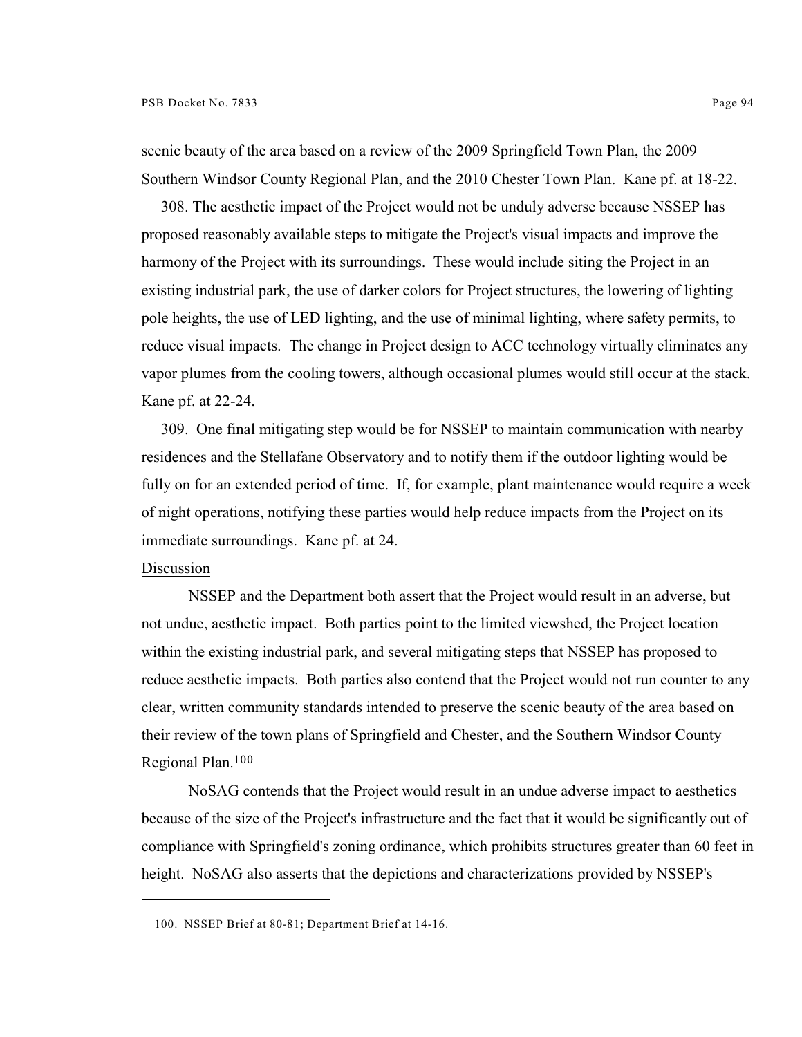scenic beauty of the area based on a review of the 2009 Springfield Town Plan, the 2009 Southern Windsor County Regional Plan, and the 2010 Chester Town Plan. Kane pf. at 18-22.

308. The aesthetic impact of the Project would not be unduly adverse because NSSEP has proposed reasonably available steps to mitigate the Project's visual impacts and improve the harmony of the Project with its surroundings. These would include siting the Project in an existing industrial park, the use of darker colors for Project structures, the lowering of lighting pole heights, the use of LED lighting, and the use of minimal lighting, where safety permits, to reduce visual impacts. The change in Project design to ACC technology virtually eliminates any vapor plumes from the cooling towers, although occasional plumes would still occur at the stack. Kane pf. at 22-24.

309. One final mitigating step would be for NSSEP to maintain communication with nearby residences and the Stellafane Observatory and to notify them if the outdoor lighting would be fully on for an extended period of time. If, for example, plant maintenance would require a week of night operations, notifying these parties would help reduce impacts from the Project on its immediate surroundings. Kane pf. at 24.

Discussion

NSSEP and the Department both assert that the Project would result in an adverse, but not undue, aesthetic impact. Both parties point to the limited viewshed, the Project location within the existing industrial park, and several mitigating steps that NSSEP has proposed to reduce aesthetic impacts. Both parties also contend that the Project would not run counter to any clear, written community standards intended to preserve the scenic beauty of the area based on their review of the town plans of Springfield and Chester, and the Southern Windsor County Regional Plan.[100]

NoSAG contends that the Project would result in an undue adverse impact to aesthetics because of the size of the Project's infrastructure and the fact that it would be significantly out of compliance with Springfield's zoning ordinance, which prohibits structures greater than 60 feet in height. NoSAG also asserts that the depictions and characterizations provided by NSSEP's

---

100. NSSEP Brief at 80-81; Department Brief at 14-16.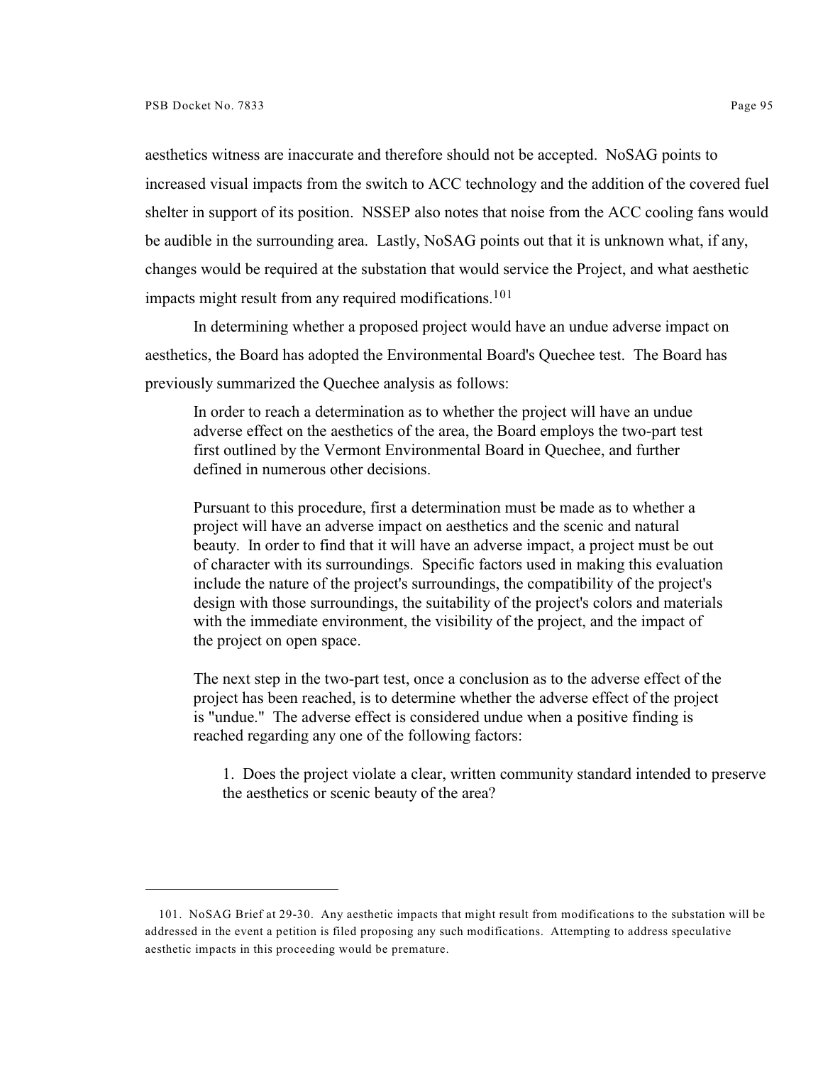aesthetics witness are inaccurate and therefore should not be accepted. NoSAG points to increased visual impacts from the switch to ACC technology and the addition of the covered fuel shelter in support of its position. NSSEP also notes that noise from the ACC cooling fans would be audible in the surrounding area. Lastly, NoSAG points out that it is unknown what, if any, changes would be required at the substation that would service the Project, and what aesthetic impacts might result from any required modifications.[101]

In determining whether a proposed project would have an undue adverse impact on aesthetics, the Board has adopted the Environmental Board's Quechee test. The Board has previously summarized the Quechee analysis as follows:

> In order to reach a determination as to whether the project will have an undue adverse effect on the aesthetics of the area, the Board employs the two-part test first outlined by the Vermont Environmental Board in Quechee, and further defined in numerous other decisions.
>
> Pursuant to this procedure, first a determination must be made as to whether a project will have an adverse impact on aesthetics and the scenic and natural beauty. In order to find that it will have an adverse impact, a project must be out of character with its surroundings. Specific factors used in making this evaluation include the nature of the project's surroundings, the compatibility of the project's design with those surroundings, the suitability of the project's colors and materials with the immediate environment, the visibility of the project, and the impact of the project on open space.
>
> The next step in the two-part test, once a conclusion as to the adverse effect of the project has been reached, is to determine whether the adverse effect of the project is "undue." The adverse effect is considered undue when a positive finding is reached regarding any one of the following factors:
>
> > 1. Does the project violate a clear, written community standard intended to preserve the aesthetics or scenic beauty of the area?

---

101. NoSAG Brief at 29-30. Any aesthetic impacts that might result from modifications to the substation will be addressed in the event a petition is filed proposing any such modifications. Attempting to address speculative aesthetic impacts in this proceeding would be premature.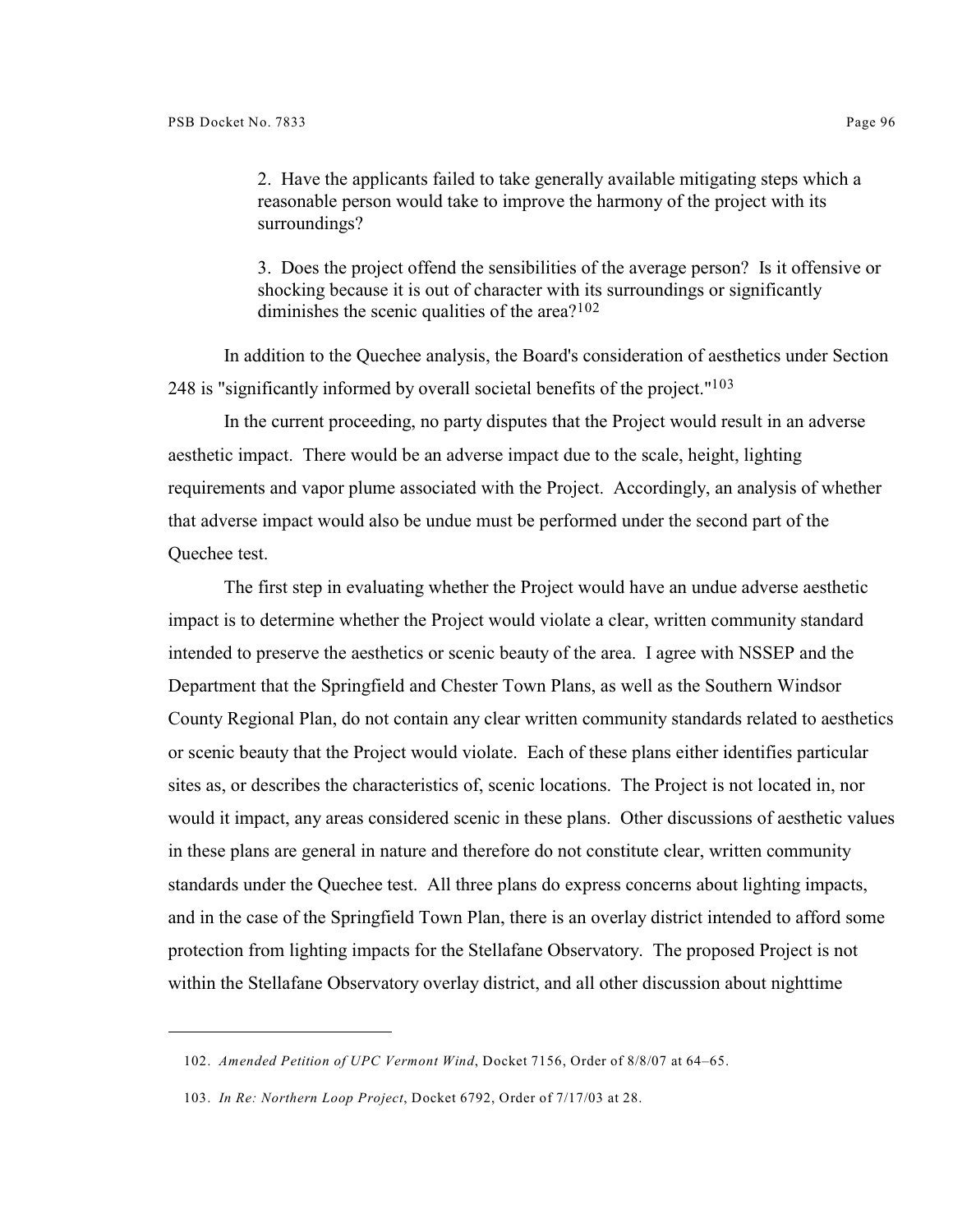> 2. Have the applicants failed to take generally available mitigating steps which a reasonable person would take to improve the harmony of the project with its surroundings?
>
> 3. Does the project offend the sensibilities of the average person? Is it offensive or shocking because it is out of character with its surroundings or significantly diminishes the scenic qualities of the area?[102]

In addition to the Quechee analysis, the Board's consideration of aesthetics under Section 248 is "significantly informed by overall societal benefits of the project."[103]

In the current proceeding, no party disputes that the Project would result in an adverse aesthetic impact. There would be an adverse impact due to the scale, height, lighting requirements and vapor plume associated with the Project. Accordingly, an analysis of whether that adverse impact would also be undue must be performed under the second part of the Quechee test.

The first step in evaluating whether the Project would have an undue adverse aesthetic impact is to determine whether the Project would violate a clear, written community standard intended to preserve the aesthetics or scenic beauty of the area. I agree with NSSEP and the Department that the Springfield and Chester Town Plans, as well as the Southern Windsor County Regional Plan, do not contain any clear written community standards related to aesthetics or scenic beauty that the Project would violate. Each of these plans either identifies particular sites as, or describes the characteristics of, scenic locations. The Project is not located in, nor would it impact, any areas considered scenic in these plans. Other discussions of aesthetic values in these plans are general in nature and therefore do not constitute clear, written community standards under the Quechee test. All three plans do express concerns about lighting impacts, and in the case of the Springfield Town Plan, there is an overlay district intended to afford some protection from lighting impacts for the Stellafane Observatory. The proposed Project is not within the Stellafane Observatory overlay district, and all other discussion about nighttime

---

102. *Amended Petition of UPC Vermont Wind*, Docket 7156, Order of 8/8/07 at 64–65.

103. *In Re: Northern Loop Project*, Docket 6792, Order of 7/17/03 at 28.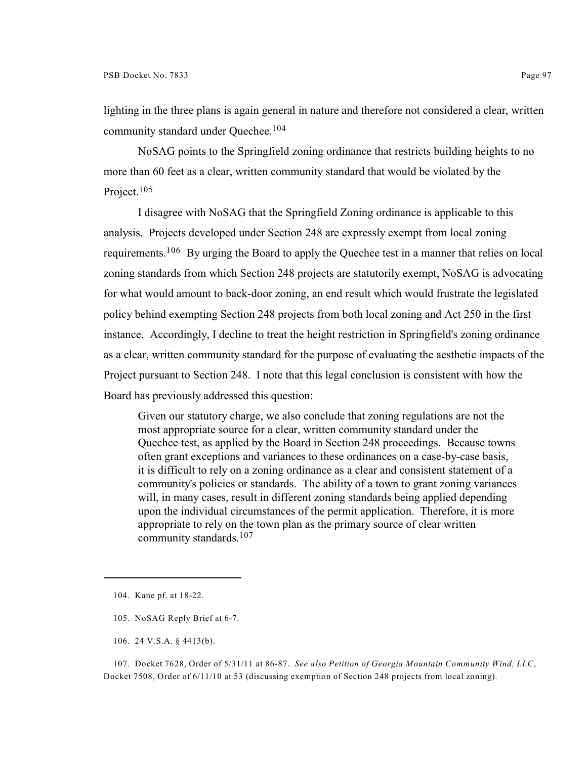lighting in the three plans is again general in nature and therefore not considered a clear, written community standard under Quechee.[104]

NoSAG points to the Springfield zoning ordinance that restricts building heights to no more than 60 feet as a clear, written community standard that would be violated by the Project.[105]

I disagree with NoSAG that the Springfield Zoning ordinance is applicable to this analysis. Projects developed under Section 248 are expressly exempt from local zoning requirements.[106] By urging the Board to apply the Quechee test in a manner that relies on local zoning standards from which Section 248 projects are statutorily exempt, NoSAG is advocating for what would amount to back-door zoning, an end result which would frustrate the legislated policy behind exempting Section 248 projects from both local zoning and Act 250 in the first instance. Accordingly, I decline to treat the height restriction in Springfield's zoning ordinance as a clear, written community standard for the purpose of evaluating the aesthetic impacts of the Project pursuant to Section 248. I note that this legal conclusion is consistent with how the Board has previously addressed this question:

> Given our statutory charge, we also conclude that zoning regulations are not the most appropriate source for a clear, written community standard under the Quechee test, as applied by the Board in Section 248 proceedings. Because towns often grant exceptions and variances to these ordinances on a case-by-case basis, it is difficult to rely on a zoning ordinance as a clear and consistent statement of a community's policies or standards. The ability of a town to grant zoning variances will, in many cases, result in different zoning standards being applied depending upon the individual circumstances of the permit application. Therefore, it is more appropriate to rely on the town plan as the primary source of clear written community standards.[107]

---

104. Kane pf. at 18-22.

105. NoSAG Reply Brief at 6-7.

106. 24 V.S.A. § 4413(b).

107. Docket 7628, Order of 5/31/11 at 86-87. *See also Petition of Georgia Mountain Community Wind, LLC*, Docket 7508, Order of 6/11/10 at 53 (discussing exemption of Section 248 projects from local zoning).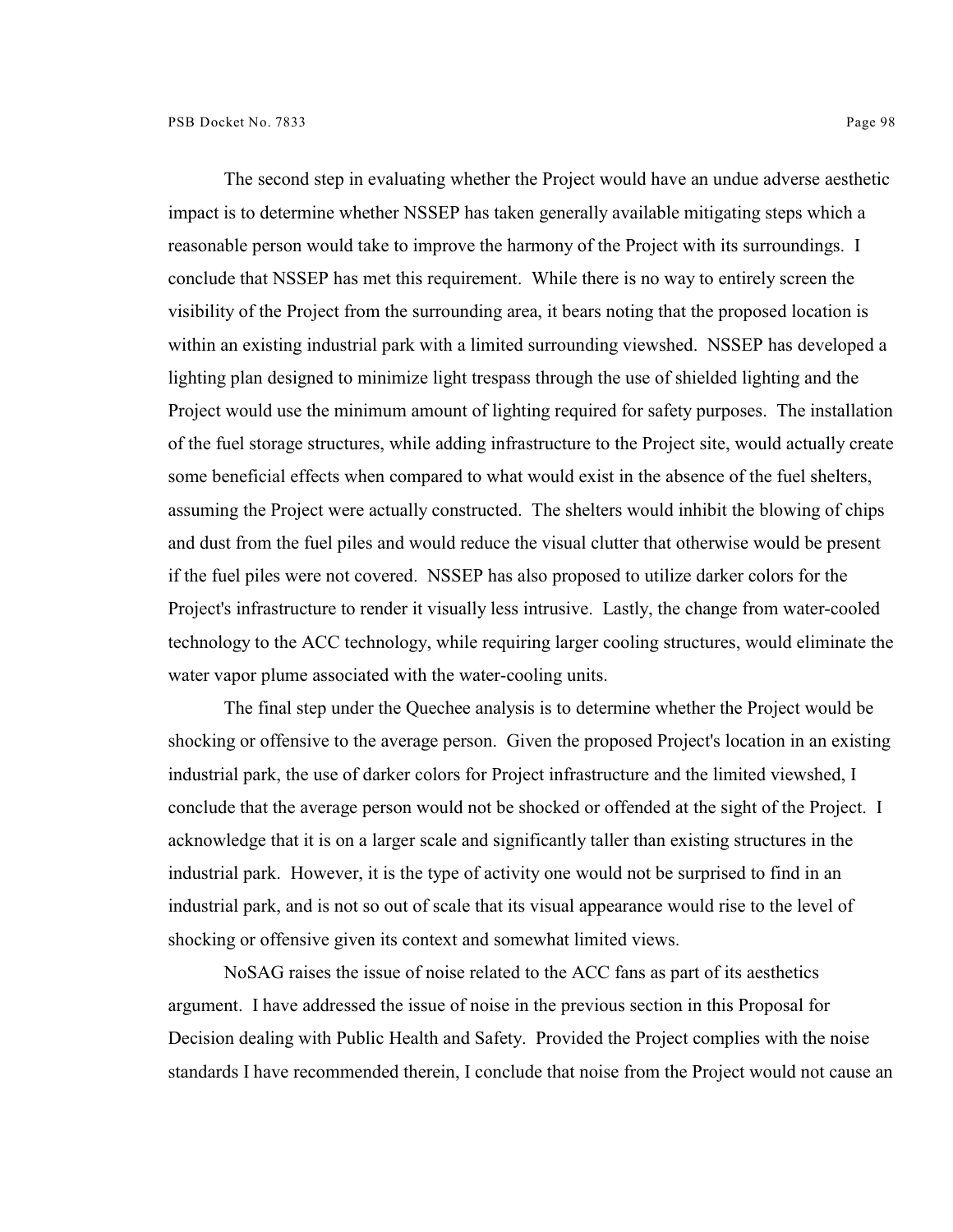The second step in evaluating whether the Project would have an undue adverse aesthetic impact is to determine whether NSSEP has taken generally available mitigating steps which a reasonable person would take to improve the harmony of the Project with its surroundings. I conclude that NSSEP has met this requirement. While there is no way to entirely screen the visibility of the Project from the surrounding area, it bears noting that the proposed location is within an existing industrial park with a limited surrounding viewshed. NSSEP has developed a lighting plan designed to minimize light trespass through the use of shielded lighting and the Project would use the minimum amount of lighting required for safety purposes. The installation of the fuel storage structures, while adding infrastructure to the Project site, would actually create some beneficial effects when compared to what would exist in the absence of the fuel shelters, assuming the Project were actually constructed. The shelters would inhibit the blowing of chips and dust from the fuel piles and would reduce the visual clutter that otherwise would be present if the fuel piles were not covered. NSSEP has also proposed to utilize darker colors for the Project's infrastructure to render it visually less intrusive. Lastly, the change from water-cooled technology to the ACC technology, while requiring larger cooling structures, would eliminate the water vapor plume associated with the water-cooling units.

The final step under the Quechee analysis is to determine whether the Project would be shocking or offensive to the average person. Given the proposed Project's location in an existing industrial park, the use of darker colors for Project infrastructure and the limited viewshed, I conclude that the average person would not be shocked or offended at the sight of the Project. I acknowledge that it is on a larger scale and significantly taller than existing structures in the industrial park. However, it is the type of activity one would not be surprised to find in an industrial park, and is not so out of scale that its visual appearance would rise to the level of shocking or offensive given its context and somewhat limited views.

NoSAG raises the issue of noise related to the ACC fans as part of its aesthetics argument. I have addressed the issue of noise in the previous section in this Proposal for Decision dealing with Public Health and Safety. Provided the Project complies with the noise standards I have recommended therein, I conclude that noise from the Project would not cause an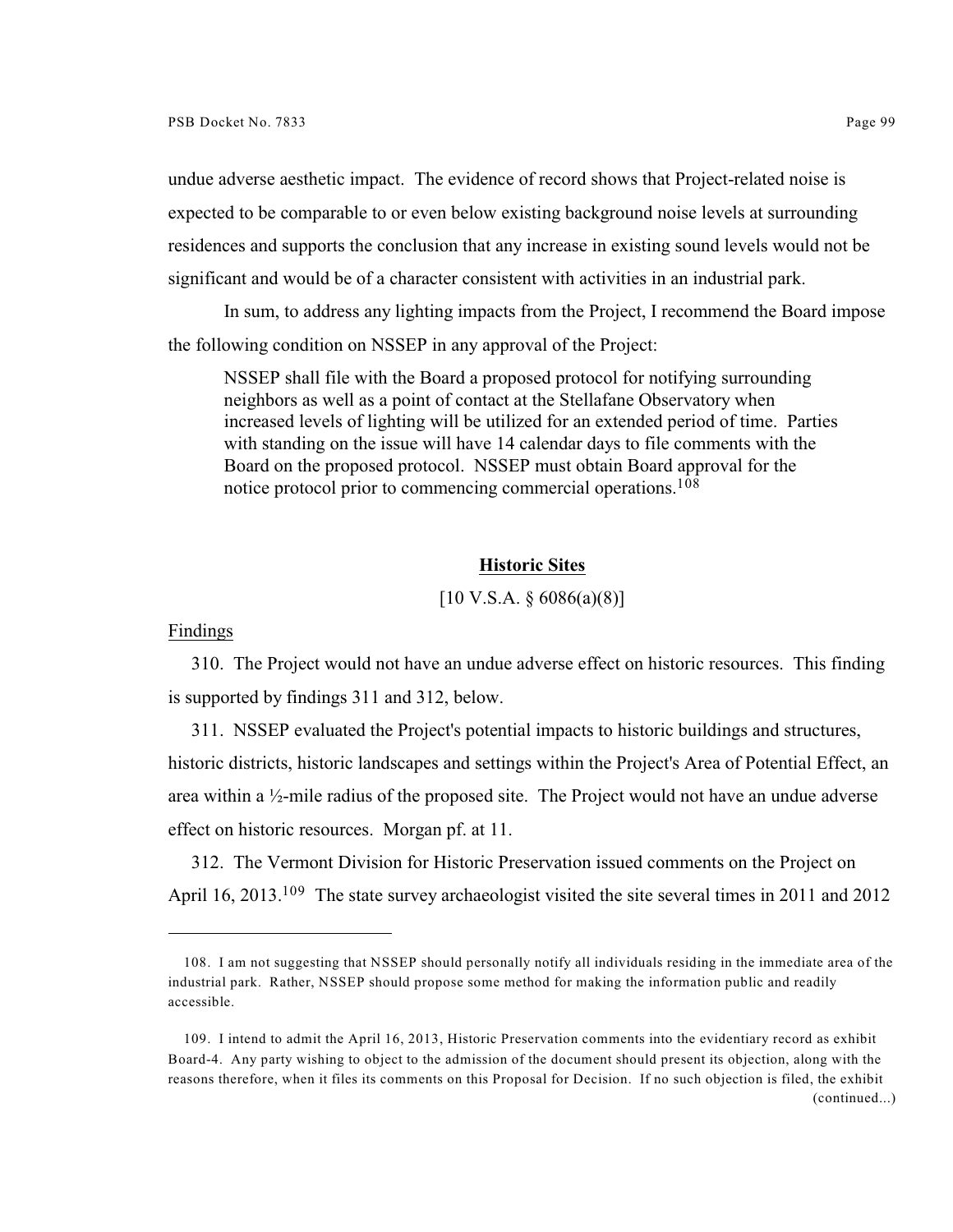undue adverse aesthetic impact. The evidence of record shows that Project-related noise is expected to be comparable to or even below existing background noise levels at surrounding residences and supports the conclusion that any increase in existing sound levels would not be significant and would be of a character consistent with activities in an industrial park.

In sum, to address any lighting impacts from the Project, I recommend the Board impose the following condition on NSSEP in any approval of the Project:

> NSSEP shall file with the Board a proposed protocol for notifying surrounding neighbors as well as a point of contact at the Stellafane Observatory when increased levels of lighting will be utilized for an extended period of time. Parties with standing on the issue will have 14 calendar days to file comments with the Board on the proposed protocol. NSSEP must obtain Board approval for the notice protocol prior to commencing commercial operations.[108]

## Historic Sites

[10 V.S.A. § 6086(a)(8)]

Findings

310. The Project would not have an undue adverse effect on historic resources. This finding is supported by findings 311 and 312, below.

311. NSSEP evaluated the Project's potential impacts to historic buildings and structures, historic districts, historic landscapes and settings within the Project's Area of Potential Effect, an area within a ½-mile radius of the proposed site. The Project would not have an undue adverse effect on historic resources. Morgan pf. at 11.

312. The Vermont Division for Historic Preservation issued comments on the Project on April 16, 2013.[109] The state survey archaeologist visited the site several times in 2011 and 2012

---

108. I am not suggesting that NSSEP should personally notify all individuals residing in the immediate area of the industrial park. Rather, NSSEP should propose some method for making the information public and readily accessible.

109. I intend to admit the April 16, 2013, Historic Preservation comments into the evidentiary record as exhibit Board-4. Any party wishing to object to the admission of the document should present its objection, along with the reasons therefore, when it files its comments on this Proposal for Decision. If no such objection is filed, the exhibit (continued...)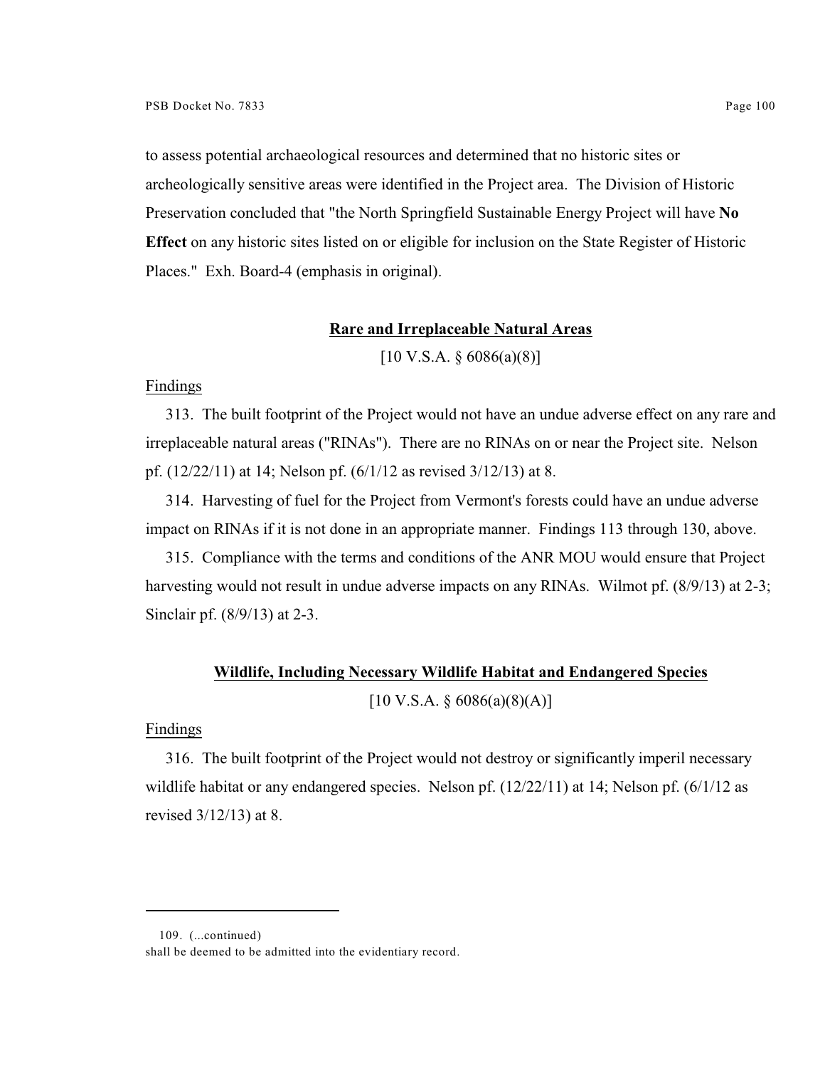to assess potential archaeological resources and determined that no historic sites or archeologically sensitive areas were identified in the Project area. The Division of Historic Preservation concluded that "the North Springfield Sustainable Energy Project will have **No Effect** on any historic sites listed on or eligible for inclusion on the State Register of Historic Places." Exh. Board-4 (emphasis in original).

## Rare and Irreplaceable Natural Areas

[10 V.S.A. § 6086(a)(8)]

Findings

313. The built footprint of the Project would not have an undue adverse effect on any rare and irreplaceable natural areas ("RINAs"). There are no RINAs on or near the Project site. Nelson pf. (12/22/11) at 14; Nelson pf. (6/1/12 as revised 3/12/13) at 8.

314. Harvesting of fuel for the Project from Vermont's forests could have an undue adverse impact on RINAs if it is not done in an appropriate manner. Findings 113 through 130, above.

315. Compliance with the terms and conditions of the ANR MOU would ensure that Project harvesting would not result in undue adverse impacts on any RINAs. Wilmot pf. (8/9/13) at 2-3; Sinclair pf. (8/9/13) at 2-3.

## Wildlife, Including Necessary Wildlife Habitat and Endangered Species

[10 V.S.A. § 6086(a)(8)(A)]

Findings

316. The built footprint of the Project would not destroy or significantly imperil necessary wildlife habitat or any endangered species. Nelson pf. (12/22/11) at 14; Nelson pf. (6/1/12 as revised 3/12/13) at 8.

---

109. (...continued)
shall be deemed to be admitted into the evidentiary record.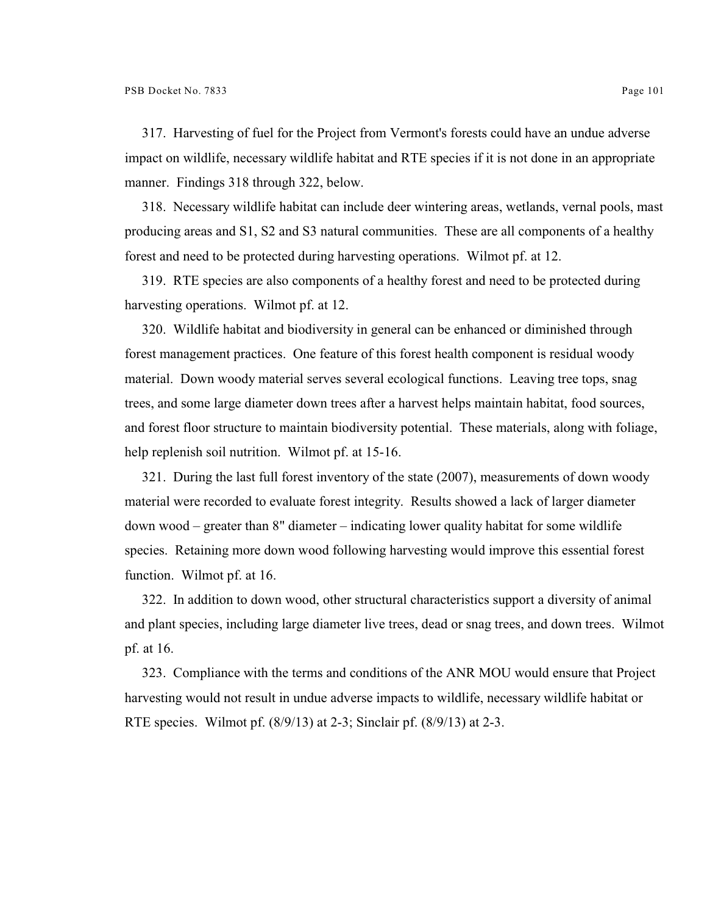317. Harvesting of fuel for the Project from Vermont's forests could have an undue adverse impact on wildlife, necessary wildlife habitat and RTE species if it is not done in an appropriate manner. Findings 318 through 322, below.

318. Necessary wildlife habitat can include deer wintering areas, wetlands, vernal pools, mast producing areas and S1, S2 and S3 natural communities. These are all components of a healthy forest and need to be protected during harvesting operations. Wilmot pf. at 12.

319. RTE species are also components of a healthy forest and need to be protected during harvesting operations. Wilmot pf. at 12.

320. Wildlife habitat and biodiversity in general can be enhanced or diminished through forest management practices. One feature of this forest health component is residual woody material. Down woody material serves several ecological functions. Leaving tree tops, snag trees, and some large diameter down trees after a harvest helps maintain habitat, food sources, and forest floor structure to maintain biodiversity potential. These materials, along with foliage, help replenish soil nutrition. Wilmot pf. at 15-16.

321. During the last full forest inventory of the state (2007), measurements of down woody material were recorded to evaluate forest integrity. Results showed a lack of larger diameter down wood – greater than 8" diameter – indicating lower quality habitat for some wildlife species. Retaining more down wood following harvesting would improve this essential forest function. Wilmot pf. at 16.

322. In addition to down wood, other structural characteristics support a diversity of animal and plant species, including large diameter live trees, dead or snag trees, and down trees. Wilmot pf. at 16.

323. Compliance with the terms and conditions of the ANR MOU would ensure that Project harvesting would not result in undue adverse impacts to wildlife, necessary wildlife habitat or RTE species. Wilmot pf. (8/9/13) at 2-3; Sinclair pf. (8/9/13) at 2-3.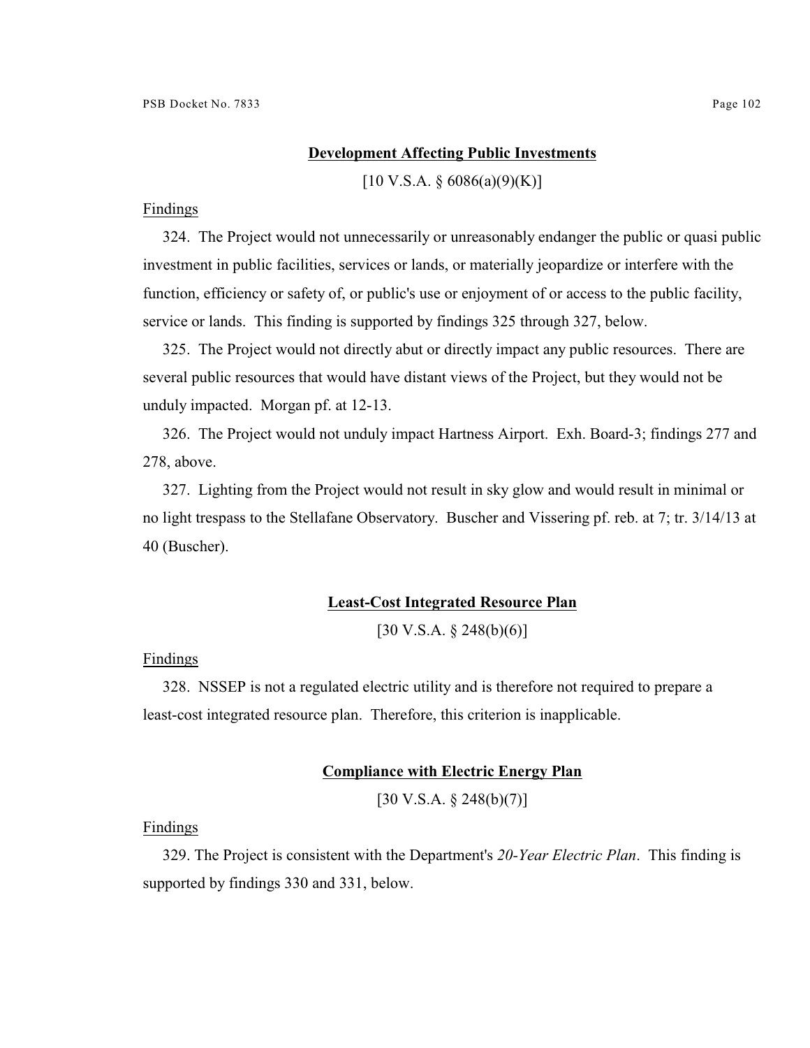## Development Affecting Public Investments

[10 V.S.A. § 6086(a)(9)(K)]

Findings

324. The Project would not unnecessarily or unreasonably endanger the public or quasi public investment in public facilities, services or lands, or materially jeopardize or interfere with the function, efficiency or safety of, or public's use or enjoyment of or access to the public facility, service or lands. This finding is supported by findings 325 through 327, below.

325. The Project would not directly abut or directly impact any public resources. There are several public resources that would have distant views of the Project, but they would not be unduly impacted. Morgan pf. at 12-13.

326. The Project would not unduly impact Hartness Airport. Exh. Board-3; findings 277 and 278, above.

327. Lighting from the Project would not result in sky glow and would result in minimal or no light trespass to the Stellafane Observatory. Buscher and Vissering pf. reb. at 7; tr. 3/14/13 at 40 (Buscher).

## Least-Cost Integrated Resource Plan

[30 V.S.A. § 248(b)(6)]

Findings

328. NSSEP is not a regulated electric utility and is therefore not required to prepare a least-cost integrated resource plan. Therefore, this criterion is inapplicable.

## Compliance with Electric Energy Plan

[30 V.S.A. § 248(b)(7)]

Findings

329. The Project is consistent with the Department's *20-Year Electric Plan*. This finding is supported by findings 330 and 331, below.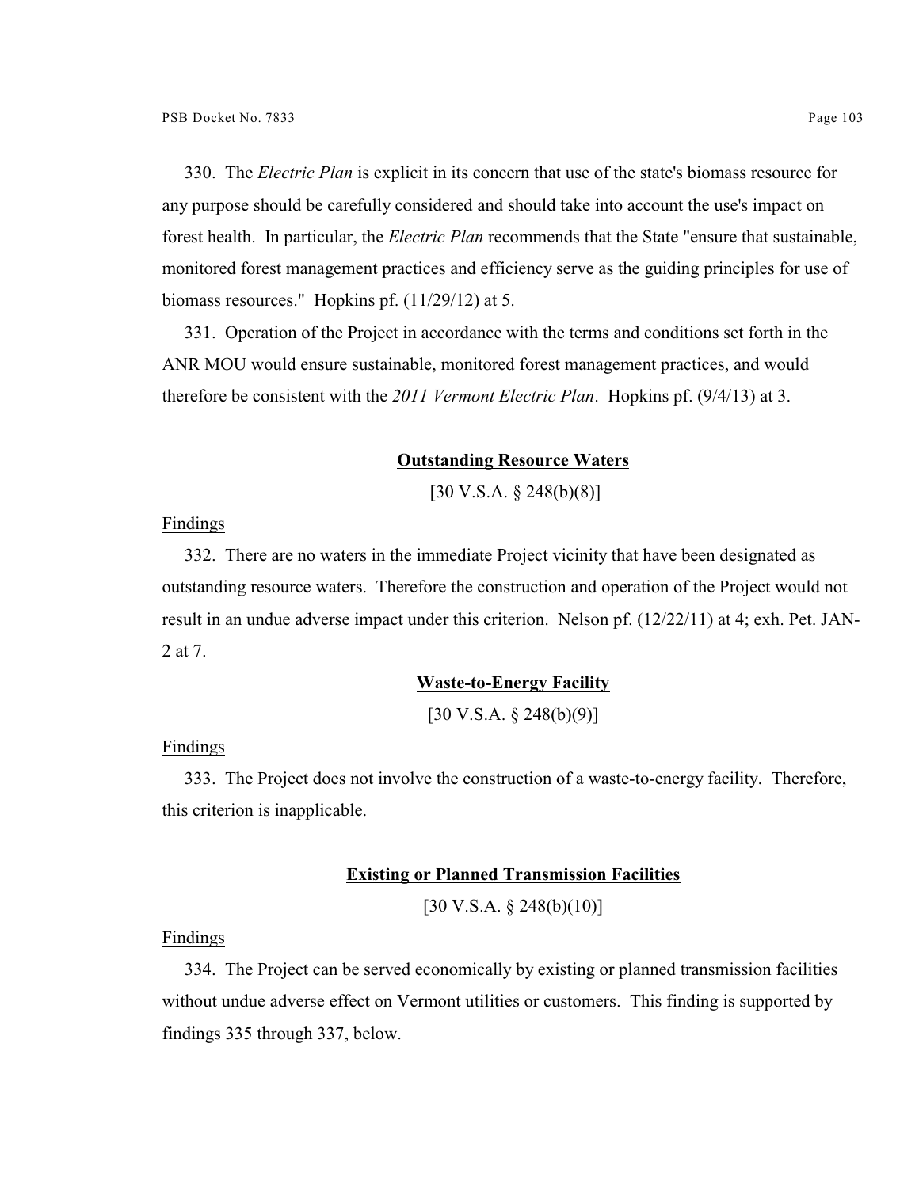330. The *Electric Plan* is explicit in its concern that use of the state's biomass resource for any purpose should be carefully considered and should take into account the use's impact on forest health. In particular, the *Electric Plan* recommends that the State "ensure that sustainable, monitored forest management practices and efficiency serve as the guiding principles for use of biomass resources." Hopkins pf. (11/29/12) at 5.

331. Operation of the Project in accordance with the terms and conditions set forth in the ANR MOU would ensure sustainable, monitored forest management practices, and would therefore be consistent with the *2011 Vermont Electric Plan*. Hopkins pf. (9/4/13) at 3.

**Outstanding Resource Waters**

[30 V.S.A. § 248(b)(8)]

Findings

332. There are no waters in the immediate Project vicinity that have been designated as outstanding resource waters. Therefore the construction and operation of the Project would not result in an undue adverse impact under this criterion. Nelson pf. (12/22/11) at 4; exh. Pet. JAN-2 at 7.

**Waste-to-Energy Facility**

[30 V.S.A. § 248(b)(9)]

Findings

333. The Project does not involve the construction of a waste-to-energy facility. Therefore, this criterion is inapplicable.

**Existing or Planned Transmission Facilities**

[30 V.S.A. § 248(b)(10)]

Findings

334. The Project can be served economically by existing or planned transmission facilities without undue adverse effect on Vermont utilities or customers. This finding is supported by findings 335 through 337, below.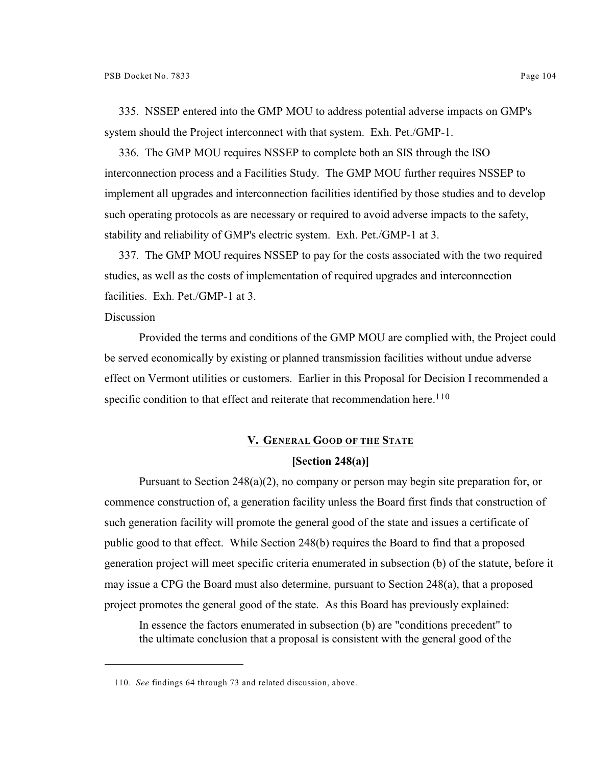335. NSSEP entered into the GMP MOU to address potential adverse impacts on GMP's system should the Project interconnect with that system. Exh. Pet./GMP-1.

336. The GMP MOU requires NSSEP to complete both an SIS through the ISO interconnection process and a Facilities Study. The GMP MOU further requires NSSEP to implement all upgrades and interconnection facilities identified by those studies and to develop such operating protocols as are necessary or required to avoid adverse impacts to the safety, stability and reliability of GMP's electric system. Exh. Pet./GMP-1 at 3.

337. The GMP MOU requires NSSEP to pay for the costs associated with the two required studies, as well as the costs of implementation of required upgrades and interconnection facilities. Exh. Pet./GMP-1 at 3.

Discussion

Provided the terms and conditions of the GMP MOU are complied with, the Project could be served economically by existing or planned transmission facilities without undue adverse effect on Vermont utilities or customers. Earlier in this Proposal for Decision I recommended a specific condition to that effect and reiterate that recommendation here.[110]

## V. General Good of the State

### [Section 248(a)]

Pursuant to Section 248(a)(2), no company or person may begin site preparation for, or commence construction of, a generation facility unless the Board first finds that construction of such generation facility will promote the general good of the state and issues a certificate of public good to that effect. While Section 248(b) requires the Board to find that a proposed generation project will meet specific criteria enumerated in subsection (b) of the statute, before it may issue a CPG the Board must also determine, pursuant to Section 248(a), that a proposed project promotes the general good of the state. As this Board has previously explained:

> In essence the factors enumerated in subsection (b) are "conditions precedent" to the ultimate conclusion that a proposal is consistent with the general good of the

110. *See* findings 64 through 73 and related discussion, above.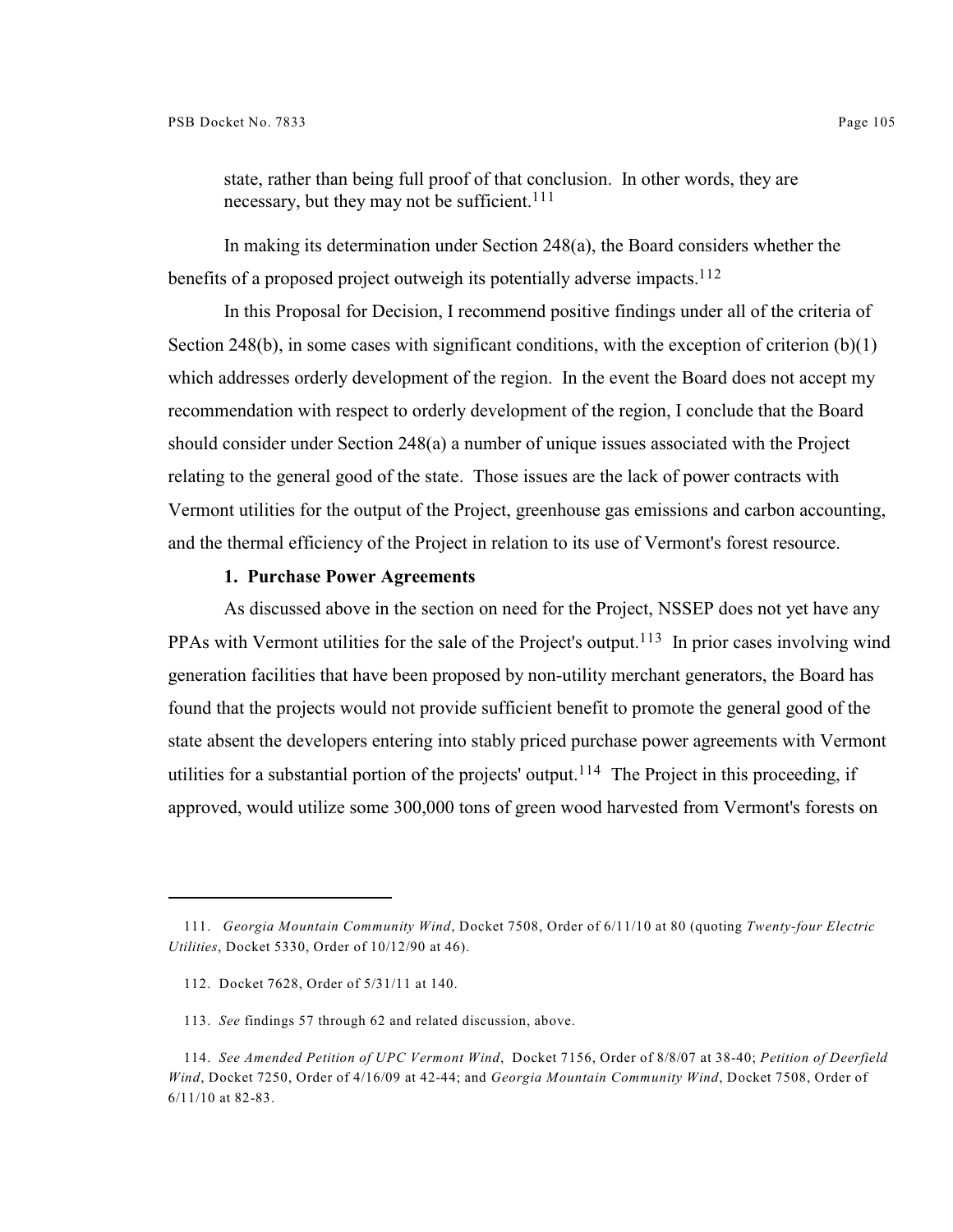state, rather than being full proof of that conclusion. In other words, they are necessary, but they may not be sufficient.[111]

In making its determination under Section 248(a), the Board considers whether the benefits of a proposed project outweigh its potentially adverse impacts.[112]

In this Proposal for Decision, I recommend positive findings under all of the criteria of Section 248(b), in some cases with significant conditions, with the exception of criterion (b)(1) which addresses orderly development of the region. In the event the Board does not accept my recommendation with respect to orderly development of the region, I conclude that the Board should consider under Section 248(a) a number of unique issues associated with the Project relating to the general good of the state. Those issues are the lack of power contracts with Vermont utilities for the output of the Project, greenhouse gas emissions and carbon accounting, and the thermal efficiency of the Project in relation to its use of Vermont's forest resource.

**1. Purchase Power Agreements**

As discussed above in the section on need for the Project, NSSEP does not yet have any PPAs with Vermont utilities for the sale of the Project's output.[113] In prior cases involving wind generation facilities that have been proposed by non-utility merchant generators, the Board has found that the projects would not provide sufficient benefit to promote the general good of the state absent the developers entering into stably priced purchase power agreements with Vermont utilities for a substantial portion of the projects' output.[114] The Project in this proceeding, if approved, would utilize some 300,000 tons of green wood harvested from Vermont's forests on

---

111. *Georgia Mountain Community Wind*, Docket 7508, Order of 6/11/10 at 80 (quoting *Twenty-four Electric Utilities*, Docket 5330, Order of 10/12/90 at 46).

112. Docket 7628, Order of 5/31/11 at 140.

113. *See* findings 57 through 62 and related discussion, above.

114. *See Amended Petition of UPC Vermont Wind*, Docket 7156, Order of 8/8/07 at 38-40; *Petition of Deerfield Wind*, Docket 7250, Order of 4/16/09 at 42-44; and *Georgia Mountain Community Wind*, Docket 7508, Order of 6/11/10 at 82-83.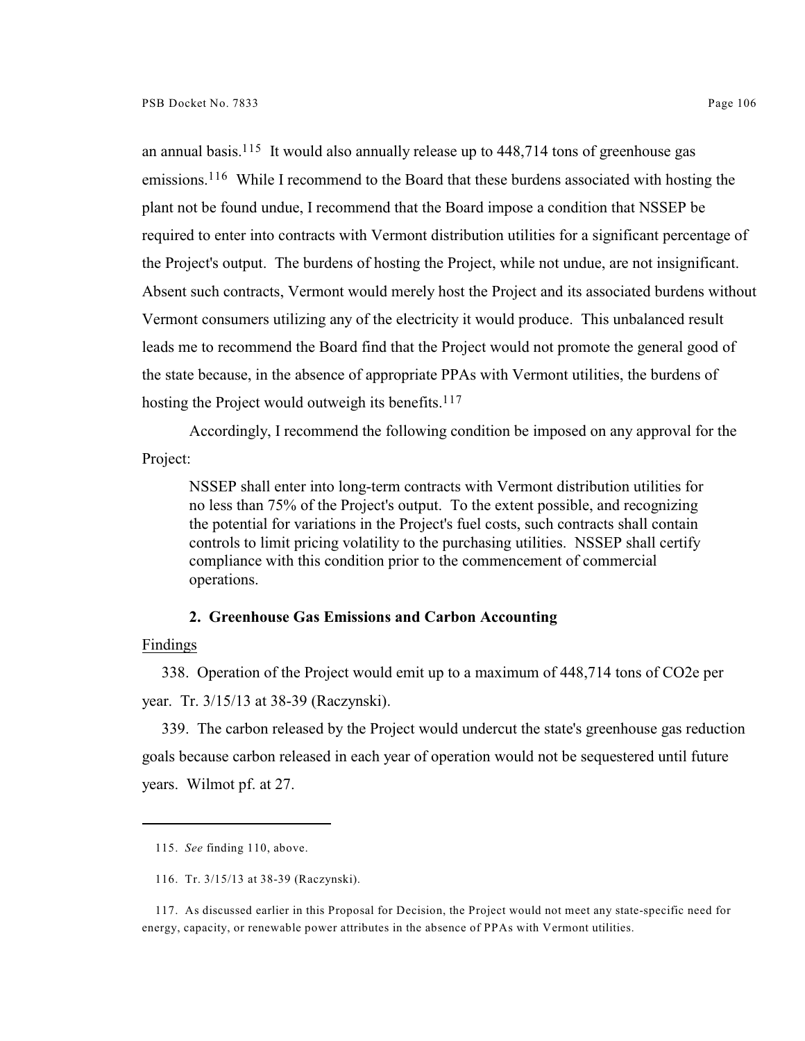an annual basis.[115] It would also annually release up to 448,714 tons of greenhouse gas emissions.[116] While I recommend to the Board that these burdens associated with hosting the plant not be found undue, I recommend that the Board impose a condition that NSSEP be required to enter into contracts with Vermont distribution utilities for a significant percentage of the Project's output. The burdens of hosting the Project, while not undue, are not insignificant. Absent such contracts, Vermont would merely host the Project and its associated burdens without Vermont consumers utilizing any of the electricity it would produce. This unbalanced result leads me to recommend the Board find that the Project would not promote the general good of the state because, in the absence of appropriate PPAs with Vermont utilities, the burdens of hosting the Project would outweigh its benefits.[117]

Accordingly, I recommend the following condition be imposed on any approval for the Project:

> NSSEP shall enter into long-term contracts with Vermont distribution utilities for no less than 75% of the Project's output. To the extent possible, and recognizing the potential for variations in the Project's fuel costs, such contracts shall contain controls to limit pricing volatility to the purchasing utilities. NSSEP shall certify compliance with this condition prior to the commencement of commercial operations.

### 2. Greenhouse Gas Emissions and Carbon Accounting

Findings

338. Operation of the Project would emit up to a maximum of 448,714 tons of $CO_2e$ per year. Tr. 3/15/13 at 38-39 (Raczynski).

339. The carbon released by the Project would undercut the state's greenhouse gas reduction goals because carbon released in each year of operation would not be sequestered until future years. Wilmot pf. at 27.

---

115. *See* finding 110, above.

116. Tr. 3/15/13 at 38-39 (Raczynski).

117. As discussed earlier in this Proposal for Decision, the Project would not meet any state-specific need for energy, capacity, or renewable power attributes in the absence of PPAs with Vermont utilities.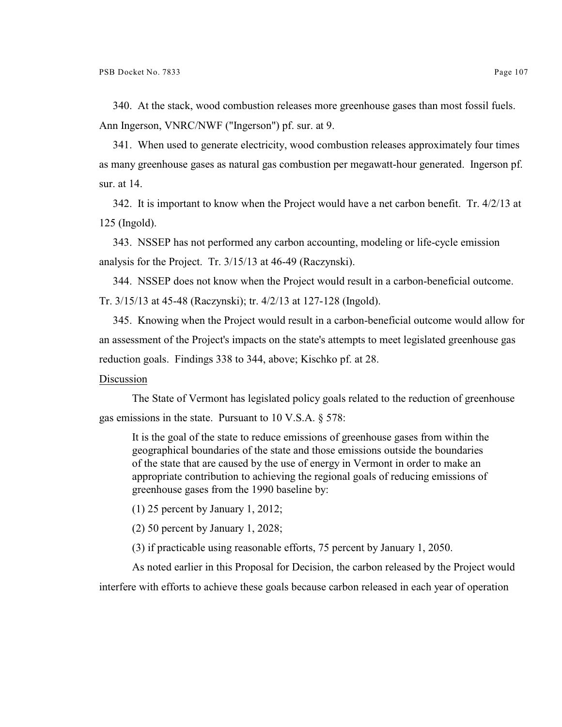340. At the stack, wood combustion releases more greenhouse gases than most fossil fuels. Ann Ingerson, VNRC/NWF ("Ingerson") pf. sur. at 9.

341. When used to generate electricity, wood combustion releases approximately four times as many greenhouse gases as natural gas combustion per megawatt-hour generated. Ingerson pf. sur. at 14.

342. It is important to know when the Project would have a net carbon benefit. Tr. 4/2/13 at 125 (Ingold).

343. NSSEP has not performed any carbon accounting, modeling or life-cycle emission analysis for the Project. Tr. 3/15/13 at 46-49 (Raczynski).

344. NSSEP does not know when the Project would result in a carbon-beneficial outcome. Tr. 3/15/13 at 45-48 (Raczynski); tr. 4/2/13 at 127-128 (Ingold).

345. Knowing when the Project would result in a carbon-beneficial outcome would allow for an assessment of the Project's impacts on the state's attempts to meet legislated greenhouse gas reduction goals. Findings 338 to 344, above; Kischko pf. at 28.

Discussion

The State of Vermont has legislated policy goals related to the reduction of greenhouse gas emissions in the state. Pursuant to 10 V.S.A. § 578:

> It is the goal of the state to reduce emissions of greenhouse gases from within the geographical boundaries of the state and those emissions outside the boundaries of the state that are caused by the use of energy in Vermont in order to make an appropriate contribution to achieving the regional goals of reducing emissions of greenhouse gases from the 1990 baseline by:
>
> (1) 25 percent by January 1, 2012;
>
> (2) 50 percent by January 1, 2028;
>
> (3) if practicable using reasonable efforts, 75 percent by January 1, 2050.

As noted earlier in this Proposal for Decision, the carbon released by the Project would interfere with efforts to achieve these goals because carbon released in each year of operation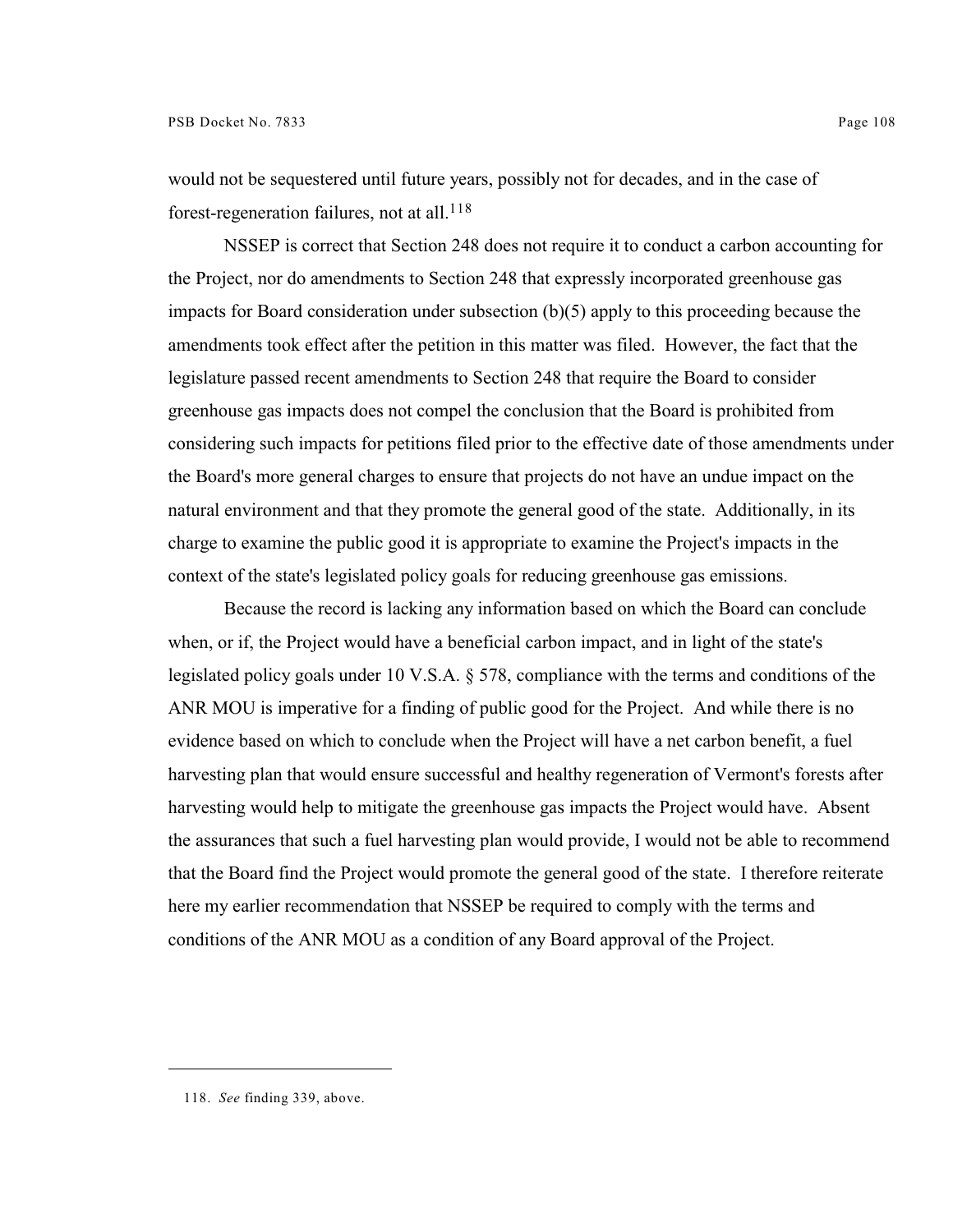would not be sequestered until future years, possibly not for decades, and in the case of forest-regeneration failures, not at all.[118]

NSSEP is correct that Section 248 does not require it to conduct a carbon accounting for the Project, nor do amendments to Section 248 that expressly incorporated greenhouse gas impacts for Board consideration under subsection (b)(5) apply to this proceeding because the amendments took effect after the petition in this matter was filed. However, the fact that the legislature passed recent amendments to Section 248 that require the Board to consider greenhouse gas impacts does not compel the conclusion that the Board is prohibited from considering such impacts for petitions filed prior to the effective date of those amendments under the Board's more general charges to ensure that projects do not have an undue impact on the natural environment and that they promote the general good of the state. Additionally, in its charge to examine the public good it is appropriate to examine the Project's impacts in the context of the state's legislated policy goals for reducing greenhouse gas emissions.

Because the record is lacking any information based on which the Board can conclude when, or if, the Project would have a beneficial carbon impact, and in light of the state's legislated policy goals under 10 V.S.A. § 578, compliance with the terms and conditions of the ANR MOU is imperative for a finding of public good for the Project. And while there is no evidence based on which to conclude when the Project will have a net carbon benefit, a fuel harvesting plan that would ensure successful and healthy regeneration of Vermont's forests after harvesting would help to mitigate the greenhouse gas impacts the Project would have. Absent the assurances that such a fuel harvesting plan would provide, I would not be able to recommend that the Board find the Project would promote the general good of the state. I therefore reiterate here my earlier recommendation that NSSEP be required to comply with the terms and conditions of the ANR MOU as a condition of any Board approval of the Project.

---

118. *See* finding 339, above.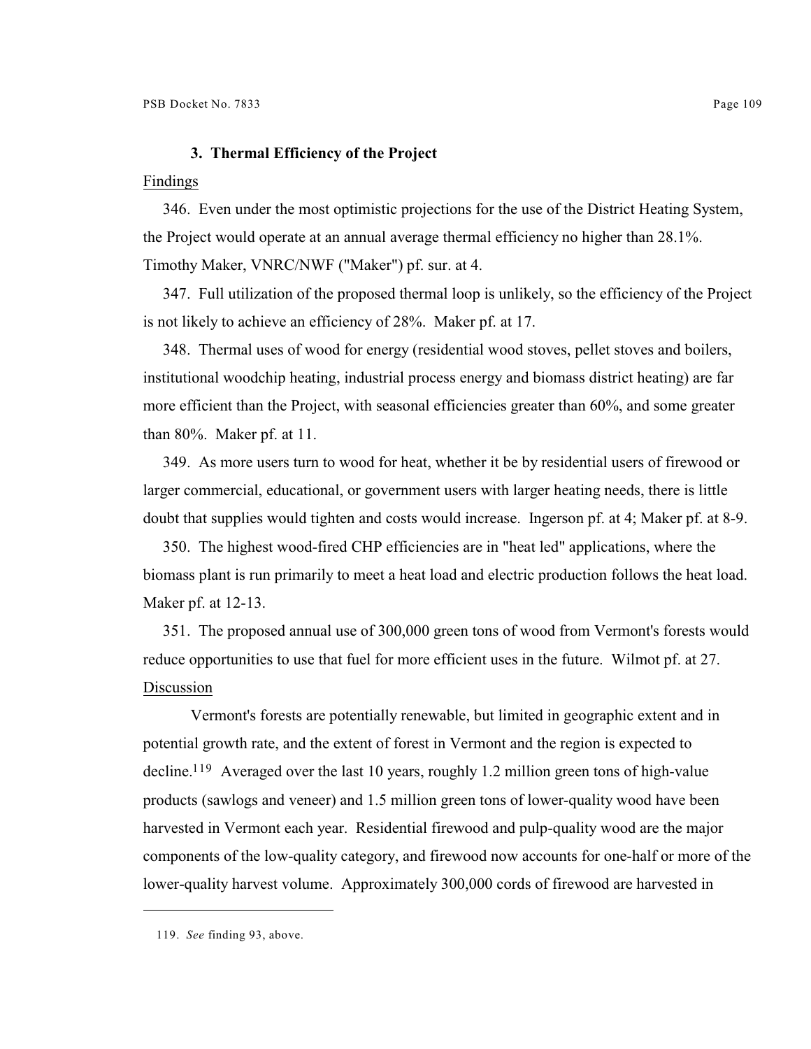### 3. Thermal Efficiency of the Project

Findings

346. Even under the most optimistic projections for the use of the District Heating System, the Project would operate at an annual average thermal efficiency no higher than 28.1%. Timothy Maker, VNRC/NWF ("Maker") pf. sur. at 4.

347. Full utilization of the proposed thermal loop is unlikely, so the efficiency of the Project is not likely to achieve an efficiency of 28%. Maker pf. at 17.

348. Thermal uses of wood for energy (residential wood stoves, pellet stoves and boilers, institutional woodchip heating, industrial process energy and biomass district heating) are far more efficient than the Project, with seasonal efficiencies greater than 60%, and some greater than 80%. Maker pf. at 11.

349. As more users turn to wood for heat, whether it be by residential users of firewood or larger commercial, educational, or government users with larger heating needs, there is little doubt that supplies would tighten and costs would increase. Ingerson pf. at 4; Maker pf. at 8-9.

350. The highest wood-fired CHP efficiencies are in "heat led" applications, where the biomass plant is run primarily to meet a heat load and electric production follows the heat load. Maker pf. at 12-13.

351. The proposed annual use of 300,000 green tons of wood from Vermont's forests would reduce opportunities to use that fuel for more efficient uses in the future. Wilmot pf. at 27.

Discussion

Vermont's forests are potentially renewable, but limited in geographic extent and in potential growth rate, and the extent of forest in Vermont and the region is expected to decline.[119] Averaged over the last 10 years, roughly 1.2 million green tons of high-value products (sawlogs and veneer) and 1.5 million green tons of lower-quality wood have been harvested in Vermont each year. Residential firewood and pulp-quality wood are the major components of the low-quality category, and firewood now accounts for one-half or more of the lower-quality harvest volume. Approximately 300,000 cords of firewood are harvested in

---

119. *See* finding 93, above.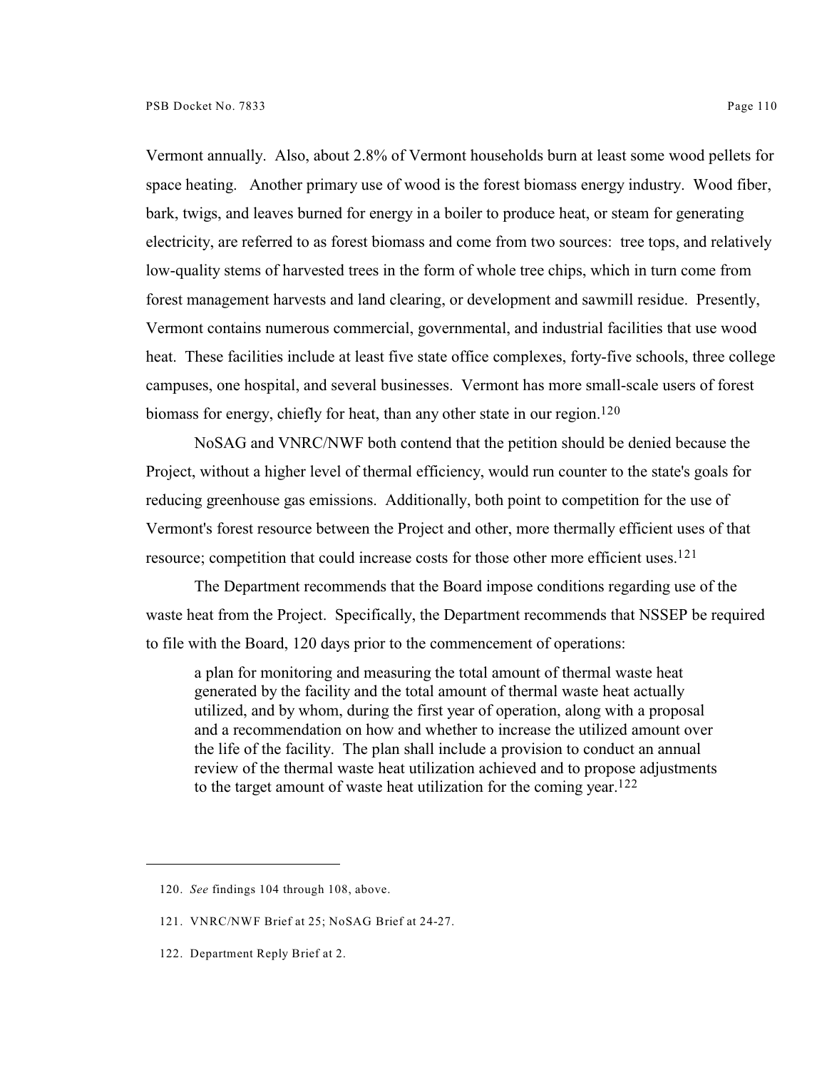Vermont annually. Also, about 2.8% of Vermont households burn at least some wood pellets for space heating. Another primary use of wood is the forest biomass energy industry. Wood fiber, bark, twigs, and leaves burned for energy in a boiler to produce heat, or steam for generating electricity, are referred to as forest biomass and come from two sources: tree tops, and relatively low-quality stems of harvested trees in the form of whole tree chips, which in turn come from forest management harvests and land clearing, or development and sawmill residue. Presently, Vermont contains numerous commercial, governmental, and industrial facilities that use wood heat. These facilities include at least five state office complexes, forty-five schools, three college campuses, one hospital, and several businesses. Vermont has more small-scale users of forest biomass for energy, chiefly for heat, than any other state in our region.[120]

NoSAG and VNRC/NWF both contend that the petition should be denied because the Project, without a higher level of thermal efficiency, would run counter to the state's goals for reducing greenhouse gas emissions. Additionally, both point to competition for the use of Vermont's forest resource between the Project and other, more thermally efficient uses of that resource; competition that could increase costs for those other more efficient uses.[121]

The Department recommends that the Board impose conditions regarding use of the waste heat from the Project. Specifically, the Department recommends that NSSEP be required to file with the Board, 120 days prior to the commencement of operations:

> a plan for monitoring and measuring the total amount of thermal waste heat generated by the facility and the total amount of thermal waste heat actually utilized, and by whom, during the first year of operation, along with a proposal and a recommendation on how and whether to increase the utilized amount over the life of the facility. The plan shall include a provision to conduct an annual review of the thermal waste heat utilization achieved and to propose adjustments to the target amount of waste heat utilization for the coming year.[122]

---

120. *See* findings 104 through 108, above.

121. VNRC/NWF Brief at 25; NoSAG Brief at 24-27.

122. Department Reply Brief at 2.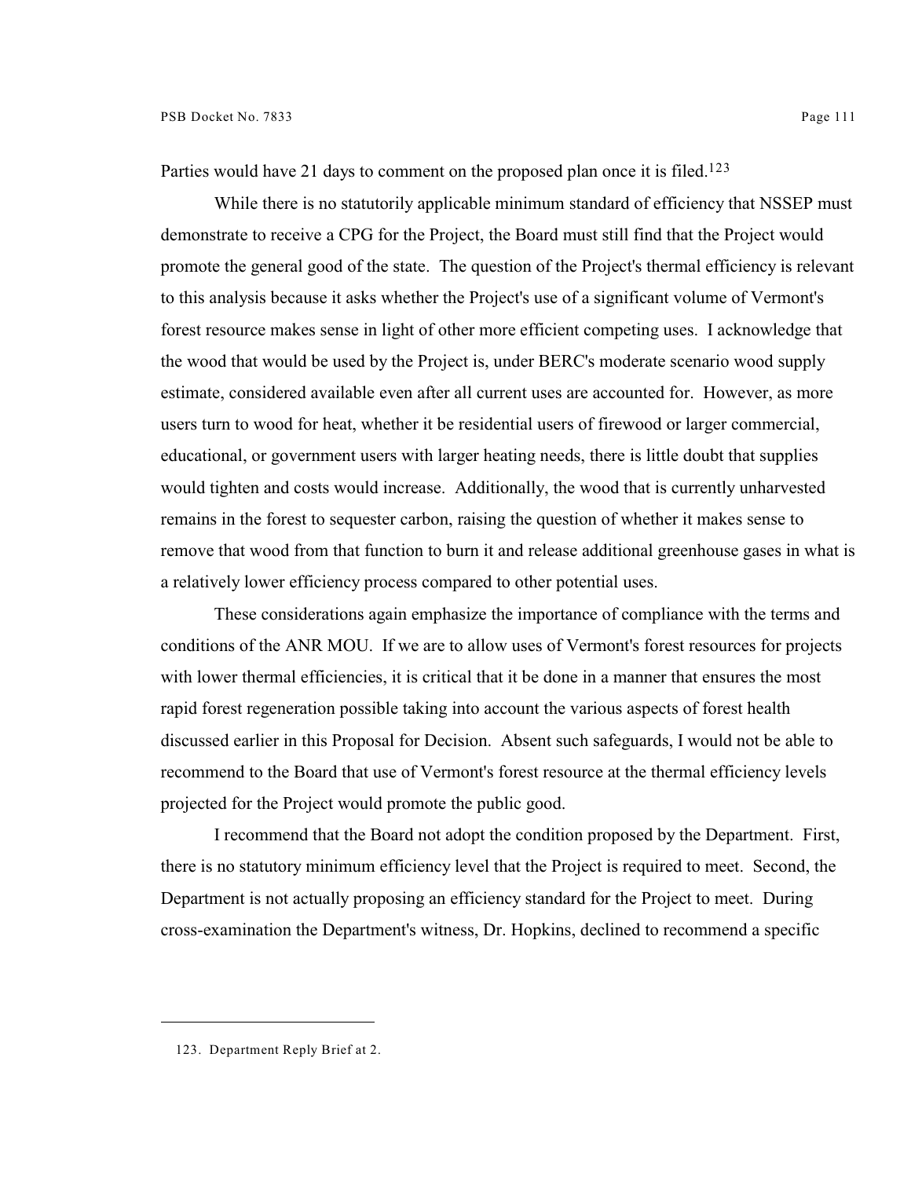Parties would have 21 days to comment on the proposed plan once it is filed.[123]

While there is no statutorily applicable minimum standard of efficiency that NSSEP must demonstrate to receive a CPG for the Project, the Board must still find that the Project would promote the general good of the state. The question of the Project's thermal efficiency is relevant to this analysis because it asks whether the Project's use of a significant volume of Vermont's forest resource makes sense in light of other more efficient competing uses. I acknowledge that the wood that would be used by the Project is, under BERC's moderate scenario wood supply estimate, considered available even after all current uses are accounted for. However, as more users turn to wood for heat, whether it be residential users of firewood or larger commercial, educational, or government users with larger heating needs, there is little doubt that supplies would tighten and costs would increase. Additionally, the wood that is currently unharvested remains in the forest to sequester carbon, raising the question of whether it makes sense to remove that wood from that function to burn it and release additional greenhouse gases in what is a relatively lower efficiency process compared to other potential uses.

These considerations again emphasize the importance of compliance with the terms and conditions of the ANR MOU. If we are to allow uses of Vermont's forest resources for projects with lower thermal efficiencies, it is critical that it be done in a manner that ensures the most rapid forest regeneration possible taking into account the various aspects of forest health discussed earlier in this Proposal for Decision. Absent such safeguards, I would not be able to recommend to the Board that use of Vermont's forest resource at the thermal efficiency levels projected for the Project would promote the public good.

I recommend that the Board not adopt the condition proposed by the Department. First, there is no statutory minimum efficiency level that the Project is required to meet. Second, the Department is not actually proposing an efficiency standard for the Project to meet. During cross-examination the Department's witness, Dr. Hopkins, declined to recommend a specific

---

123. Department Reply Brief at 2.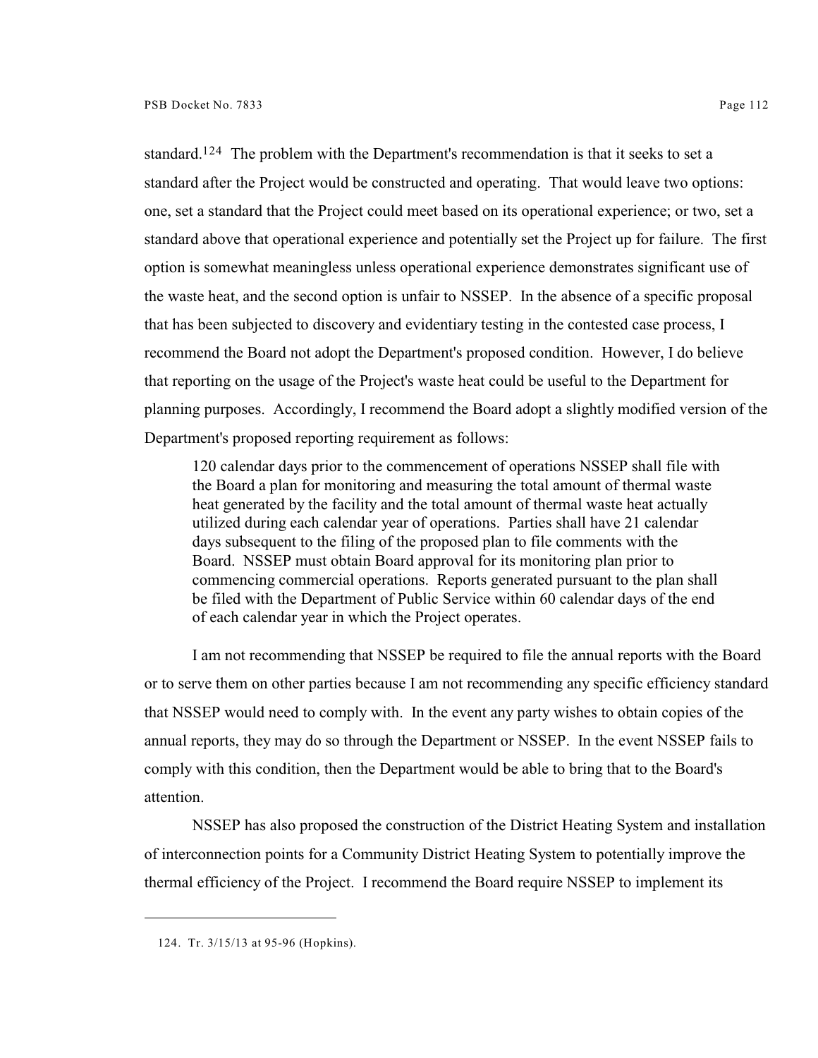standard.[124] The problem with the Department's recommendation is that it seeks to set a standard after the Project would be constructed and operating. That would leave two options: one, set a standard that the Project could meet based on its operational experience; or two, set a standard above that operational experience and potentially set the Project up for failure. The first option is somewhat meaningless unless operational experience demonstrates significant use of the waste heat, and the second option is unfair to NSSEP. In the absence of a specific proposal that has been subjected to discovery and evidentiary testing in the contested case process, I recommend the Board not adopt the Department's proposed condition. However, I do believe that reporting on the usage of the Project's waste heat could be useful to the Department for planning purposes. Accordingly, I recommend the Board adopt a slightly modified version of the Department's proposed reporting requirement as follows:

> 120 calendar days prior to the commencement of operations NSSEP shall file with the Board a plan for monitoring and measuring the total amount of thermal waste heat generated by the facility and the total amount of thermal waste heat actually utilized during each calendar year of operations. Parties shall have 21 calendar days subsequent to the filing of the proposed plan to file comments with the Board. NSSEP must obtain Board approval for its monitoring plan prior to commencing commercial operations. Reports generated pursuant to the plan shall be filed with the Department of Public Service within 60 calendar days of the end of each calendar year in which the Project operates.

I am not recommending that NSSEP be required to file the annual reports with the Board or to serve them on other parties because I am not recommending any specific efficiency standard that NSSEP would need to comply with. In the event any party wishes to obtain copies of the annual reports, they may do so through the Department or NSSEP. In the event NSSEP fails to comply with this condition, then the Department would be able to bring that to the Board's attention.

NSSEP has also proposed the construction of the District Heating System and installation of interconnection points for a Community District Heating System to potentially improve the thermal efficiency of the Project. I recommend the Board require NSSEP to implement its

---

124. Tr. 3/15/13 at 95-96 (Hopkins).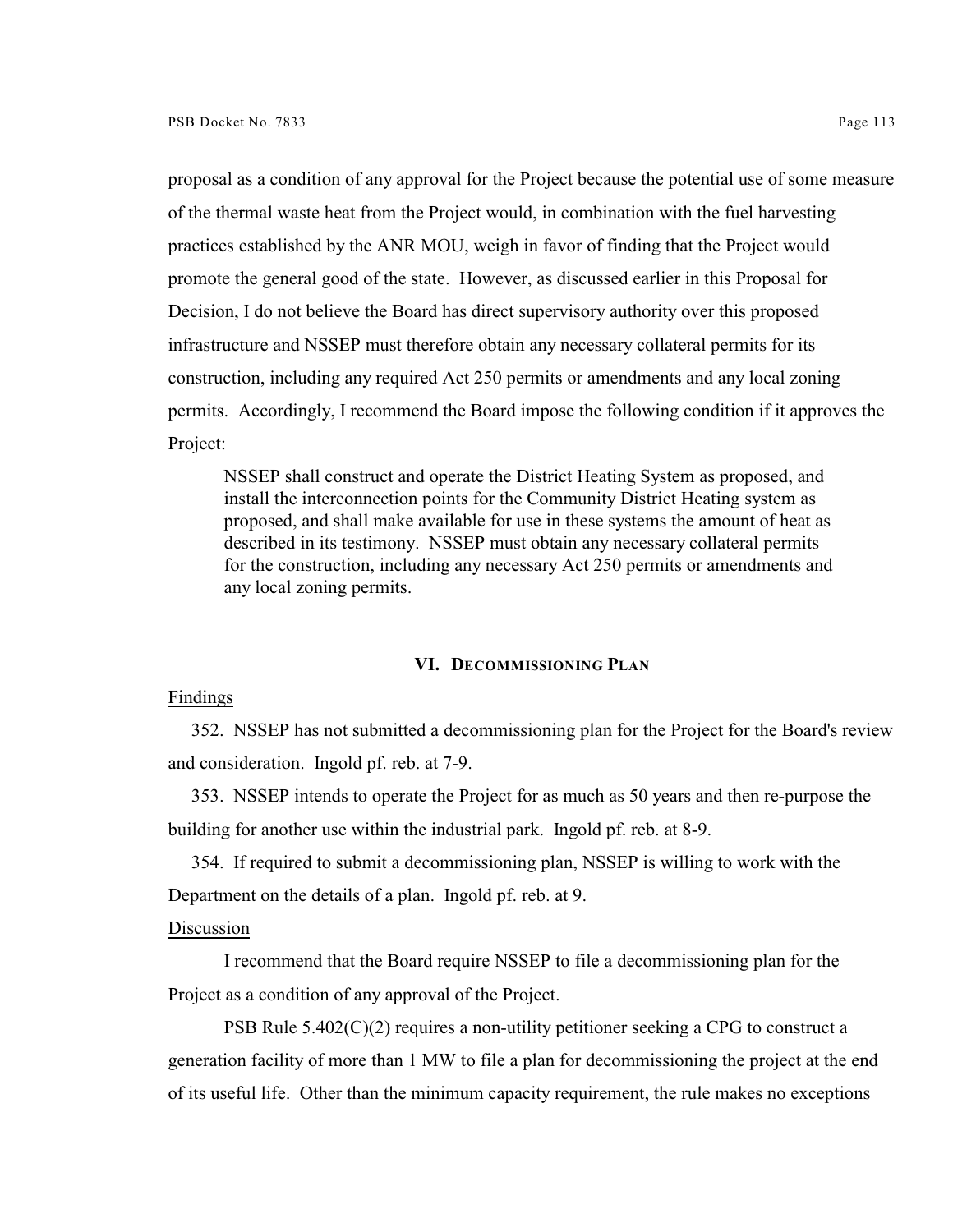proposal as a condition of any approval for the Project because the potential use of some measure of the thermal waste heat from the Project would, in combination with the fuel harvesting practices established by the ANR MOU, weigh in favor of finding that the Project would promote the general good of the state. However, as discussed earlier in this Proposal for Decision, I do not believe the Board has direct supervisory authority over this proposed infrastructure and NSSEP must therefore obtain any necessary collateral permits for its construction, including any required Act 250 permits or amendments and any local zoning permits. Accordingly, I recommend the Board impose the following condition if it approves the Project:

> NSSEP shall construct and operate the District Heating System as proposed, and install the interconnection points for the Community District Heating system as proposed, and shall make available for use in these systems the amount of heat as described in its testimony. NSSEP must obtain any necessary collateral permits for the construction, including any necessary Act 250 permits or amendments and any local zoning permits.

## VI. DECOMMISSIONING PLAN

Findings

352. NSSEP has not submitted a decommissioning plan for the Project for the Board's review and consideration. Ingold pf. reb. at 7-9.

353. NSSEP intends to operate the Project for as much as 50 years and then re-purpose the building for another use within the industrial park. Ingold pf. reb. at 8-9.

354. If required to submit a decommissioning plan, NSSEP is willing to work with the Department on the details of a plan. Ingold pf. reb. at 9.

Discussion

I recommend that the Board require NSSEP to file a decommissioning plan for the Project as a condition of any approval of the Project.

PSB Rule 5.402(C)(2) requires a non-utility petitioner seeking a CPG to construct a generation facility of more than 1 MW to file a plan for decommissioning the project at the end of its useful life. Other than the minimum capacity requirement, the rule makes no exceptions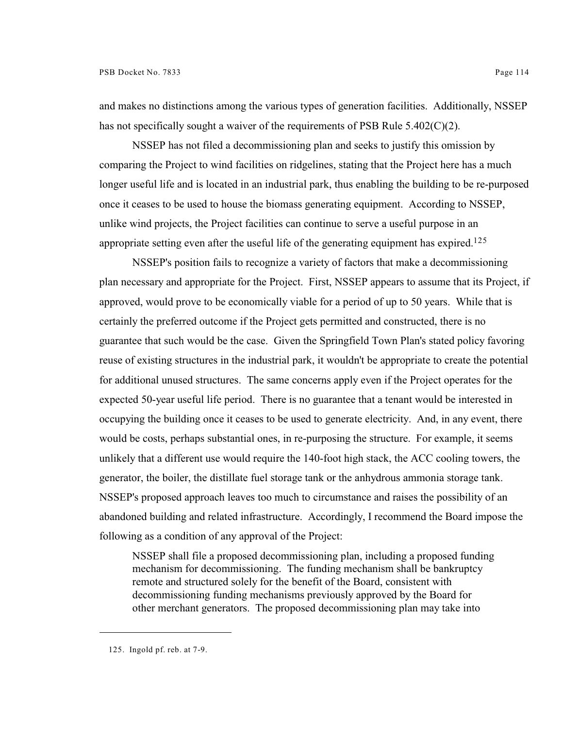and makes no distinctions among the various types of generation facilities. Additionally, NSSEP has not specifically sought a waiver of the requirements of PSB Rule 5.402(C)(2).

NSSEP has not filed a decommissioning plan and seeks to justify this omission by comparing the Project to wind facilities on ridgelines, stating that the Project here has a much longer useful life and is located in an industrial park, thus enabling the building to be re-purposed once it ceases to be used to house the biomass generating equipment. According to NSSEP, unlike wind projects, the Project facilities can continue to serve a useful purpose in an appropriate setting even after the useful life of the generating equipment has expired.[125]

NSSEP's position fails to recognize a variety of factors that make a decommissioning plan necessary and appropriate for the Project. First, NSSEP appears to assume that its Project, if approved, would prove to be economically viable for a period of up to 50 years. While that is certainly the preferred outcome if the Project gets permitted and constructed, there is no guarantee that such would be the case. Given the Springfield Town Plan's stated policy favoring reuse of existing structures in the industrial park, it wouldn't be appropriate to create the potential for additional unused structures. The same concerns apply even if the Project operates for the expected 50-year useful life period. There is no guarantee that a tenant would be interested in occupying the building once it ceases to be used to generate electricity. And, in any event, there would be costs, perhaps substantial ones, in re-purposing the structure. For example, it seems unlikely that a different use would require the 140-foot high stack, the ACC cooling towers, the generator, the boiler, the distillate fuel storage tank or the anhydrous ammonia storage tank. NSSEP's proposed approach leaves too much to circumstance and raises the possibility of an abandoned building and related infrastructure. Accordingly, I recommend the Board impose the following as a condition of any approval of the Project:

> NSSEP shall file a proposed decommissioning plan, including a proposed funding mechanism for decommissioning. The funding mechanism shall be bankruptcy remote and structured solely for the benefit of the Board, consistent with decommissioning funding mechanisms previously approved by the Board for other merchant generators. The proposed decommissioning plan may take into

125. Ingold pf. reb. at 7-9.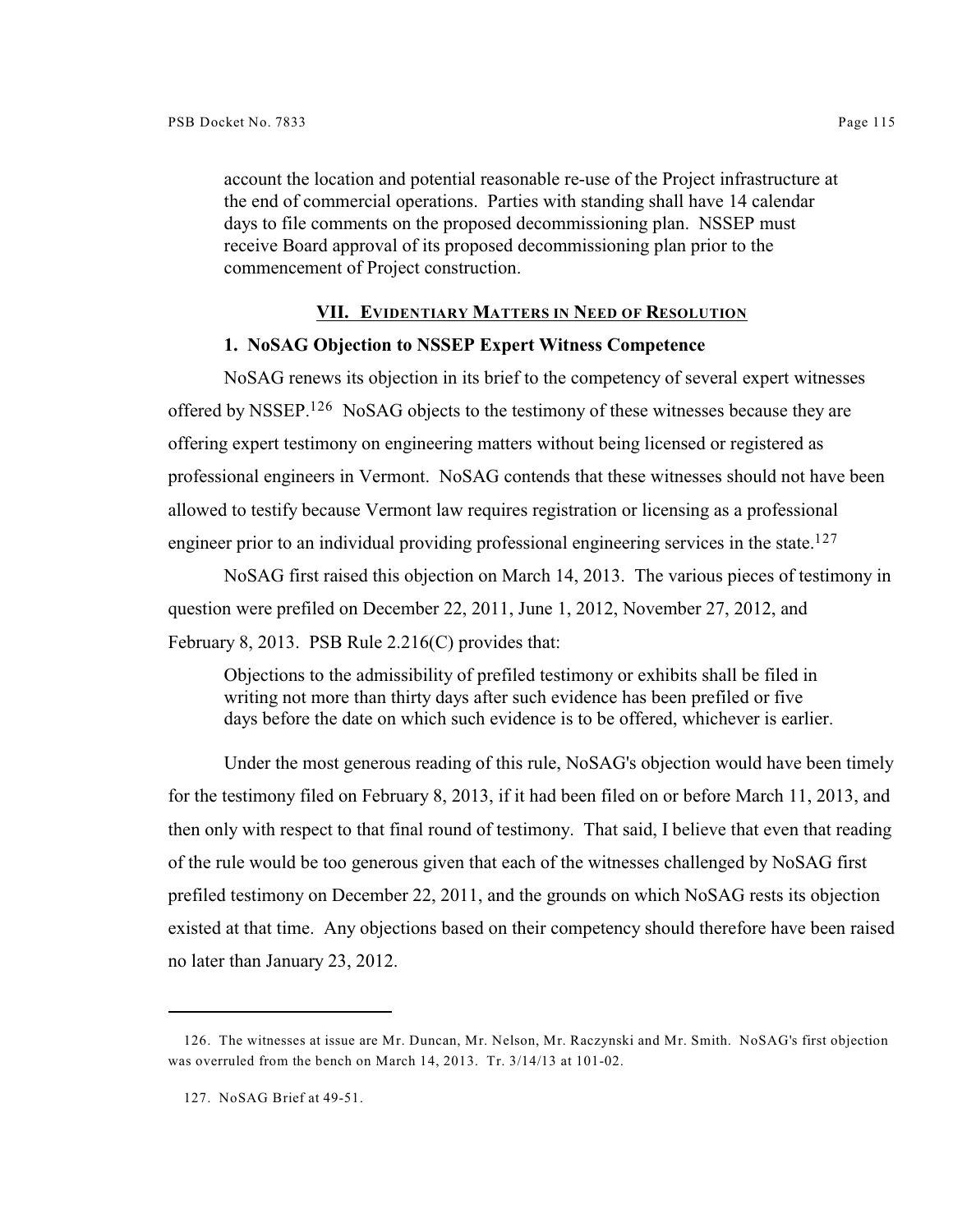account the location and potential reasonable re-use of the Project infrastructure at the end of commercial operations. Parties with standing shall have 14 calendar days to file comments on the proposed decommissioning plan. NSSEP must receive Board approval of its proposed decommissioning plan prior to the commencement of Project construction.

## VII. Evidentiary Matters in Need of Resolution

### 1. NoSAG Objection to NSSEP Expert Witness Competence

NoSAG renews its objection in its brief to the competency of several expert witnesses offered by NSSEP.[126] NoSAG objects to the testimony of these witnesses because they are offering expert testimony on engineering matters without being licensed or registered as professional engineers in Vermont. NoSAG contends that these witnesses should not have been allowed to testify because Vermont law requires registration or licensing as a professional engineer prior to an individual providing professional engineering services in the state.[127]

NoSAG first raised this objection on March 14, 2013. The various pieces of testimony in question were prefiled on December 22, 2011, June 1, 2012, November 27, 2012, and February 8, 2013. PSB Rule 2.216(C) provides that:

> Objections to the admissibility of prefiled testimony or exhibits shall be filed in writing not more than thirty days after such evidence has been prefiled or five days before the date on which such evidence is to be offered, whichever is earlier.

Under the most generous reading of this rule, NoSAG's objection would have been timely for the testimony filed on February 8, 2013, if it had been filed on or before March 11, 2013, and then only with respect to that final round of testimony. That said, I believe that even that reading of the rule would be too generous given that each of the witnesses challenged by NoSAG first prefiled testimony on December 22, 2011, and the grounds on which NoSAG rests its objection existed at that time. Any objections based on their competency should therefore have been raised no later than January 23, 2012.

---

126. The witnesses at issue are Mr. Duncan, Mr. Nelson, Mr. Raczynski and Mr. Smith. NoSAG's first objection was overruled from the bench on March 14, 2013. Tr. 3/14/13 at 101-02.

127. NoSAG Brief at 49-51.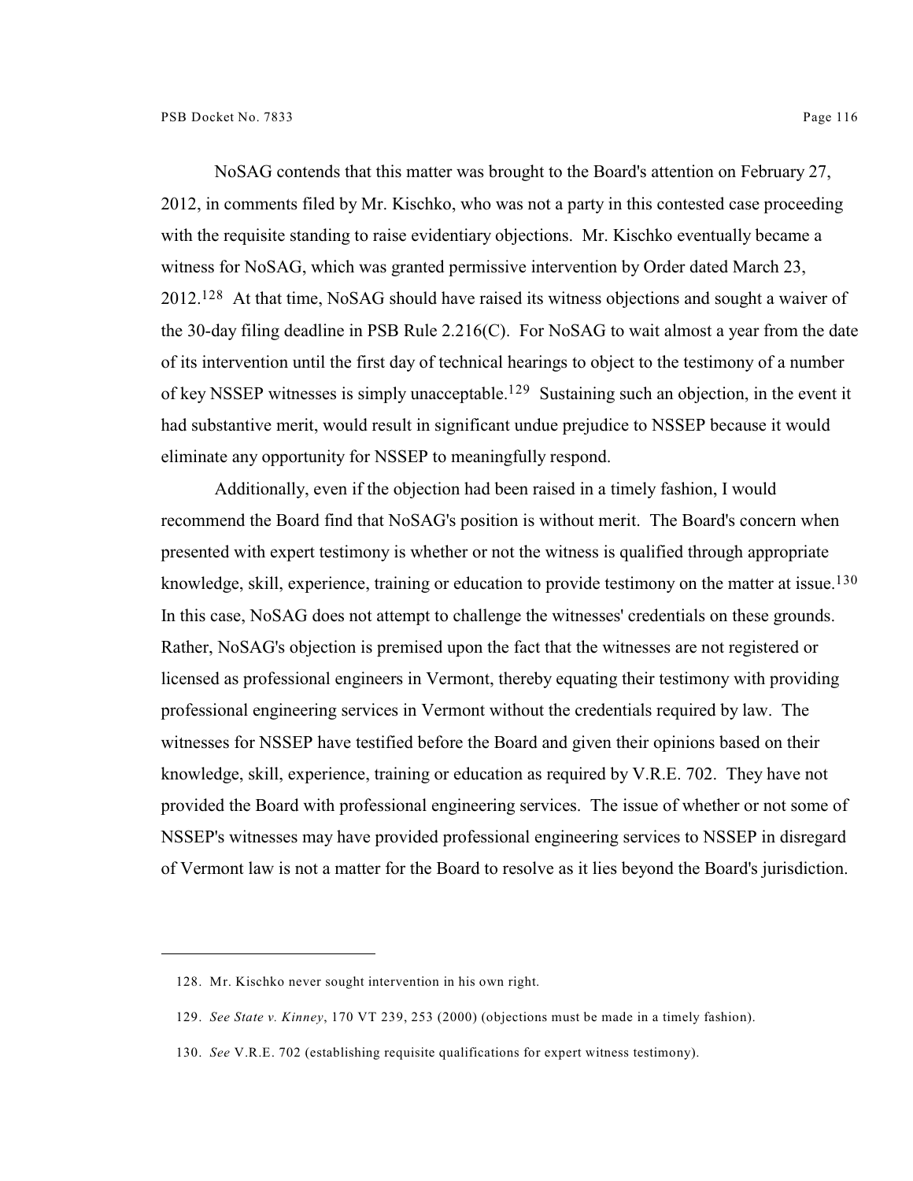NoSAG contends that this matter was brought to the Board's attention on February 27, 2012, in comments filed by Mr. Kischko, who was not a party in this contested case proceeding with the requisite standing to raise evidentiary objections. Mr. Kischko eventually became a witness for NoSAG, which was granted permissive intervention by Order dated March 23, 2012.[128] At that time, NoSAG should have raised its witness objections and sought a waiver of the 30-day filing deadline in PSB Rule 2.216(C). For NoSAG to wait almost a year from the date of its intervention until the first day of technical hearings to object to the testimony of a number of key NSSEP witnesses is simply unacceptable.[129] Sustaining such an objection, in the event it had substantive merit, would result in significant undue prejudice to NSSEP because it would eliminate any opportunity for NSSEP to meaningfully respond.

Additionally, even if the objection had been raised in a timely fashion, I would recommend the Board find that NoSAG's position is without merit. The Board's concern when presented with expert testimony is whether or not the witness is qualified through appropriate knowledge, skill, experience, training or education to provide testimony on the matter at issue.[130] In this case, NoSAG does not attempt to challenge the witnesses' credentials on these grounds. Rather, NoSAG's objection is premised upon the fact that the witnesses are not registered or licensed as professional engineers in Vermont, thereby equating their testimony with providing professional engineering services in Vermont without the credentials required by law. The witnesses for NSSEP have testified before the Board and given their opinions based on their knowledge, skill, experience, training or education as required by V.R.E. 702. They have not provided the Board with professional engineering services. The issue of whether or not some of NSSEP's witnesses may have provided professional engineering services to NSSEP in disregard of Vermont law is not a matter for the Board to resolve as it lies beyond the Board's jurisdiction.

---

128. Mr. Kischko never sought intervention in his own right.

129. *See State v. Kinney*, 170 VT 239, 253 (2000) (objections must be made in a timely fashion).

130. *See* V.R.E. 702 (establishing requisite qualifications for expert witness testimony).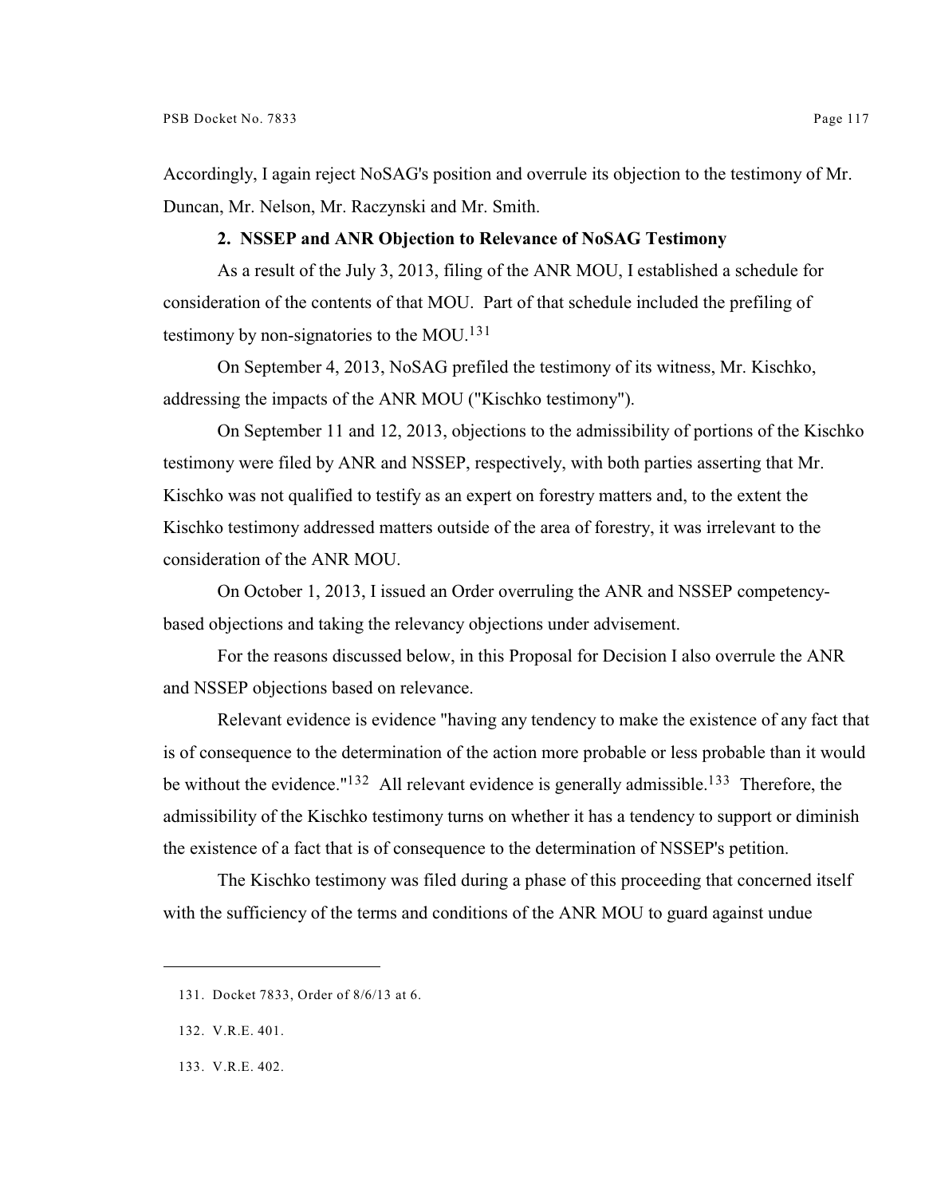Accordingly, I again reject NoSAG's position and overrule its objection to the testimony of Mr. Duncan, Mr. Nelson, Mr. Raczynski and Mr. Smith.

### 2. NSSEP and ANR Objection to Relevance of NoSAG Testimony

As a result of the July 3, 2013, filing of the ANR MOU, I established a schedule for consideration of the contents of that MOU. Part of that schedule included the prefiling of testimony by non-signatories to the MOU.[131]

On September 4, 2013, NoSAG prefiled the testimony of its witness, Mr. Kischko, addressing the impacts of the ANR MOU ("Kischko testimony").

On September 11 and 12, 2013, objections to the admissibility of portions of the Kischko testimony were filed by ANR and NSSEP, respectively, with both parties asserting that Mr. Kischko was not qualified to testify as an expert on forestry matters and, to the extent the Kischko testimony addressed matters outside of the area of forestry, it was irrelevant to the consideration of the ANR MOU.

On October 1, 2013, I issued an Order overruling the ANR and NSSEP competency-based objections and taking the relevancy objections under advisement.

For the reasons discussed below, in this Proposal for Decision I also overrule the ANR and NSSEP objections based on relevance.

Relevant evidence is evidence "having any tendency to make the existence of any fact that is of consequence to the determination of the action more probable or less probable than it would be without the evidence."[132] All relevant evidence is generally admissible.[133] Therefore, the admissibility of the Kischko testimony turns on whether it has a tendency to support or diminish the existence of a fact that is of consequence to the determination of NSSEP's petition.

The Kischko testimony was filed during a phase of this proceeding that concerned itself with the sufficiency of the terms and conditions of the ANR MOU to guard against undue

---

131. Docket 7833, Order of 8/6/13 at 6.

132. V.R.E. 401.

133. V.R.E. 402.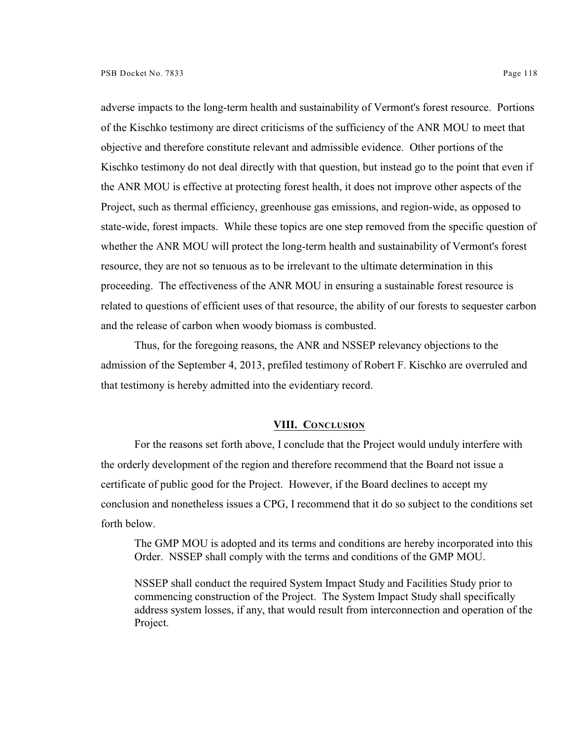adverse impacts to the long-term health and sustainability of Vermont's forest resource. Portions of the Kischko testimony are direct criticisms of the sufficiency of the ANR MOU to meet that objective and therefore constitute relevant and admissible evidence. Other portions of the Kischko testimony do not deal directly with that question, but instead go to the point that even if the ANR MOU is effective at protecting forest health, it does not improve other aspects of the Project, such as thermal efficiency, greenhouse gas emissions, and region-wide, as opposed to state-wide, forest impacts. While these topics are one step removed from the specific question of whether the ANR MOU will protect the long-term health and sustainability of Vermont's forest resource, they are not so tenuous as to be irrelevant to the ultimate determination in this proceeding. The effectiveness of the ANR MOU in ensuring a sustainable forest resource is related to questions of efficient uses of that resource, the ability of our forests to sequester carbon and the release of carbon when woody biomass is combusted.

Thus, for the foregoing reasons, the ANR and NSSEP relevancy objections to the admission of the September 4, 2013, prefiled testimony of Robert F. Kischko are overruled and that testimony is hereby admitted into the evidentiary record.

## VIII. Conclusion

For the reasons set forth above, I conclude that the Project would unduly interfere with the orderly development of the region and therefore recommend that the Board not issue a certificate of public good for the Project. However, if the Board declines to accept my conclusion and nonetheless issues a CPG, I recommend that it do so subject to the conditions set forth below.

> The GMP MOU is adopted and its terms and conditions are hereby incorporated into this Order. NSSEP shall comply with the terms and conditions of the GMP MOU.
>
> NSSEP shall conduct the required System Impact Study and Facilities Study prior to commencing construction of the Project. The System Impact Study shall specifically address system losses, if any, that would result from interconnection and operation of the Project.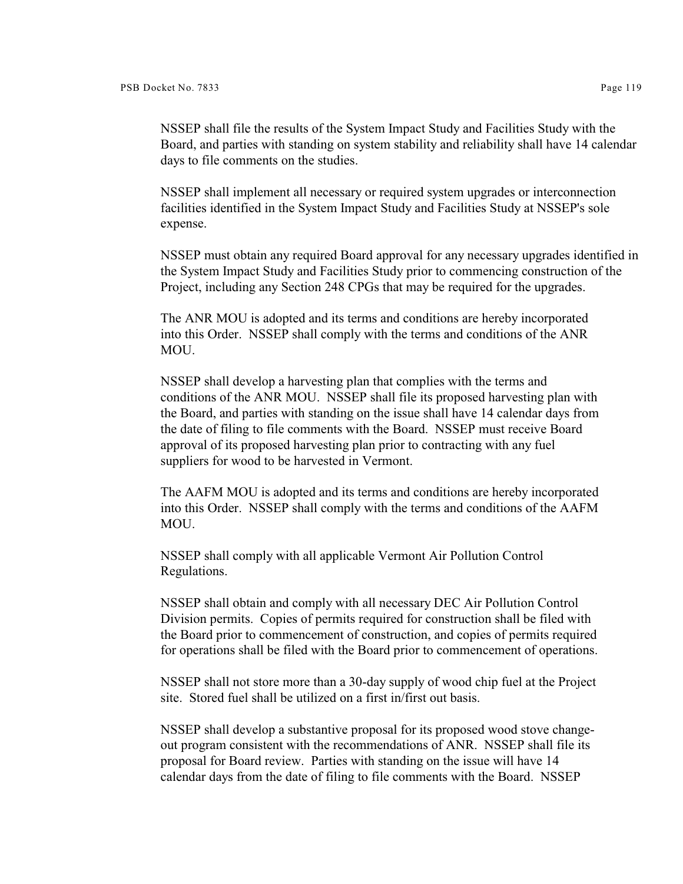NSSEP shall file the results of the System Impact Study and Facilities Study with the Board, and parties with standing on system stability and reliability shall have 14 calendar days to file comments on the studies.

NSSEP shall implement all necessary or required system upgrades or interconnection facilities identified in the System Impact Study and Facilities Study at NSSEP's sole expense.

NSSEP must obtain any required Board approval for any necessary upgrades identified in the System Impact Study and Facilities Study prior to commencing construction of the Project, including any Section 248 CPGs that may be required for the upgrades.

The ANR MOU is adopted and its terms and conditions are hereby incorporated into this Order. NSSEP shall comply with the terms and conditions of the ANR MOU.

NSSEP shall develop a harvesting plan that complies with the terms and conditions of the ANR MOU. NSSEP shall file its proposed harvesting plan with the Board, and parties with standing on the issue shall have 14 calendar days from the date of filing to file comments with the Board. NSSEP must receive Board approval of its proposed harvesting plan prior to contracting with any fuel suppliers for wood to be harvested in Vermont.

The AAFM MOU is adopted and its terms and conditions are hereby incorporated into this Order. NSSEP shall comply with the terms and conditions of the AAFM MOU.

NSSEP shall comply with all applicable Vermont Air Pollution Control Regulations.

NSSEP shall obtain and comply with all necessary DEC Air Pollution Control Division permits. Copies of permits required for construction shall be filed with the Board prior to commencement of construction, and copies of permits required for operations shall be filed with the Board prior to commencement of operations.

NSSEP shall not store more than a 30-day supply of wood chip fuel at the Project site. Stored fuel shall be utilized on a first in/first out basis.

NSSEP shall develop a substantive proposal for its proposed wood stove change-out program consistent with the recommendations of ANR. NSSEP shall file its proposal for Board review. Parties with standing on the issue will have 14 calendar days from the date of filing to file comments with the Board. NSSEP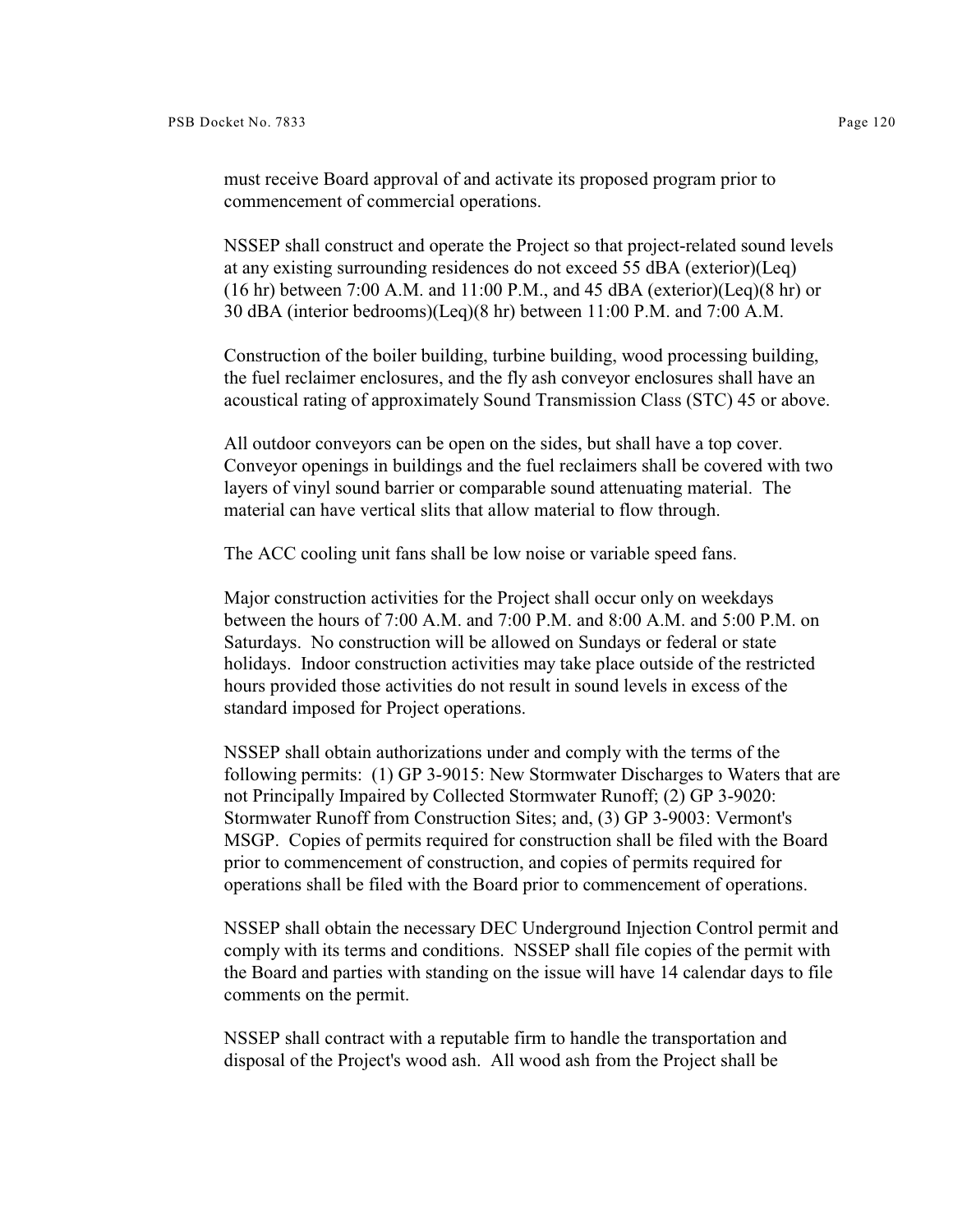must receive Board approval of and activate its proposed program prior to commencement of commercial operations.

NSSEP shall construct and operate the Project so that project-related sound levels at any existing surrounding residences do not exceed 55 dBA (exterior)(Leq) (16 hr) between 7:00 A.M. and 11:00 P.M., and 45 dBA (exterior)(Leq)(8 hr) or 30 dBA (interior bedrooms)(Leq)(8 hr) between 11:00 P.M. and 7:00 A.M.

Construction of the boiler building, turbine building, wood processing building, the fuel reclaimer enclosures, and the fly ash conveyor enclosures shall have an acoustical rating of approximately Sound Transmission Class (STC) 45 or above.

All outdoor conveyors can be open on the sides, but shall have a top cover. Conveyor openings in buildings and the fuel reclaimers shall be covered with two layers of vinyl sound barrier or comparable sound attenuating material. The material can have vertical slits that allow material to flow through.

The ACC cooling unit fans shall be low noise or variable speed fans.

Major construction activities for the Project shall occur only on weekdays between the hours of 7:00 A.M. and 7:00 P.M. and 8:00 A.M. and 5:00 P.M. on Saturdays. No construction will be allowed on Sundays or federal or state holidays. Indoor construction activities may take place outside of the restricted hours provided those activities do not result in sound levels in excess of the standard imposed for Project operations.

NSSEP shall obtain authorizations under and comply with the terms of the following permits: (1) GP 3-9015: New Stormwater Discharges to Waters that are not Principally Impaired by Collected Stormwater Runoff; (2) GP 3-9020: Stormwater Runoff from Construction Sites; and, (3) GP 3-9003: Vermont's MSGP. Copies of permits required for construction shall be filed with the Board prior to commencement of construction, and copies of permits required for operations shall be filed with the Board prior to commencement of operations.

NSSEP shall obtain the necessary DEC Underground Injection Control permit and comply with its terms and conditions. NSSEP shall file copies of the permit with the Board and parties with standing on the issue will have 14 calendar days to file comments on the permit.

NSSEP shall contract with a reputable firm to handle the transportation and disposal of the Project's wood ash. All wood ash from the Project shall be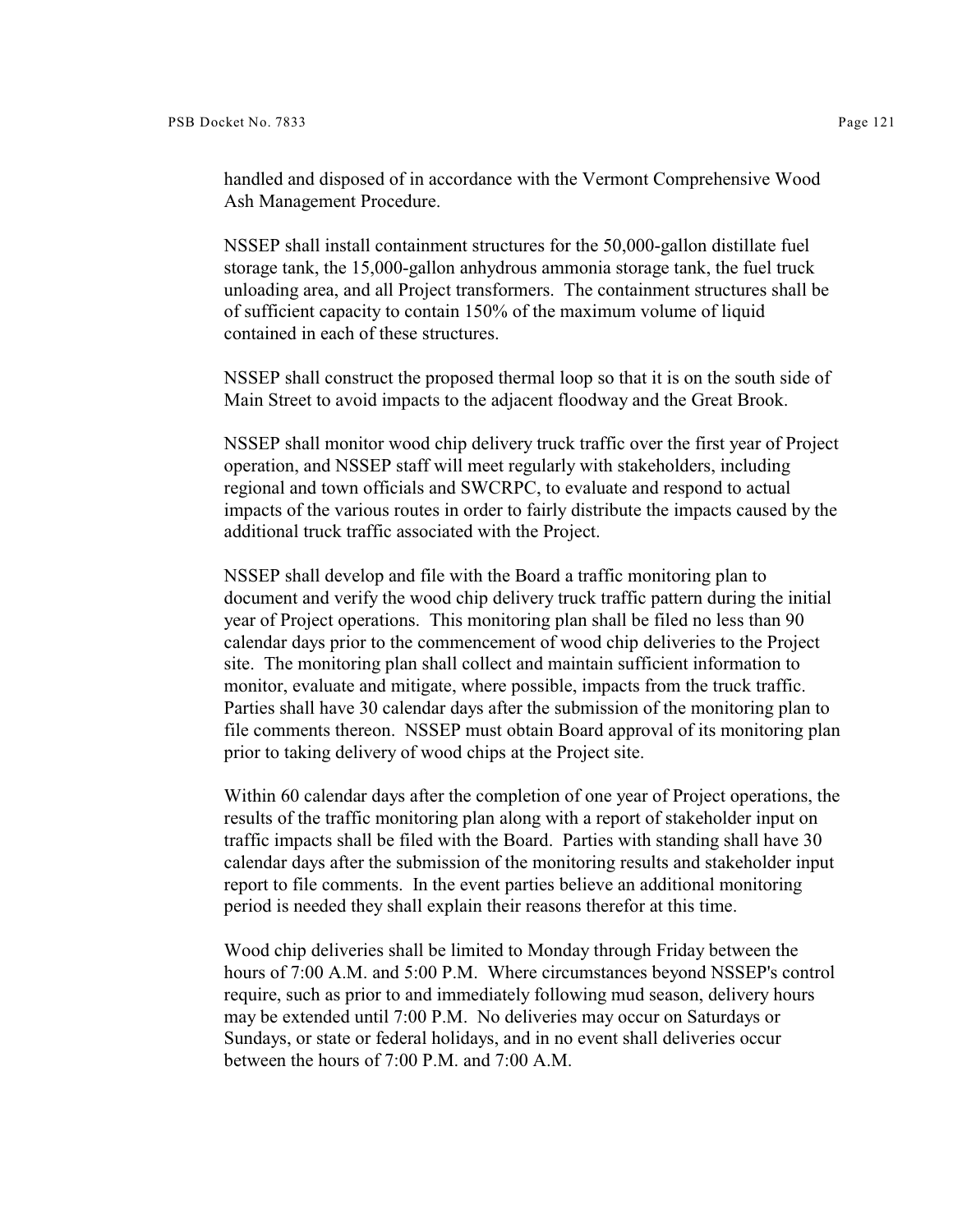handled and disposed of in accordance with the Vermont Comprehensive Wood Ash Management Procedure.

NSSEP shall install containment structures for the 50,000-gallon distillate fuel storage tank, the 15,000-gallon anhydrous ammonia storage tank, the fuel truck unloading area, and all Project transformers. The containment structures shall be of sufficient capacity to contain 150% of the maximum volume of liquid contained in each of these structures.

NSSEP shall construct the proposed thermal loop so that it is on the south side of Main Street to avoid impacts to the adjacent floodway and the Great Brook.

NSSEP shall monitor wood chip delivery truck traffic over the first year of Project operation, and NSSEP staff will meet regularly with stakeholders, including regional and town officials and SWCRPC, to evaluate and respond to actual impacts of the various routes in order to fairly distribute the impacts caused by the additional truck traffic associated with the Project.

NSSEP shall develop and file with the Board a traffic monitoring plan to document and verify the wood chip delivery truck traffic pattern during the initial year of Project operations. This monitoring plan shall be filed no less than 90 calendar days prior to the commencement of wood chip deliveries to the Project site. The monitoring plan shall collect and maintain sufficient information to monitor, evaluate and mitigate, where possible, impacts from the truck traffic. Parties shall have 30 calendar days after the submission of the monitoring plan to file comments thereon. NSSEP must obtain Board approval of its monitoring plan prior to taking delivery of wood chips at the Project site.

Within 60 calendar days after the completion of one year of Project operations, the results of the traffic monitoring plan along with a report of stakeholder input on traffic impacts shall be filed with the Board. Parties with standing shall have 30 calendar days after the submission of the monitoring results and stakeholder input report to file comments. In the event parties believe an additional monitoring period is needed they shall explain their reasons therefor at this time.

Wood chip deliveries shall be limited to Monday through Friday between the hours of 7:00 A.M. and 5:00 P.M. Where circumstances beyond NSSEP's control require, such as prior to and immediately following mud season, delivery hours may be extended until 7:00 P.M. No deliveries may occur on Saturdays or Sundays, or state or federal holidays, and in no event shall deliveries occur between the hours of 7:00 P.M. and 7:00 A.M.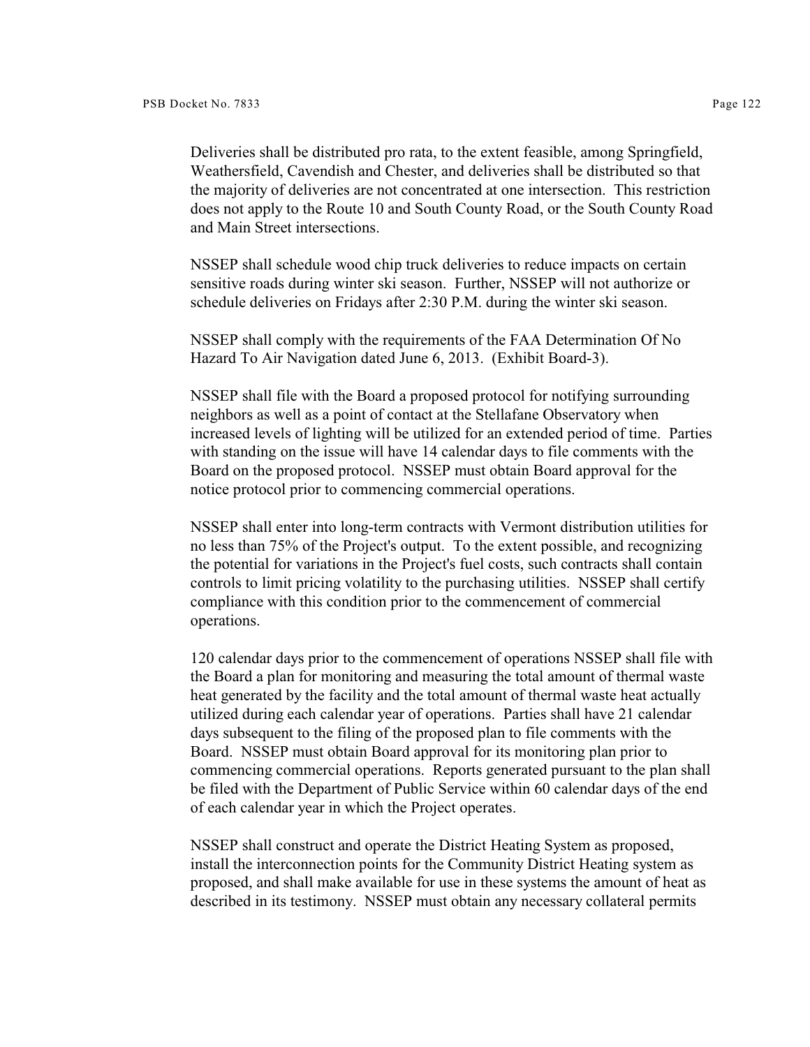Deliveries shall be distributed pro rata, to the extent feasible, among Springfield, Weathersfield, Cavendish and Chester, and deliveries shall be distributed so that the majority of deliveries are not concentrated at one intersection. This restriction does not apply to the Route 10 and South County Road, or the South County Road and Main Street intersections.

NSSEP shall schedule wood chip truck deliveries to reduce impacts on certain sensitive roads during winter ski season. Further, NSSEP will not authorize or schedule deliveries on Fridays after 2:30 P.M. during the winter ski season.

NSSEP shall comply with the requirements of the FAA Determination Of No Hazard To Air Navigation dated June 6, 2013. (Exhibit Board-3).

NSSEP shall file with the Board a proposed protocol for notifying surrounding neighbors as well as a point of contact at the Stellafane Observatory when increased levels of lighting will be utilized for an extended period of time. Parties with standing on the issue will have 14 calendar days to file comments with the Board on the proposed protocol. NSSEP must obtain Board approval for the notice protocol prior to commencing commercial operations.

NSSEP shall enter into long-term contracts with Vermont distribution utilities for no less than 75% of the Project's output. To the extent possible, and recognizing the potential for variations in the Project's fuel costs, such contracts shall contain controls to limit pricing volatility to the purchasing utilities. NSSEP shall certify compliance with this condition prior to the commencement of commercial operations.

120 calendar days prior to the commencement of operations NSSEP shall file with the Board a plan for monitoring and measuring the total amount of thermal waste heat generated by the facility and the total amount of thermal waste heat actually utilized during each calendar year of operations. Parties shall have 21 calendar days subsequent to the filing of the proposed plan to file comments with the Board. NSSEP must obtain Board approval for its monitoring plan prior to commencing commercial operations. Reports generated pursuant to the plan shall be filed with the Department of Public Service within 60 calendar days of the end of each calendar year in which the Project operates.

NSSEP shall construct and operate the District Heating System as proposed, install the interconnection points for the Community District Heating system as proposed, and shall make available for use in these systems the amount of heat as described in its testimony. NSSEP must obtain any necessary collateral permits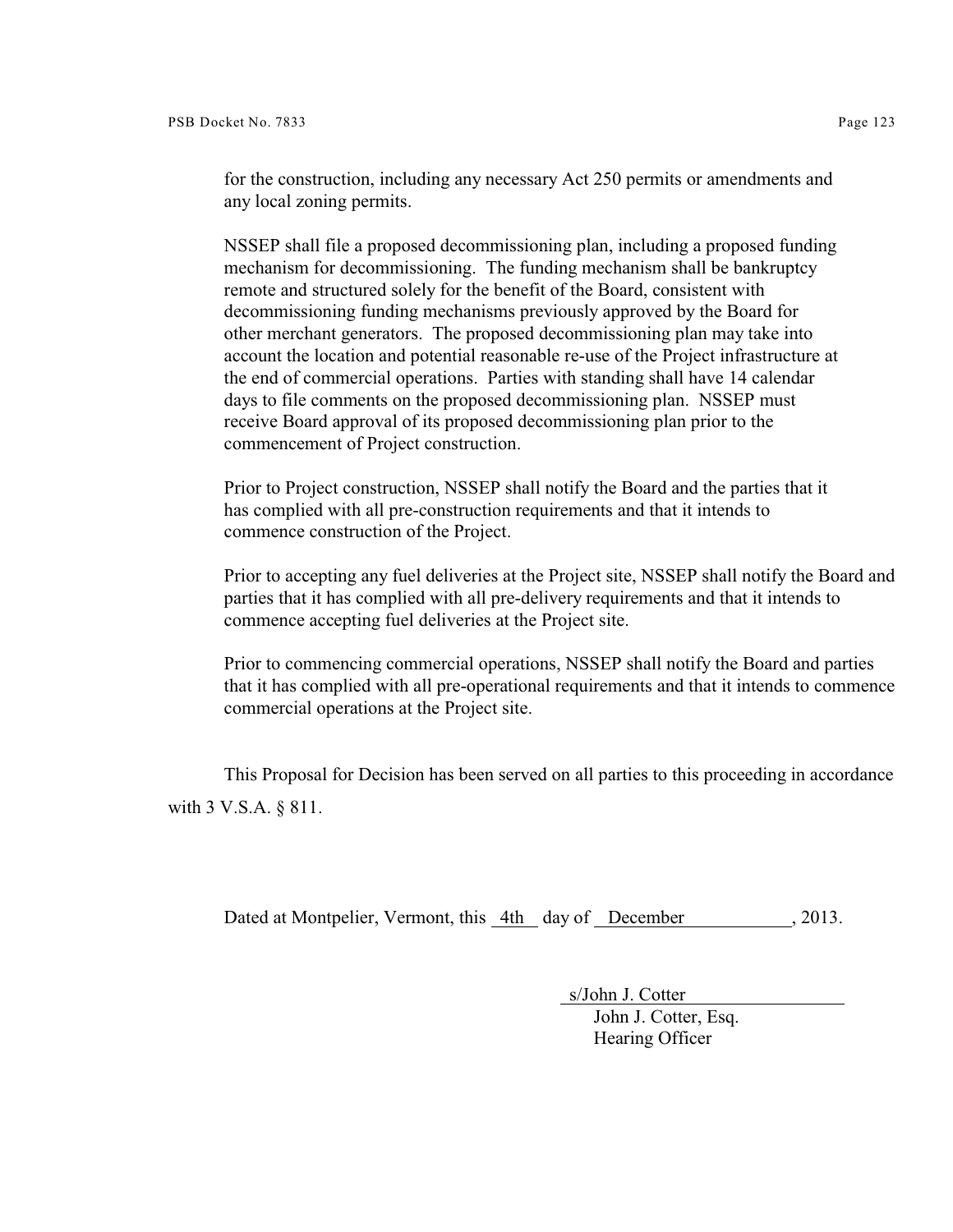for the construction, including any necessary Act 250 permits or amendments and any local zoning permits.

NSSEP shall file a proposed decommissioning plan, including a proposed funding mechanism for decommissioning. The funding mechanism shall be bankruptcy remote and structured solely for the benefit of the Board, consistent with decommissioning funding mechanisms previously approved by the Board for other merchant generators. The proposed decommissioning plan may take into account the location and potential reasonable re-use of the Project infrastructure at the end of commercial operations. Parties with standing shall have 14 calendar days to file comments on the proposed decommissioning plan. NSSEP must receive Board approval of its proposed decommissioning plan prior to the commencement of Project construction.

Prior to Project construction, NSSEP shall notify the Board and the parties that it has complied with all pre-construction requirements and that it intends to commence construction of the Project.

Prior to accepting any fuel deliveries at the Project site, NSSEP shall notify the Board and parties that it has complied with all pre-delivery requirements and that it intends to commence accepting fuel deliveries at the Project site.

Prior to commencing commercial operations, NSSEP shall notify the Board and parties that it has complied with all pre-operational requirements and that it intends to commence commercial operations at the Project site.

This Proposal for Decision has been served on all parties to this proceeding in accordance with 3 V.S.A. § 811.

Dated at Montpelier, Vermont, this 4th day of December, 2013.

s/John J. Cotter
John J. Cotter, Esq.
Hearing Officer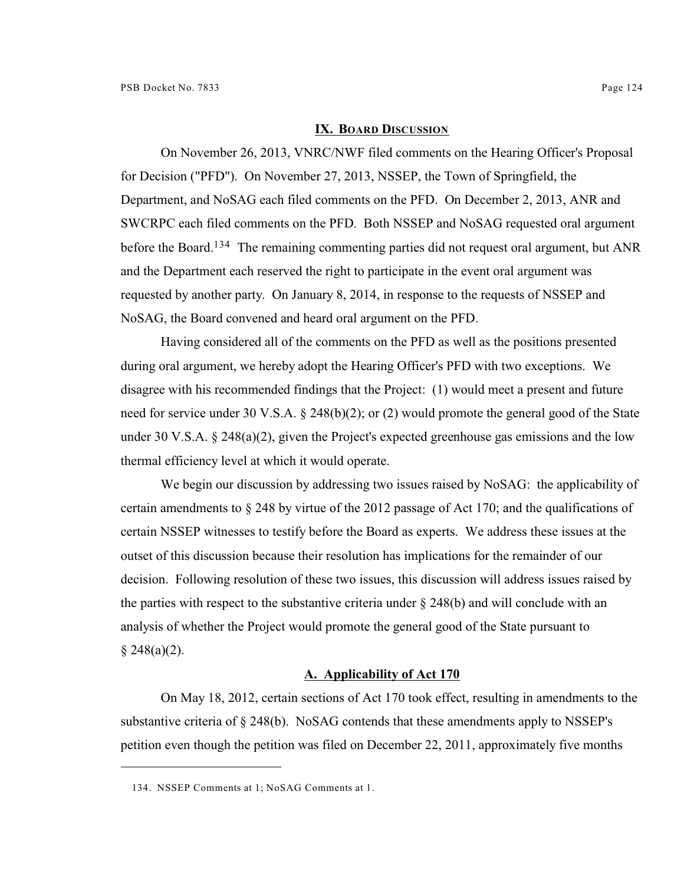## IX. Board Discussion

On November 26, 2013, VNRC/NWF filed comments on the Hearing Officer's Proposal for Decision ("PFD"). On November 27, 2013, NSSEP, the Town of Springfield, the Department, and NoSAG each filed comments on the PFD. On December 2, 2013, ANR and SWCRPC each filed comments on the PFD. Both NSSEP and NoSAG requested oral argument before the Board.[134] The remaining commenting parties did not request oral argument, but ANR and the Department each reserved the right to participate in the event oral argument was requested by another party. On January 8, 2014, in response to the requests of NSSEP and NoSAG, the Board convened and heard oral argument on the PFD.

Having considered all of the comments on the PFD as well as the positions presented during oral argument, we hereby adopt the Hearing Officer's PFD with two exceptions. We disagree with his recommended findings that the Project: (1) would meet a present and future need for service under 30 V.S.A. § 248(b)(2); or (2) would promote the general good of the State under 30 V.S.A. § 248(a)(2), given the Project's expected greenhouse gas emissions and the low thermal efficiency level at which it would operate.

We begin our discussion by addressing two issues raised by NoSAG: the applicability of certain amendments to § 248 by virtue of the 2012 passage of Act 170; and the qualifications of certain NSSEP witnesses to testify before the Board as experts. We address these issues at the outset of this discussion because their resolution has implications for the remainder of our decision. Following resolution of these two issues, this discussion will address issues raised by the parties with respect to the substantive criteria under § 248(b) and will conclude with an analysis of whether the Project would promote the general good of the State pursuant to § 248(a)(2).

### A. Applicability of Act 170

On May 18, 2012, certain sections of Act 170 took effect, resulting in amendments to the substantive criteria of § 248(b). NoSAG contends that these amendments apply to NSSEP's petition even though the petition was filed on December 22, 2011, approximately five months

134. NSSEP Comments at 1; NoSAG Comments at 1.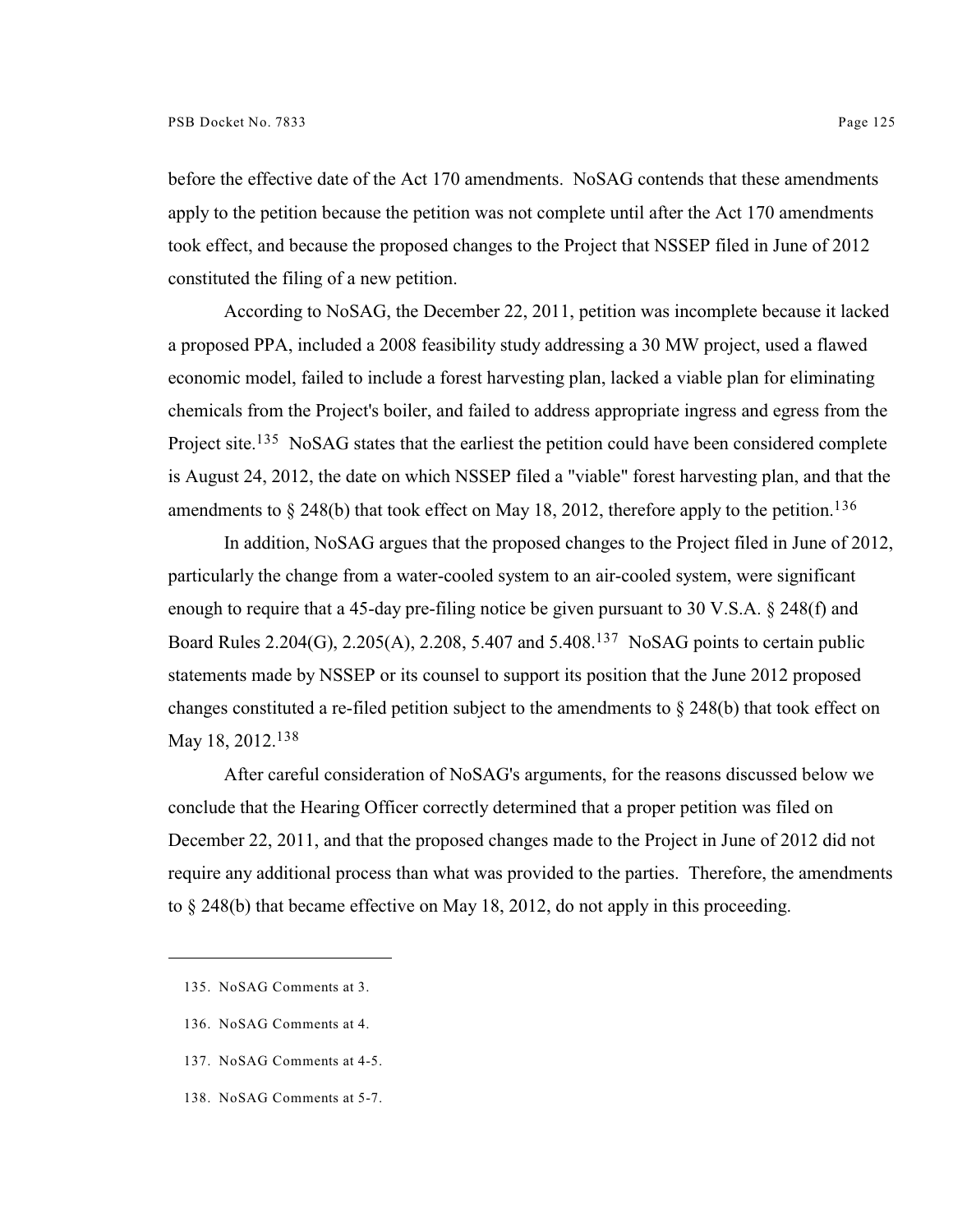before the effective date of the Act 170 amendments. NoSAG contends that these amendments apply to the petition because the petition was not complete until after the Act 170 amendments took effect, and because the proposed changes to the Project that NSSEP filed in June of 2012 constituted the filing of a new petition.

According to NoSAG, the December 22, 2011, petition was incomplete because it lacked a proposed PPA, included a 2008 feasibility study addressing a 30 MW project, used a flawed economic model, failed to include a forest harvesting plan, lacked a viable plan for eliminating chemicals from the Project's boiler, and failed to address appropriate ingress and egress from the Project site.[135] NoSAG states that the earliest the petition could have been considered complete is August 24, 2012, the date on which NSSEP filed a "viable" forest harvesting plan, and that the amendments to § 248(b) that took effect on May 18, 2012, therefore apply to the petition.[136]

In addition, NoSAG argues that the proposed changes to the Project filed in June of 2012, particularly the change from a water-cooled system to an air-cooled system, were significant enough to require that a 45-day pre-filing notice be given pursuant to 30 V.S.A. § 248(f) and Board Rules 2.204(G), 2.205(A), 2.208, 5.407 and 5.408.[137] NoSAG points to certain public statements made by NSSEP or its counsel to support its position that the June 2012 proposed changes constituted a re-filed petition subject to the amendments to § 248(b) that took effect on May 18, 2012.[138]

After careful consideration of NoSAG's arguments, for the reasons discussed below we conclude that the Hearing Officer correctly determined that a proper petition was filed on December 22, 2011, and that the proposed changes made to the Project in June of 2012 did not require any additional process than what was provided to the parties. Therefore, the amendments to § 248(b) that became effective on May 18, 2012, do not apply in this proceeding.

---

135. NoSAG Comments at 3.

136. NoSAG Comments at 4.

137. NoSAG Comments at 4-5.

138. NoSAG Comments at 5-7.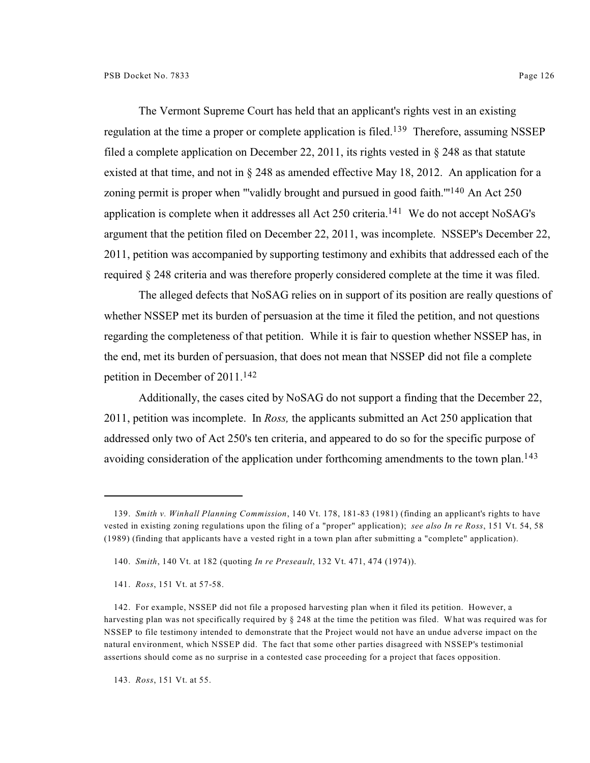The Vermont Supreme Court has held that an applicant's rights vest in an existing regulation at the time a proper or complete application is filed.[139] Therefore, assuming NSSEP filed a complete application on December 22, 2011, its rights vested in § 248 as that statute existed at that time, and not in § 248 as amended effective May 18, 2012. An application for a zoning permit is proper when "'validly brought and pursued in good faith.'"[140] An Act 250 application is complete when it addresses all Act 250 criteria.[141] We do not accept NoSAG's argument that the petition filed on December 22, 2011, was incomplete. NSSEP's December 22, 2011, petition was accompanied by supporting testimony and exhibits that addressed each of the required § 248 criteria and was therefore properly considered complete at the time it was filed.

The alleged defects that NoSAG relies on in support of its position are really questions of whether NSSEP met its burden of persuasion at the time it filed the petition, and not questions regarding the completeness of that petition. While it is fair to question whether NSSEP has, in the end, met its burden of persuasion, that does not mean that NSSEP did not file a complete petition in December of 2011.[142]

Additionally, the cases cited by NoSAG do not support a finding that the December 22, 2011, petition was incomplete. In *Ross,* the applicants submitted an Act 250 application that addressed only two of Act 250's ten criteria, and appeared to do so for the specific purpose of avoiding consideration of the application under forthcoming amendments to the town plan.[143]

---

139. *Smith v. Winhall Planning Commission*, 140 Vt. 178, 181-83 (1981) (finding an applicant's rights to have vested in existing zoning regulations upon the filing of a "proper" application); *see also In re Ross*, 151 Vt. 54, 58 (1989) (finding that applicants have a vested right in a town plan after submitting a "complete" application).

140. *Smith*, 140 Vt. at 182 (quoting *In re Preseault*, 132 Vt. 471, 474 (1974)).

141. *Ross*, 151 Vt. at 57-58.

142. For example, NSSEP did not file a proposed harvesting plan when it filed its petition. However, a harvesting plan was not specifically required by § 248 at the time the petition was filed. What was required was for NSSEP to file testimony intended to demonstrate that the Project would not have an undue adverse impact on the natural environment, which NSSEP did. The fact that some other parties disagreed with NSSEP's testimonial assertions should come as no surprise in a contested case proceeding for a project that faces opposition.

143. *Ross*, 151 Vt. at 55.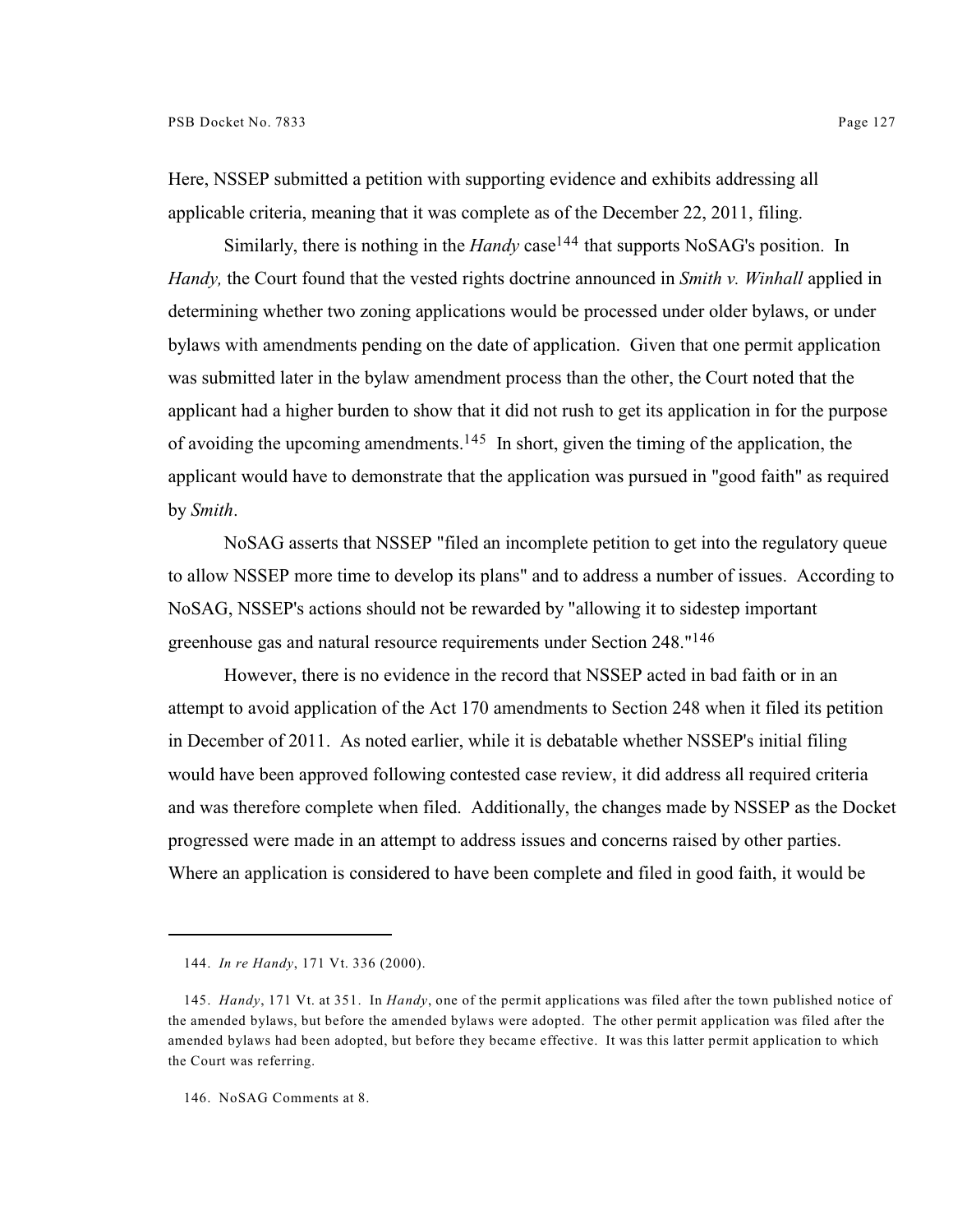Here, NSSEP submitted a petition with supporting evidence and exhibits addressing all applicable criteria, meaning that it was complete as of the December 22, 2011, filing.

Similarly, there is nothing in the *Handy* case[144] that supports NoSAG's position. In *Handy,* the Court found that the vested rights doctrine announced in *Smith v. Winhall* applied in determining whether two zoning applications would be processed under older bylaws, or under bylaws with amendments pending on the date of application. Given that one permit application was submitted later in the bylaw amendment process than the other, the Court noted that the applicant had a higher burden to show that it did not rush to get its application in for the purpose of avoiding the upcoming amendments.[145] In short, given the timing of the application, the applicant would have to demonstrate that the application was pursued in "good faith" as required by *Smith*.

NoSAG asserts that NSSEP "filed an incomplete petition to get into the regulatory queue to allow NSSEP more time to develop its plans" and to address a number of issues. According to NoSAG, NSSEP's actions should not be rewarded by "allowing it to sidestep important greenhouse gas and natural resource requirements under Section 248."[146]

However, there is no evidence in the record that NSSEP acted in bad faith or in an attempt to avoid application of the Act 170 amendments to Section 248 when it filed its petition in December of 2011. As noted earlier, while it is debatable whether NSSEP's initial filing would have been approved following contested case review, it did address all required criteria and was therefore complete when filed. Additionally, the changes made by NSSEP as the Docket progressed were made in an attempt to address issues and concerns raised by other parties. Where an application is considered to have been complete and filed in good faith, it would be

---

144. *In re Handy*, 171 Vt. 336 (2000).

145. *Handy*, 171 Vt. at 351. In *Handy*, one of the permit applications was filed after the town published notice of the amended bylaws, but before the amended bylaws were adopted. The other permit application was filed after the amended bylaws had been adopted, but before they became effective. It was this latter permit application to which the Court was referring.

146. NoSAG Comments at 8.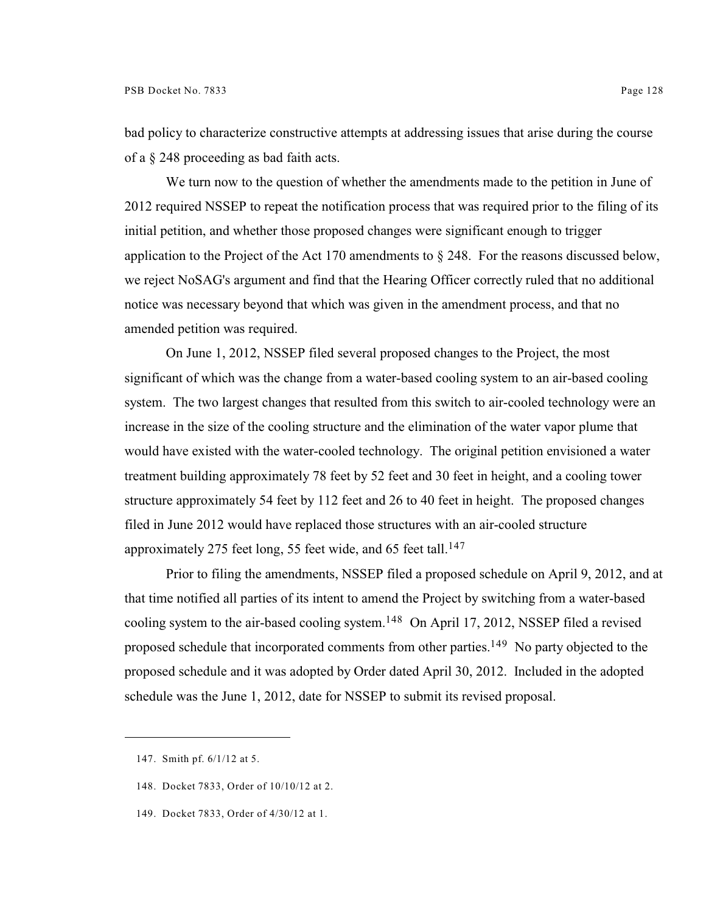bad policy to characterize constructive attempts at addressing issues that arise during the course of a § 248 proceeding as bad faith acts.

We turn now to the question of whether the amendments made to the petition in June of 2012 required NSSEP to repeat the notification process that was required prior to the filing of its initial petition, and whether those proposed changes were significant enough to trigger application to the Project of the Act 170 amendments to § 248. For the reasons discussed below, we reject NoSAG's argument and find that the Hearing Officer correctly ruled that no additional notice was necessary beyond that which was given in the amendment process, and that no amended petition was required.

On June 1, 2012, NSSEP filed several proposed changes to the Project, the most significant of which was the change from a water-based cooling system to an air-based cooling system. The two largest changes that resulted from this switch to air-cooled technology were an increase in the size of the cooling structure and the elimination of the water vapor plume that would have existed with the water-cooled technology. The original petition envisioned a water treatment building approximately 78 feet by 52 feet and 30 feet in height, and a cooling tower structure approximately 54 feet by 112 feet and 26 to 40 feet in height. The proposed changes filed in June 2012 would have replaced those structures with an air-cooled structure approximately 275 feet long, 55 feet wide, and 65 feet tall.[147]

Prior to filing the amendments, NSSEP filed a proposed schedule on April 9, 2012, and at that time notified all parties of its intent to amend the Project by switching from a water-based cooling system to the air-based cooling system.[148] On April 17, 2012, NSSEP filed a revised proposed schedule that incorporated comments from other parties.[149] No party objected to the proposed schedule and it was adopted by Order dated April 30, 2012. Included in the adopted schedule was the June 1, 2012, date for NSSEP to submit its revised proposal.

---

147. Smith pf. 6/1/12 at 5.

148. Docket 7833, Order of 10/10/12 at 2.

149. Docket 7833, Order of 4/30/12 at 1.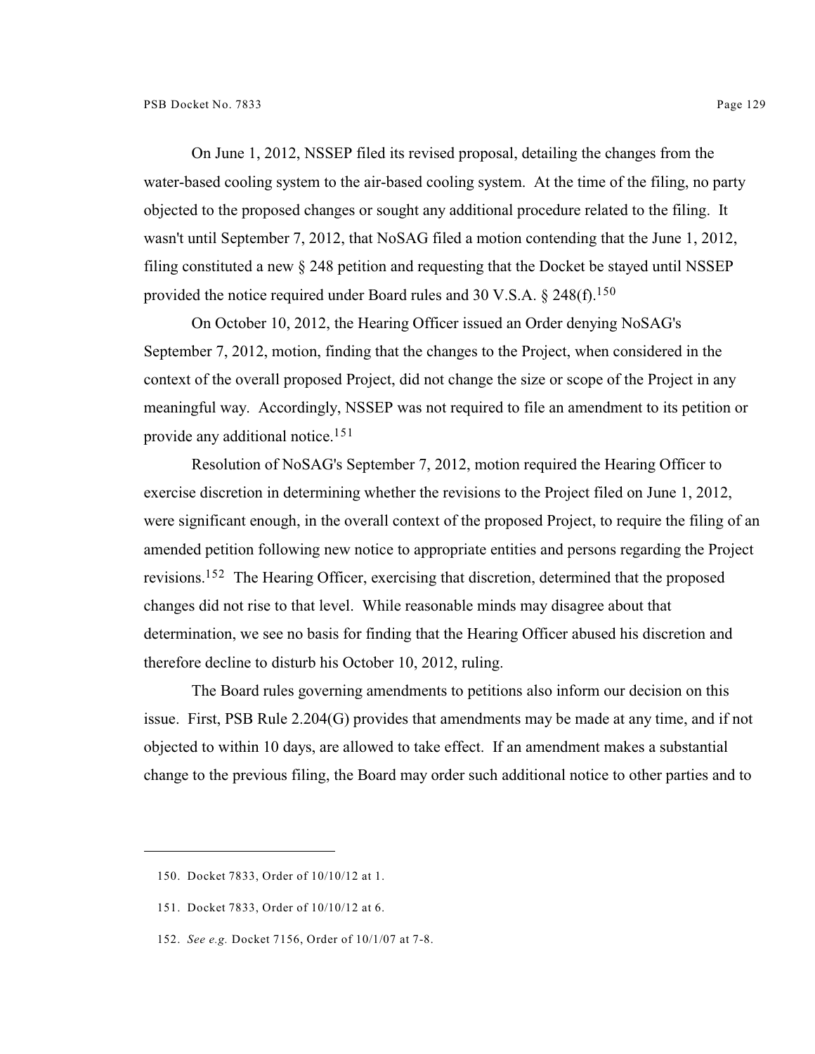On June 1, 2012, NSSEP filed its revised proposal, detailing the changes from the water-based cooling system to the air-based cooling system. At the time of the filing, no party objected to the proposed changes or sought any additional procedure related to the filing. It wasn't until September 7, 2012, that NoSAG filed a motion contending that the June 1, 2012, filing constituted a new § 248 petition and requesting that the Docket be stayed until NSSEP provided the notice required under Board rules and 30 V.S.A. § 248(f).[150]

On October 10, 2012, the Hearing Officer issued an Order denying NoSAG's September 7, 2012, motion, finding that the changes to the Project, when considered in the context of the overall proposed Project, did not change the size or scope of the Project in any meaningful way. Accordingly, NSSEP was not required to file an amendment to its petition or provide any additional notice.[151]

Resolution of NoSAG's September 7, 2012, motion required the Hearing Officer to exercise discretion in determining whether the revisions to the Project filed on June 1, 2012, were significant enough, in the overall context of the proposed Project, to require the filing of an amended petition following new notice to appropriate entities and persons regarding the Project revisions.[152] The Hearing Officer, exercising that discretion, determined that the proposed changes did not rise to that level. While reasonable minds may disagree about that determination, we see no basis for finding that the Hearing Officer abused his discretion and therefore decline to disturb his October 10, 2012, ruling.

The Board rules governing amendments to petitions also inform our decision on this issue. First, PSB Rule 2.204(G) provides that amendments may be made at any time, and if not objected to within 10 days, are allowed to take effect. If an amendment makes a substantial change to the previous filing, the Board may order such additional notice to other parties and to

---

150. Docket 7833, Order of 10/10/12 at 1.

151. Docket 7833, Order of 10/10/12 at 6.

152. *See e.g.* Docket 7156, Order of 10/1/07 at 7-8.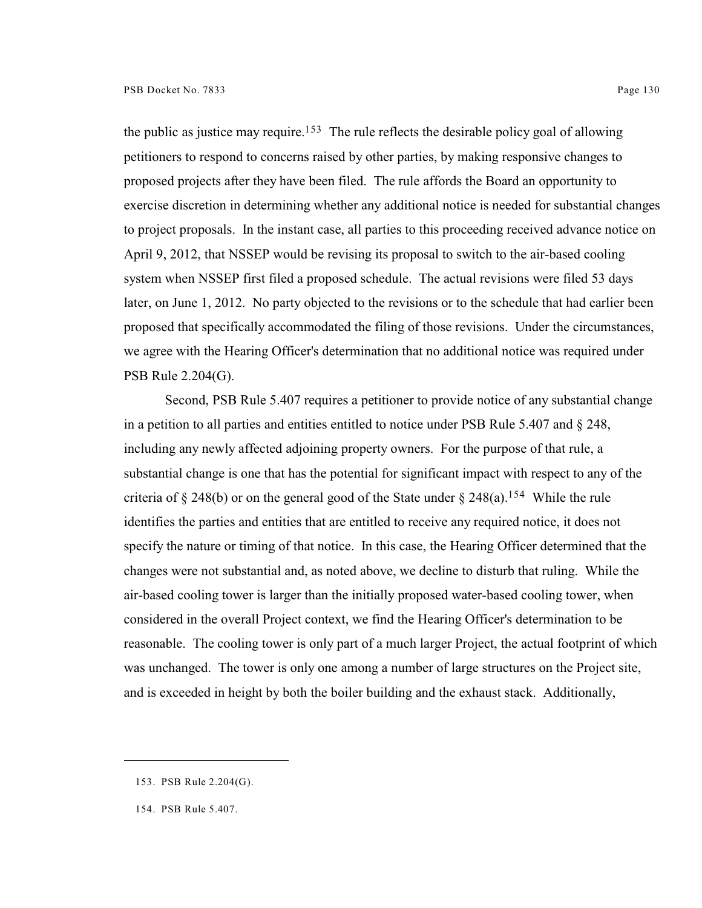the public as justice may require.[153] The rule reflects the desirable policy goal of allowing petitioners to respond to concerns raised by other parties, by making responsive changes to proposed projects after they have been filed. The rule affords the Board an opportunity to exercise discretion in determining whether any additional notice is needed for substantial changes to project proposals. In the instant case, all parties to this proceeding received advance notice on April 9, 2012, that NSSEP would be revising its proposal to switch to the air-based cooling system when NSSEP first filed a proposed schedule. The actual revisions were filed 53 days later, on June 1, 2012. No party objected to the revisions or to the schedule that had earlier been proposed that specifically accommodated the filing of those revisions. Under the circumstances, we agree with the Hearing Officer's determination that no additional notice was required under PSB Rule 2.204(G).

Second, PSB Rule 5.407 requires a petitioner to provide notice of any substantial change in a petition to all parties and entities entitled to notice under PSB Rule 5.407 and § 248, including any newly affected adjoining property owners. For the purpose of that rule, a substantial change is one that has the potential for significant impact with respect to any of the criteria of § 248(b) or on the general good of the State under § 248(a).[154] While the rule identifies the parties and entities that are entitled to receive any required notice, it does not specify the nature or timing of that notice. In this case, the Hearing Officer determined that the changes were not substantial and, as noted above, we decline to disturb that ruling. While the air-based cooling tower is larger than the initially proposed water-based cooling tower, when considered in the overall Project context, we find the Hearing Officer's determination to be reasonable. The cooling tower is only part of a much larger Project, the actual footprint of which was unchanged. The tower is only one among a number of large structures on the Project site, and is exceeded in height by both the boiler building and the exhaust stack. Additionally,

---

153. PSB Rule 2.204(G).

154. PSB Rule 5.407.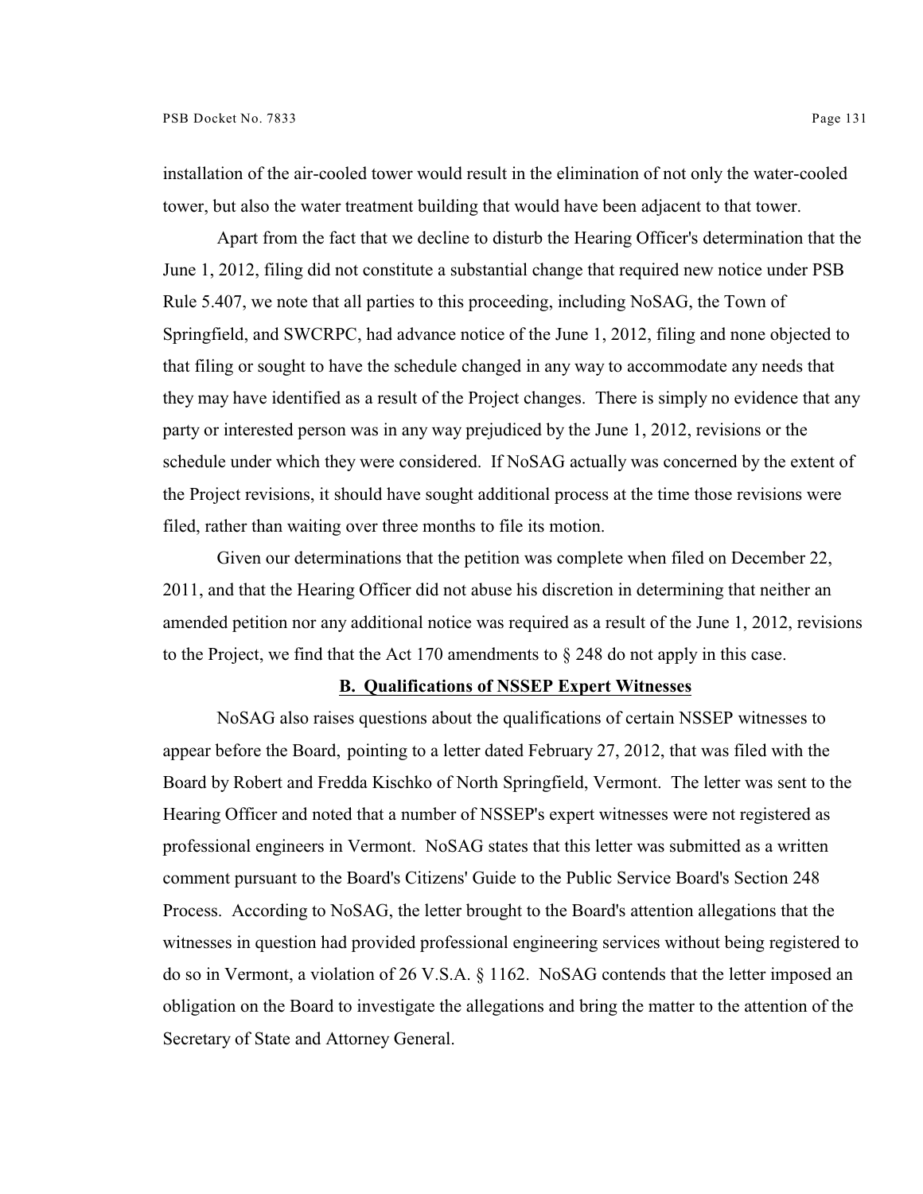installation of the air-cooled tower would result in the elimination of not only the water-cooled tower, but also the water treatment building that would have been adjacent to that tower.

Apart from the fact that we decline to disturb the Hearing Officer's determination that the June 1, 2012, filing did not constitute a substantial change that required new notice under PSB Rule 5.407, we note that all parties to this proceeding, including NoSAG, the Town of Springfield, and SWCRPC, had advance notice of the June 1, 2012, filing and none objected to that filing or sought to have the schedule changed in any way to accommodate any needs that they may have identified as a result of the Project changes. There is simply no evidence that any party or interested person was in any way prejudiced by the June 1, 2012, revisions or the schedule under which they were considered. If NoSAG actually was concerned by the extent of the Project revisions, it should have sought additional process at the time those revisions were filed, rather than waiting over three months to file its motion.

Given our determinations that the petition was complete when filed on December 22, 2011, and that the Hearing Officer did not abuse his discretion in determining that neither an amended petition nor any additional notice was required as a result of the June 1, 2012, revisions to the Project, we find that the Act 170 amendments to § 248 do not apply in this case.

### B. Qualifications of NSSEP Expert Witnesses

NoSAG also raises questions about the qualifications of certain NSSEP witnesses to appear before the Board, pointing to a letter dated February 27, 2012, that was filed with the Board by Robert and Fredda Kischko of North Springfield, Vermont. The letter was sent to the Hearing Officer and noted that a number of NSSEP's expert witnesses were not registered as professional engineers in Vermont. NoSAG states that this letter was submitted as a written comment pursuant to the Board's Citizens' Guide to the Public Service Board's Section 248 Process. According to NoSAG, the letter brought to the Board's attention allegations that the witnesses in question had provided professional engineering services without being registered to do so in Vermont, a violation of 26 V.S.A. § 1162. NoSAG contends that the letter imposed an obligation on the Board to investigate the allegations and bring the matter to the attention of the Secretary of State and Attorney General.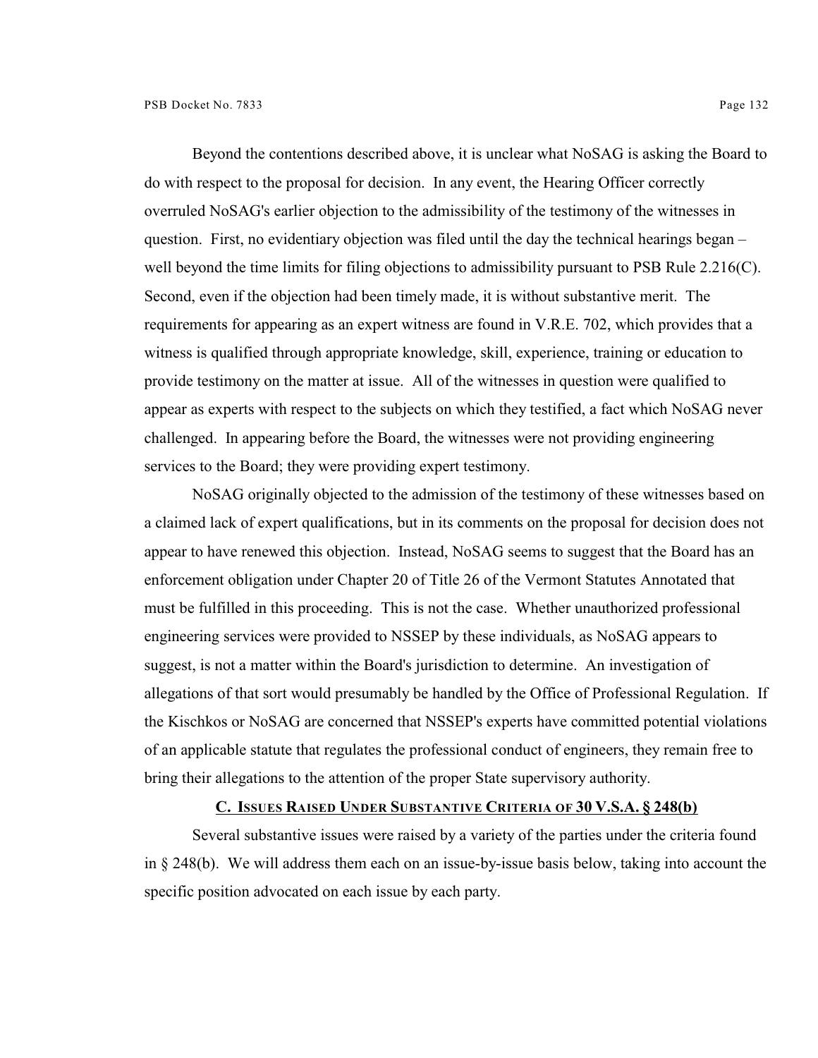Beyond the contentions described above, it is unclear what NoSAG is asking the Board to do with respect to the proposal for decision. In any event, the Hearing Officer correctly overruled NoSAG's earlier objection to the admissibility of the testimony of the witnesses in question. First, no evidentiary objection was filed until the day the technical hearings began – well beyond the time limits for filing objections to admissibility pursuant to PSB Rule 2.216(C). Second, even if the objection had been timely made, it is without substantive merit. The requirements for appearing as an expert witness are found in V.R.E. 702, which provides that a witness is qualified through appropriate knowledge, skill, experience, training or education to provide testimony on the matter at issue. All of the witnesses in question were qualified to appear as experts with respect to the subjects on which they testified, a fact which NoSAG never challenged. In appearing before the Board, the witnesses were not providing engineering services to the Board; they were providing expert testimony.

NoSAG originally objected to the admission of the testimony of these witnesses based on a claimed lack of expert qualifications, but in its comments on the proposal for decision does not appear to have renewed this objection. Instead, NoSAG seems to suggest that the Board has an enforcement obligation under Chapter 20 of Title 26 of the Vermont Statutes Annotated that must be fulfilled in this proceeding. This is not the case. Whether unauthorized professional engineering services were provided to NSSEP by these individuals, as NoSAG appears to suggest, is not a matter within the Board's jurisdiction to determine. An investigation of allegations of that sort would presumably be handled by the Office of Professional Regulation. If the Kischkos or NoSAG are concerned that NSSEP's experts have committed potential violations of an applicable statute that regulates the professional conduct of engineers, they remain free to bring their allegations to the attention of the proper State supervisory authority.

## C. Issues Raised Under Substantive Criteria of 30 V.S.A. § 248(b)

Several substantive issues were raised by a variety of the parties under the criteria found in § 248(b). We will address them each on an issue-by-issue basis below, taking into account the specific position advocated on each issue by each party.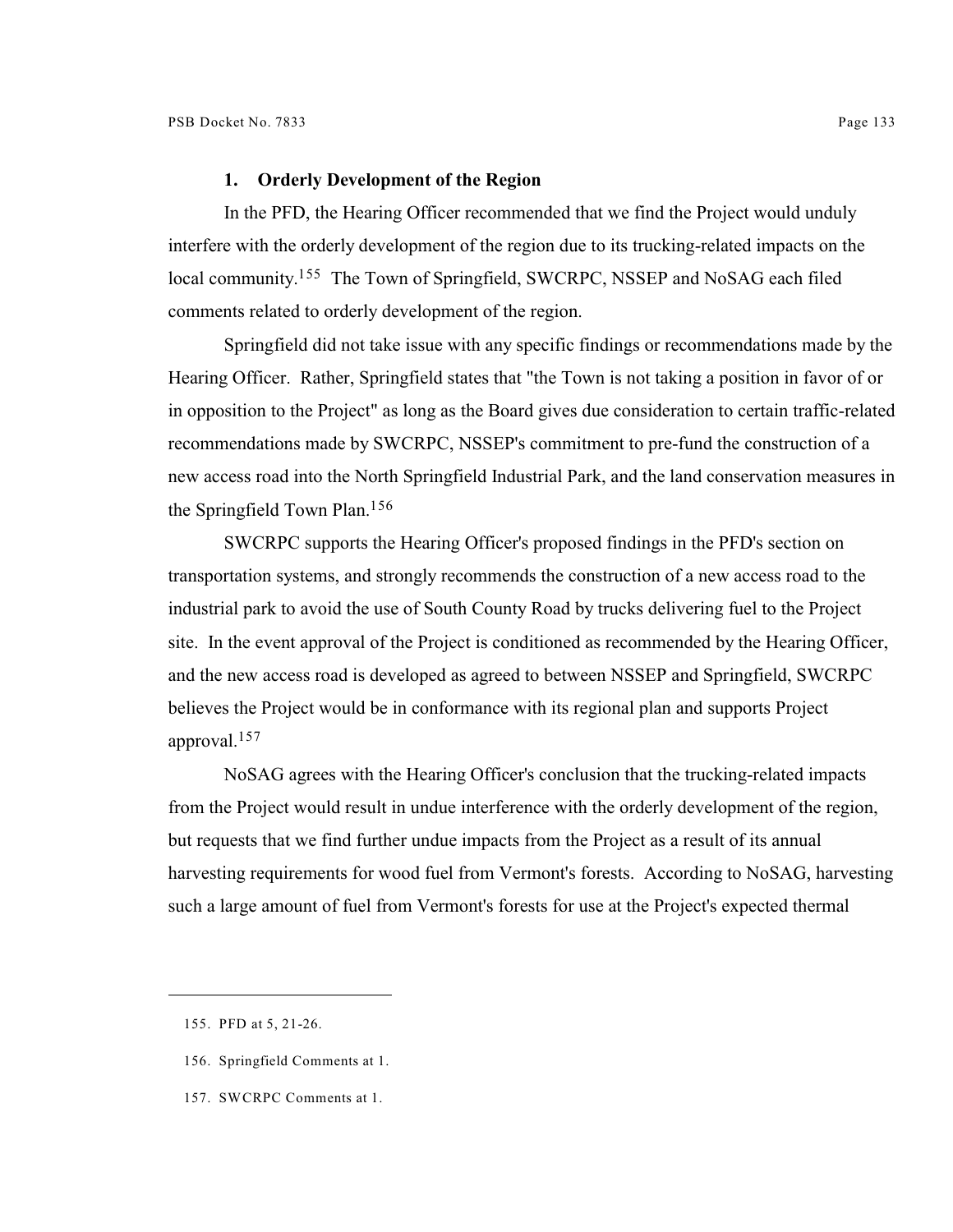### 1. Orderly Development of the Region

In the PFD, the Hearing Officer recommended that we find the Project would unduly interfere with the orderly development of the region due to its trucking-related impacts on the local community.[155] The Town of Springfield, SWCRPC, NSSEP and NoSAG each filed comments related to orderly development of the region.

Springfield did not take issue with any specific findings or recommendations made by the Hearing Officer. Rather, Springfield states that "the Town is not taking a position in favor of or in opposition to the Project" as long as the Board gives due consideration to certain traffic-related recommendations made by SWCRPC, NSSEP's commitment to pre-fund the construction of a new access road into the North Springfield Industrial Park, and the land conservation measures in the Springfield Town Plan.[156]

SWCRPC supports the Hearing Officer's proposed findings in the PFD's section on transportation systems, and strongly recommends the construction of a new access road to the industrial park to avoid the use of South County Road by trucks delivering fuel to the Project site. In the event approval of the Project is conditioned as recommended by the Hearing Officer, and the new access road is developed as agreed to between NSSEP and Springfield, SWCRPC believes the Project would be in conformance with its regional plan and supports Project approval.[157]

NoSAG agrees with the Hearing Officer's conclusion that the trucking-related impacts from the Project would result in undue interference with the orderly development of the region, but requests that we find further undue impacts from the Project as a result of its annual harvesting requirements for wood fuel from Vermont's forests. According to NoSAG, harvesting such a large amount of fuel from Vermont's forests for use at the Project's expected thermal

155. PFD at 5, 21-26.

156. Springfield Comments at 1.

157. SWCRPC Comments at 1.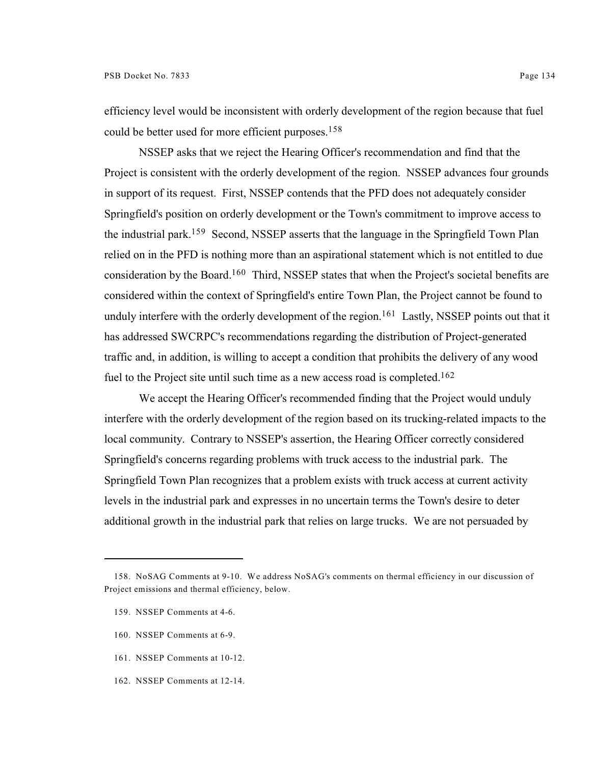efficiency level would be inconsistent with orderly development of the region because that fuel could be better used for more efficient purposes.[158]

NSSEP asks that we reject the Hearing Officer's recommendation and find that the Project is consistent with the orderly development of the region. NSSEP advances four grounds in support of its request. First, NSSEP contends that the PFD does not adequately consider Springfield's position on orderly development or the Town's commitment to improve access to the industrial park.[159] Second, NSSEP asserts that the language in the Springfield Town Plan relied on in the PFD is nothing more than an aspirational statement which is not entitled to due consideration by the Board.[160] Third, NSSEP states that when the Project's societal benefits are considered within the context of Springfield's entire Town Plan, the Project cannot be found to unduly interfere with the orderly development of the region.[161] Lastly, NSSEP points out that it has addressed SWCRPC's recommendations regarding the distribution of Project-generated traffic and, in addition, is willing to accept a condition that prohibits the delivery of any wood fuel to the Project site until such time as a new access road is completed.[162]

We accept the Hearing Officer's recommended finding that the Project would unduly interfere with the orderly development of the region based on its trucking-related impacts to the local community. Contrary to NSSEP's assertion, the Hearing Officer correctly considered Springfield's concerns regarding problems with truck access to the industrial park. The Springfield Town Plan recognizes that a problem exists with truck access at current activity levels in the industrial park and expresses in no uncertain terms the Town's desire to deter additional growth in the industrial park that relies on large trucks. We are not persuaded by

---

158. NoSAG Comments at 9-10. We address NoSAG's comments on thermal efficiency in our discussion of Project emissions and thermal efficiency, below.

159. NSSEP Comments at 4-6.

160. NSSEP Comments at 6-9.

161. NSSEP Comments at 10-12.

162. NSSEP Comments at 12-14.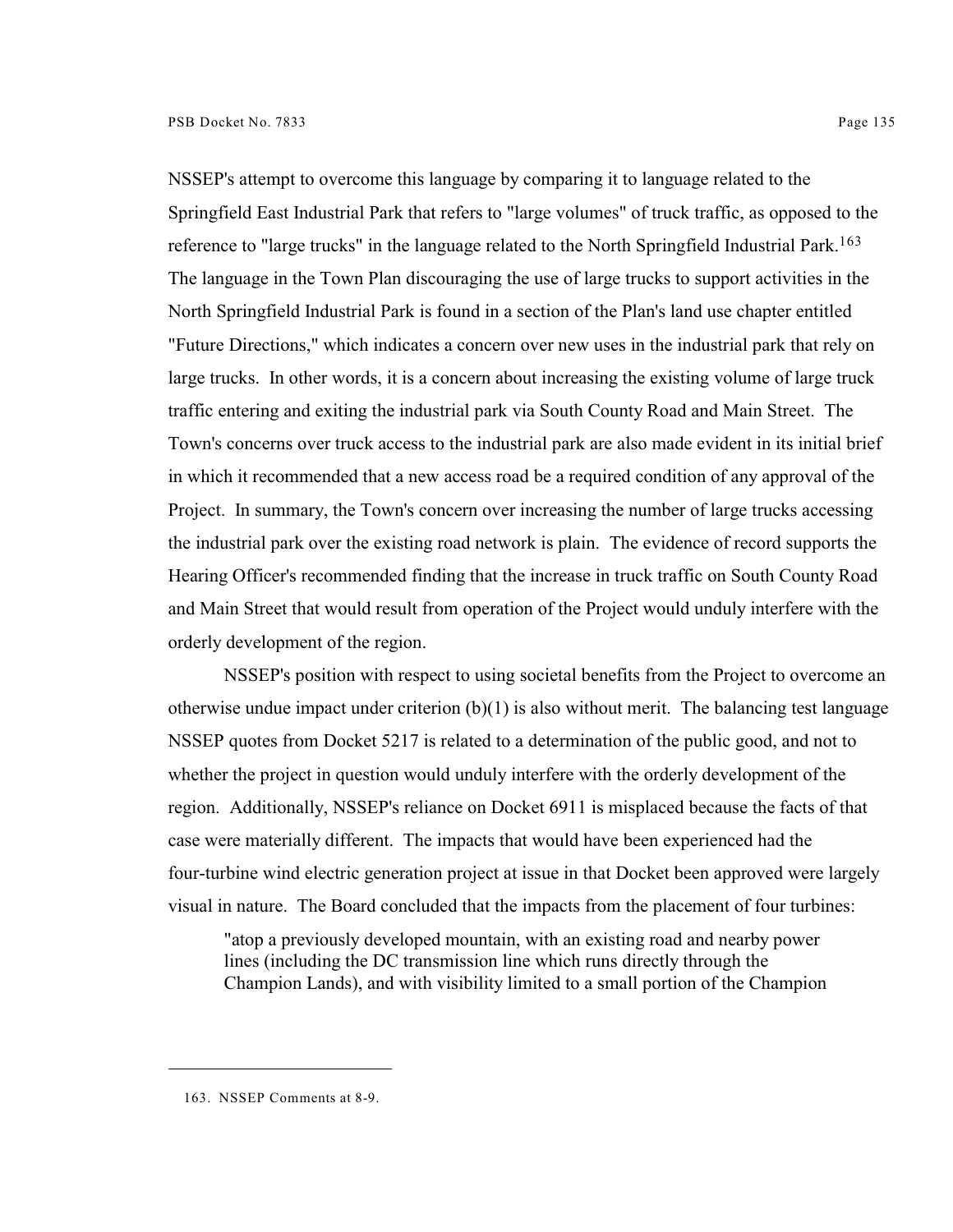NSSEP's attempt to overcome this language by comparing it to language related to the Springfield East Industrial Park that refers to "large volumes" of truck traffic, as opposed to the reference to "large trucks" in the language related to the North Springfield Industrial Park.[163] The language in the Town Plan discouraging the use of large trucks to support activities in the North Springfield Industrial Park is found in a section of the Plan's land use chapter entitled "Future Directions," which indicates a concern over new uses in the industrial park that rely on large trucks. In other words, it is a concern about increasing the existing volume of large truck traffic entering and exiting the industrial park via South County Road and Main Street. The Town's concerns over truck access to the industrial park are also made evident in its initial brief in which it recommended that a new access road be a required condition of any approval of the Project. In summary, the Town's concern over increasing the number of large trucks accessing the industrial park over the existing road network is plain. The evidence of record supports the Hearing Officer's recommended finding that the increase in truck traffic on South County Road and Main Street that would result from operation of the Project would unduly interfere with the orderly development of the region.

NSSEP's position with respect to using societal benefits from the Project to overcome an otherwise undue impact under criterion (b)(1) is also without merit. The balancing test language NSSEP quotes from Docket 5217 is related to a determination of the public good, and not to whether the project in question would unduly interfere with the orderly development of the region. Additionally, NSSEP's reliance on Docket 6911 is misplaced because the facts of that case were materially different. The impacts that would have been experienced had the four-turbine wind electric generation project at issue in that Docket been approved were largely visual in nature. The Board concluded that the impacts from the placement of four turbines:

> "atop a previously developed mountain, with an existing road and nearby power lines (including the DC transmission line which runs directly through the Champion Lands), and with visibility limited to a small portion of the Champion

---

163. NSSEP Comments at 8-9.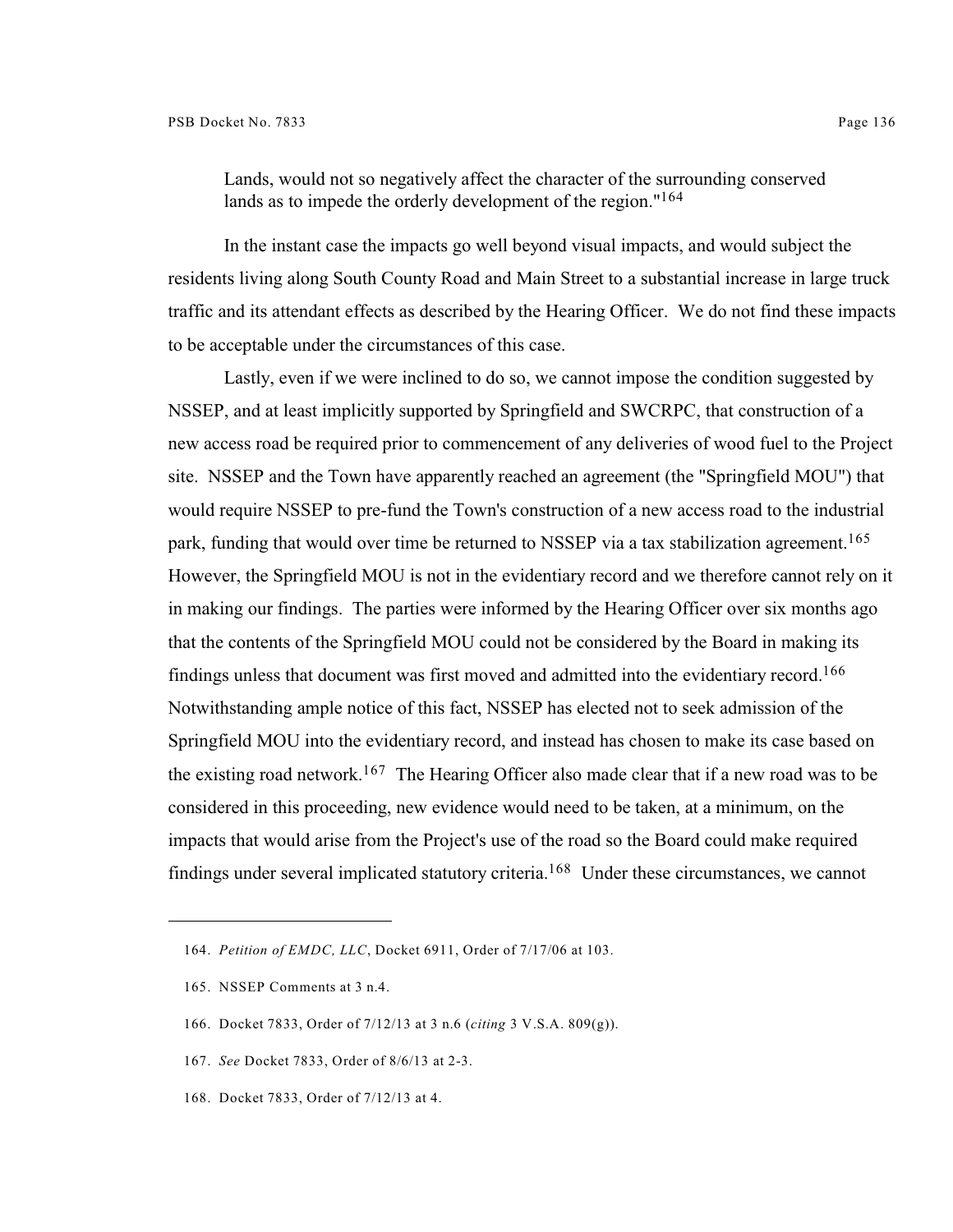Lands, would not so negatively affect the character of the surrounding conserved lands as to impede the orderly development of the region."[164]

In the instant case the impacts go well beyond visual impacts, and would subject the residents living along South County Road and Main Street to a substantial increase in large truck traffic and its attendant effects as described by the Hearing Officer. We do not find these impacts to be acceptable under the circumstances of this case.

Lastly, even if we were inclined to do so, we cannot impose the condition suggested by NSSEP, and at least implicitly supported by Springfield and SWCRPC, that construction of a new access road be required prior to commencement of any deliveries of wood fuel to the Project site. NSSEP and the Town have apparently reached an agreement (the "Springfield MOU") that would require NSSEP to pre-fund the Town's construction of a new access road to the industrial park, funding that would over time be returned to NSSEP via a tax stabilization agreement.[165] However, the Springfield MOU is not in the evidentiary record and we therefore cannot rely on it in making our findings. The parties were informed by the Hearing Officer over six months ago that the contents of the Springfield MOU could not be considered by the Board in making its findings unless that document was first moved and admitted into the evidentiary record.[166] Notwithstanding ample notice of this fact, NSSEP has elected not to seek admission of the Springfield MOU into the evidentiary record, and instead has chosen to make its case based on the existing road network.[167] The Hearing Officer also made clear that if a new road was to be considered in this proceeding, new evidence would need to be taken, at a minimum, on the impacts that would arise from the Project's use of the road so the Board could make required findings under several implicated statutory criteria.[168] Under these circumstances, we cannot

---

164. *Petition of EMDC, LLC*, Docket 6911, Order of 7/17/06 at 103.

165. NSSEP Comments at 3 n.4.

166. Docket 7833, Order of 7/12/13 at 3 n.6 (*citing* 3 V.S.A. 809(g)).

167. *See* Docket 7833, Order of 8/6/13 at 2-3.

168. Docket 7833, Order of 7/12/13 at 4.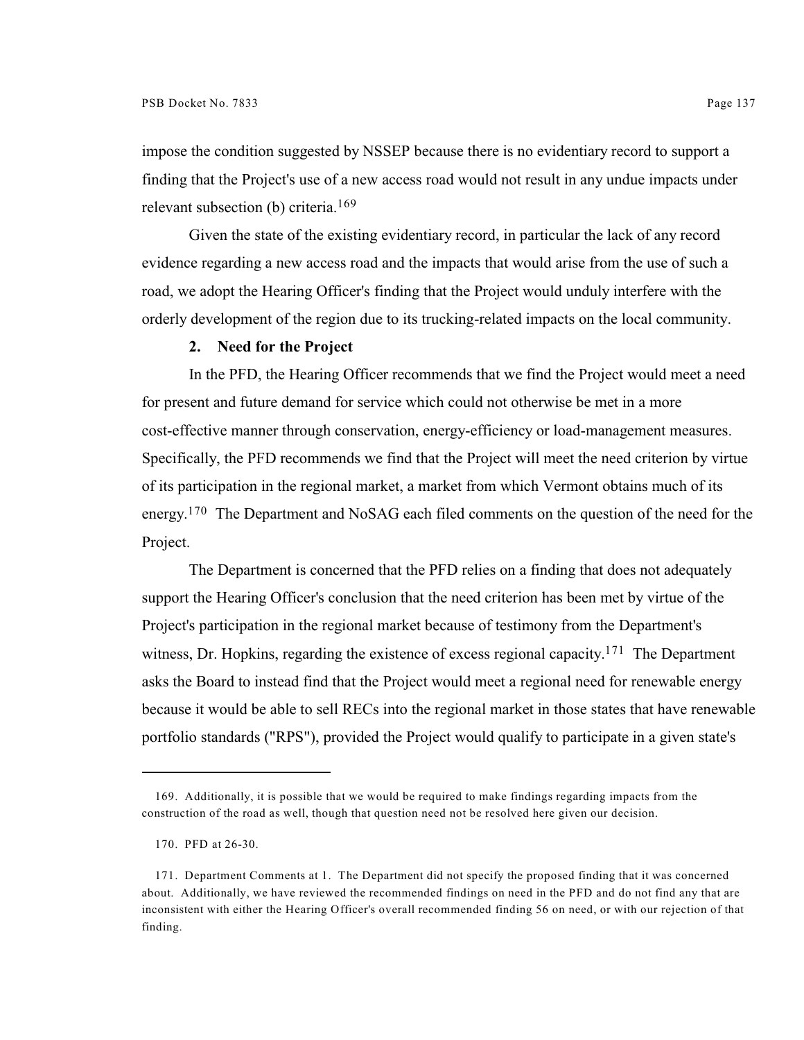impose the condition suggested by NSSEP because there is no evidentiary record to support a finding that the Project's use of a new access road would not result in any undue impacts under relevant subsection (b) criteria.[169]

Given the state of the existing evidentiary record, in particular the lack of any record evidence regarding a new access road and the impacts that would arise from the use of such a road, we adopt the Hearing Officer's finding that the Project would unduly interfere with the orderly development of the region due to its trucking-related impacts on the local community.

**2. Need for the Project**

In the PFD, the Hearing Officer recommends that we find the Project would meet a need for present and future demand for service which could not otherwise be met in a more cost-effective manner through conservation, energy-efficiency or load-management measures. Specifically, the PFD recommends we find that the Project will meet the need criterion by virtue of its participation in the regional market, a market from which Vermont obtains much of its energy.[170] The Department and NoSAG each filed comments on the question of the need for the Project.

The Department is concerned that the PFD relies on a finding that does not adequately support the Hearing Officer's conclusion that the need criterion has been met by virtue of the Project's participation in the regional market because of testimony from the Department's witness, Dr. Hopkins, regarding the existence of excess regional capacity.[171] The Department asks the Board to instead find that the Project would meet a regional need for renewable energy because it would be able to sell RECs into the regional market in those states that have renewable portfolio standards ("RPS"), provided the Project would qualify to participate in a given state's

---

169. Additionally, it is possible that we would be required to make findings regarding impacts from the construction of the road as well, though that question need not be resolved here given our decision.

170. PFD at 26-30.

171. Department Comments at 1. The Department did not specify the proposed finding that it was concerned about. Additionally, we have reviewed the recommended findings on need in the PFD and do not find any that are inconsistent with either the Hearing Officer's overall recommended finding 56 on need, or with our rejection of that finding.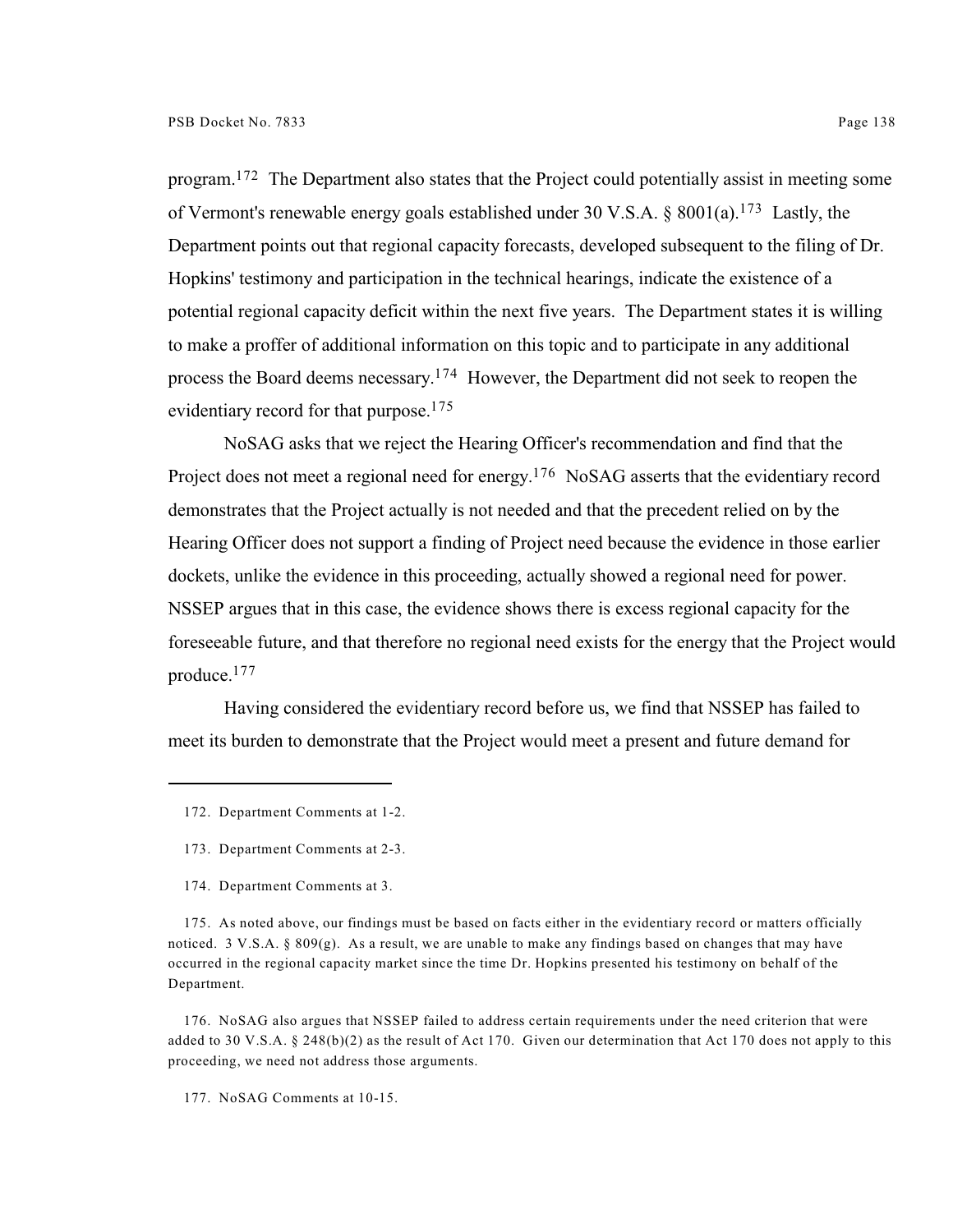program.[172] The Department also states that the Project could potentially assist in meeting some of Vermont's renewable energy goals established under 30 V.S.A. § 8001(a).[173] Lastly, the Department points out that regional capacity forecasts, developed subsequent to the filing of Dr. Hopkins' testimony and participation in the technical hearings, indicate the existence of a potential regional capacity deficit within the next five years. The Department states it is willing to make a proffer of additional information on this topic and to participate in any additional process the Board deems necessary.[174] However, the Department did not seek to reopen the evidentiary record for that purpose.[175]

NoSAG asks that we reject the Hearing Officer's recommendation and find that the Project does not meet a regional need for energy.[176] NoSAG asserts that the evidentiary record demonstrates that the Project actually is not needed and that the precedent relied on by the Hearing Officer does not support a finding of Project need because the evidence in those earlier dockets, unlike the evidence in this proceeding, actually showed a regional need for power. NSSEP argues that in this case, the evidence shows there is excess regional capacity for the foreseeable future, and that therefore no regional need exists for the energy that the Project would produce.[177]

Having considered the evidentiary record before us, we find that NSSEP has failed to meet its burden to demonstrate that the Project would meet a present and future demand for

---

172. Department Comments at 1-2.

173. Department Comments at 2-3.

174. Department Comments at 3.

175. As noted above, our findings must be based on facts either in the evidentiary record or matters officially noticed. 3 V.S.A. § 809(g). As a result, we are unable to make any findings based on changes that may have occurred in the regional capacity market since the time Dr. Hopkins presented his testimony on behalf of the Department.

176. NoSAG also argues that NSSEP failed to address certain requirements under the need criterion that were added to 30 V.S.A. § 248(b)(2) as the result of Act 170. Given our determination that Act 170 does not apply to this proceeding, we need not address those arguments.

177. NoSAG Comments at 10-15.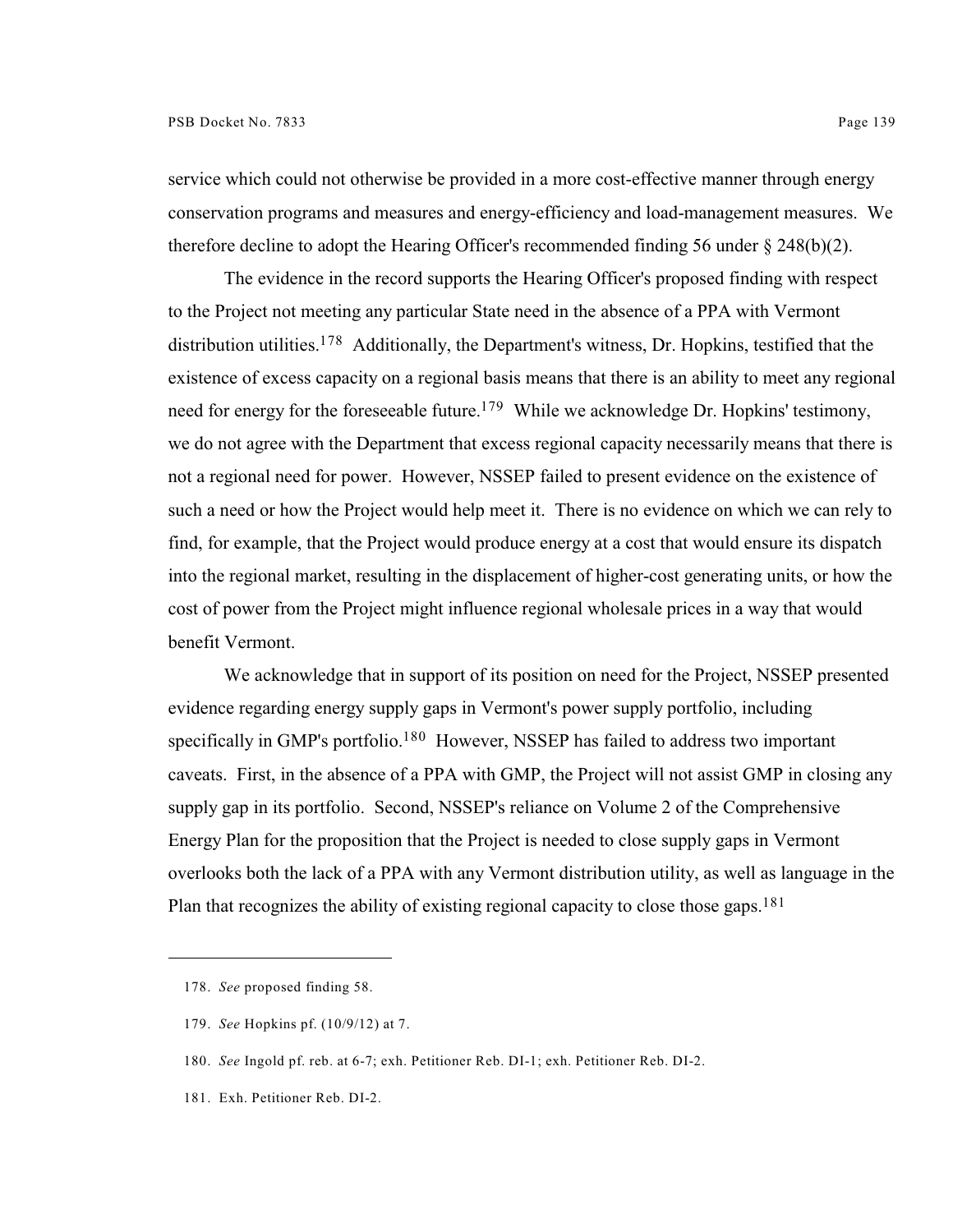service which could not otherwise be provided in a more cost-effective manner through energy conservation programs and measures and energy-efficiency and load-management measures. We therefore decline to adopt the Hearing Officer's recommended finding 56 under § 248(b)(2).

The evidence in the record supports the Hearing Officer's proposed finding with respect to the Project not meeting any particular State need in the absence of a PPA with Vermont distribution utilities.[178] Additionally, the Department's witness, Dr. Hopkins, testified that the existence of excess capacity on a regional basis means that there is an ability to meet any regional need for energy for the foreseeable future.[179] While we acknowledge Dr. Hopkins' testimony, we do not agree with the Department that excess regional capacity necessarily means that there is not a regional need for power. However, NSSEP failed to present evidence on the existence of such a need or how the Project would help meet it. There is no evidence on which we can rely to find, for example, that the Project would produce energy at a cost that would ensure its dispatch into the regional market, resulting in the displacement of higher-cost generating units, or how the cost of power from the Project might influence regional wholesale prices in a way that would benefit Vermont.

We acknowledge that in support of its position on need for the Project, NSSEP presented evidence regarding energy supply gaps in Vermont's power supply portfolio, including specifically in GMP's portfolio.[180] However, NSSEP has failed to address two important caveats. First, in the absence of a PPA with GMP, the Project will not assist GMP in closing any supply gap in its portfolio. Second, NSSEP's reliance on Volume 2 of the Comprehensive Energy Plan for the proposition that the Project is needed to close supply gaps in Vermont overlooks both the lack of a PPA with any Vermont distribution utility, as well as language in the Plan that recognizes the ability of existing regional capacity to close those gaps.[181]

---

178. *See* proposed finding 58.

179. *See* Hopkins pf. (10/9/12) at 7.

180. *See* Ingold pf. reb. at 6-7; exh. Petitioner Reb. DI-1; exh. Petitioner Reb. DI-2.

181. Exh. Petitioner Reb. DI-2.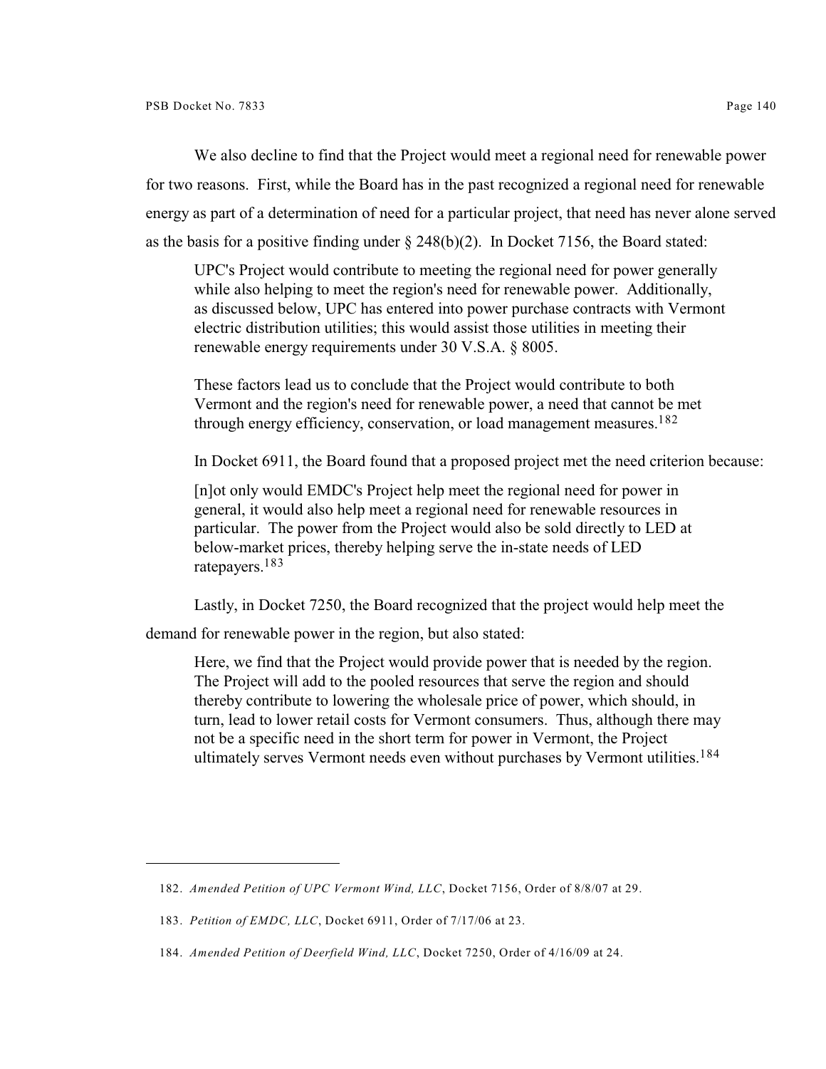We also decline to find that the Project would meet a regional need for renewable power for two reasons. First, while the Board has in the past recognized a regional need for renewable energy as part of a determination of need for a particular project, that need has never alone served as the basis for a positive finding under § 248(b)(2). In Docket 7156, the Board stated:

> UPC's Project would contribute to meeting the regional need for power generally while also helping to meet the region's need for renewable power. Additionally, as discussed below, UPC has entered into power purchase contracts with Vermont electric distribution utilities; this would assist those utilities in meeting their renewable energy requirements under 30 V.S.A. § 8005.
>
> These factors lead us to conclude that the Project would contribute to both Vermont and the region's need for renewable power, a need that cannot be met through energy efficiency, conservation, or load management measures.[182]

In Docket 6911, the Board found that a proposed project met the need criterion because:

> [n]ot only would EMDC's Project help meet the regional need for power in general, it would also help meet a regional need for renewable resources in particular. The power from the Project would also be sold directly to LED at below-market prices, thereby helping serve the in-state needs of LED ratepayers.[183]

Lastly, in Docket 7250, the Board recognized that the project would help meet the demand for renewable power in the region, but also stated:

> Here, we find that the Project would provide power that is needed by the region. The Project will add to the pooled resources that serve the region and should thereby contribute to lowering the wholesale price of power, which should, in turn, lead to lower retail costs for Vermont consumers. Thus, although there may not be a specific need in the short term for power in Vermont, the Project ultimately serves Vermont needs even without purchases by Vermont utilities.[184]

---

182. *Amended Petition of UPC Vermont Wind, LLC*, Docket 7156, Order of 8/8/07 at 29.

183. *Petition of EMDC, LLC*, Docket 6911, Order of 7/17/06 at 23.

184. *Amended Petition of Deerfield Wind, LLC*, Docket 7250, Order of 4/16/09 at 24.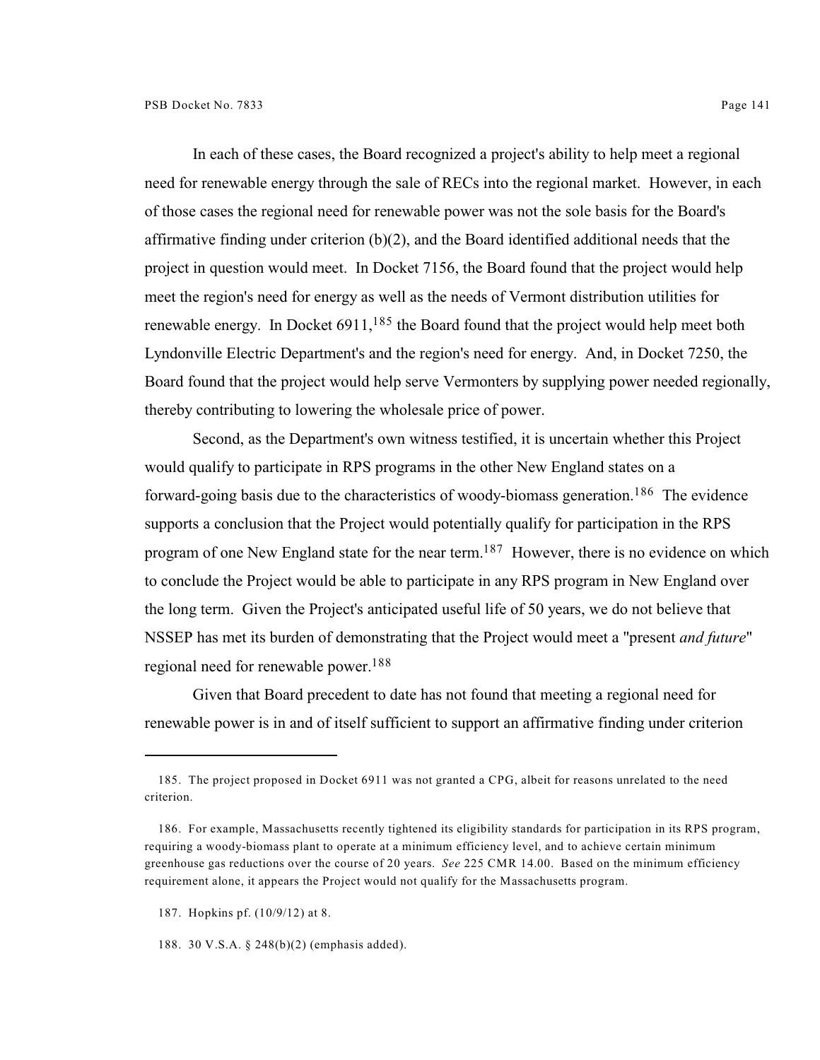In each of these cases, the Board recognized a project's ability to help meet a regional need for renewable energy through the sale of RECs into the regional market. However, in each of those cases the regional need for renewable power was not the sole basis for the Board's affirmative finding under criterion (b)(2), and the Board identified additional needs that the project in question would meet. In Docket 7156, the Board found that the project would help meet the region's need for energy as well as the needs of Vermont distribution utilities for renewable energy. In Docket 6911,[185] the Board found that the project would help meet both Lyndonville Electric Department's and the region's need for energy. And, in Docket 7250, the Board found that the project would help serve Vermonters by supplying power needed regionally, thereby contributing to lowering the wholesale price of power.

Second, as the Department's own witness testified, it is uncertain whether this Project would qualify to participate in RPS programs in the other New England states on a forward-going basis due to the characteristics of woody-biomass generation.[186] The evidence supports a conclusion that the Project would potentially qualify for participation in the RPS program of one New England state for the near term.[187] However, there is no evidence on which to conclude the Project would be able to participate in any RPS program in New England over the long term. Given the Project's anticipated useful life of 50 years, we do not believe that NSSEP has met its burden of demonstrating that the Project would meet a "present *and future*" regional need for renewable power.[188]

Given that Board precedent to date has not found that meeting a regional need for renewable power is in and of itself sufficient to support an affirmative finding under criterion

---

185. The project proposed in Docket 6911 was not granted a CPG, albeit for reasons unrelated to the need criterion.

186. For example, Massachusetts recently tightened its eligibility standards for participation in its RPS program, requiring a woody-biomass plant to operate at a minimum efficiency level, and to achieve certain minimum greenhouse gas reductions over the course of 20 years. *See* 225 CMR 14.00. Based on the minimum efficiency requirement alone, it appears the Project would not qualify for the Massachusetts program.

187. Hopkins pf. (10/9/12) at 8.

188. 30 V.S.A. § 248(b)(2) (emphasis added).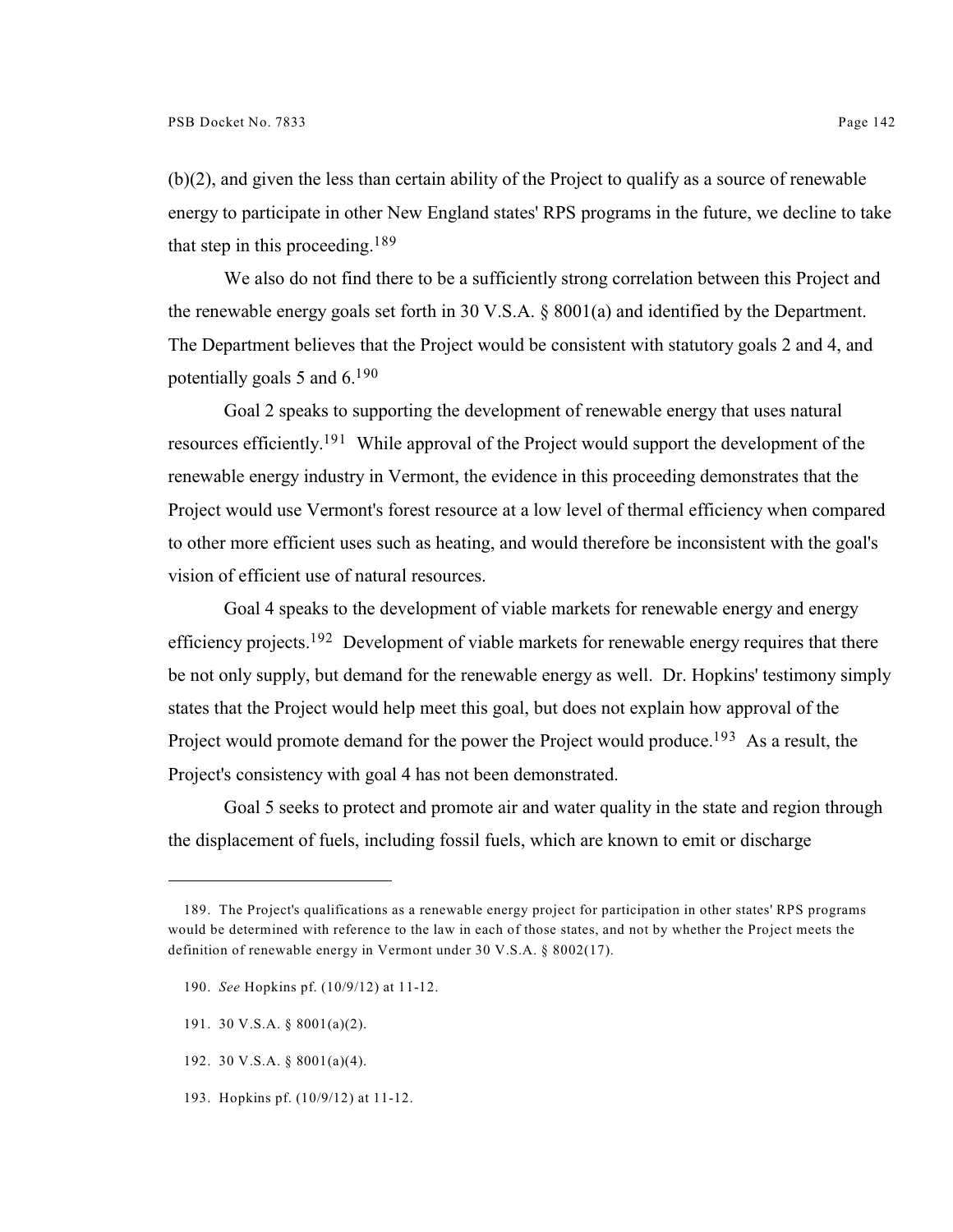(b)(2), and given the less than certain ability of the Project to qualify as a source of renewable energy to participate in other New England states' RPS programs in the future, we decline to take that step in this proceeding.[189]

We also do not find there to be a sufficiently strong correlation between this Project and the renewable energy goals set forth in 30 V.S.A. § 8001(a) and identified by the Department. The Department believes that the Project would be consistent with statutory goals 2 and 4, and potentially goals 5 and 6.[190]

Goal 2 speaks to supporting the development of renewable energy that uses natural resources efficiently.[191] While approval of the Project would support the development of the renewable energy industry in Vermont, the evidence in this proceeding demonstrates that the Project would use Vermont's forest resource at a low level of thermal efficiency when compared to other more efficient uses such as heating, and would therefore be inconsistent with the goal's vision of efficient use of natural resources.

Goal 4 speaks to the development of viable markets for renewable energy and energy efficiency projects.[192] Development of viable markets for renewable energy requires that there be not only supply, but demand for the renewable energy as well. Dr. Hopkins' testimony simply states that the Project would help meet this goal, but does not explain how approval of the Project would promote demand for the power the Project would produce.[193] As a result, the Project's consistency with goal 4 has not been demonstrated.

Goal 5 seeks to protect and promote air and water quality in the state and region through the displacement of fuels, including fossil fuels, which are known to emit or discharge

---

189. The Project's qualifications as a renewable energy project for participation in other states' RPS programs would be determined with reference to the law in each of those states, and not by whether the Project meets the definition of renewable energy in Vermont under 30 V.S.A. § 8002(17).

190. *See* Hopkins pf. (10/9/12) at 11-12.

191. 30 V.S.A. § 8001(a)(2).

192. 30 V.S.A. § 8001(a)(4).

193. Hopkins pf. (10/9/12) at 11-12.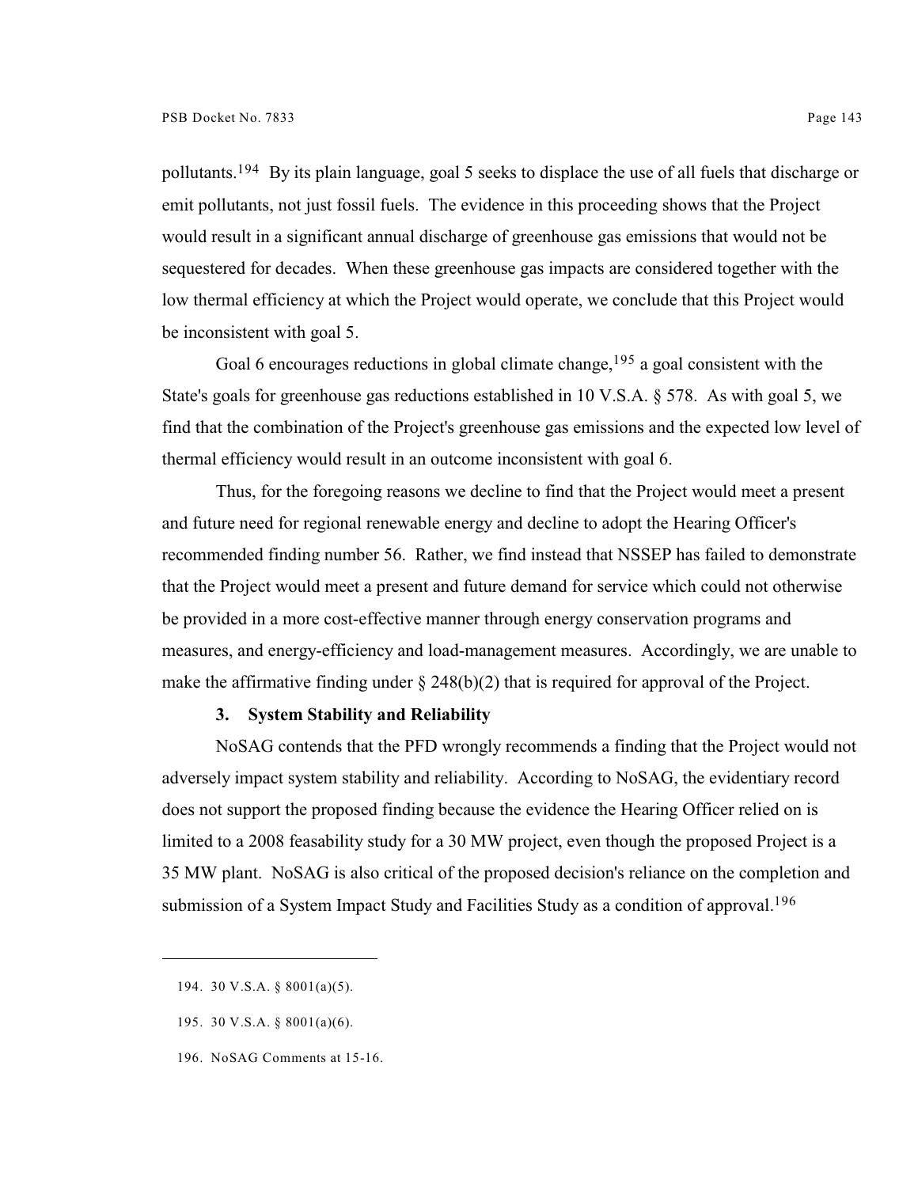pollutants.[194] By its plain language, goal 5 seeks to displace the use of all fuels that discharge or emit pollutants, not just fossil fuels. The evidence in this proceeding shows that the Project would result in a significant annual discharge of greenhouse gas emissions that would not be sequestered for decades. When these greenhouse gas impacts are considered together with the low thermal efficiency at which the Project would operate, we conclude that this Project would be inconsistent with goal 5.

Goal 6 encourages reductions in global climate change,[195] a goal consistent with the State's goals for greenhouse gas reductions established in 10 V.S.A. § 578. As with goal 5, we find that the combination of the Project's greenhouse gas emissions and the expected low level of thermal efficiency would result in an outcome inconsistent with goal 6.

Thus, for the foregoing reasons we decline to find that the Project would meet a present and future need for regional renewable energy and decline to adopt the Hearing Officer's recommended finding number 56. Rather, we find instead that NSSEP has failed to demonstrate that the Project would meet a present and future demand for service which could not otherwise be provided in a more cost-effective manner through energy conservation programs and measures, and energy-efficiency and load-management measures. Accordingly, we are unable to make the affirmative finding under § 248(b)(2) that is required for approval of the Project.

### 3. System Stability and Reliability

NoSAG contends that the PFD wrongly recommends a finding that the Project would not adversely impact system stability and reliability. According to NoSAG, the evidentiary record does not support the proposed finding because the evidence the Hearing Officer relied on is limited to a 2008 feasability study for a 30 MW project, even though the proposed Project is a 35 MW plant. NoSAG is also critical of the proposed decision's reliance on the completion and submission of a System Impact Study and Facilities Study as a condition of approval.[196]

---

194. 30 V.S.A. § 8001(a)(5).

195. 30 V.S.A. § 8001(a)(6).

196. NoSAG Comments at 15-16.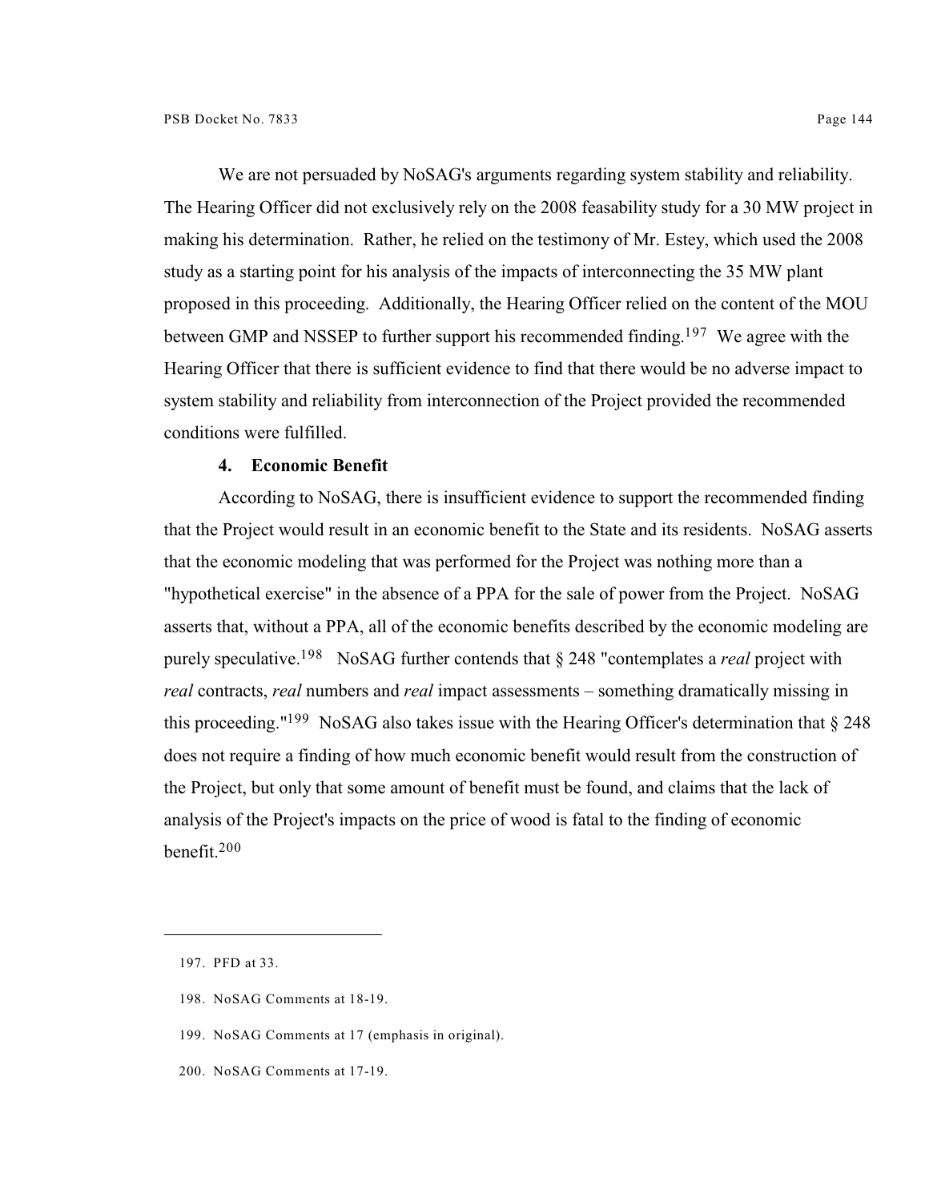We are not persuaded by NoSAG's arguments regarding system stability and reliability. The Hearing Officer did not exclusively rely on the 2008 feasability study for a 30 MW project in making his determination. Rather, he relied on the testimony of Mr. Estey, which used the 2008 study as a starting point for his analysis of the impacts of interconnecting the 35 MW plant proposed in this proceeding. Additionally, the Hearing Officer relied on the content of the MOU between GMP and NSSEP to further support his recommended finding.[197] We agree with the Hearing Officer that there is sufficient evidence to find that there would be no adverse impact to system stability and reliability from interconnection of the Project provided the recommended conditions were fulfilled.

#### 4. Economic Benefit

According to NoSAG, there is insufficient evidence to support the recommended finding that the Project would result in an economic benefit to the State and its residents. NoSAG asserts that the economic modeling that was performed for the Project was nothing more than a "hypothetical exercise" in the absence of a PPA for the sale of power from the Project. NoSAG asserts that, without a PPA, all of the economic benefits described by the economic modeling are purely speculative.[198] NoSAG further contends that § 248 "contemplates a *real* project with *real* contracts, *real* numbers and *real* impact assessments – something dramatically missing in this proceeding."[199] NoSAG also takes issue with the Hearing Officer's determination that § 248 does not require a finding of how much economic benefit would result from the construction of the Project, but only that some amount of benefit must be found, and claims that the lack of analysis of the Project's impacts on the price of wood is fatal to the finding of economic benefit.[200]

---

197. PFD at 33.

198. NoSAG Comments at 18-19.

199. NoSAG Comments at 17 (emphasis in original).

200. NoSAG Comments at 17-19.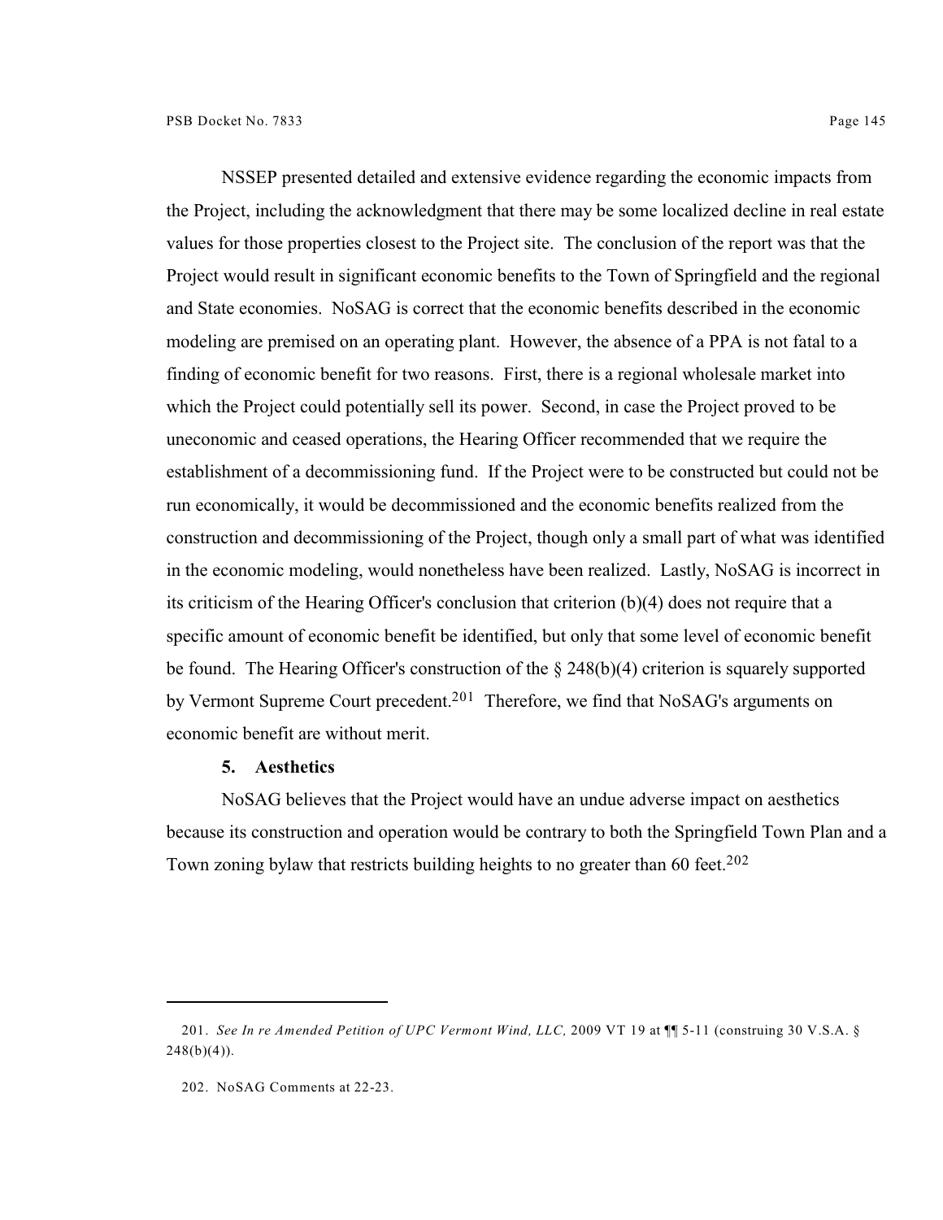NSSEP presented detailed and extensive evidence regarding the economic impacts from the Project, including the acknowledgment that there may be some localized decline in real estate values for those properties closest to the Project site. The conclusion of the report was that the Project would result in significant economic benefits to the Town of Springfield and the regional and State economies. NoSAG is correct that the economic benefits described in the economic modeling are premised on an operating plant. However, the absence of a PPA is not fatal to a finding of economic benefit for two reasons. First, there is a regional wholesale market into which the Project could potentially sell its power. Second, in case the Project proved to be uneconomic and ceased operations, the Hearing Officer recommended that we require the establishment of a decommissioning fund. If the Project were to be constructed but could not be run economically, it would be decommissioned and the economic benefits realized from the construction and decommissioning of the Project, though only a small part of what was identified in the economic modeling, would nonetheless have been realized. Lastly, NoSAG is incorrect in its criticism of the Hearing Officer's conclusion that criterion (b)(4) does not require that a specific amount of economic benefit be identified, but only that some level of economic benefit be found. The Hearing Officer's construction of the § 248(b)(4) criterion is squarely supported by Vermont Supreme Court precedent.[201] Therefore, we find that NoSAG's arguments on economic benefit are without merit.

**5. Aesthetics**

NoSAG believes that the Project would have an undue adverse impact on aesthetics because its construction and operation would be contrary to both the Springfield Town Plan and a Town zoning bylaw that restricts building heights to no greater than 60 feet.[202]

---

201. *See In re Amended Petition of UPC Vermont Wind, LLC,* 2009 VT 19 at ¶¶ 5-11 (construing 30 V.S.A. § 248(b)(4)).

202. NoSAG Comments at 22-23.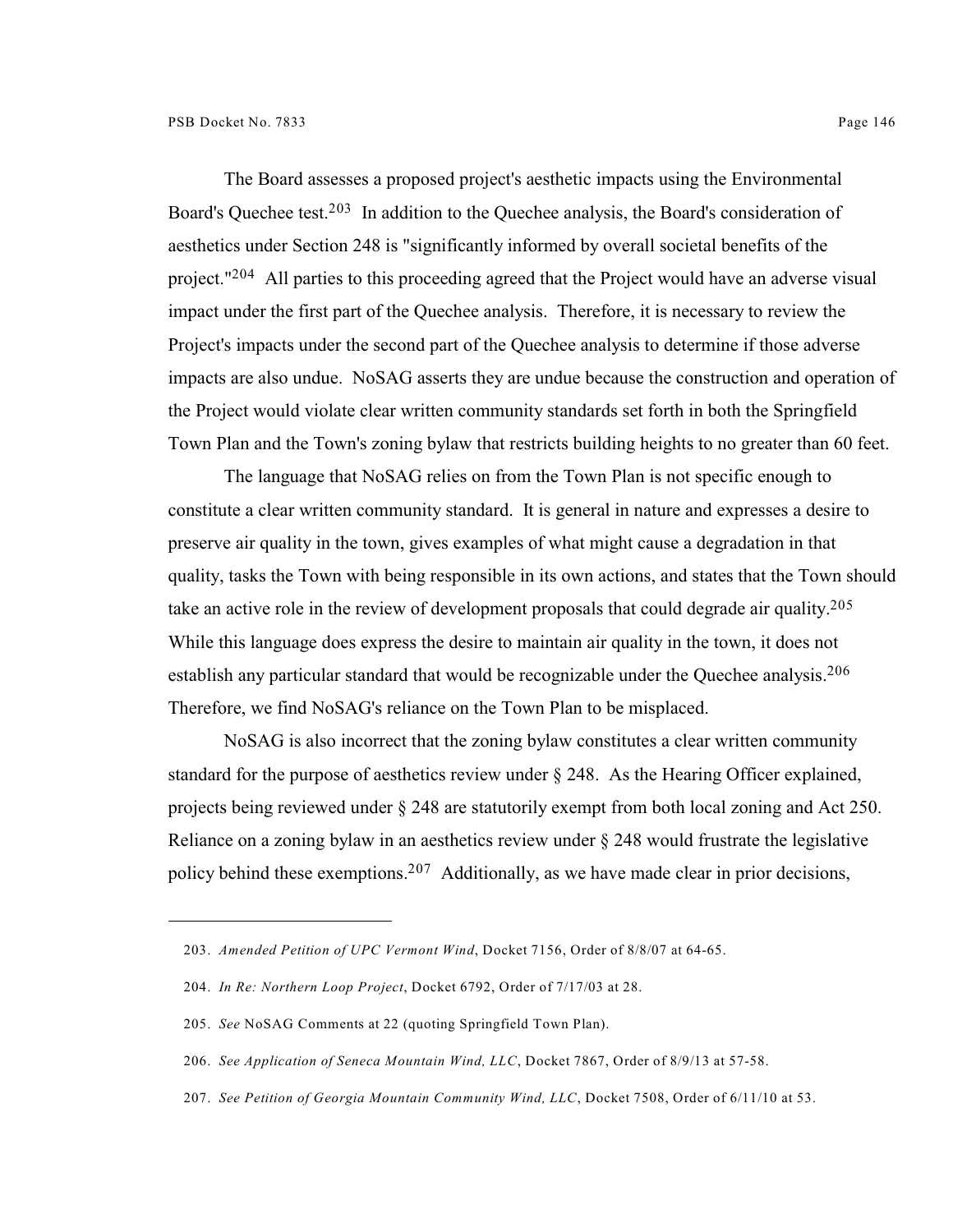The Board assesses a proposed project's aesthetic impacts using the Environmental Board's Quechee test.[203] In addition to the Quechee analysis, the Board's consideration of aesthetics under Section 248 is "significantly informed by overall societal benefits of the project."[204] All parties to this proceeding agreed that the Project would have an adverse visual impact under the first part of the Quechee analysis. Therefore, it is necessary to review the Project's impacts under the second part of the Quechee analysis to determine if those adverse impacts are also undue. NoSAG asserts they are undue because the construction and operation of the Project would violate clear written community standards set forth in both the Springfield Town Plan and the Town's zoning bylaw that restricts building heights to no greater than 60 feet.

The language that NoSAG relies on from the Town Plan is not specific enough to constitute a clear written community standard. It is general in nature and expresses a desire to preserve air quality in the town, gives examples of what might cause a degradation in that quality, tasks the Town with being responsible in its own actions, and states that the Town should take an active role in the review of development proposals that could degrade air quality.[205] While this language does express the desire to maintain air quality in the town, it does not establish any particular standard that would be recognizable under the Quechee analysis.[206] Therefore, we find NoSAG's reliance on the Town Plan to be misplaced.

NoSAG is also incorrect that the zoning bylaw constitutes a clear written community standard for the purpose of aesthetics review under § 248. As the Hearing Officer explained, projects being reviewed under § 248 are statutorily exempt from both local zoning and Act 250. Reliance on a zoning bylaw in an aesthetics review under § 248 would frustrate the legislative policy behind these exemptions.[207] Additionally, as we have made clear in prior decisions,

---

203. *Amended Petition of UPC Vermont Wind*, Docket 7156, Order of 8/8/07 at 64-65.

204. *In Re: Northern Loop Project*, Docket 6792, Order of 7/17/03 at 28.

205. *See* NoSAG Comments at 22 (quoting Springfield Town Plan).

206. *See Application of Seneca Mountain Wind, LLC*, Docket 7867, Order of 8/9/13 at 57-58.

207. *See Petition of Georgia Mountain Community Wind, LLC*, Docket 7508, Order of 6/11/10 at 53.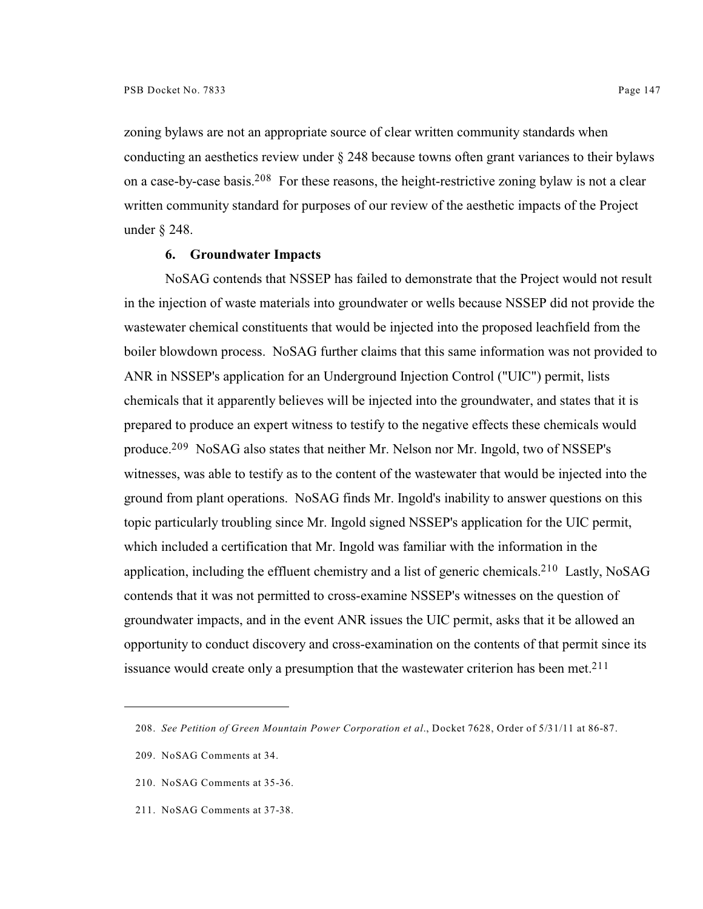zoning bylaws are not an appropriate source of clear written community standards when conducting an aesthetics review under § 248 because towns often grant variances to their bylaws on a case-by-case basis.[208] For these reasons, the height-restrictive zoning bylaw is not a clear written community standard for purposes of our review of the aesthetic impacts of the Project under § 248.

### 6. Groundwater Impacts

NoSAG contends that NSSEP has failed to demonstrate that the Project would not result in the injection of waste materials into groundwater or wells because NSSEP did not provide the wastewater chemical constituents that would be injected into the proposed leachfield from the boiler blowdown process. NoSAG further claims that this same information was not provided to ANR in NSSEP's application for an Underground Injection Control ("UIC") permit, lists chemicals that it apparently believes will be injected into the groundwater, and states that it is prepared to produce an expert witness to testify to the negative effects these chemicals would produce.[209] NoSAG also states that neither Mr. Nelson nor Mr. Ingold, two of NSSEP's witnesses, was able to testify as to the content of the wastewater that would be injected into the ground from plant operations. NoSAG finds Mr. Ingold's inability to answer questions on this topic particularly troubling since Mr. Ingold signed NSSEP's application for the UIC permit, which included a certification that Mr. Ingold was familiar with the information in the application, including the effluent chemistry and a list of generic chemicals.[210] Lastly, NoSAG contends that it was not permitted to cross-examine NSSEP's witnesses on the question of groundwater impacts, and in the event ANR issues the UIC permit, asks that it be allowed an opportunity to conduct discovery and cross-examination on the contents of that permit since its issuance would create only a presumption that the wastewater criterion has been met.[211]

---

208. *See Petition of Green Mountain Power Corporation et al*., Docket 7628, Order of 5/31/11 at 86-87.

209. NoSAG Comments at 34.

210. NoSAG Comments at 35-36.

211. NoSAG Comments at 37-38.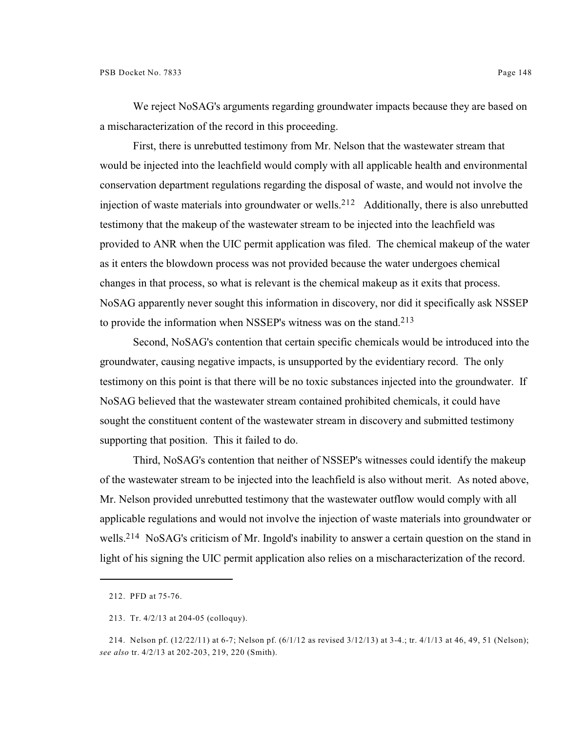We reject NoSAG's arguments regarding groundwater impacts because they are based on a mischaracterization of the record in this proceeding.

First, there is unrebutted testimony from Mr. Nelson that the wastewater stream that would be injected into the leachfield would comply with all applicable health and environmental conservation department regulations regarding the disposal of waste, and would not involve the injection of waste materials into groundwater or wells.[212] Additionally, there is also unrebutted testimony that the makeup of the wastewater stream to be injected into the leachfield was provided to ANR when the UIC permit application was filed. The chemical makeup of the water as it enters the blowdown process was not provided because the water undergoes chemical changes in that process, so what is relevant is the chemical makeup as it exits that process. NoSAG apparently never sought this information in discovery, nor did it specifically ask NSSEP to provide the information when NSSEP's witness was on the stand.[213]

Second, NoSAG's contention that certain specific chemicals would be introduced into the groundwater, causing negative impacts, is unsupported by the evidentiary record. The only testimony on this point is that there will be no toxic substances injected into the groundwater. If NoSAG believed that the wastewater stream contained prohibited chemicals, it could have sought the constituent content of the wastewater stream in discovery and submitted testimony supporting that position. This it failed to do.

Third, NoSAG's contention that neither of NSSEP's witnesses could identify the makeup of the wastewater stream to be injected into the leachfield is also without merit. As noted above, Mr. Nelson provided unrebutted testimony that the wastewater outflow would comply with all applicable regulations and would not involve the injection of waste materials into groundwater or wells.[214] NoSAG's criticism of Mr. Ingold's inability to answer a certain question on the stand in light of his signing the UIC permit application also relies on a mischaracterization of the record.

---

212. PFD at 75-76.

213. Tr. 4/2/13 at 204-05 (colloquy).

214. Nelson pf. (12/22/11) at 6-7; Nelson pf. (6/1/12 as revised 3/12/13) at 3-4.; tr. 4/1/13 at 46, 49, 51 (Nelson); *see also* tr. 4/2/13 at 202-203, 219, 220 (Smith).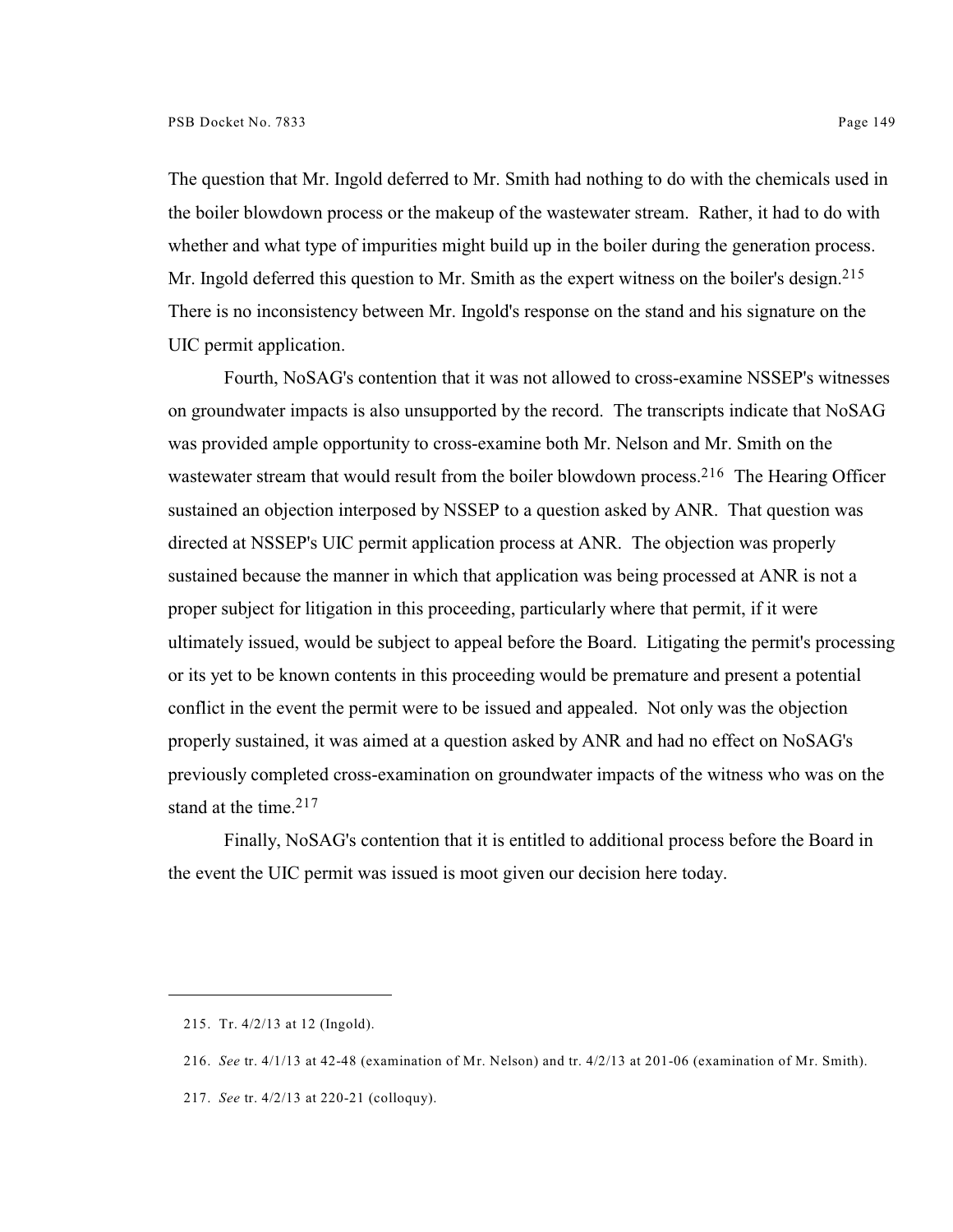The question that Mr. Ingold deferred to Mr. Smith had nothing to do with the chemicals used in the boiler blowdown process or the makeup of the wastewater stream. Rather, it had to do with whether and what type of impurities might build up in the boiler during the generation process. Mr. Ingold deferred this question to Mr. Smith as the expert witness on the boiler's design.[215] There is no inconsistency between Mr. Ingold's response on the stand and his signature on the UIC permit application.

Fourth, NoSAG's contention that it was not allowed to cross-examine NSSEP's witnesses on groundwater impacts is also unsupported by the record. The transcripts indicate that NoSAG was provided ample opportunity to cross-examine both Mr. Nelson and Mr. Smith on the wastewater stream that would result from the boiler blowdown process.[216] The Hearing Officer sustained an objection interposed by NSSEP to a question asked by ANR. That question was directed at NSSEP's UIC permit application process at ANR. The objection was properly sustained because the manner in which that application was being processed at ANR is not a proper subject for litigation in this proceeding, particularly where that permit, if it were ultimately issued, would be subject to appeal before the Board. Litigating the permit's processing or its yet to be known contents in this proceeding would be premature and present a potential conflict in the event the permit were to be issued and appealed. Not only was the objection properly sustained, it was aimed at a question asked by ANR and had no effect on NoSAG's previously completed cross-examination on groundwater impacts of the witness who was on the stand at the time.[217]

Finally, NoSAG's contention that it is entitled to additional process before the Board in the event the UIC permit was issued is moot given our decision here today.

---

215. Tr. 4/2/13 at 12 (Ingold).

216. *See* tr. 4/1/13 at 42-48 (examination of Mr. Nelson) and tr. 4/2/13 at 201-06 (examination of Mr. Smith).

217. *See* tr. 4/2/13 at 220-21 (colloquy).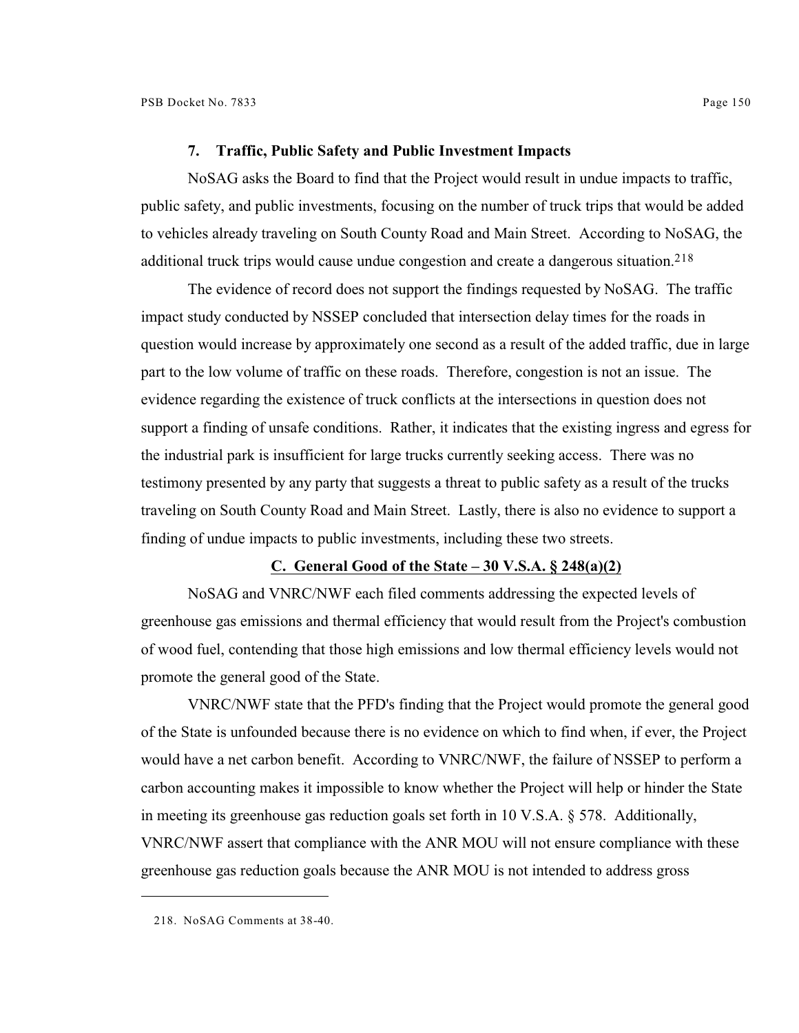#### 7. Traffic, Public Safety and Public Investment Impacts

NoSAG asks the Board to find that the Project would result in undue impacts to traffic, public safety, and public investments, focusing on the number of truck trips that would be added to vehicles already traveling on South County Road and Main Street. According to NoSAG, the additional truck trips would cause undue congestion and create a dangerous situation.[218]

The evidence of record does not support the findings requested by NoSAG. The traffic impact study conducted by NSSEP concluded that intersection delay times for the roads in question would increase by approximately one second as a result of the added traffic, due in large part to the low volume of traffic on these roads. Therefore, congestion is not an issue. The evidence regarding the existence of truck conflicts at the intersections in question does not support a finding of unsafe conditions. Rather, it indicates that the existing ingress and egress for the industrial park is insufficient for large trucks currently seeking access. There was no testimony presented by any party that suggests a threat to public safety as a result of the trucks traveling on South County Road and Main Street. Lastly, there is also no evidence to support a finding of undue impacts to public investments, including these two streets.

### C. General Good of the State – 30 V.S.A. § 248(a)(2)

NoSAG and VNRC/NWF each filed comments addressing the expected levels of greenhouse gas emissions and thermal efficiency that would result from the Project's combustion of wood fuel, contending that those high emissions and low thermal efficiency levels would not promote the general good of the State.

VNRC/NWF state that the PFD's finding that the Project would promote the general good of the State is unfounded because there is no evidence on which to find when, if ever, the Project would have a net carbon benefit. According to VNRC/NWF, the failure of NSSEP to perform a carbon accounting makes it impossible to know whether the Project will help or hinder the State in meeting its greenhouse gas reduction goals set forth in 10 V.S.A. § 578. Additionally, VNRC/NWF assert that compliance with the ANR MOU will not ensure compliance with these greenhouse gas reduction goals because the ANR MOU is not intended to address gross

---

218. NoSAG Comments at 38-40.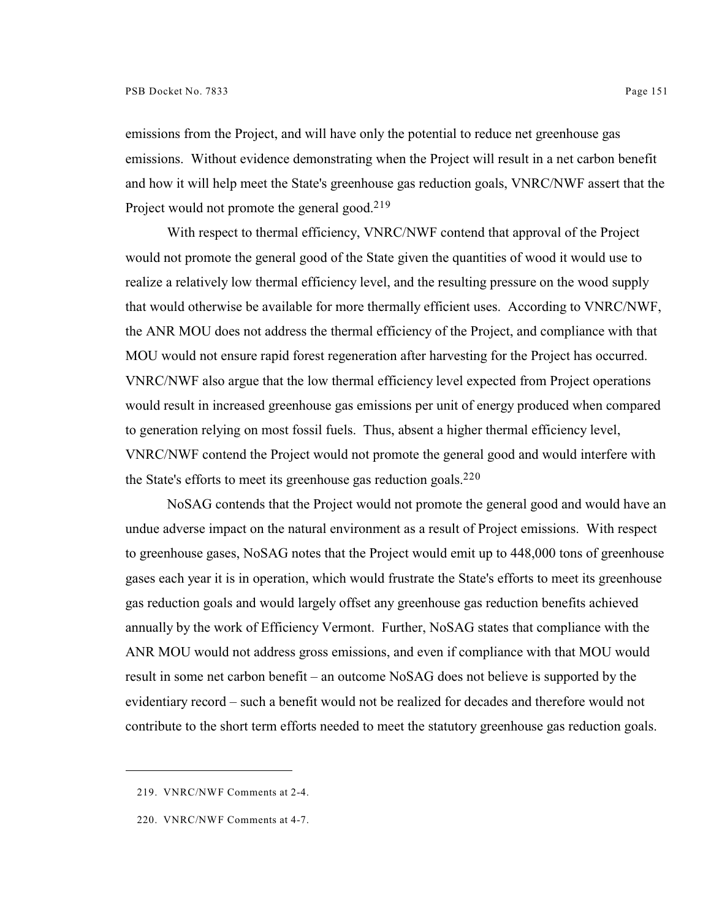emissions from the Project, and will have only the potential to reduce net greenhouse gas emissions. Without evidence demonstrating when the Project will result in a net carbon benefit and how it will help meet the State's greenhouse gas reduction goals, VNRC/NWF assert that the Project would not promote the general good.[219]

With respect to thermal efficiency, VNRC/NWF contend that approval of the Project would not promote the general good of the State given the quantities of wood it would use to realize a relatively low thermal efficiency level, and the resulting pressure on the wood supply that would otherwise be available for more thermally efficient uses. According to VNRC/NWF, the ANR MOU does not address the thermal efficiency of the Project, and compliance with that MOU would not ensure rapid forest regeneration after harvesting for the Project has occurred. VNRC/NWF also argue that the low thermal efficiency level expected from Project operations would result in increased greenhouse gas emissions per unit of energy produced when compared to generation relying on most fossil fuels. Thus, absent a higher thermal efficiency level, VNRC/NWF contend the Project would not promote the general good and would interfere with the State's efforts to meet its greenhouse gas reduction goals.[220]

NoSAG contends that the Project would not promote the general good and would have an undue adverse impact on the natural environment as a result of Project emissions. With respect to greenhouse gases, NoSAG notes that the Project would emit up to 448,000 tons of greenhouse gases each year it is in operation, which would frustrate the State's efforts to meet its greenhouse gas reduction goals and would largely offset any greenhouse gas reduction benefits achieved annually by the work of Efficiency Vermont. Further, NoSAG states that compliance with the ANR MOU would not address gross emissions, and even if compliance with that MOU would result in some net carbon benefit – an outcome NoSAG does not believe is supported by the evidentiary record – such a benefit would not be realized for decades and therefore would not contribute to the short term efforts needed to meet the statutory greenhouse gas reduction goals.

---

219. VNRC/NWF Comments at 2-4.

220. VNRC/NWF Comments at 4-7.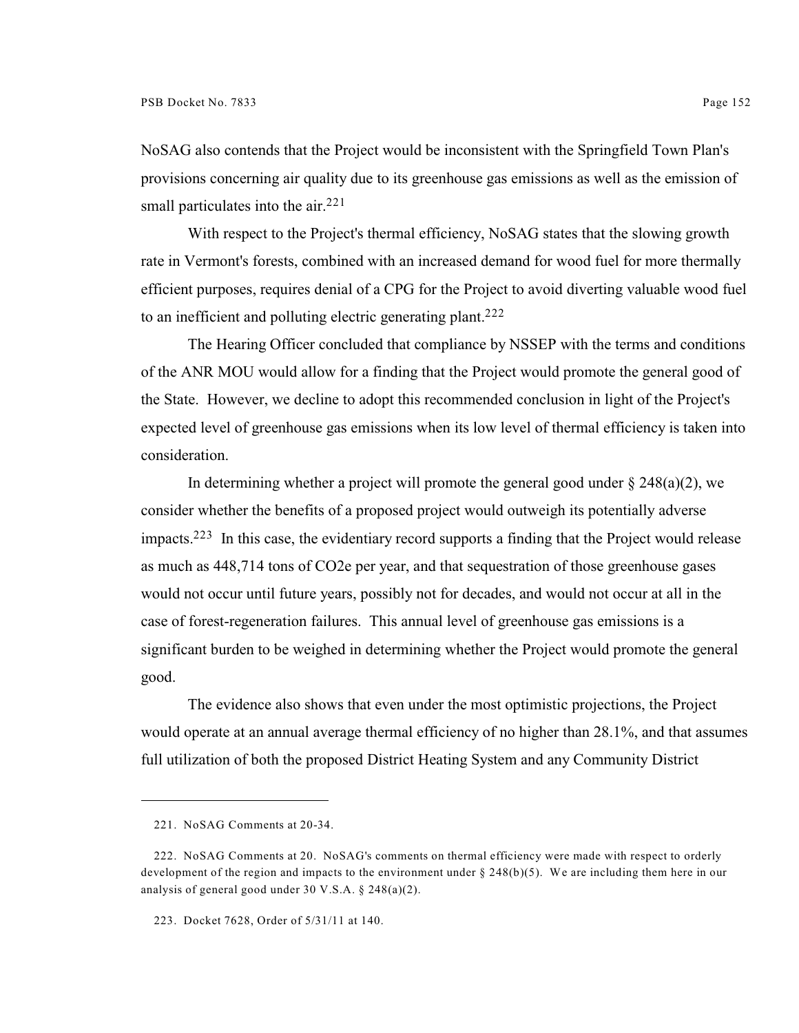NoSAG also contends that the Project would be inconsistent with the Springfield Town Plan's provisions concerning air quality due to its greenhouse gas emissions as well as the emission of small particulates into the air.[221]

With respect to the Project's thermal efficiency, NoSAG states that the slowing growth rate in Vermont's forests, combined with an increased demand for wood fuel for more thermally efficient purposes, requires denial of a CPG for the Project to avoid diverting valuable wood fuel to an inefficient and polluting electric generating plant.[222]

The Hearing Officer concluded that compliance by NSSEP with the terms and conditions of the ANR MOU would allow for a finding that the Project would promote the general good of the State. However, we decline to adopt this recommended conclusion in light of the Project's expected level of greenhouse gas emissions when its low level of thermal efficiency is taken into consideration.

In determining whether a project will promote the general good under § 248(a)(2), we consider whether the benefits of a proposed project would outweigh its potentially adverse impacts.[223] In this case, the evidentiary record supports a finding that the Project would release as much as 448,714 tons of $CO_2e$ per year, and that sequestration of those greenhouse gases would not occur until future years, possibly not for decades, and would not occur at all in the case of forest-regeneration failures. This annual level of greenhouse gas emissions is a significant burden to be weighed in determining whether the Project would promote the general good.

The evidence also shows that even under the most optimistic projections, the Project would operate at an annual average thermal efficiency of no higher than 28.1%, and that assumes full utilization of both the proposed District Heating System and any Community District

---

221. NoSAG Comments at 20-34.

222. NoSAG Comments at 20. NoSAG's comments on thermal efficiency were made with respect to orderly development of the region and impacts to the environment under § 248(b)(5). We are including them here in our analysis of general good under 30 V.S.A. § 248(a)(2).

223. Docket 7628, Order of 5/31/11 at 140.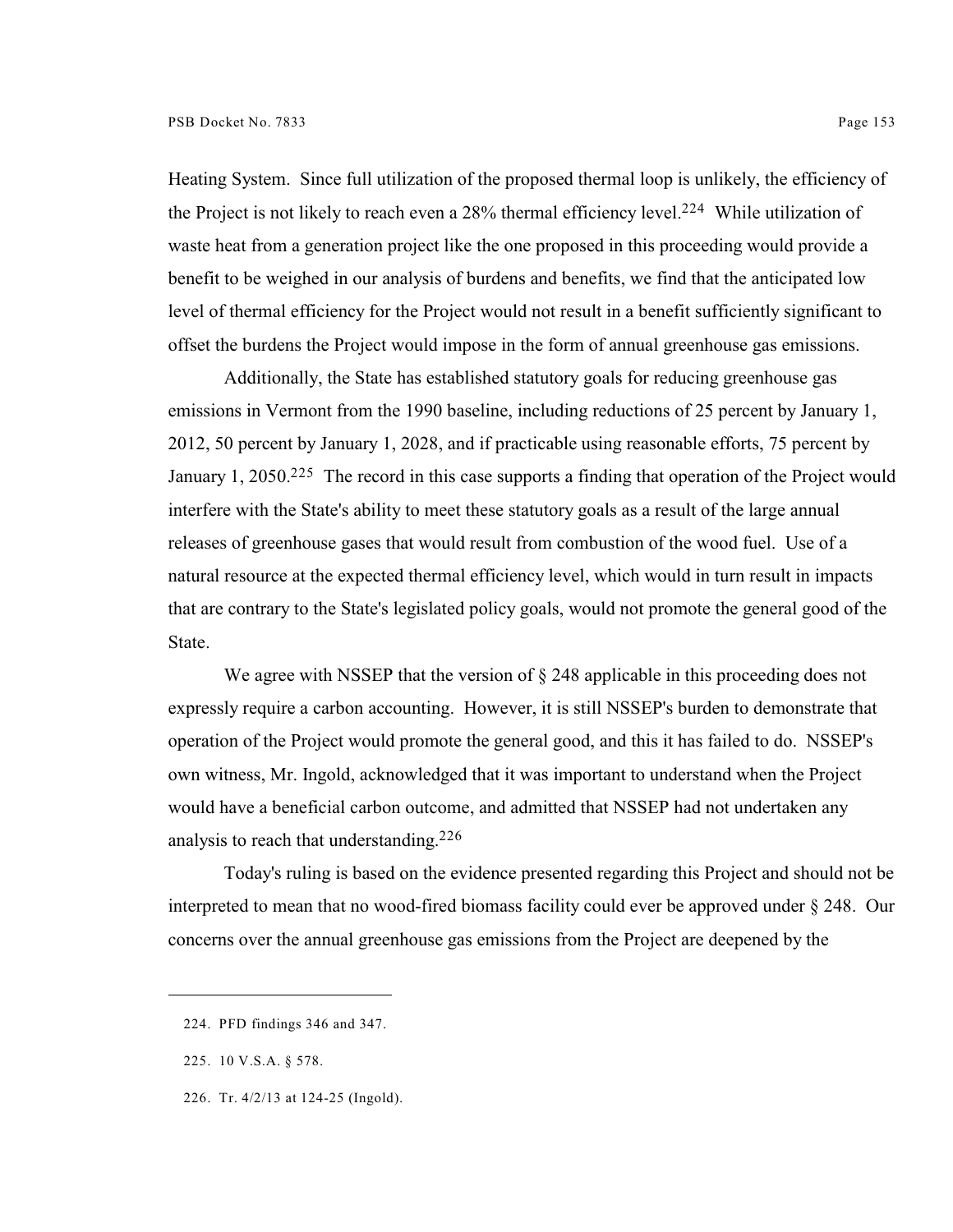Heating System. Since full utilization of the proposed thermal loop is unlikely, the efficiency of the Project is not likely to reach even a 28% thermal efficiency level.[224] While utilization of waste heat from a generation project like the one proposed in this proceeding would provide a benefit to be weighed in our analysis of burdens and benefits, we find that the anticipated low level of thermal efficiency for the Project would not result in a benefit sufficiently significant to offset the burdens the Project would impose in the form of annual greenhouse gas emissions.

Additionally, the State has established statutory goals for reducing greenhouse gas emissions in Vermont from the 1990 baseline, including reductions of 25 percent by January 1, 2012, 50 percent by January 1, 2028, and if practicable using reasonable efforts, 75 percent by January 1, 2050.[225] The record in this case supports a finding that operation of the Project would interfere with the State's ability to meet these statutory goals as a result of the large annual releases of greenhouse gases that would result from combustion of the wood fuel. Use of a natural resource at the expected thermal efficiency level, which would in turn result in impacts that are contrary to the State's legislated policy goals, would not promote the general good of the State.

We agree with NSSEP that the version of § 248 applicable in this proceeding does not expressly require a carbon accounting. However, it is still NSSEP's burden to demonstrate that operation of the Project would promote the general good, and this it has failed to do. NSSEP's own witness, Mr. Ingold, acknowledged that it was important to understand when the Project would have a beneficial carbon outcome, and admitted that NSSEP had not undertaken any analysis to reach that understanding.[226]

Today's ruling is based on the evidence presented regarding this Project and should not be interpreted to mean that no wood-fired biomass facility could ever be approved under § 248. Our concerns over the annual greenhouse gas emissions from the Project are deepened by the

---

224. PFD findings 346 and 347.

225. 10 V.S.A. § 578.

226. Tr. 4/2/13 at 124-25 (Ingold).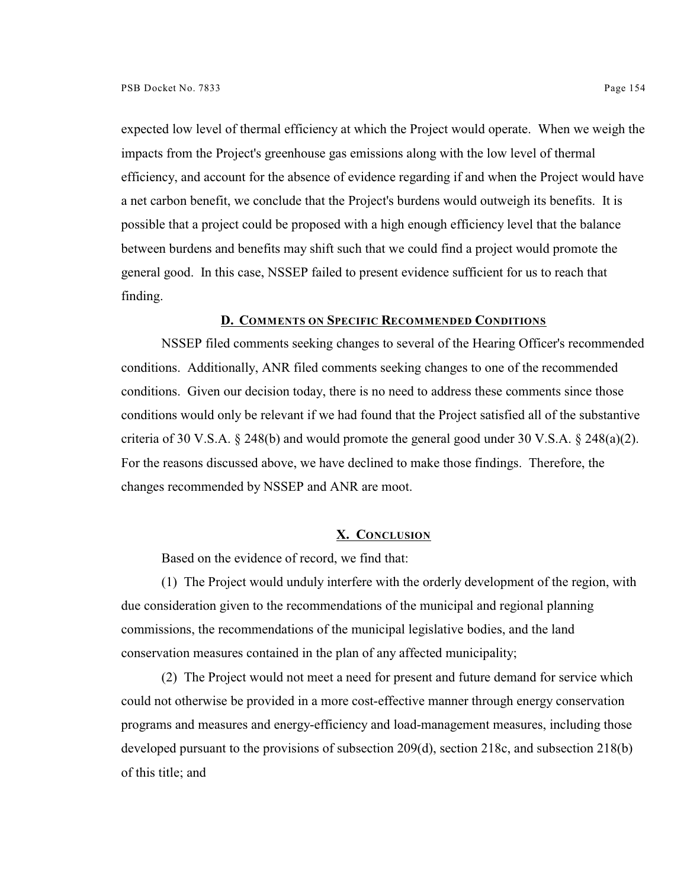expected low level of thermal efficiency at which the Project would operate. When we weigh the impacts from the Project's greenhouse gas emissions along with the low level of thermal efficiency, and account for the absence of evidence regarding if and when the Project would have a net carbon benefit, we conclude that the Project's burdens would outweigh its benefits. It is possible that a project could be proposed with a high enough efficiency level that the balance between burdens and benefits may shift such that we could find a project would promote the general good. In this case, NSSEP failed to present evidence sufficient for us to reach that finding.

### D. Comments on Specific Recommended Conditions

NSSEP filed comments seeking changes to several of the Hearing Officer's recommended conditions. Additionally, ANR filed comments seeking changes to one of the recommended conditions. Given our decision today, there is no need to address these comments since those conditions would only be relevant if we had found that the Project satisfied all of the substantive criteria of 30 V.S.A. § 248(b) and would promote the general good under 30 V.S.A. § 248(a)(2). For the reasons discussed above, we have declined to make those findings. Therefore, the changes recommended by NSSEP and ANR are moot.

## X. Conclusion

Based on the evidence of record, we find that:

(1) The Project would unduly interfere with the orderly development of the region, with due consideration given to the recommendations of the municipal and regional planning commissions, the recommendations of the municipal legislative bodies, and the land conservation measures contained in the plan of any affected municipality;

(2) The Project would not meet a need for present and future demand for service which could not otherwise be provided in a more cost-effective manner through energy conservation programs and measures and energy-efficiency and load-management measures, including those developed pursuant to the provisions of subsection 209(d), section 218c, and subsection 218(b) of this title; and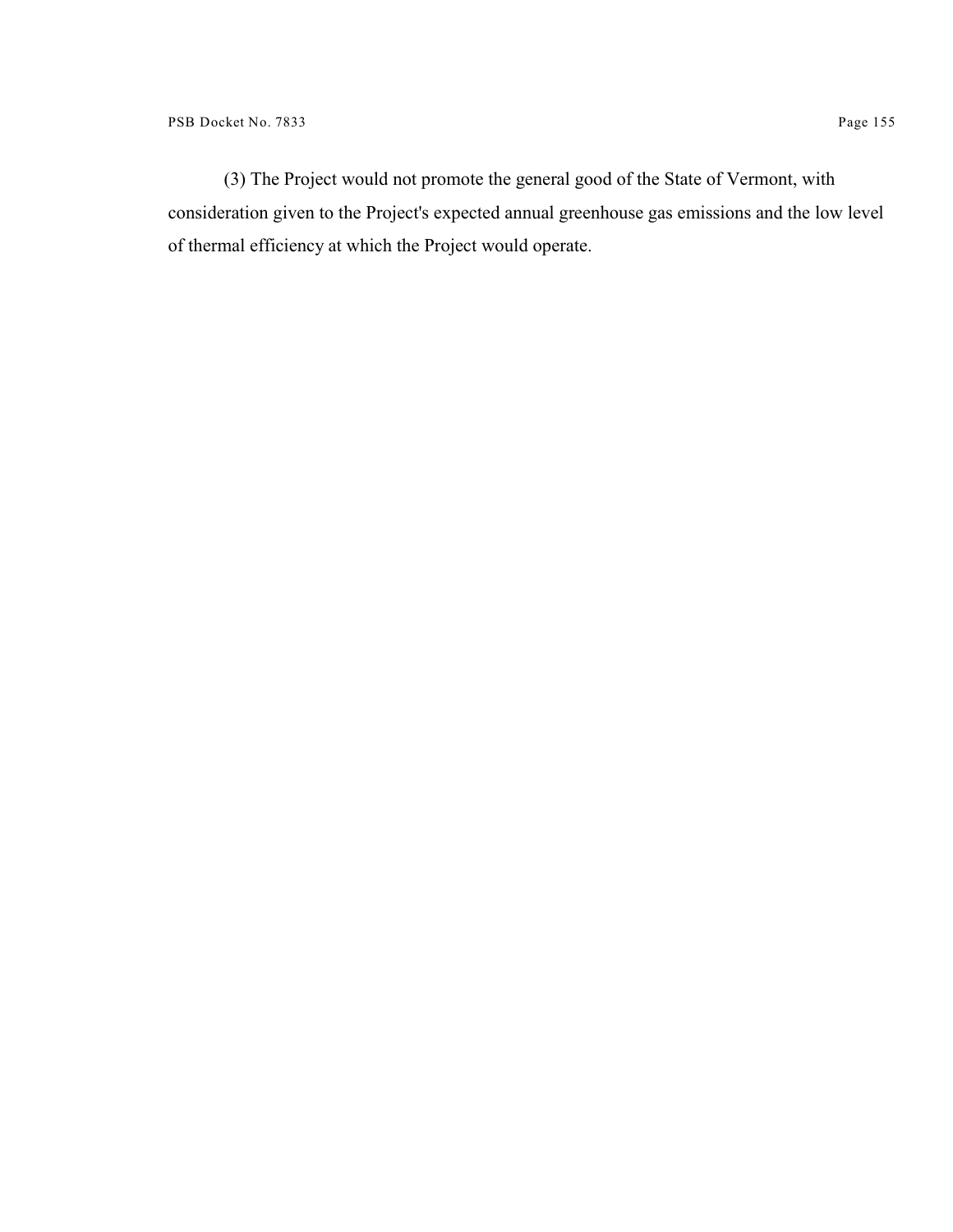(3) The Project would not promote the general good of the State of Vermont, with consideration given to the Project's expected annual greenhouse gas emissions and the low level of thermal efficiency at which the Project would operate.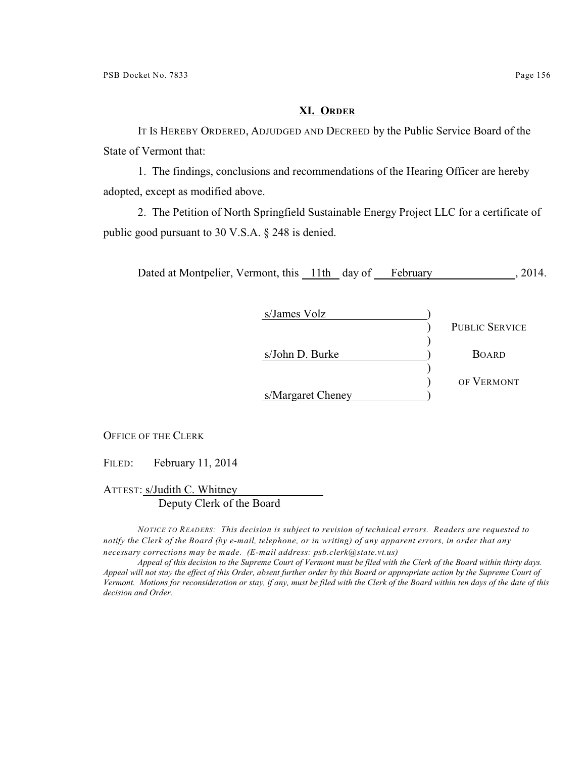## XI. ORDER

IT IS HEREBY ORDERED, ADJUDGED AND DECREED by the Public Service Board of the State of Vermont that:

1. The findings, conclusions and recommendations of the Hearing Officer are hereby adopted, except as modified above.

2. The Petition of North Springfield Sustainable Energy Project LLC for a certificate of public good pursuant to 30 V.S.A. § 248 is denied.

Dated at Montpelier, Vermont, this 11th day of February, 2014.

s/James Volz ) PUBLIC SERVICE
s/John D. Burke ) BOARD
s/Margaret Cheney ) OF VERMONT

OFFICE OF THE CLERK

FILED: February 11, 2014

ATTEST: s/Judith C. Whitney
Deputy Clerk of the Board

*NOTICE TO READERS: This decision is subject to revision of technical errors. Readers are requested to notify the Clerk of the Board (by e-mail, telephone, or in writing) of any apparent errors, in order that any necessary corrections may be made. (E-mail address: psb.clerk@state.vt.us)*

*Appeal of this decision to the Supreme Court of Vermont must be filed with the Clerk of the Board within thirty days. Appeal will not stay the effect of this Order, absent further order by this Board or appropriate action by the Supreme Court of Vermont. Motions for reconsideration or stay, if any, must be filed with the Clerk of the Board within ten days of the date of this decision and Order.*